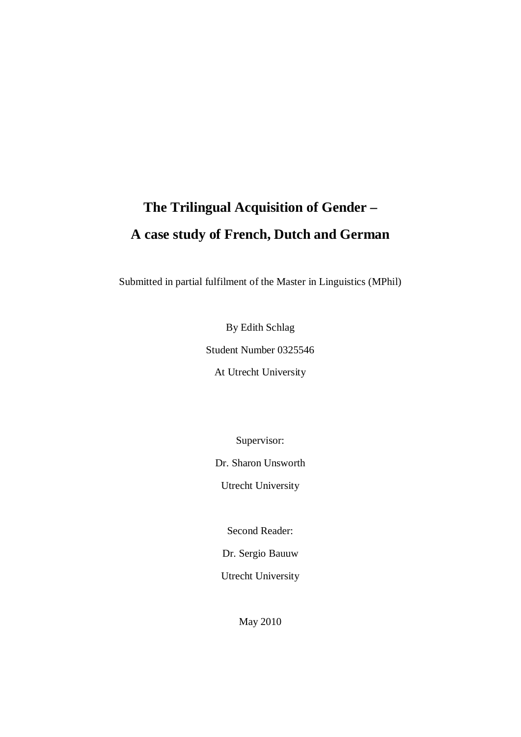# The Trilingual Acquisition of Gender –
# A case study of French, Dutch and German

Submitted in partial fulfilment of the Master in Linguistics (MPhil)

By Edith Schlag

Student Number 0325546

At Utrecht University

Supervisor:

Dr. Sharon Unsworth

Utrecht University

Second Reader:

Dr. Sergio Bauuw

Utrecht University

May 2010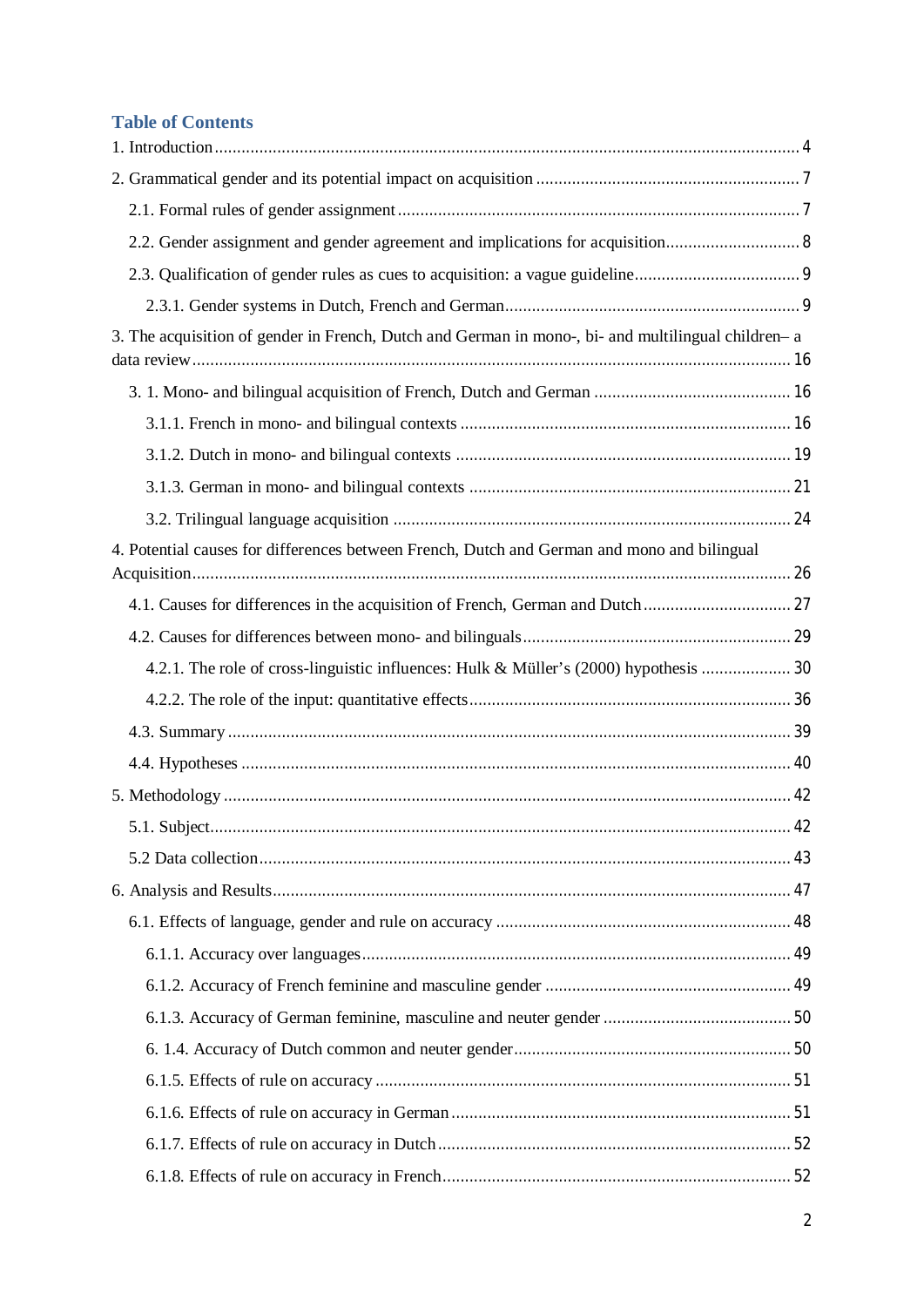# Table of Contents

1. Introduction .......... 4

2. Grammatical gender and its potential impact on acquisition .......... 7

   2.1. Formal rules of gender assignment .......... 7

   2.2. Gender assignment and gender agreement and implications for acquisition .......... 8

   2.3. Qualification of gender rules as cues to acquisition: a vague guideline .......... 9

      2.3.1. Gender systems in Dutch, French and German .......... 9

3. The acquisition of gender in French, Dutch and German in mono-, bi- and multilingual children– a data review .......... 16

   3. 1. Mono- and bilingual acquisition of French, Dutch and German .......... 16

      3.1.1. French in mono- and bilingual contexts .......... 16

      3.1.2. Dutch in mono- and bilingual contexts .......... 19

      3.1.3. German in mono- and bilingual contexts .......... 21

      3.2. Trilingual language acquisition .......... 24

4. Potential causes for differences between French, Dutch and German and mono and bilingual Acquisition .......... 26

   4.1. Causes for differences in the acquisition of French, German and Dutch .......... 27

   4.2. Causes for differences between mono- and bilinguals .......... 29

      4.2.1. The role of cross-linguistic influences: Hulk & Müller's (2000) hypothesis .......... 30

      4.2.2. The role of the input: quantitative effects .......... 36

   4.3. Summary .......... 39

   4.4. Hypotheses .......... 40

5. Methodology .......... 42

   5.1. Subject .......... 42

   5.2 Data collection .......... 43

6. Analysis and Results .......... 47

   6.1. Effects of language, gender and rule on accuracy .......... 48

      6.1.1. Accuracy over languages .......... 49

      6.1.2. Accuracy of French feminine and masculine gender .......... 49

      6.1.3. Accuracy of German feminine, masculine and neuter gender .......... 50

      6. 1.4. Accuracy of Dutch common and neuter gender .......... 50

      6.1.5. Effects of rule on accuracy .......... 51

      6.1.6. Effects of rule on accuracy in German .......... 51

      6.1.7. Effects of rule on accuracy in Dutch .......... 52

      6.1.8. Effects of rule on accuracy in French .......... 52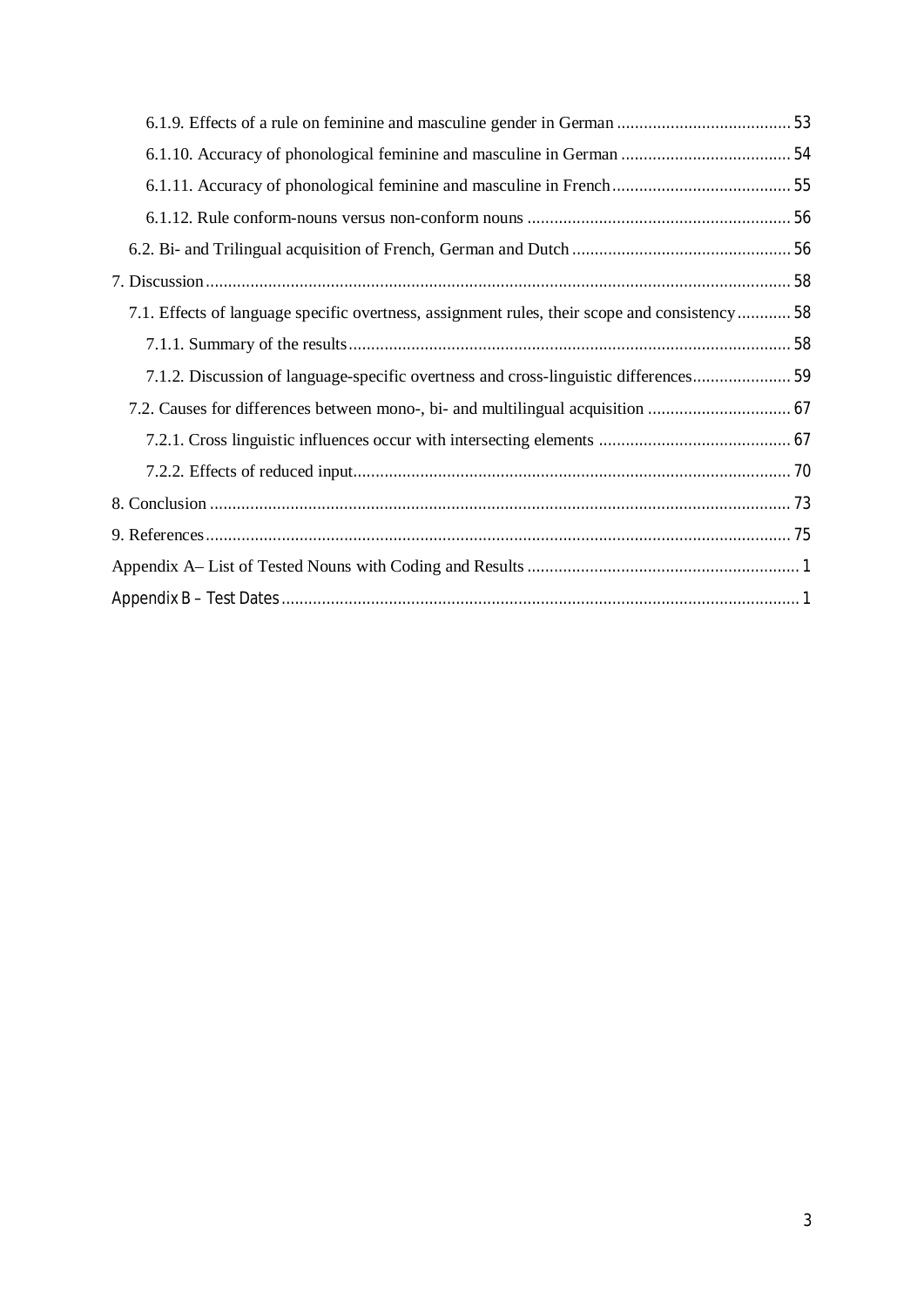6.1.9. Effects of a rule on feminine and masculine gender in German ....................................... 53

6.1.10. Accuracy of phonological feminine and masculine in German ...................................... 54

6.1.11. Accuracy of phonological feminine and masculine in French ........................................ 55

6.1.12. Rule conform-nouns versus non-conform nouns ........................................................... 56

6.2. Bi- and Trilingual acquisition of French, German and Dutch ................................................. 56

7. Discussion .................................................................................................................................. 58

7.1. Effects of language specific overtness, assignment rules, their scope and consistency ............ 58

7.1.1. Summary of the results ................................................................................................... 58

7.1.2. Discussion of language-specific overtness and cross-linguistic differences ...................... 59

7.2. Causes for differences between mono-, bi- and multilingual acquisition ................................ 67

7.2.1. Cross linguistic influences occur with intersecting elements ........................................... 67

7.2.2. Effects of reduced input ................................................................................................... 70

8. Conclusion .................................................................................................................................. 73

9. References .................................................................................................................................. 75

Appendix A– List of Tested Nouns with Coding and Results ............................................................. 1

Appendix B – Test Dates .................................................................................................................. 1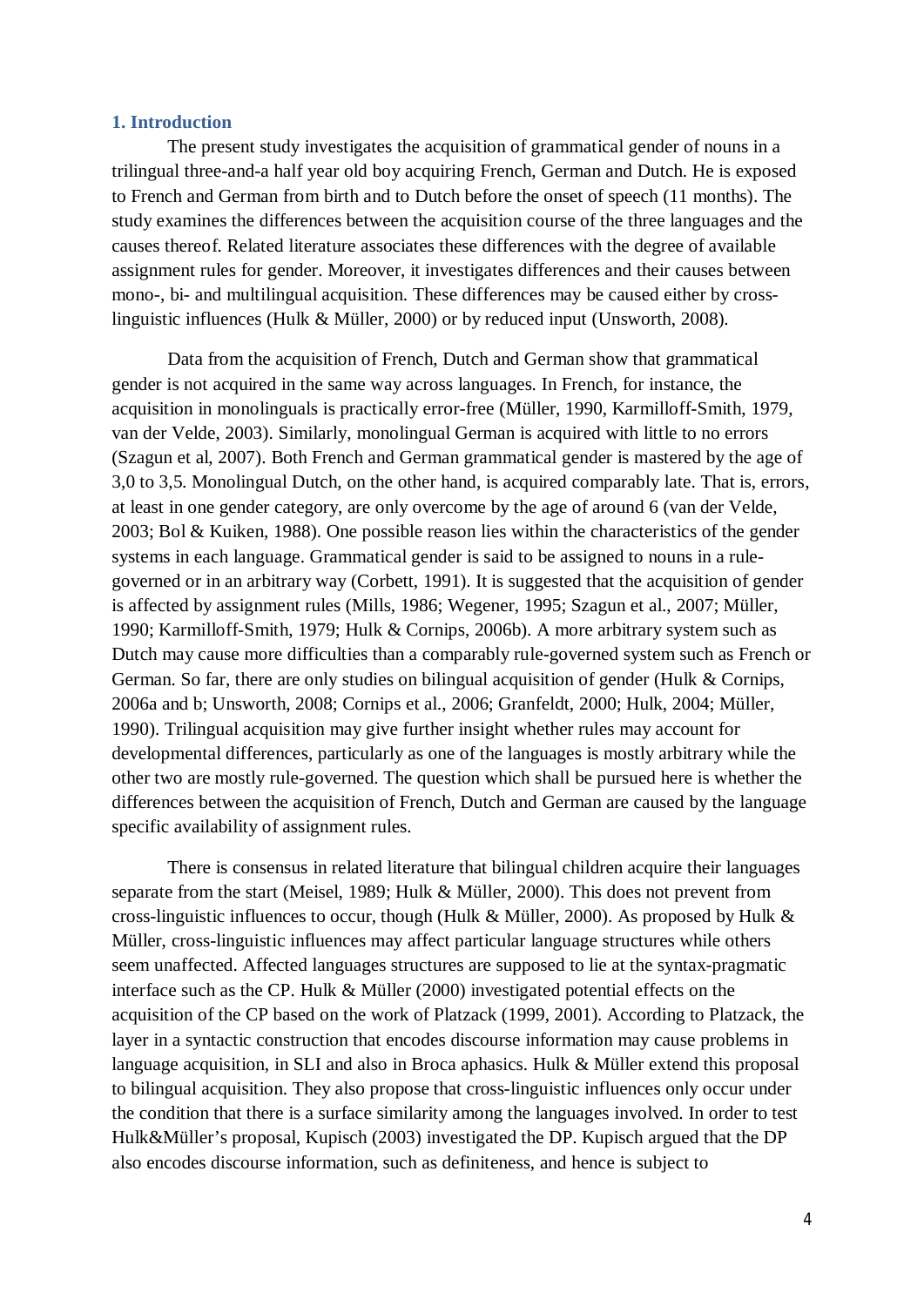## 1. Introduction

The present study investigates the acquisition of grammatical gender of nouns in a trilingual three-and-a half year old boy acquiring French, German and Dutch. He is exposed to French and German from birth and to Dutch before the onset of speech (11 months). The study examines the differences between the acquisition course of the three languages and the causes thereof. Related literature associates these differences with the degree of available assignment rules for gender. Moreover, it investigates differences and their causes between mono-, bi- and multilingual acquisition. These differences may be caused either by cross-linguistic influences (Hulk & Müller, 2000) or by reduced input (Unsworth, 2008).

Data from the acquisition of French, Dutch and German show that grammatical gender is not acquired in the same way across languages. In French, for instance, the acquisition in monolinguals is practically error-free (Müller, 1990, Karmilloff-Smith, 1979, van der Velde, 2003). Similarly, monolingual German is acquired with little to no errors (Szagun et al, 2007). Both French and German grammatical gender is mastered by the age of 3,0 to 3,5. Monolingual Dutch, on the other hand, is acquired comparably late. That is, errors, at least in one gender category, are only overcome by the age of around 6 (van der Velde, 2003; Bol & Kuiken, 1988). One possible reason lies within the characteristics of the gender systems in each language. Grammatical gender is said to be assigned to nouns in a rule-governed or in an arbitrary way (Corbett, 1991). It is suggested that the acquisition of gender is affected by assignment rules (Mills, 1986; Wegener, 1995; Szagun et al., 2007; Müller, 1990; Karmilloff-Smith, 1979; Hulk & Cornips, 2006b). A more arbitrary system such as Dutch may cause more difficulties than a comparably rule-governed system such as French or German. So far, there are only studies on bilingual acquisition of gender (Hulk & Cornips, 2006a and b; Unsworth, 2008; Cornips et al., 2006; Granfeldt, 2000; Hulk, 2004; Müller, 1990). Trilingual acquisition may give further insight whether rules may account for developmental differences, particularly as one of the languages is mostly arbitrary while the other two are mostly rule-governed. The question which shall be pursued here is whether the differences between the acquisition of French, Dutch and German are caused by the language specific availability of assignment rules.

There is consensus in related literature that bilingual children acquire their languages separate from the start (Meisel, 1989; Hulk & Müller, 2000). This does not prevent from cross-linguistic influences to occur, though (Hulk & Müller, 2000). As proposed by Hulk & Müller, cross-linguistic influences may affect particular language structures while others seem unaffected. Affected languages structures are supposed to lie at the syntax-pragmatic interface such as the CP. Hulk & Müller (2000) investigated potential effects on the acquisition of the CP based on the work of Platzack (1999, 2001). According to Platzack, the layer in a syntactic construction that encodes discourse information may cause problems in language acquisition, in SLI and also in Broca aphasics. Hulk & Müller extend this proposal to bilingual acquisition. They also propose that cross-linguistic influences only occur under the condition that there is a surface similarity among the languages involved. In order to test Hulk&Müller's proposal, Kupisch (2003) investigated the DP. Kupisch argued that the DP also encodes discourse information, such as definiteness, and hence is subject to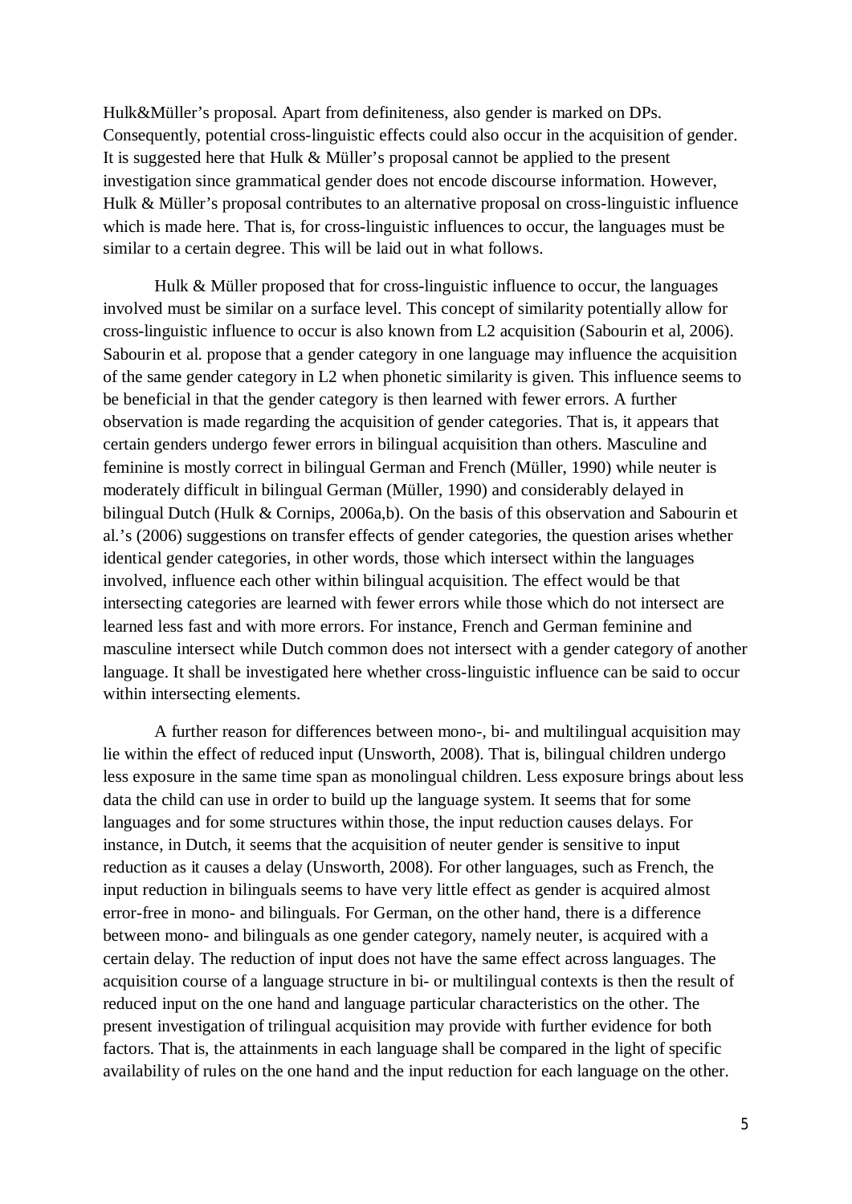Hulk&Müller's proposal. Apart from definiteness, also gender is marked on DPs. Consequently, potential cross-linguistic effects could also occur in the acquisition of gender. It is suggested here that Hulk & Müller's proposal cannot be applied to the present investigation since grammatical gender does not encode discourse information. However, Hulk & Müller's proposal contributes to an alternative proposal on cross-linguistic influence which is made here. That is, for cross-linguistic influences to occur, the languages must be similar to a certain degree. This will be laid out in what follows.

Hulk & Müller proposed that for cross-linguistic influence to occur, the languages involved must be similar on a surface level. This concept of similarity potentially allow for cross-linguistic influence to occur is also known from L2 acquisition (Sabourin et al, 2006). Sabourin et al. propose that a gender category in one language may influence the acquisition of the same gender category in L2 when phonetic similarity is given. This influence seems to be beneficial in that the gender category is then learned with fewer errors. A further observation is made regarding the acquisition of gender categories. That is, it appears that certain genders undergo fewer errors in bilingual acquisition than others. Masculine and feminine is mostly correct in bilingual German and French (Müller, 1990) while neuter is moderately difficult in bilingual German (Müller, 1990) and considerably delayed in bilingual Dutch (Hulk & Cornips, 2006a,b). On the basis of this observation and Sabourin et al.'s (2006) suggestions on transfer effects of gender categories, the question arises whether identical gender categories, in other words, those which intersect within the languages involved, influence each other within bilingual acquisition. The effect would be that intersecting categories are learned with fewer errors while those which do not intersect are learned less fast and with more errors. For instance, French and German feminine and masculine intersect while Dutch common does not intersect with a gender category of another language. It shall be investigated here whether cross-linguistic influence can be said to occur within intersecting elements.

A further reason for differences between mono-, bi- and multilingual acquisition may lie within the effect of reduced input (Unsworth, 2008). That is, bilingual children undergo less exposure in the same time span as monolingual children. Less exposure brings about less data the child can use in order to build up the language system. It seems that for some languages and for some structures within those, the input reduction causes delays. For instance, in Dutch, it seems that the acquisition of neuter gender is sensitive to input reduction as it causes a delay (Unsworth, 2008). For other languages, such as French, the input reduction in bilinguals seems to have very little effect as gender is acquired almost error-free in mono- and bilinguals. For German, on the other hand, there is a difference between mono- and bilinguals as one gender category, namely neuter, is acquired with a certain delay. The reduction of input does not have the same effect across languages. The acquisition course of a language structure in bi- or multilingual contexts is then the result of reduced input on the one hand and language particular characteristics on the other. The present investigation of trilingual acquisition may provide with further evidence for both factors. That is, the attainments in each language shall be compared in the light of specific availability of rules on the one hand and the input reduction for each language on the other.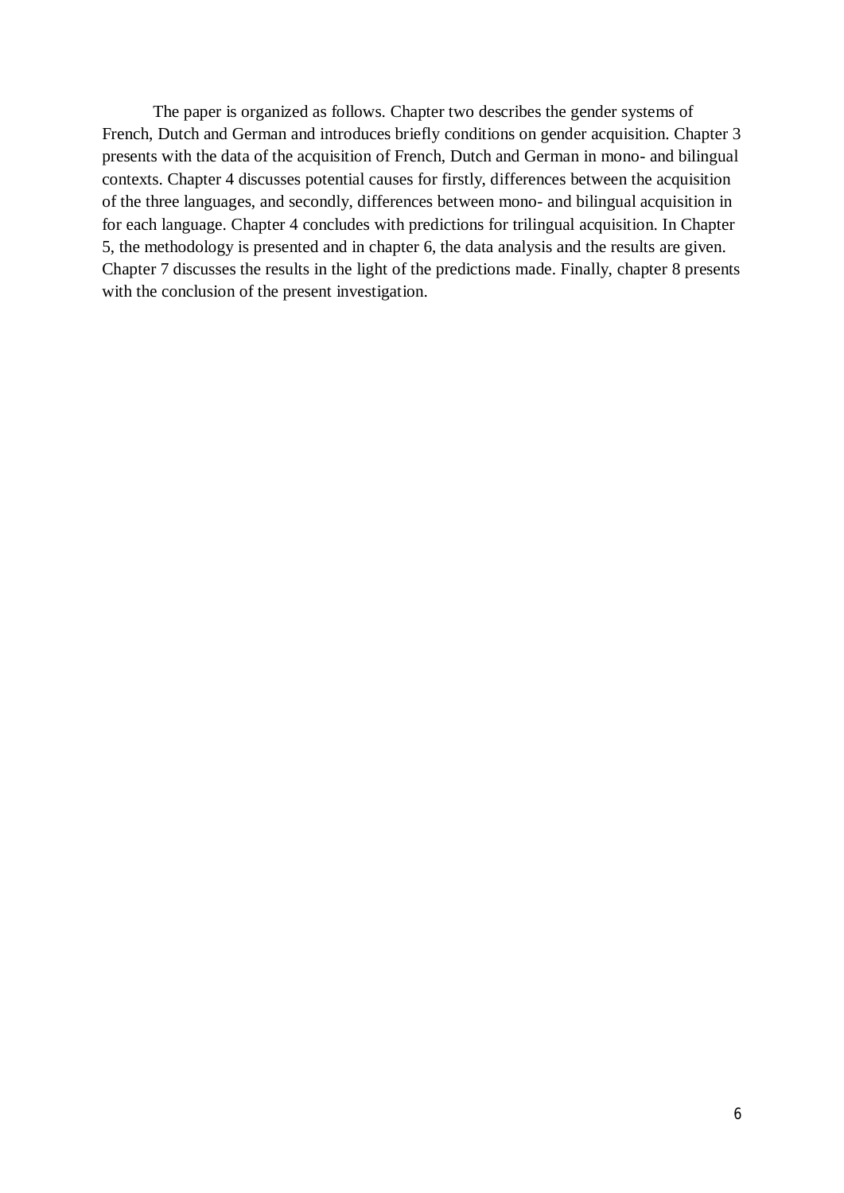The paper is organized as follows. Chapter two describes the gender systems of French, Dutch and German and introduces briefly conditions on gender acquisition. Chapter 3 presents with the data of the acquisition of French, Dutch and German in mono- and bilingual contexts. Chapter 4 discusses potential causes for firstly, differences between the acquisition of the three languages, and secondly, differences between mono- and bilingual acquisition in for each language. Chapter 4 concludes with predictions for trilingual acquisition. In Chapter 5, the methodology is presented and in chapter 6, the data analysis and the results are given. Chapter 7 discusses the results in the light of the predictions made. Finally, chapter 8 presents with the conclusion of the present investigation.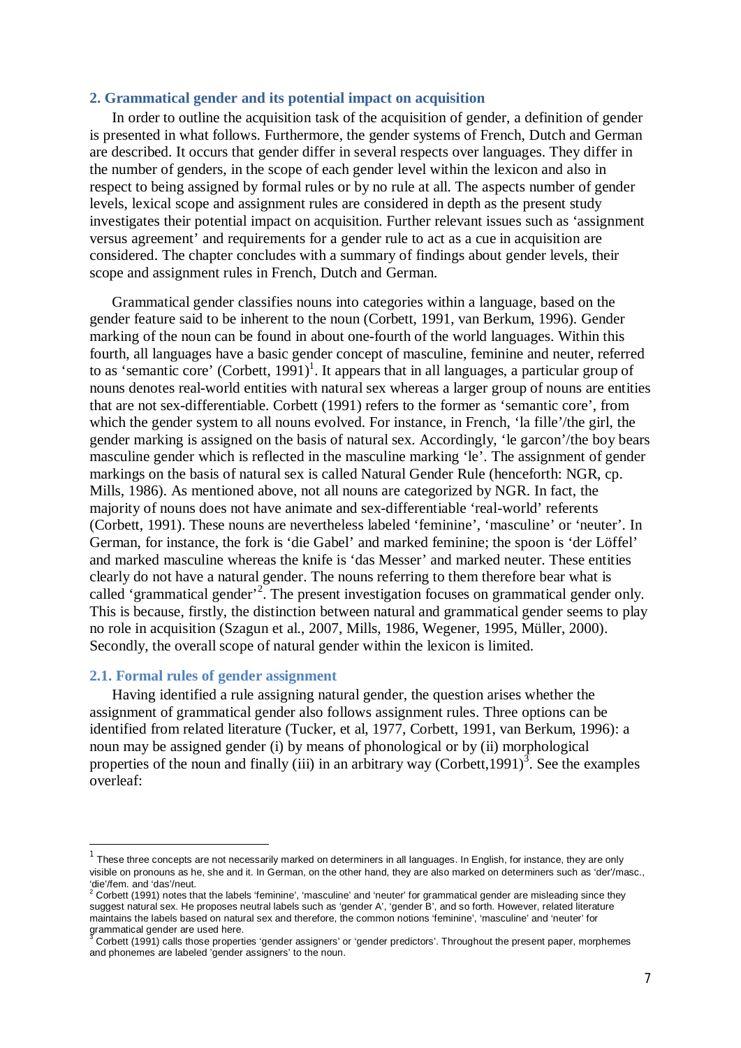## 2. Grammatical gender and its potential impact on acquisition

In order to outline the acquisition task of the acquisition of gender, a definition of gender is presented in what follows. Furthermore, the gender systems of French, Dutch and German are described. It occurs that gender differ in several respects over languages. They differ in the number of genders, in the scope of each gender level within the lexicon and also in respect to being assigned by formal rules or by no rule at all. The aspects number of gender levels, lexical scope and assignment rules are considered in depth as the present study investigates their potential impact on acquisition. Further relevant issues such as 'assignment versus agreement' and requirements for a gender rule to act as a cue in acquisition are considered. The chapter concludes with a summary of findings about gender levels, their scope and assignment rules in French, Dutch and German.

Grammatical gender classifies nouns into categories within a language, based on the gender feature said to be inherent to the noun (Corbett, 1991, van Berkum, 1996). Gender marking of the noun can be found in about one-fourth of the world languages. Within this fourth, all languages have a basic gender concept of masculine, feminine and neuter, referred to as 'semantic core' (Corbett, 1991)[1]. It appears that in all languages, a particular group of nouns denotes real-world entities with natural sex whereas a larger group of nouns are entities that are not sex-differentiable. Corbett (1991) refers to the former as 'semantic core', from which the gender system to all nouns evolved. For instance, in French, 'la fille'/the girl, the gender marking is assigned on the basis of natural sex. Accordingly, 'le garcon'/the boy bears masculine gender which is reflected in the masculine marking 'le'. The assignment of gender markings on the basis of natural sex is called Natural Gender Rule (henceforth: NGR, cp. Mills, 1986). As mentioned above, not all nouns are categorized by NGR. In fact, the majority of nouns does not have animate and sex-differentiable 'real-world' referents (Corbett, 1991). These nouns are nevertheless labeled 'feminine', 'masculine' or 'neuter'. In German, for instance, the fork is 'die Gabel' and marked feminine; the spoon is 'der Löffel' and marked masculine whereas the knife is 'das Messer' and marked neuter. These entities clearly do not have a natural gender. The nouns referring to them therefore bear what is called 'grammatical gender'[2]. The present investigation focuses on grammatical gender only. This is because, firstly, the distinction between natural and grammatical gender seems to play no role in acquisition (Szagun et al., 2007, Mills, 1986, Wegener, 1995, Müller, 2000). Secondly, the overall scope of natural gender within the lexicon is limited.

### 2.1. Formal rules of gender assignment

Having identified a rule assigning natural gender, the question arises whether the assignment of grammatical gender also follows assignment rules. Three options can be identified from related literature (Tucker, et al, 1977, Corbett, 1991, van Berkum, 1996): a noun may be assigned gender (i) by means of phonological or by (ii) morphological properties of the noun and finally (iii) in an arbitrary way (Corbett,1991)[3]. See the examples overleaf:

---

[1] These three concepts are not necessarily marked on determiners in all languages. In English, for instance, they are only visible on pronouns as he, she and it. In German, on the other hand, they are also marked on determiners such as 'der'/masc., 'die'/fem. and 'das'/neut.

[2] Corbett (1991) notes that the labels 'feminine', 'masculine' and 'neuter' for grammatical gender are misleading since they suggest natural sex. He proposes neutral labels such as 'gender A', 'gender B', and so forth. However, related literature maintains the labels based on natural sex and therefore, the common notions 'feminine', 'masculine' and 'neuter' for grammatical gender are used here.

[3] Corbett (1991) calls those properties 'gender assigners' or 'gender predictors'. Throughout the present paper, morphemes and phonemes are labeled 'gender assigners' to the noun.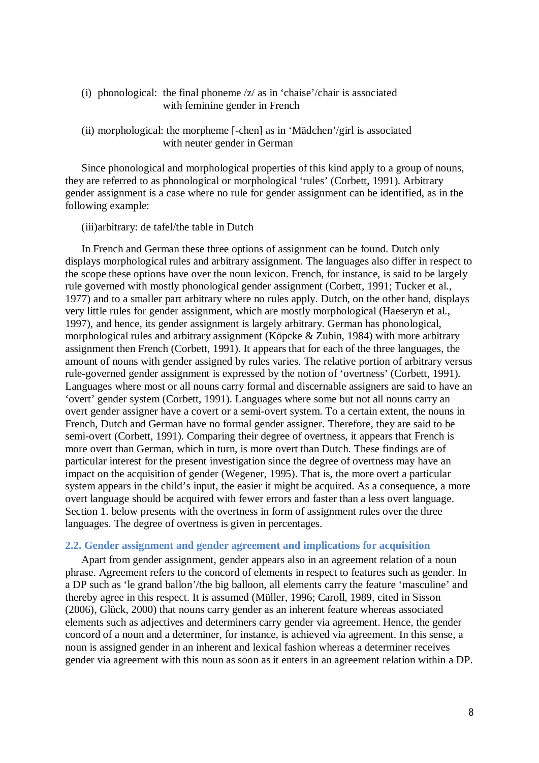(i) phonological: the final phoneme /z/ as in 'chaise'/chair is associated with feminine gender in French

(ii) morphological: the morpheme [-chen] as in 'Mädchen'/girl is associated with neuter gender in German

Since phonological and morphological properties of this kind apply to a group of nouns, they are referred to as phonological or morphological 'rules' (Corbett, 1991). Arbitrary gender assignment is a case where no rule for gender assignment can be identified, as in the following example:

(iii)arbitrary: de tafel/the table in Dutch

In French and German these three options of assignment can be found. Dutch only displays morphological rules and arbitrary assignment. The languages also differ in respect to the scope these options have over the noun lexicon. French, for instance, is said to be largely rule governed with mostly phonological gender assignment (Corbett, 1991; Tucker et al., 1977) and to a smaller part arbitrary where no rules apply. Dutch, on the other hand, displays very little rules for gender assignment, which are mostly morphological (Haeseryn et al., 1997), and hence, its gender assignment is largely arbitrary. German has phonological, morphological rules and arbitrary assignment (Köpcke & Zubin, 1984) with more arbitrary assignment then French (Corbett, 1991). It appears that for each of the three languages, the amount of nouns with gender assigned by rules varies. The relative portion of arbitrary versus rule-governed gender assignment is expressed by the notion of 'overtness' (Corbett, 1991). Languages where most or all nouns carry formal and discernable assigners are said to have an 'overt' gender system (Corbett, 1991). Languages where some but not all nouns carry an overt gender assigner have a covert or a semi-overt system. To a certain extent, the nouns in French, Dutch and German have no formal gender assigner. Therefore, they are said to be semi-overt (Corbett, 1991). Comparing their degree of overtness, it appears that French is more overt than German, which in turn, is more overt than Dutch. These findings are of particular interest for the present investigation since the degree of overtness may have an impact on the acquisition of gender (Wegener, 1995). That is, the more overt a particular system appears in the child's input, the easier it might be acquired. As a consequence, a more overt language should be acquired with fewer errors and faster than a less overt language. Section 1. below presents with the overtness in form of assignment rules over the three languages. The degree of overtness is given in percentages.

## 2.2. Gender assignment and gender agreement and implications for acquisition

Apart from gender assignment, gender appears also in an agreement relation of a noun phrase. Agreement refers to the concord of elements in respect to features such as gender. In a DP such as 'le grand ballon'/the big balloon, all elements carry the feature 'masculine' and thereby agree in this respect. It is assumed (Müller, 1996; Caroll, 1989, cited in Sisson (2006), Glück, 2000) that nouns carry gender as an inherent feature whereas associated elements such as adjectives and determiners carry gender via agreement. Hence, the gender concord of a noun and a determiner, for instance, is achieved via agreement. In this sense, a noun is assigned gender in an inherent and lexical fashion whereas a determiner receives gender via agreement with this noun as soon as it enters in an agreement relation within a DP.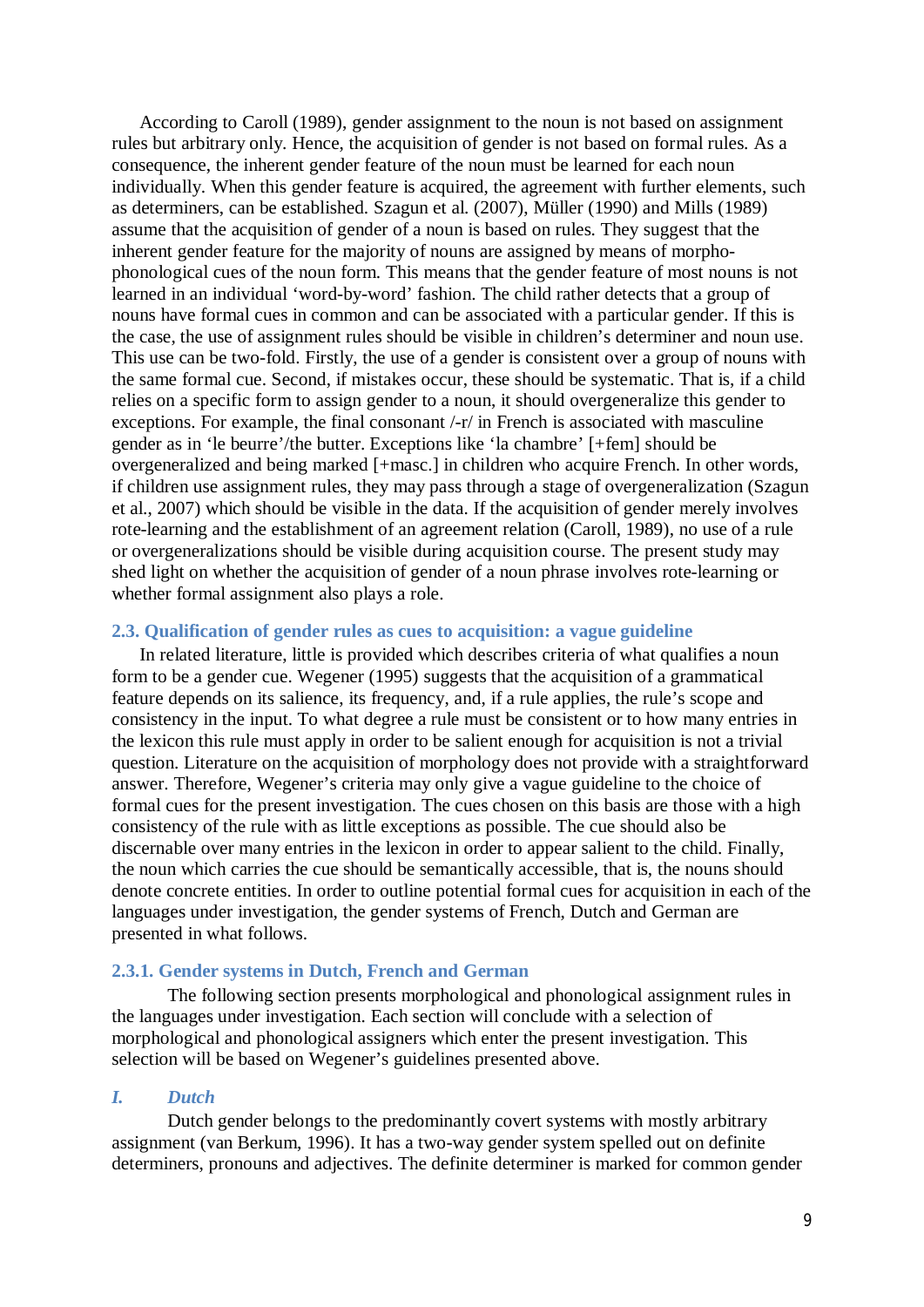According to Caroll (1989), gender assignment to the noun is not based on assignment rules but arbitrary only. Hence, the acquisition of gender is not based on formal rules. As a consequence, the inherent gender feature of the noun must be learned for each noun individually. When this gender feature is acquired, the agreement with further elements, such as determiners, can be established. Szagun et al. (2007), Müller (1990) and Mills (1989) assume that the acquisition of gender of a noun is based on rules. They suggest that the inherent gender feature for the majority of nouns are assigned by means of morpho-phonological cues of the noun form. This means that the gender feature of most nouns is not learned in an individual 'word-by-word' fashion. The child rather detects that a group of nouns have formal cues in common and can be associated with a particular gender. If this is the case, the use of assignment rules should be visible in children's determiner and noun use. This use can be two-fold. Firstly, the use of a gender is consistent over a group of nouns with the same formal cue. Second, if mistakes occur, these should be systematic. That is, if a child relies on a specific form to assign gender to a noun, it should overgeneralize this gender to exceptions. For example, the final consonant /-r/ in French is associated with masculine gender as in 'le beurre'/the butter. Exceptions like 'la chambre' [+fem] should be overgeneralized and being marked [+masc.] in children who acquire French. In other words, if children use assignment rules, they may pass through a stage of overgeneralization (Szagun et al., 2007) which should be visible in the data. If the acquisition of gender merely involves rote-learning and the establishment of an agreement relation (Caroll, 1989), no use of a rule or overgeneralizations should be visible during acquisition course. The present study may shed light on whether the acquisition of gender of a noun phrase involves rote-learning or whether formal assignment also plays a role.

### 2.3. Qualification of gender rules as cues to acquisition: a vague guideline

In related literature, little is provided which describes criteria of what qualifies a noun form to be a gender cue. Wegener (1995) suggests that the acquisition of a grammatical feature depends on its salience, its frequency, and, if a rule applies, the rule's scope and consistency in the input. To what degree a rule must be consistent or to how many entries in the lexicon this rule must apply in order to be salient enough for acquisition is not a trivial question. Literature on the acquisition of morphology does not provide with a straightforward answer. Therefore, Wegener's criteria may only give a vague guideline to the choice of formal cues for the present investigation. The cues chosen on this basis are those with a high consistency of the rule with as little exceptions as possible. The cue should also be discernable over many entries in the lexicon in order to appear salient to the child. Finally, the noun which carries the cue should be semantically accessible, that is, the nouns should denote concrete entities. In order to outline potential formal cues for acquisition in each of the languages under investigation, the gender systems of French, Dutch and German are presented in what follows.

#### 2.3.1. Gender systems in Dutch, French and German

The following section presents morphological and phonological assignment rules in the languages under investigation. Each section will conclude with a selection of morphological and phonological assigners which enter the present investigation. This selection will be based on Wegener's guidelines presented above.

##### *I. Dutch*

Dutch gender belongs to the predominantly covert systems with mostly arbitrary assignment (van Berkum, 1996). It has a two-way gender system spelled out on definite determiners, pronouns and adjectives. The definite determiner is marked for common gender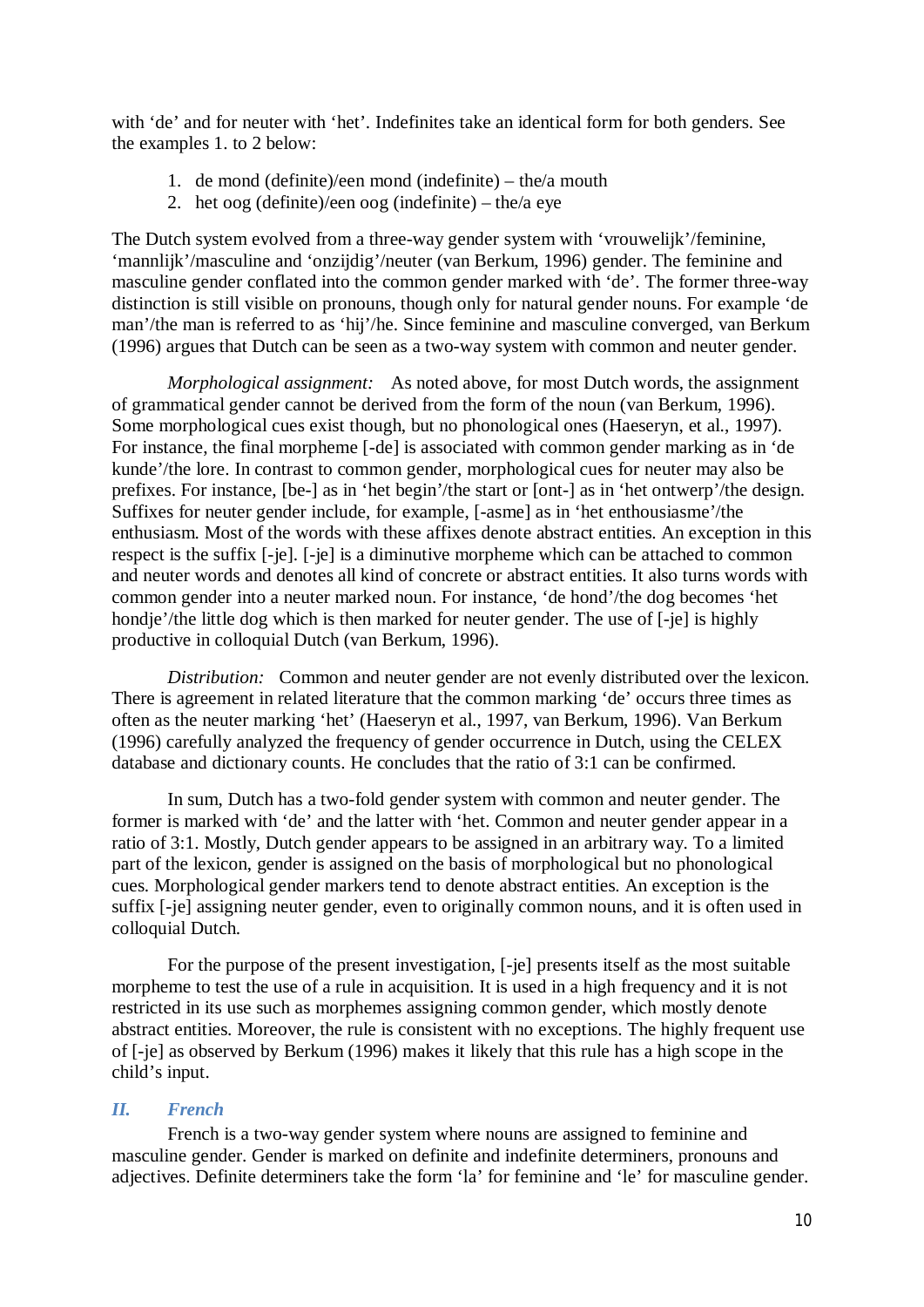with 'de' and for neuter with 'het'. Indefinites take an identical form for both genders. See the examples 1. to 2 below:

1. de mond (definite)/een mond (indefinite) – the/a mouth
2. het oog (definite)/een oog (indefinite) – the/a eye

The Dutch system evolved from a three-way gender system with 'vrouwelijk'/feminine, 'mannlijk'/masculine and 'onzijdig'/neuter (van Berkum, 1996) gender. The feminine and masculine gender conflated into the common gender marked with 'de'. The former three-way distinction is still visible on pronouns, though only for natural gender nouns. For example 'de man'/the man is referred to as 'hij'/he. Since feminine and masculine converged, van Berkum (1996) argues that Dutch can be seen as a two-way system with common and neuter gender.

*Morphological assignment:* As noted above, for most Dutch words, the assignment of grammatical gender cannot be derived from the form of the noun (van Berkum, 1996). Some morphological cues exist though, but no phonological ones (Haeseryn, et al., 1997). For instance, the final morpheme [-de] is associated with common gender marking as in 'de kunde'/the lore. In contrast to common gender, morphological cues for neuter may also be prefixes. For instance, [be-] as in 'het begin'/the start or [ont-] as in 'het ontwerp'/the design. Suffixes for neuter gender include, for example, [-asme] as in 'het enthousiasme'/the enthusiasm. Most of the words with these affixes denote abstract entities. An exception in this respect is the suffix [-je]. [-je] is a diminutive morpheme which can be attached to common and neuter words and denotes all kind of concrete or abstract entities. It also turns words with common gender into a neuter marked noun. For instance, 'de hond'/the dog becomes 'het hondje'/the little dog which is then marked for neuter gender. The use of [-je] is highly productive in colloquial Dutch (van Berkum, 1996).

*Distribution:* Common and neuter gender are not evenly distributed over the lexicon. There is agreement in related literature that the common marking 'de' occurs three times as often as the neuter marking 'het' (Haeseryn et al., 1997, van Berkum, 1996). Van Berkum (1996) carefully analyzed the frequency of gender occurrence in Dutch, using the CELEX database and dictionary counts. He concludes that the ratio of 3:1 can be confirmed.

In sum, Dutch has a two-fold gender system with common and neuter gender. The former is marked with 'de' and the latter with 'het. Common and neuter gender appear in a ratio of 3:1. Mostly, Dutch gender appears to be assigned in an arbitrary way. To a limited part of the lexicon, gender is assigned on the basis of morphological but no phonological cues. Morphological gender markers tend to denote abstract entities. An exception is the suffix [-je] assigning neuter gender, even to originally common nouns, and it is often used in colloquial Dutch.

For the purpose of the present investigation, [-je] presents itself as the most suitable morpheme to test the use of a rule in acquisition. It is used in a high frequency and it is not restricted in its use such as morphemes assigning common gender, which mostly denote abstract entities. Moreover, the rule is consistent with no exceptions. The highly frequent use of [-je] as observed by Berkum (1996) makes it likely that this rule has a high scope in the child's input.

### *II. French*

French is a two-way gender system where nouns are assigned to feminine and masculine gender. Gender is marked on definite and indefinite determiners, pronouns and adjectives. Definite determiners take the form 'la' for feminine and 'le' for masculine gender.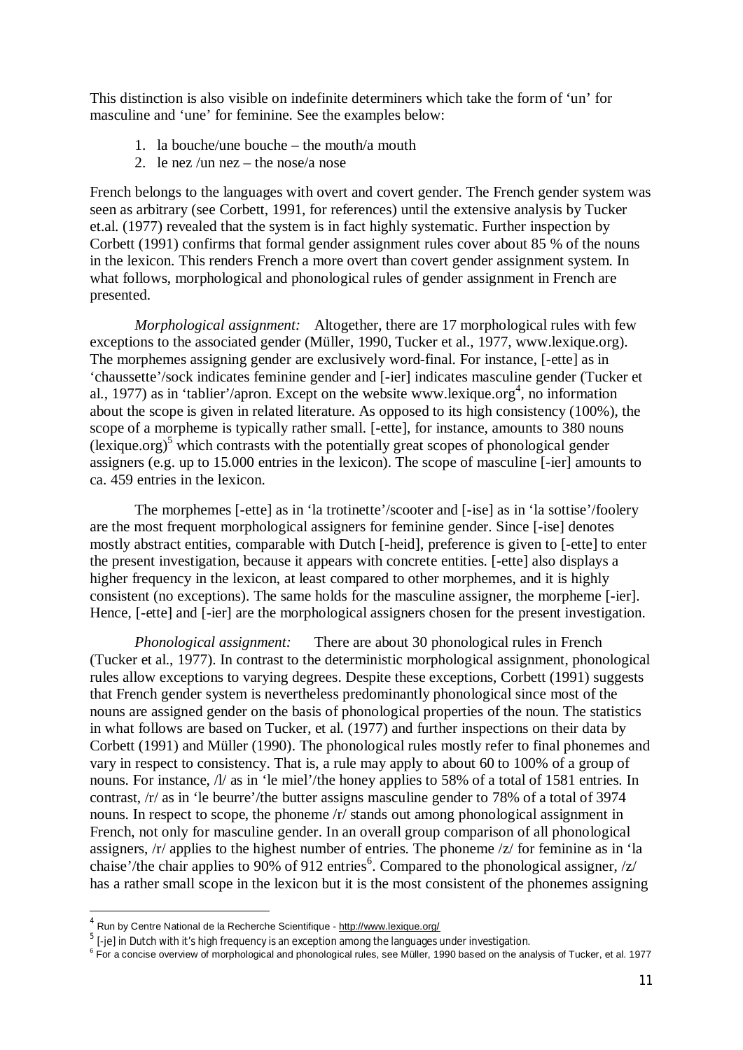This distinction is also visible on indefinite determiners which take the form of 'un' for masculine and 'une' for feminine. See the examples below:

1. la bouche/une bouche – the mouth/a mouth
2. le nez /un nez – the nose/a nose

French belongs to the languages with overt and covert gender. The French gender system was seen as arbitrary (see Corbett, 1991, for references) until the extensive analysis by Tucker et.al. (1977) revealed that the system is in fact highly systematic. Further inspection by Corbett (1991) confirms that formal gender assignment rules cover about 85 % of the nouns in the lexicon. This renders French a more overt than covert gender assignment system. In what follows, morphological and phonological rules of gender assignment in French are presented.

*Morphological assignment:* Altogether, there are 17 morphological rules with few exceptions to the associated gender (Müller, 1990, Tucker et al., 1977, www.lexique.org). The morphemes assigning gender are exclusively word-final. For instance, [-ette] as in 'chaussette'/sock indicates feminine gender and [-ier] indicates masculine gender (Tucker et al., 1977) as in 'tablier'/apron. Except on the website www.lexique.org[4], no information about the scope is given in related literature. As opposed to its high consistency (100%), the scope of a morpheme is typically rather small. [-ette], for instance, amounts to 380 nouns (lexique.org)[5] which contrasts with the potentially great scopes of phonological gender assigners (e.g. up to 15.000 entries in the lexicon). The scope of masculine [-ier] amounts to ca. 459 entries in the lexicon.

The morphemes [-ette] as in 'la trotinette'/scooter and [-ise] as in 'la sottise'/foolery are the most frequent morphological assigners for feminine gender. Since [-ise] denotes mostly abstract entities, comparable with Dutch [-heid], preference is given to [-ette] to enter the present investigation, because it appears with concrete entities. [-ette] also displays a higher frequency in the lexicon, at least compared to other morphemes, and it is highly consistent (no exceptions). The same holds for the masculine assigner, the morpheme [-ier]. Hence, [-ette] and [-ier] are the morphological assigners chosen for the present investigation.

*Phonological assignment:* There are about 30 phonological rules in French (Tucker et al., 1977). In contrast to the deterministic morphological assignment, phonological rules allow exceptions to varying degrees. Despite these exceptions, Corbett (1991) suggests that French gender system is nevertheless predominantly phonological since most of the nouns are assigned gender on the basis of phonological properties of the noun. The statistics in what follows are based on Tucker, et al. (1977) and further inspections on their data by Corbett (1991) and Müller (1990). The phonological rules mostly refer to final phonemes and vary in respect to consistency. That is, a rule may apply to about 60 to 100% of a group of nouns. For instance, /l/ as in 'le miel'/the honey applies to 58% of a total of 1581 entries. In contrast, /r/ as in 'le beurre'/the butter assigns masculine gender to 78% of a total of 3974 nouns. In respect to scope, the phoneme /r/ stands out among phonological assignment in French, not only for masculine gender. In an overall group comparison of all phonological assigners, /r/ applies to the highest number of entries. The phoneme /z/ for feminine as in 'la chaise'/the chair applies to 90% of 912 entries[6]. Compared to the phonological assigner, /z/ has a rather small scope in the lexicon but it is the most consistent of the phonemes assigning

---

[4] Run by Centre National de la Recherche Scientifique - http://www.lexique.org/

[5] [-je] in Dutch with it's high frequency is an exception among the languages under investigation.

[6] For a concise overview of morphological and phonological rules, see Müller, 1990 based on the analysis of Tucker, et al. 1977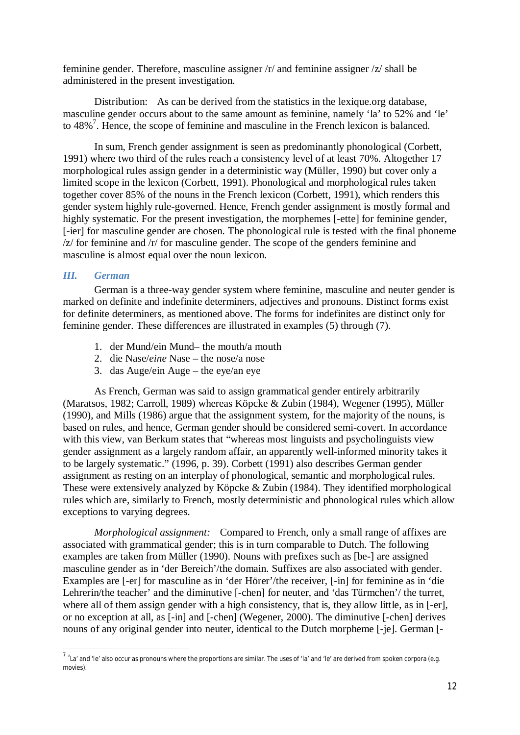feminine gender. Therefore, masculine assigner /r/ and feminine assigner /z/ shall be administered in the present investigation.

Distribution: As can be derived from the statistics in the lexique.org database, masculine gender occurs about to the same amount as feminine, namely 'la' to 52% and 'le' to 48%[7]. Hence, the scope of feminine and masculine in the French lexicon is balanced.

In sum, French gender assignment is seen as predominantly phonological (Corbett, 1991) where two third of the rules reach a consistency level of at least 70%. Altogether 17 morphological rules assign gender in a deterministic way (Müller, 1990) but cover only a limited scope in the lexicon (Corbett, 1991). Phonological and morphological rules taken together cover 85% of the nouns in the French lexicon (Corbett, 1991), which renders this gender system highly rule-governed. Hence, French gender assignment is mostly formal and highly systematic. For the present investigation, the morphemes [-ette] for feminine gender, [-ier] for masculine gender are chosen. The phonological rule is tested with the final phoneme /z/ for feminine and /r/ for masculine gender. The scope of the genders feminine and masculine is almost equal over the noun lexicon.

### *III. German*

German is a three-way gender system where feminine, masculine and neuter gender is marked on definite and indefinite determiners, adjectives and pronouns. Distinct forms exist for definite determiners, as mentioned above. The forms for indefinites are distinct only for feminine gender. These differences are illustrated in examples (5) through (7).

1. der Mund/ein Mund– the mouth/a mouth
2. die Nase/*eine* Nase – the nose/a nose
3. das Auge/ein Auge – the eye/an eye

As French, German was said to assign grammatical gender entirely arbitrarily (Maratsos, 1982; Carroll, 1989) whereas Köpcke & Zubin (1984), Wegener (1995), Müller (1990), and Mills (1986) argue that the assignment system, for the majority of the nouns, is based on rules, and hence, German gender should be considered semi-covert. In accordance with this view, van Berkum states that "whereas most linguists and psycholinguists view gender assignment as a largely random affair, an apparently well-informed minority takes it to be largely systematic." (1996, p. 39). Corbett (1991) also describes German gender assignment as resting on an interplay of phonological, semantic and morphological rules. These were extensively analyzed by Köpcke & Zubin (1984). They identified morphological rules which are, similarly to French, mostly deterministic and phonological rules which allow exceptions to varying degrees.

*Morphological assignment:* Compared to French, only a small range of affixes are associated with grammatical gender; this is in turn comparable to Dutch. The following examples are taken from Müller (1990). Nouns with prefixes such as [be-] are assigned masculine gender as in 'der Bereich'/the domain. Suffixes are also associated with gender. Examples are [-er] for masculine as in 'der Hörer'/the receiver, [-in] for feminine as in 'die Lehrerin/the teacher' and the diminutive [-chen] for neuter, and 'das Türmchen'/ the turret, where all of them assign gender with a high consistency, that is, they allow little, as in [-er], or no exception at all, as [-in] and [-chen] (Wegener, 2000). The diminutive [-chen] derives nouns of any original gender into neuter, identical to the Dutch morpheme [-je]. German [-

---

[7] 'La' and 'le' also occur as pronouns where the proportions are similar. The uses of 'la' and 'le' are derived from spoken corpora (e.g. movies).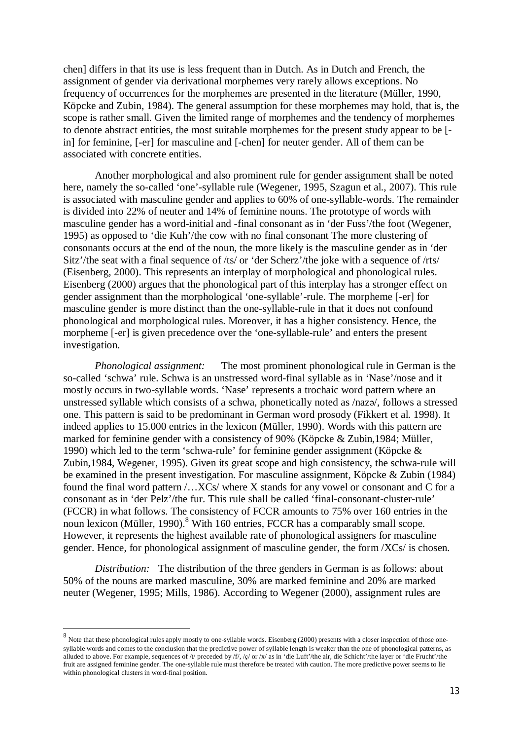chen] differs in that its use is less frequent than in Dutch. As in Dutch and French, the assignment of gender via derivational morphemes very rarely allows exceptions. No frequency of occurrences for the morphemes are presented in the literature (Müller, 1990, Köpcke and Zubin, 1984). The general assumption for these morphemes may hold, that is, the scope is rather small. Given the limited range of morphemes and the tendency of morphemes to denote abstract entities, the most suitable morphemes for the present study appear to be [-in] for feminine, [-er] for masculine and [-chen] for neuter gender. All of them can be associated with concrete entities.

Another morphological and also prominent rule for gender assignment shall be noted here, namely the so-called 'one'-syllable rule (Wegener, 1995, Szagun et al., 2007). This rule is associated with masculine gender and applies to 60% of one-syllable-words. The remainder is divided into 22% of neuter and 14% of feminine nouns. The prototype of words with masculine gender has a word-initial and -final consonant as in 'der Fuss'/the foot (Wegener, 1995) as opposed to 'die Kuh'/the cow with no final consonant The more clustering of consonants occurs at the end of the noun, the more likely is the masculine gender as in 'der Sitz'/the seat with a final sequence of /ts/ or 'der Scherz'/the joke with a sequence of /rts/ (Eisenberg, 2000). This represents an interplay of morphological and phonological rules. Eisenberg (2000) argues that the phonological part of this interplay has a stronger effect on gender assignment than the morphological 'one-syllable'-rule. The morpheme [-er] for masculine gender is more distinct than the one-syllable-rule in that it does not confound phonological and morphological rules. Moreover, it has a higher consistency. Hence, the morpheme [-er] is given precedence over the 'one-syllable-rule' and enters the present investigation.

*Phonological assignment:* The most prominent phonological rule in German is the so-called 'schwa' rule. Schwa is an unstressed word-final syllable as in 'Nase'/nose and it mostly occurs in two-syllable words. 'Nase' represents a trochaic word pattern where an unstressed syllable which consists of a schwa, phonetically noted as /nazə/, follows a stressed one. This pattern is said to be predominant in German word prosody (Fikkert et al. 1998). It indeed applies to 15.000 entries in the lexicon (Müller, 1990). Words with this pattern are marked for feminine gender with a consistency of 90% (Köpcke & Zubin,1984; Müller, 1990) which led to the term 'schwa-rule' for feminine gender assignment (Köpcke & Zubin,1984, Wegener, 1995). Given its great scope and high consistency, the schwa-rule will be examined in the present investigation. For masculine assignment, Köpcke & Zubin (1984) found the final word pattern /…XCs/ where X stands for any vowel or consonant and C for a consonant as in 'der Pelz'/the fur. This rule shall be called 'final-consonant-cluster-rule' (FCCR) in what follows. The consistency of FCCR amounts to 75% over 160 entries in the noun lexicon (Müller, 1990).[8] With 160 entries, FCCR has a comparably small scope. However, it represents the highest available rate of phonological assigners for masculine gender. Hence, for phonological assignment of masculine gender, the form /XCs/ is chosen.

*Distribution:* The distribution of the three genders in German is as follows: about 50% of the nouns are marked masculine, 30% are marked feminine and 20% are marked neuter (Wegener, 1995; Mills, 1986). According to Wegener (2000), assignment rules are

---

[8] Note that these phonological rules apply mostly to one-syllable words. Eisenberg (2000) presents with a closer inspection of those one-syllable words and comes to the conclusion that the predictive power of syllable length is weaker than the one of phonological patterns, as alluded to above. For example, sequences of /t/ preceded by /f/, /ç/ or /x/ as in 'die Luft'/the air, die Schicht'/the layer or 'die Frucht'/the fruit are assigned feminine gender. The one-syllable rule must therefore be treated with caution. The more predictive power seems to lie within phonological clusters in word-final position.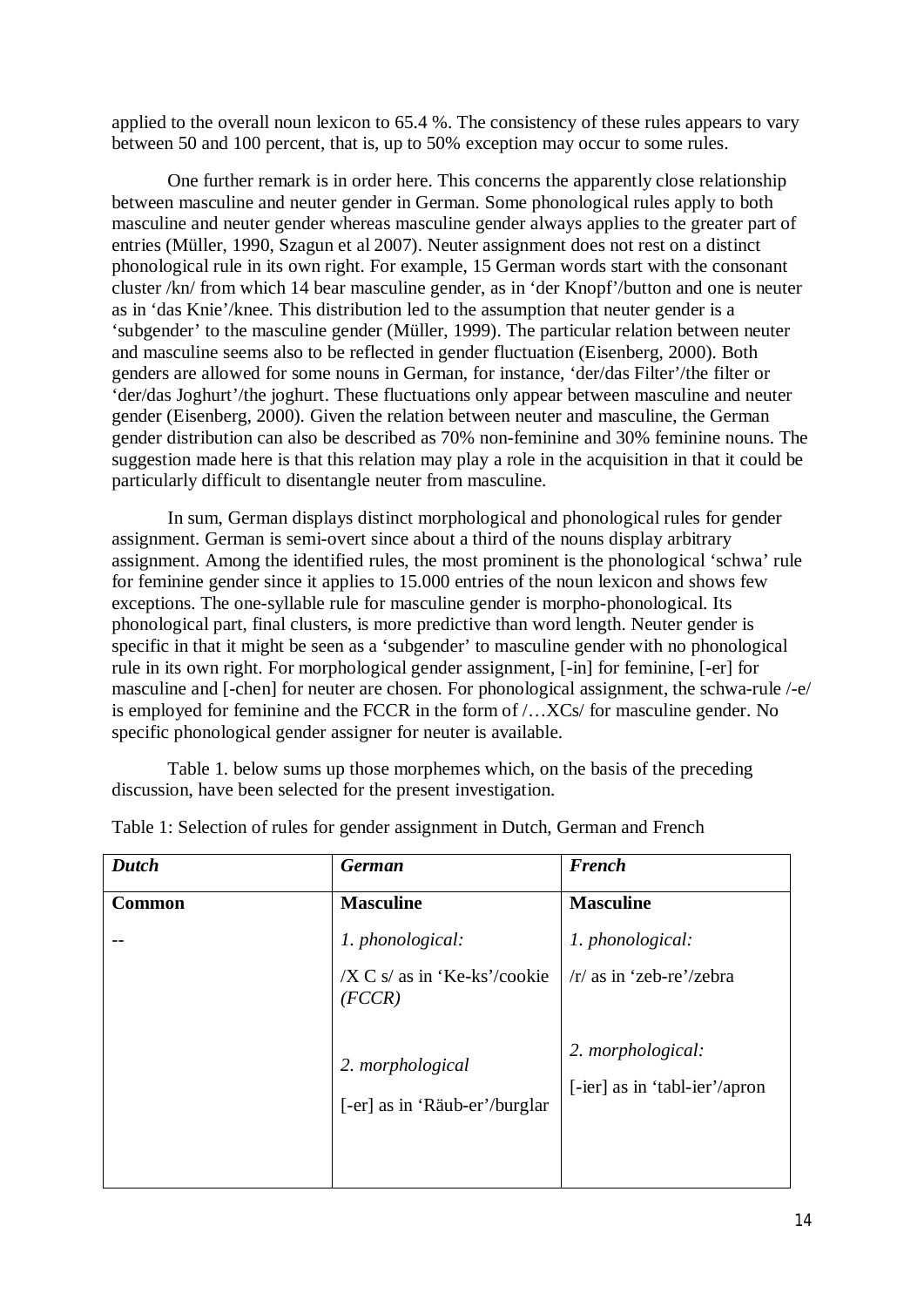applied to the overall noun lexicon to 65.4 %. The consistency of these rules appears to vary between 50 and 100 percent, that is, up to 50% exception may occur to some rules.

One further remark is in order here. This concerns the apparently close relationship between masculine and neuter gender in German. Some phonological rules apply to both masculine and neuter gender whereas masculine gender always applies to the greater part of entries (Müller, 1990, Szagun et al 2007). Neuter assignment does not rest on a distinct phonological rule in its own right. For example, 15 German words start with the consonant cluster /kn/ from which 14 bear masculine gender, as in 'der Knopf'/button and one is neuter as in 'das Knie'/knee. This distribution led to the assumption that neuter gender is a 'subgender' to the masculine gender (Müller, 1999). The particular relation between neuter and masculine seems also to be reflected in gender fluctuation (Eisenberg, 2000). Both genders are allowed for some nouns in German, for instance, 'der/das Filter'/the filter or 'der/das Joghurt'/the joghurt. These fluctuations only appear between masculine and neuter gender (Eisenberg, 2000). Given the relation between neuter and masculine, the German gender distribution can also be described as 70% non-feminine and 30% feminine nouns. The suggestion made here is that this relation may play a role in the acquisition in that it could be particularly difficult to disentangle neuter from masculine.

In sum, German displays distinct morphological and phonological rules for gender assignment. German is semi-overt since about a third of the nouns display arbitrary assignment. Among the identified rules, the most prominent is the phonological 'schwa' rule for feminine gender since it applies to 15.000 entries of the noun lexicon and shows few exceptions. The one-syllable rule for masculine gender is morpho-phonological. Its phonological part, final clusters, is more predictive than word length. Neuter gender is specific in that it might be seen as a 'subgender' to masculine gender with no phonological rule in its own right. For morphological gender assignment, [-in] for feminine, [-er] for masculine and [-chen] for neuter are chosen. For phonological assignment, the schwa-rule /-e/ is employed for feminine and the FCCR in the form of /…XCs/ for masculine gender. No specific phonological gender assigner for neuter is available.

Table 1. below sums up those morphemes which, on the basis of the preceding discussion, have been selected for the present investigation.

Table 1: Selection of rules for gender assignment in Dutch, German and French

| ***Dutch*** | ***German*** | ***French*** |
|---|---|---|
| **Common** | **Masculine** | **Masculine** |
| -- | *1. phonological:*<br>/X C s/ as in 'Ke-ks'/cookie *(FCCR)*<br><br>*2. morphological*<br>[-er] as in 'Räub-er'/burglar | *1. phonological:*<br>/r/ as in 'zeb-re'/zebra<br><br>*2. morphological:*<br>[-ier] as in 'tabl-ier'/apron |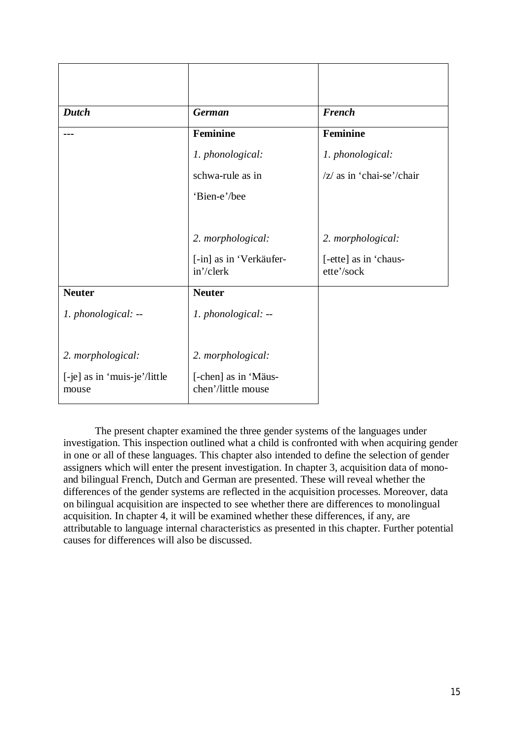| | | |
|---|---|---|
| ***Dutch*** | ***German*** | ***French*** |
| --- | **Feminine**<br><br>*1. phonological:*<br><br>schwa-rule as in<br><br>'Bien-e'/bee<br><br>*2. morphological:*<br><br>[-in] as in 'Verkäufer-in'/clerk | **Feminine**<br><br>*1. phonological:*<br><br>/z/ as in 'chai-se'/chair<br><br>*2. morphological:*<br><br>[-ette] as in 'chaus-ette'/sock |
| **Neuter**<br><br>*1. phonological: --*<br><br>*2. morphological:*<br><br>[-je] as in 'muis-je'/little mouse | **Neuter**<br><br>*1. phonological: --*<br><br>*2. morphological:*<br><br>[-chen] as in 'Mäus-chen'/little mouse | |

The present chapter examined the three gender systems of the languages under investigation. This inspection outlined what a child is confronted with when acquiring gender in one or all of these languages. This chapter also intended to define the selection of gender assigners which will enter the present investigation. In chapter 3, acquisition data of mono- and bilingual French, Dutch and German are presented. These will reveal whether the differences of the gender systems are reflected in the acquisition processes. Moreover, data on bilingual acquisition are inspected to see whether there are differences to monolingual acquisition. In chapter 4, it will be examined whether these differences, if any, are attributable to language internal characteristics as presented in this chapter. Further potential causes for differences will also be discussed.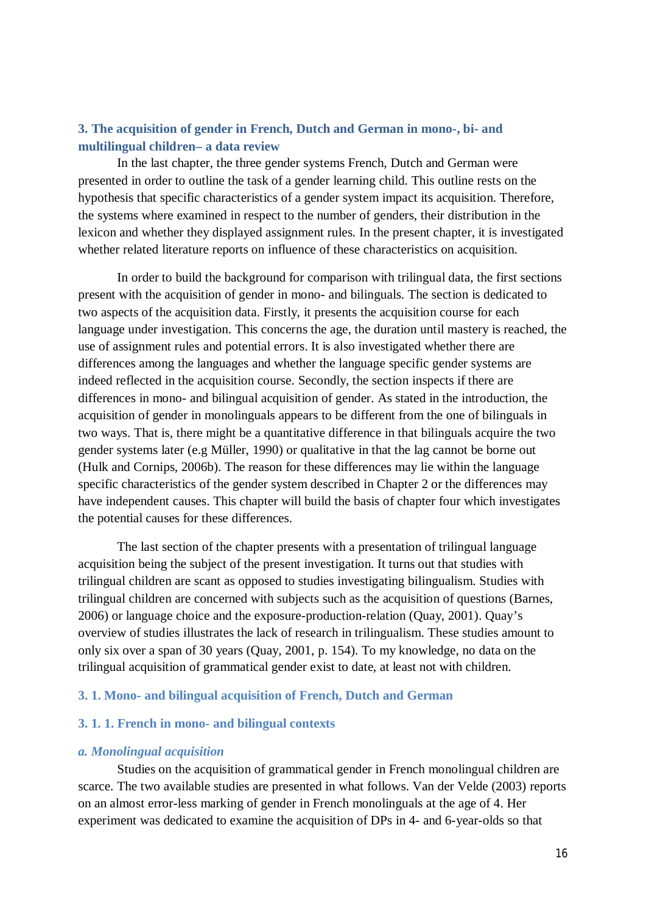## 3. The acquisition of gender in French, Dutch and German in mono-, bi- and multilingual children– a data review

In the last chapter, the three gender systems French, Dutch and German were presented in order to outline the task of a gender learning child. This outline rests on the hypothesis that specific characteristics of a gender system impact its acquisition. Therefore, the systems where examined in respect to the number of genders, their distribution in the lexicon and whether they displayed assignment rules. In the present chapter, it is investigated whether related literature reports on influence of these characteristics on acquisition.

In order to build the background for comparison with trilingual data, the first sections present with the acquisition of gender in mono- and bilinguals. The section is dedicated to two aspects of the acquisition data. Firstly, it presents the acquisition course for each language under investigation. This concerns the age, the duration until mastery is reached, the use of assignment rules and potential errors. It is also investigated whether there are differences among the languages and whether the language specific gender systems are indeed reflected in the acquisition course. Secondly, the section inspects if there are differences in mono- and bilingual acquisition of gender. As stated in the introduction, the acquisition of gender in monolinguals appears to be different from the one of bilinguals in two ways. That is, there might be a quantitative difference in that bilinguals acquire the two gender systems later (e.g Müller, 1990) or qualitative in that the lag cannot be borne out (Hulk and Cornips, 2006b). The reason for these differences may lie within the language specific characteristics of the gender system described in Chapter 2 or the differences may have independent causes. This chapter will build the basis of chapter four which investigates the potential causes for these differences.

The last section of the chapter presents with a presentation of trilingual language acquisition being the subject of the present investigation. It turns out that studies with trilingual children are scant as opposed to studies investigating bilingualism. Studies with trilingual children are concerned with subjects such as the acquisition of questions (Barnes, 2006) or language choice and the exposure-production-relation (Quay, 2001). Quay's overview of studies illustrates the lack of research in trilingualism. These studies amount to only six over a span of 30 years (Quay, 2001, p. 154). To my knowledge, no data on the trilingual acquisition of grammatical gender exist to date, at least not with children.

### 3. 1. Mono- and bilingual acquisition of French, Dutch and German

#### 3. 1. 1. French in mono- and bilingual contexts

##### *a. Monolingual acquisition*

Studies on the acquisition of grammatical gender in French monolingual children are scarce. The two available studies are presented in what follows. Van der Velde (2003) reports on an almost error-less marking of gender in French monolinguals at the age of 4. Her experiment was dedicated to examine the acquisition of DPs in 4- and 6-year-olds so that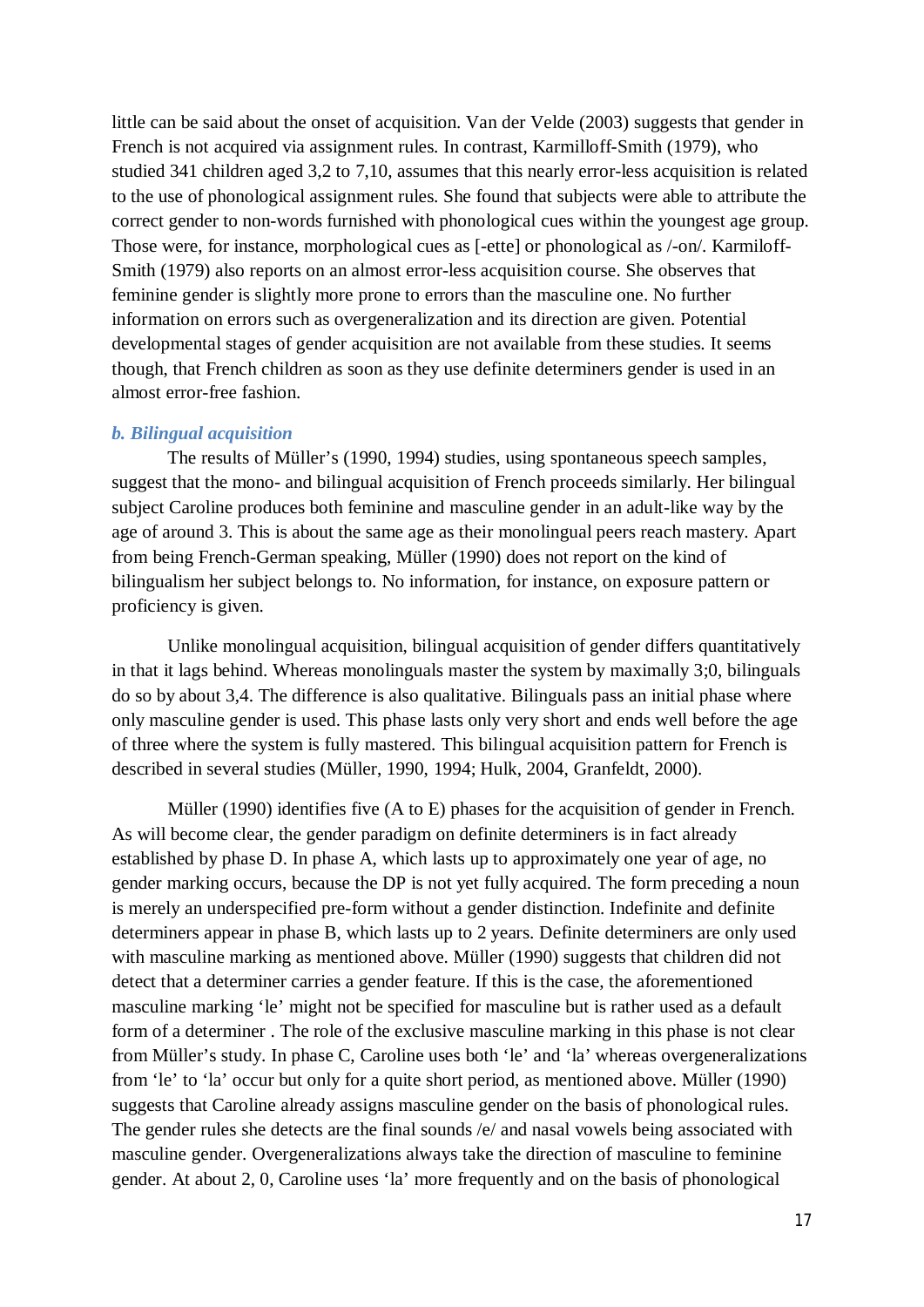little can be said about the onset of acquisition. Van der Velde (2003) suggests that gender in French is not acquired via assignment rules. In contrast, Karmilloff-Smith (1979), who studied 341 children aged 3,2 to 7,10, assumes that this nearly error-less acquisition is related to the use of phonological assignment rules. She found that subjects were able to attribute the correct gender to non-words furnished with phonological cues within the youngest age group. Those were, for instance, morphological cues as [-ette] or phonological as /-on/. Karmiloff-Smith (1979) also reports on an almost error-less acquisition course. She observes that feminine gender is slightly more prone to errors than the masculine one. No further information on errors such as overgeneralization and its direction are given. Potential developmental stages of gender acquisition are not available from these studies. It seems though, that French children as soon as they use definite determiners gender is used in an almost error-free fashion.

### *b. Bilingual acquisition*

The results of Müller's (1990, 1994) studies, using spontaneous speech samples, suggest that the mono- and bilingual acquisition of French proceeds similarly. Her bilingual subject Caroline produces both feminine and masculine gender in an adult-like way by the age of around 3. This is about the same age as their monolingual peers reach mastery. Apart from being French-German speaking, Müller (1990) does not report on the kind of bilingualism her subject belongs to. No information, for instance, on exposure pattern or proficiency is given.

Unlike monolingual acquisition, bilingual acquisition of gender differs quantitatively in that it lags behind. Whereas monolinguals master the system by maximally 3;0, bilinguals do so by about 3,4. The difference is also qualitative. Bilinguals pass an initial phase where only masculine gender is used. This phase lasts only very short and ends well before the age of three where the system is fully mastered. This bilingual acquisition pattern for French is described in several studies (Müller, 1990, 1994; Hulk, 2004, Granfeldt, 2000).

Müller (1990) identifies five (A to E) phases for the acquisition of gender in French. As will become clear, the gender paradigm on definite determiners is in fact already established by phase D. In phase A, which lasts up to approximately one year of age, no gender marking occurs, because the DP is not yet fully acquired. The form preceding a noun is merely an underspecified pre-form without a gender distinction. Indefinite and definite determiners appear in phase B, which lasts up to 2 years. Definite determiners are only used with masculine marking as mentioned above. Müller (1990) suggests that children did not detect that a determiner carries a gender feature. If this is the case, the aforementioned masculine marking 'le' might not be specified for masculine but is rather used as a default form of a determiner . The role of the exclusive masculine marking in this phase is not clear from Müller's study. In phase C, Caroline uses both 'le' and 'la' whereas overgeneralizations from 'le' to 'la' occur but only for a quite short period, as mentioned above. Müller (1990) suggests that Caroline already assigns masculine gender on the basis of phonological rules. The gender rules she detects are the final sounds /e/ and nasal vowels being associated with masculine gender. Overgeneralizations always take the direction of masculine to feminine gender. At about 2, 0, Caroline uses 'la' more frequently and on the basis of phonological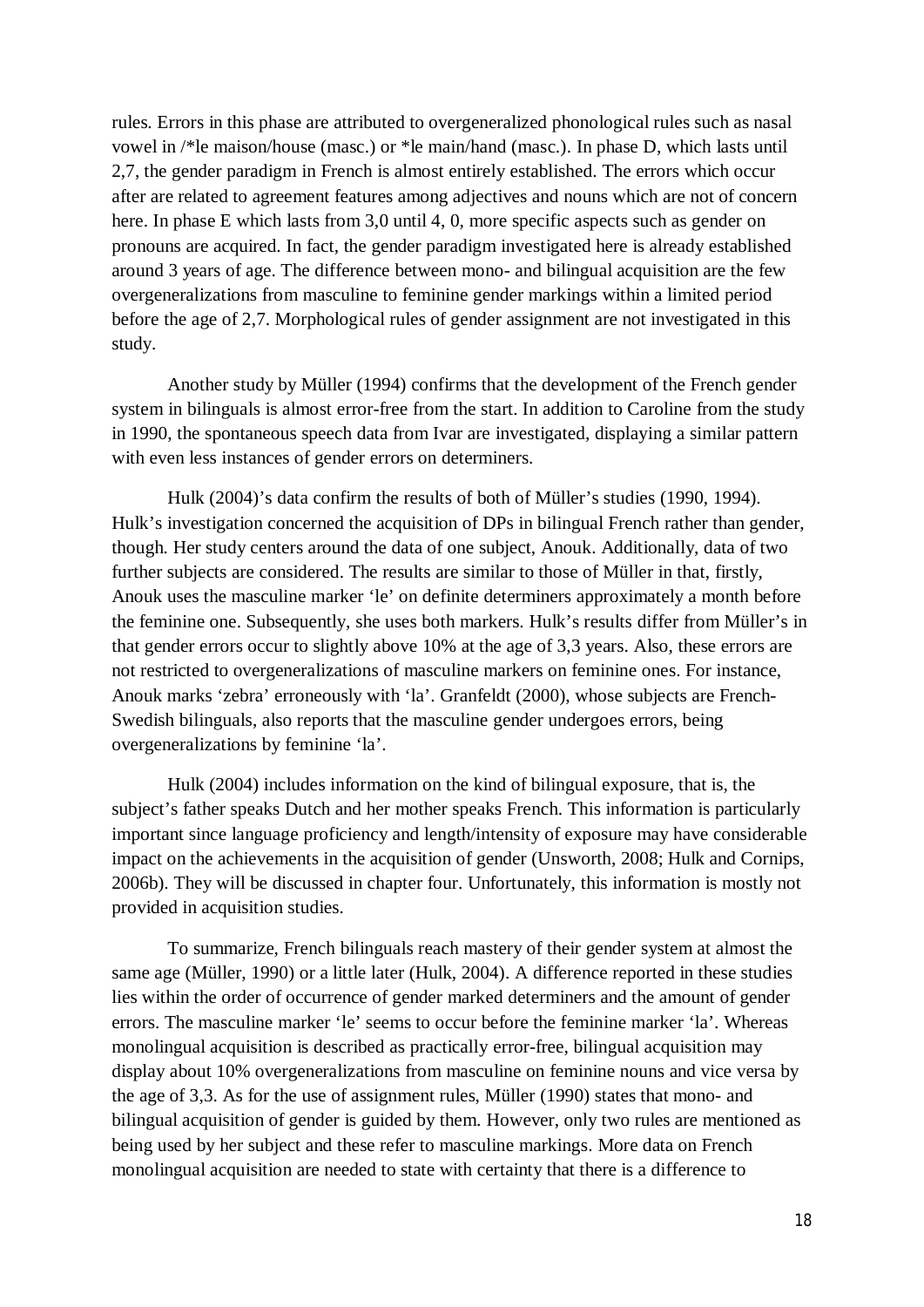rules. Errors in this phase are attributed to overgeneralized phonological rules such as nasal vowel in /*le maison/house (masc.) or *le main/hand (masc.). In phase D, which lasts until 2,7, the gender paradigm in French is almost entirely established. The errors which occur after are related to agreement features among adjectives and nouns which are not of concern here. In phase E which lasts from 3,0 until 4, 0, more specific aspects such as gender on pronouns are acquired. In fact, the gender paradigm investigated here is already established around 3 years of age. The difference between mono- and bilingual acquisition are the few overgeneralizations from masculine to feminine gender markings within a limited period before the age of 2,7. Morphological rules of gender assignment are not investigated in this study.

Another study by Müller (1994) confirms that the development of the French gender system in bilinguals is almost error-free from the start. In addition to Caroline from the study in 1990, the spontaneous speech data from Ivar are investigated, displaying a similar pattern with even less instances of gender errors on determiners.

Hulk (2004)'s data confirm the results of both of Müller's studies (1990, 1994). Hulk's investigation concerned the acquisition of DPs in bilingual French rather than gender, though. Her study centers around the data of one subject, Anouk. Additionally, data of two further subjects are considered. The results are similar to those of Müller in that, firstly, Anouk uses the masculine marker 'le' on definite determiners approximately a month before the feminine one. Subsequently, she uses both markers. Hulk's results differ from Müller's in that gender errors occur to slightly above 10% at the age of 3,3 years. Also, these errors are not restricted to overgeneralizations of masculine markers on feminine ones. For instance, Anouk marks 'zebra' erroneously with 'la'. Granfeldt (2000), whose subjects are French-Swedish bilinguals, also reports that the masculine gender undergoes errors, being overgeneralizations by feminine 'la'.

Hulk (2004) includes information on the kind of bilingual exposure, that is, the subject's father speaks Dutch and her mother speaks French. This information is particularly important since language proficiency and length/intensity of exposure may have considerable impact on the achievements in the acquisition of gender (Unsworth, 2008; Hulk and Cornips, 2006b). They will be discussed in chapter four. Unfortunately, this information is mostly not provided in acquisition studies.

To summarize, French bilinguals reach mastery of their gender system at almost the same age (Müller, 1990) or a little later (Hulk, 2004). A difference reported in these studies lies within the order of occurrence of gender marked determiners and the amount of gender errors. The masculine marker 'le' seems to occur before the feminine marker 'la'. Whereas monolingual acquisition is described as practically error-free, bilingual acquisition may display about 10% overgeneralizations from masculine on feminine nouns and vice versa by the age of 3,3. As for the use of assignment rules, Müller (1990) states that mono- and bilingual acquisition of gender is guided by them. However, only two rules are mentioned as being used by her subject and these refer to masculine markings. More data on French monolingual acquisition are needed to state with certainty that there is a difference to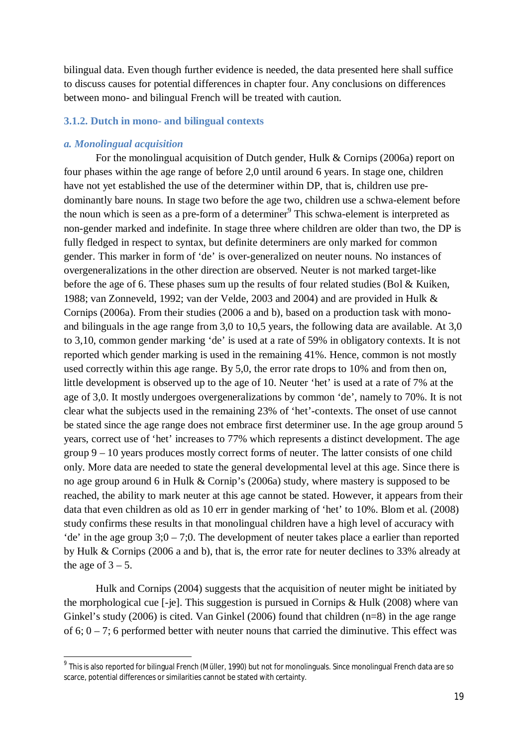bilingual data. Even though further evidence is needed, the data presented here shall suffice to discuss causes for potential differences in chapter four. Any conclusions on differences between mono- and bilingual French will be treated with caution.

### 3.1.2. Dutch in mono- and bilingual contexts

#### *a. Monolingual acquisition*

For the monolingual acquisition of Dutch gender, Hulk & Cornips (2006a) report on four phases within the age range of before 2,0 until around 6 years. In stage one, children have not yet established the use of the determiner within DP, that is, children use predominantly bare nouns. In stage two before the age two, children use a schwa-element before the noun which is seen as a pre-form of a determiner[9] This schwa-element is interpreted as non-gender marked and indefinite. In stage three where children are older than two, the DP is fully fledged in respect to syntax, but definite determiners are only marked for common gender. This marker in form of 'de' is over-generalized on neuter nouns. No instances of overgeneralizations in the other direction are observed. Neuter is not marked target-like before the age of 6. These phases sum up the results of four related studies (Bol & Kuiken, 1988; van Zonneveld, 1992; van der Velde, 2003 and 2004) and are provided in Hulk & Cornips (2006a). From their studies (2006 a and b), based on a production task with mono- and bilinguals in the age range from 3,0 to 10,5 years, the following data are available. At 3,0 to 3,10, common gender marking 'de' is used at a rate of 59% in obligatory contexts. It is not reported which gender marking is used in the remaining 41%. Hence, common is not mostly used correctly within this age range. By 5,0, the error rate drops to 10% and from then on, little development is observed up to the age of 10. Neuter 'het' is used at a rate of 7% at the age of 3,0. It mostly undergoes overgeneralizations by common 'de', namely to 70%. It is not clear what the subjects used in the remaining 23% of 'het'-contexts. The onset of use cannot be stated since the age range does not embrace first determiner use. In the age group around 5 years, correct use of 'het' increases to 77% which represents a distinct development. The age group 9 – 10 years produces mostly correct forms of neuter. The latter consists of one child only. More data are needed to state the general developmental level at this age. Since there is no age group around 6 in Hulk & Cornip's (2006a) study, where mastery is supposed to be reached, the ability to mark neuter at this age cannot be stated. However, it appears from their data that even children as old as 10 err in gender marking of 'het' to 10%. Blom et al. (2008) study confirms these results in that monolingual children have a high level of accuracy with 'de' in the age group 3;0 – 7;0. The development of neuter takes place a earlier than reported by Hulk & Cornips (2006 a and b), that is, the error rate for neuter declines to 33% already at the age of 3 – 5.

Hulk and Cornips (2004) suggests that the acquisition of neuter might be initiated by the morphological cue [-je]. This suggestion is pursued in Cornips & Hulk (2008) where van Ginkel's study (2006) is cited. Van Ginkel (2006) found that children (n=8) in the age range of 6; 0 – 7; 6 performed better with neuter nouns that carried the diminutive. This effect was

---

[9] This is also reported for bilingual French (Müller, 1990) but not for monolinguals. Since monolingual French data are so scarce, potential differences or similarities cannot be stated with certainty.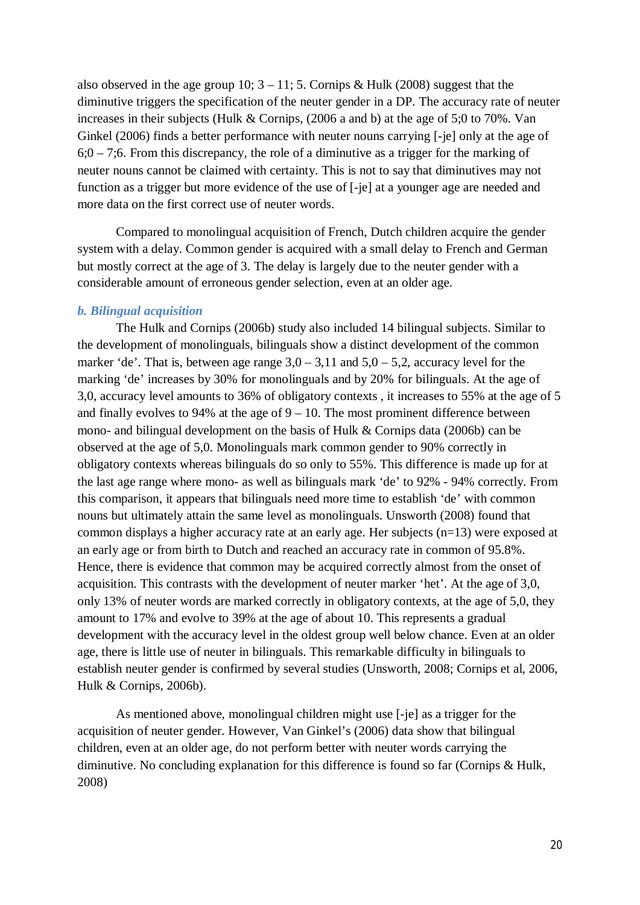also observed in the age group 10; 3 – 11; 5. Cornips & Hulk (2008) suggest that the diminutive triggers the specification of the neuter gender in a DP. The accuracy rate of neuter increases in their subjects (Hulk & Cornips, (2006 a and b) at the age of 5;0 to 70%. Van Ginkel (2006) finds a better performance with neuter nouns carrying [-je] only at the age of 6;0 – 7;6. From this discrepancy, the role of a diminutive as a trigger for the marking of neuter nouns cannot be claimed with certainty. This is not to say that diminutives may not function as a trigger but more evidence of the use of [-je] at a younger age are needed and more data on the first correct use of neuter words.

Compared to monolingual acquisition of French, Dutch children acquire the gender system with a delay. Common gender is acquired with a small delay to French and German but mostly correct at the age of 3. The delay is largely due to the neuter gender with a considerable amount of erroneous gender selection, even at an older age.

### *b. Bilingual acquisition*

The Hulk and Cornips (2006b) study also included 14 bilingual subjects. Similar to the development of monolinguals, bilinguals show a distinct development of the common marker 'de'. That is, between age range 3,0 – 3,11 and 5,0 – 5,2, accuracy level for the marking 'de' increases by 30% for monolinguals and by 20% for bilinguals. At the age of 3,0, accuracy level amounts to 36% of obligatory contexts , it increases to 55% at the age of 5 and finally evolves to 94% at the age of 9 – 10. The most prominent difference between mono- and bilingual development on the basis of Hulk & Cornips data (2006b) can be observed at the age of 5,0. Monolinguals mark common gender to 90% correctly in obligatory contexts whereas bilinguals do so only to 55%. This difference is made up for at the last age range where mono- as well as bilinguals mark 'de' to 92% - 94% correctly. From this comparison, it appears that bilinguals need more time to establish 'de' with common nouns but ultimately attain the same level as monolinguals. Unsworth (2008) found that common displays a higher accuracy rate at an early age. Her subjects (n=13) were exposed at an early age or from birth to Dutch and reached an accuracy rate in common of 95.8%. Hence, there is evidence that common may be acquired correctly almost from the onset of acquisition. This contrasts with the development of neuter marker 'het'. At the age of 3,0, only 13% of neuter words are marked correctly in obligatory contexts, at the age of 5,0, they amount to 17% and evolve to 39% at the age of about 10. This represents a gradual development with the accuracy level in the oldest group well below chance. Even at an older age, there is little use of neuter in bilinguals. This remarkable difficulty in bilinguals to establish neuter gender is confirmed by several studies (Unsworth, 2008; Cornips et al, 2006, Hulk & Cornips, 2006b).

As mentioned above, monolingual children might use [-je] as a trigger for the acquisition of neuter gender. However, Van Ginkel's (2006) data show that bilingual children, even at an older age, do not perform better with neuter words carrying the diminutive. No concluding explanation for this difference is found so far (Cornips & Hulk, 2008)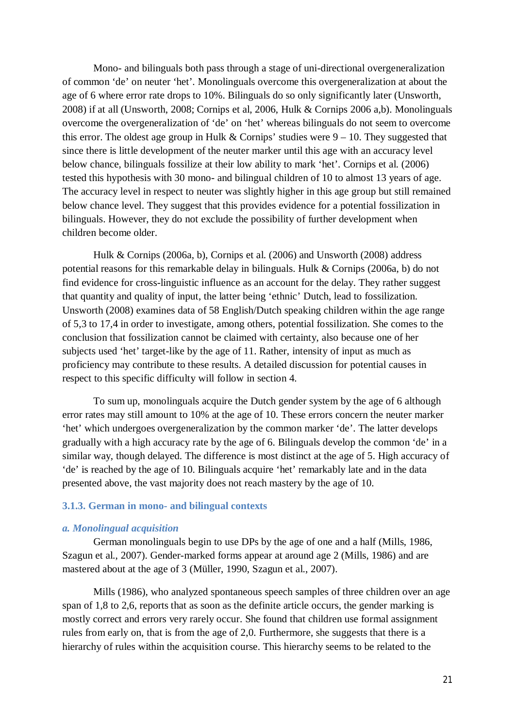Mono- and bilinguals both pass through a stage of uni-directional overgeneralization of common 'de' on neuter 'het'. Monolinguals overcome this overgeneralization at about the age of 6 where error rate drops to 10%. Bilinguals do so only significantly later (Unsworth, 2008) if at all (Unsworth, 2008; Cornips et al, 2006, Hulk & Cornips 2006 a,b). Monolinguals overcome the overgeneralization of 'de' on 'het' whereas bilinguals do not seem to overcome this error. The oldest age group in Hulk & Cornips' studies were 9 – 10. They suggested that since there is little development of the neuter marker until this age with an accuracy level below chance, bilinguals fossilize at their low ability to mark 'het'. Cornips et al. (2006) tested this hypothesis with 30 mono- and bilingual children of 10 to almost 13 years of age. The accuracy level in respect to neuter was slightly higher in this age group but still remained below chance level. They suggest that this provides evidence for a potential fossilization in bilinguals. However, they do not exclude the possibility of further development when children become older.

Hulk & Cornips (2006a, b), Cornips et al. (2006) and Unsworth (2008) address potential reasons for this remarkable delay in bilinguals. Hulk & Cornips (2006a, b) do not find evidence for cross-linguistic influence as an account for the delay. They rather suggest that quantity and quality of input, the latter being 'ethnic' Dutch, lead to fossilization. Unsworth (2008) examines data of 58 English/Dutch speaking children within the age range of 5,3 to 17,4 in order to investigate, among others, potential fossilization. She comes to the conclusion that fossilization cannot be claimed with certainty, also because one of her subjects used 'het' target-like by the age of 11. Rather, intensity of input as much as proficiency may contribute to these results. A detailed discussion for potential causes in respect to this specific difficulty will follow in section 4.

To sum up, monolinguals acquire the Dutch gender system by the age of 6 although error rates may still amount to 10% at the age of 10. These errors concern the neuter marker 'het' which undergoes overgeneralization by the common marker 'de'. The latter develops gradually with a high accuracy rate by the age of 6. Bilinguals develop the common 'de' in a similar way, though delayed. The difference is most distinct at the age of 5. High accuracy of 'de' is reached by the age of 10. Bilinguals acquire 'het' remarkably late and in the data presented above, the vast majority does not reach mastery by the age of 10.

### 3.1.3. German in mono- and bilingual contexts

#### *a. Monolingual acquisition*

German monolinguals begin to use DPs by the age of one and a half (Mills, 1986, Szagun et al., 2007). Gender-marked forms appear at around age 2 (Mills, 1986) and are mastered about at the age of 3 (Müller, 1990, Szagun et al., 2007).

Mills (1986), who analyzed spontaneous speech samples of three children over an age span of 1,8 to 2,6, reports that as soon as the definite article occurs, the gender marking is mostly correct and errors very rarely occur. She found that children use formal assignment rules from early on, that is from the age of 2,0. Furthermore, she suggests that there is a hierarchy of rules within the acquisition course. This hierarchy seems to be related to the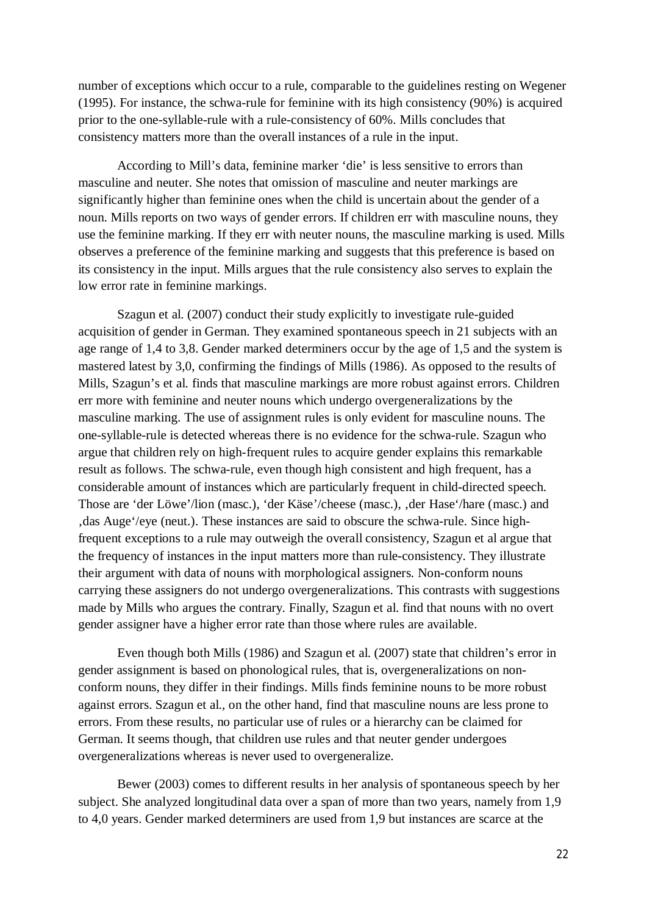number of exceptions which occur to a rule, comparable to the guidelines resting on Wegener (1995). For instance, the schwa-rule for feminine with its high consistency (90%) is acquired prior to the one-syllable-rule with a rule-consistency of 60%. Mills concludes that consistency matters more than the overall instances of a rule in the input.

According to Mill's data, feminine marker 'die' is less sensitive to errors than masculine and neuter. She notes that omission of masculine and neuter markings are significantly higher than feminine ones when the child is uncertain about the gender of a noun. Mills reports on two ways of gender errors. If children err with masculine nouns, they use the feminine marking. If they err with neuter nouns, the masculine marking is used. Mills observes a preference of the feminine marking and suggests that this preference is based on its consistency in the input. Mills argues that the rule consistency also serves to explain the low error rate in feminine markings.

Szagun et al. (2007) conduct their study explicitly to investigate rule-guided acquisition of gender in German. They examined spontaneous speech in 21 subjects with an age range of 1,4 to 3,8. Gender marked determiners occur by the age of 1,5 and the system is mastered latest by 3,0, confirming the findings of Mills (1986). As opposed to the results of Mills, Szagun's et al. finds that masculine markings are more robust against errors. Children err more with feminine and neuter nouns which undergo overgeneralizations by the masculine marking. The use of assignment rules is only evident for masculine nouns. The one-syllable-rule is detected whereas there is no evidence for the schwa-rule. Szagun who argue that children rely on high-frequent rules to acquire gender explains this remarkable result as follows. The schwa-rule, even though high consistent and high frequent, has a considerable amount of instances which are particularly frequent in child-directed speech. Those are 'der Löwe'/lion (masc.), 'der Käse'/cheese (masc.), ‚der Hase'/hare (masc.) and ‚das Auge'/eye (neut.). These instances are said to obscure the schwa-rule. Since high-frequent exceptions to a rule may outweigh the overall consistency, Szagun et al argue that the frequency of instances in the input matters more than rule-consistency. They illustrate their argument with data of nouns with morphological assigners. Non-conform nouns carrying these assigners do not undergo overgeneralizations. This contrasts with suggestions made by Mills who argues the contrary. Finally, Szagun et al. find that nouns with no overt gender assigner have a higher error rate than those where rules are available.

Even though both Mills (1986) and Szagun et al. (2007) state that children's error in gender assignment is based on phonological rules, that is, overgeneralizations on non-conform nouns, they differ in their findings. Mills finds feminine nouns to be more robust against errors. Szagun et al., on the other hand, find that masculine nouns are less prone to errors. From these results, no particular use of rules or a hierarchy can be claimed for German. It seems though, that children use rules and that neuter gender undergoes overgeneralizations whereas is never used to overgeneralize.

Bewer (2003) comes to different results in her analysis of spontaneous speech by her subject. She analyzed longitudinal data over a span of more than two years, namely from 1,9 to 4,0 years. Gender marked determiners are used from 1,9 but instances are scarce at the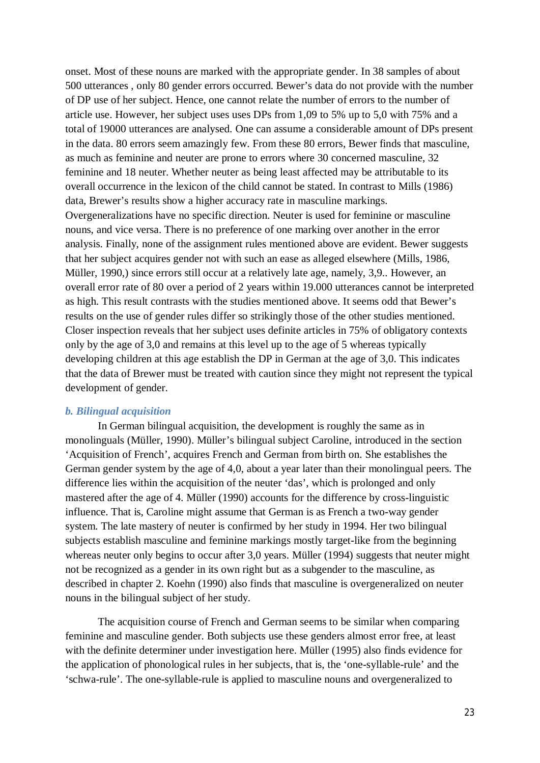onset. Most of these nouns are marked with the appropriate gender. In 38 samples of about 500 utterances , only 80 gender errors occurred. Bewer's data do not provide with the number of DP use of her subject. Hence, one cannot relate the number of errors to the number of article use. However, her subject uses uses DPs from 1,09 to 5% up to 5,0 with 75% and a total of 19000 utterances are analysed. One can assume a considerable amount of DPs present in the data. 80 errors seem amazingly few. From these 80 errors, Bewer finds that masculine, as much as feminine and neuter are prone to errors where 30 concerned masculine, 32 feminine and 18 neuter. Whether neuter as being least affected may be attributable to its overall occurrence in the lexicon of the child cannot be stated. In contrast to Mills (1986) data, Brewer's results show a higher accuracy rate in masculine markings. Overgeneralizations have no specific direction. Neuter is used for feminine or masculine nouns, and vice versa. There is no preference of one marking over another in the error analysis. Finally, none of the assignment rules mentioned above are evident. Bewer suggests that her subject acquires gender not with such an ease as alleged elsewhere (Mills, 1986, Müller, 1990,) since errors still occur at a relatively late age, namely, 3,9.. However, an overall error rate of 80 over a period of 2 years within 19.000 utterances cannot be interpreted as high. This result contrasts with the studies mentioned above. It seems odd that Bewer's results on the use of gender rules differ so strikingly those of the other studies mentioned. Closer inspection reveals that her subject uses definite articles in 75% of obligatory contexts only by the age of 3,0 and remains at this level up to the age of 5 whereas typically developing children at this age establish the DP in German at the age of 3,0. This indicates that the data of Brewer must be treated with caution since they might not represent the typical development of gender.

### *b. Bilingual acquisition*

In German bilingual acquisition, the development is roughly the same as in monolinguals (Müller, 1990). Müller's bilingual subject Caroline, introduced in the section 'Acquisition of French', acquires French and German from birth on. She establishes the German gender system by the age of 4,0, about a year later than their monolingual peers. The difference lies within the acquisition of the neuter 'das', which is prolonged and only mastered after the age of 4. Müller (1990) accounts for the difference by cross-linguistic influence. That is, Caroline might assume that German is as French a two-way gender system. The late mastery of neuter is confirmed by her study in 1994. Her two bilingual subjects establish masculine and feminine markings mostly target-like from the beginning whereas neuter only begins to occur after 3,0 years. Müller (1994) suggests that neuter might not be recognized as a gender in its own right but as a subgender to the masculine, as described in chapter 2. Koehn (1990) also finds that masculine is overgeneralized on neuter nouns in the bilingual subject of her study.

The acquisition course of French and German seems to be similar when comparing feminine and masculine gender. Both subjects use these genders almost error free, at least with the definite determiner under investigation here. Müller (1995) also finds evidence for the application of phonological rules in her subjects, that is, the 'one-syllable-rule' and the 'schwa-rule'. The one-syllable-rule is applied to masculine nouns and overgeneralized to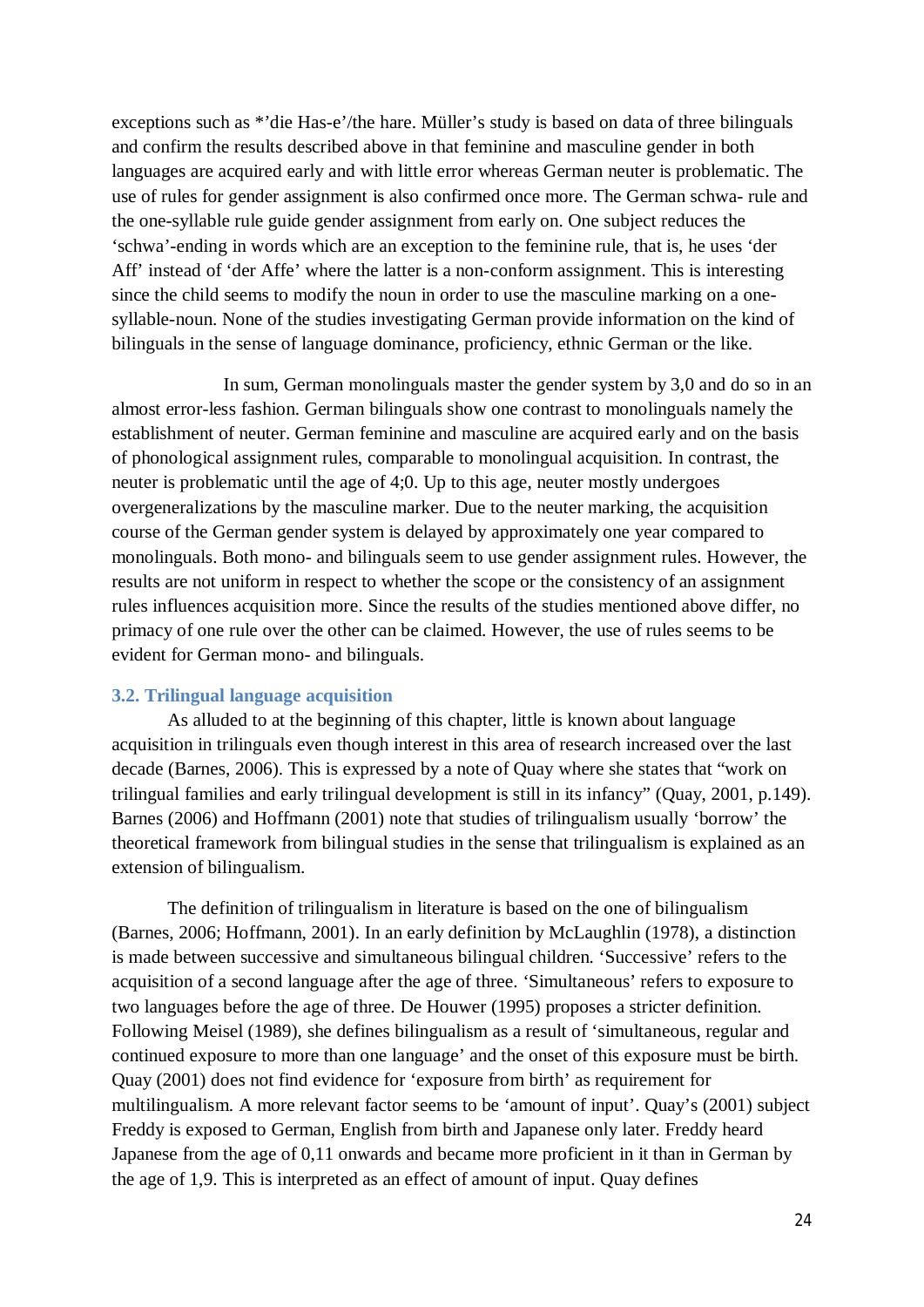exceptions such as *'die Has-e'/the hare. Müller's study is based on data of three bilinguals and confirm the results described above in that feminine and masculine gender in both languages are acquired early and with little error whereas German neuter is problematic. The use of rules for gender assignment is also confirmed once more. The German schwa- rule and the one-syllable rule guide gender assignment from early on. One subject reduces the 'schwa'-ending in words which are an exception to the feminine rule, that is, he uses 'der Aff' instead of 'der Affe' where the latter is a non-conform assignment. This is interesting since the child seems to modify the noun in order to use the masculine marking on a one-syllable-noun. None of the studies investigating German provide information on the kind of bilinguals in the sense of language dominance, proficiency, ethnic German or the like.

In sum, German monolinguals master the gender system by 3,0 and do so in an almost error-less fashion. German bilinguals show one contrast to monolinguals namely the establishment of neuter. German feminine and masculine are acquired early and on the basis of phonological assignment rules, comparable to monolingual acquisition. In contrast, the neuter is problematic until the age of 4;0. Up to this age, neuter mostly undergoes overgeneralizations by the masculine marker. Due to the neuter marking, the acquisition course of the German gender system is delayed by approximately one year compared to monolinguals. Both mono- and bilinguals seem to use gender assignment rules. However, the results are not uniform in respect to whether the scope or the consistency of an assignment rules influences acquisition more. Since the results of the studies mentioned above differ, no primacy of one rule over the other can be claimed. However, the use of rules seems to be evident for German mono- and bilinguals.

### 3.2. Trilingual language acquisition

As alluded to at the beginning of this chapter, little is known about language acquisition in trilinguals even though interest in this area of research increased over the last decade (Barnes, 2006). This is expressed by a note of Quay where she states that "work on trilingual families and early trilingual development is still in its infancy" (Quay, 2001, p.149). Barnes (2006) and Hoffmann (2001) note that studies of trilingualism usually 'borrow' the theoretical framework from bilingual studies in the sense that trilingualism is explained as an extension of bilingualism.

The definition of trilingualism in literature is based on the one of bilingualism (Barnes, 2006; Hoffmann, 2001). In an early definition by McLaughlin (1978), a distinction is made between successive and simultaneous bilingual children. 'Successive' refers to the acquisition of a second language after the age of three. 'Simultaneous' refers to exposure to two languages before the age of three. De Houwer (1995) proposes a stricter definition. Following Meisel (1989), she defines bilingualism as a result of 'simultaneous, regular and continued exposure to more than one language' and the onset of this exposure must be birth. Quay (2001) does not find evidence for 'exposure from birth' as requirement for multilingualism. A more relevant factor seems to be 'amount of input'. Quay's (2001) subject Freddy is exposed to German, English from birth and Japanese only later. Freddy heard Japanese from the age of 0,11 onwards and became more proficient in it than in German by the age of 1,9. This is interpreted as an effect of amount of input. Quay defines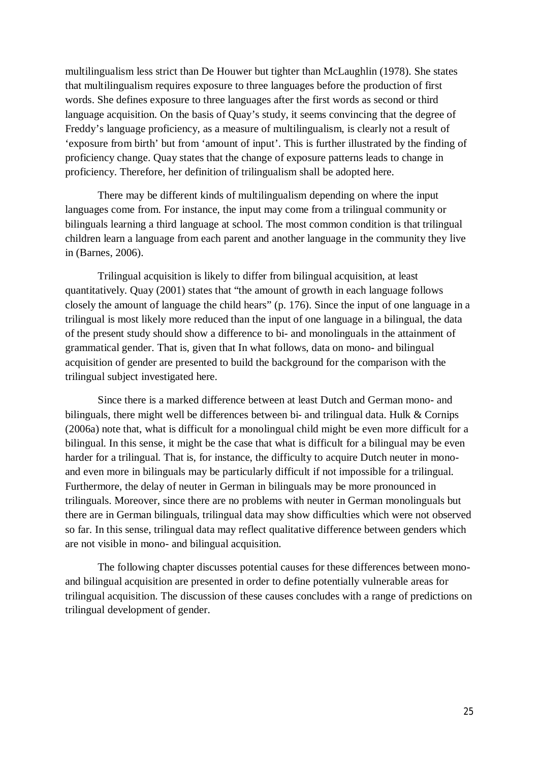multilingualism less strict than De Houwer but tighter than McLaughlin (1978). She states that multilingualism requires exposure to three languages before the production of first words. She defines exposure to three languages after the first words as second or third language acquisition. On the basis of Quay's study, it seems convincing that the degree of Freddy's language proficiency, as a measure of multilingualism, is clearly not a result of 'exposure from birth' but from 'amount of input'. This is further illustrated by the finding of proficiency change. Quay states that the change of exposure patterns leads to change in proficiency. Therefore, her definition of trilingualism shall be adopted here.

There may be different kinds of multilingualism depending on where the input languages come from. For instance, the input may come from a trilingual community or bilinguals learning a third language at school. The most common condition is that trilingual children learn a language from each parent and another language in the community they live in (Barnes, 2006).

Trilingual acquisition is likely to differ from bilingual acquisition, at least quantitatively. Quay (2001) states that "the amount of growth in each language follows closely the amount of language the child hears" (p. 176). Since the input of one language in a trilingual is most likely more reduced than the input of one language in a bilingual, the data of the present study should show a difference to bi- and monolinguals in the attainment of grammatical gender. That is, given that In what follows, data on mono- and bilingual acquisition of gender are presented to build the background for the comparison with the trilingual subject investigated here.

Since there is a marked difference between at least Dutch and German mono- and bilinguals, there might well be differences between bi- and trilingual data. Hulk & Cornips (2006a) note that, what is difficult for a monolingual child might be even more difficult for a bilingual. In this sense, it might be the case that what is difficult for a bilingual may be even harder for a trilingual. That is, for instance, the difficulty to acquire Dutch neuter in mono- and even more in bilinguals may be particularly difficult if not impossible for a trilingual. Furthermore, the delay of neuter in German in bilinguals may be more pronounced in trilinguals. Moreover, since there are no problems with neuter in German monolinguals but there are in German bilinguals, trilingual data may show difficulties which were not observed so far. In this sense, trilingual data may reflect qualitative difference between genders which are not visible in mono- and bilingual acquisition.

The following chapter discusses potential causes for these differences between mono- and bilingual acquisition are presented in order to define potentially vulnerable areas for trilingual acquisition. The discussion of these causes concludes with a range of predictions on trilingual development of gender.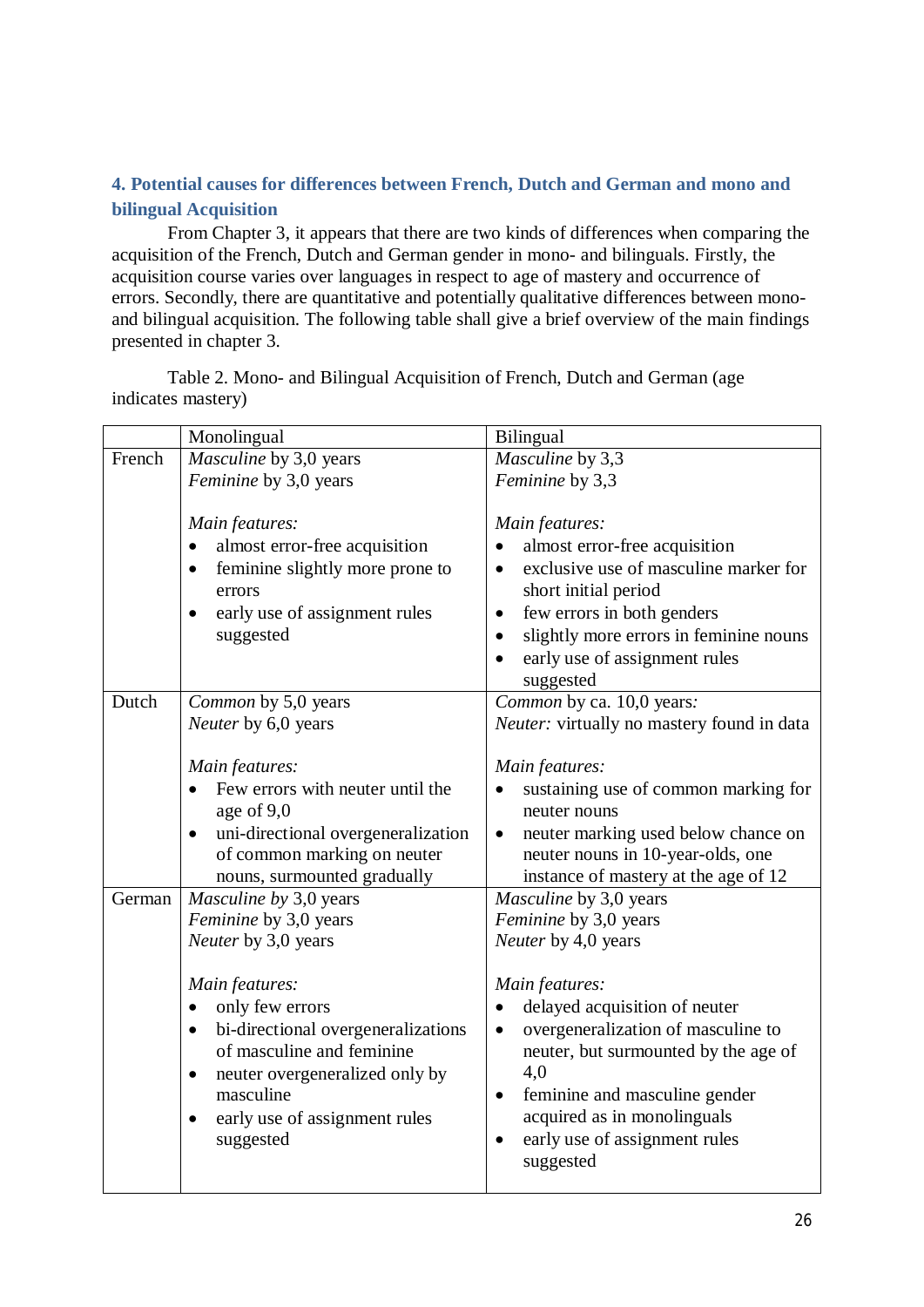## 4. Potential causes for differences between French, Dutch and German and mono and bilingual Acquisition

From Chapter 3, it appears that there are two kinds of differences when comparing the acquisition of the French, Dutch and German gender in mono- and bilinguals. Firstly, the acquisition course varies over languages in respect to age of mastery and occurrence of errors. Secondly, there are quantitative and potentially qualitative differences between mono- and bilingual acquisition. The following table shall give a brief overview of the main findings presented in chapter 3.

Table 2. Mono- and Bilingual Acquisition of French, Dutch and German (age indicates mastery)

| | Monolingual | Bilingual |
|---|---|---|
| French | *Masculine* by 3,0 years<br>*Feminine* by 3,0 years<br><br>*Main features:*<br>• almost error-free acquisition<br>• feminine slightly more prone to errors<br>• early use of assignment rules suggested | *Masculine* by 3,3<br>*Feminine* by 3,3<br><br>*Main features:*<br>• almost error-free acquisition<br>• exclusive use of masculine marker for short initial period<br>• few errors in both genders<br>• slightly more errors in feminine nouns<br>• early use of assignment rules suggested |
| Dutch | *Common* by 5,0 years<br>*Neuter* by 6,0 years<br><br>*Main features:*<br>• Few errors with neuter until the age of 9,0<br>• uni-directional overgeneralization of common marking on neuter nouns, surmounted gradually | *Common* by ca. 10,0 years*:*<br>*Neuter:* virtually no mastery found in data<br><br>*Main features:*<br>• sustaining use of common marking for neuter nouns<br>• neuter marking used below chance on neuter nouns in 10-year-olds, one instance of mastery at the age of 12 |
| German | *Masculine by* 3,0 years<br>*Feminine* by 3,0 years<br>*Neuter* by 3,0 years<br><br>*Main features:*<br>• only few errors<br>• bi-directional overgeneralizations of masculine and feminine<br>• neuter overgeneralized only by masculine<br>• early use of assignment rules suggested | *Masculine* by 3,0 years<br>*Feminine* by 3,0 years<br>*Neuter* by 4,0 years<br><br>*Main features:*<br>• delayed acquisition of neuter<br>• overgeneralization of masculine to neuter, but surmounted by the age of 4,0<br>• feminine and masculine gender acquired as in monolinguals<br>• early use of assignment rules suggested |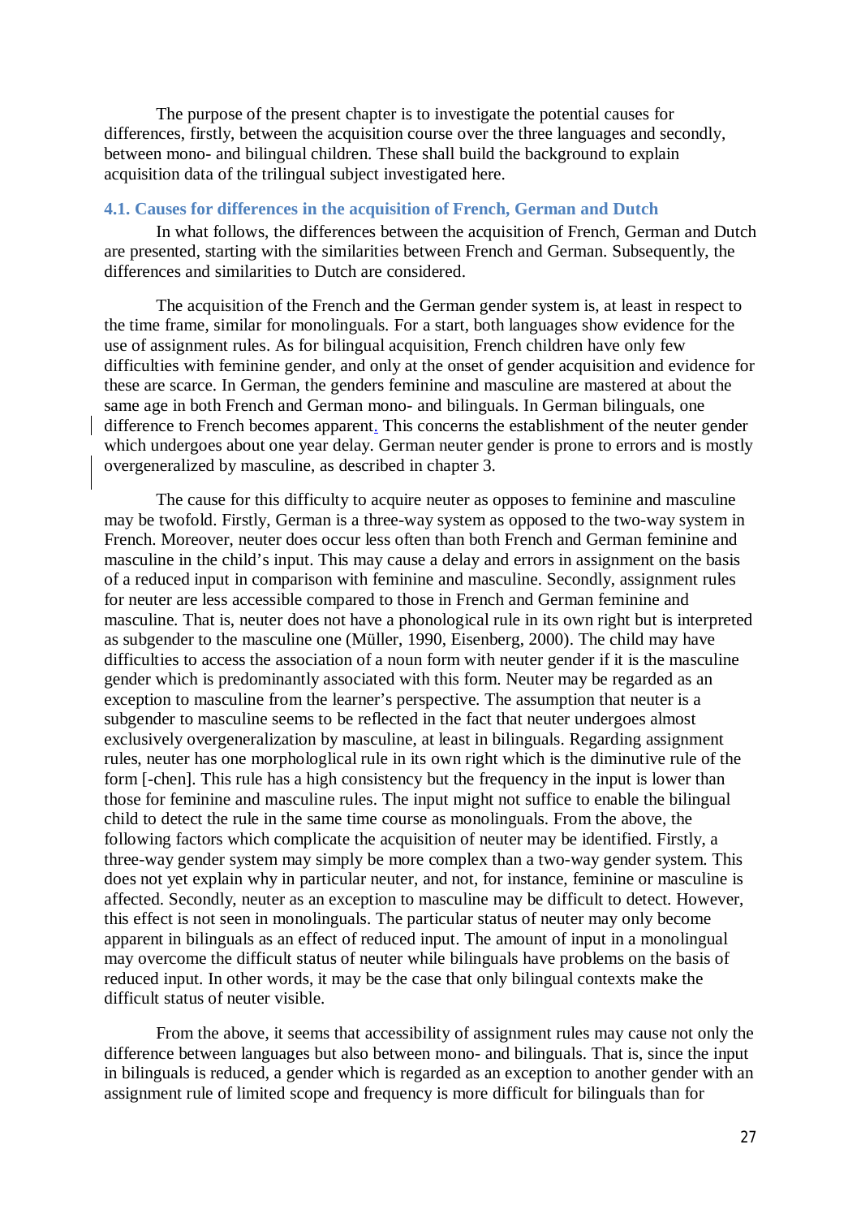The purpose of the present chapter is to investigate the potential causes for differences, firstly, between the acquisition course over the three languages and secondly, between mono- and bilingual children. These shall build the background to explain acquisition data of the trilingual subject investigated here.

### 4.1. Causes for differences in the acquisition of French, German and Dutch

In what follows, the differences between the acquisition of French, German and Dutch are presented, starting with the similarities between French and German. Subsequently, the differences and similarities to Dutch are considered.

The acquisition of the French and the German gender system is, at least in respect to the time frame, similar for monolinguals. For a start, both languages show evidence for the use of assignment rules. As for bilingual acquisition, French children have only few difficulties with feminine gender, and only at the onset of gender acquisition and evidence for these are scarce. In German, the genders feminine and masculine are mastered at about the same age in both French and German mono- and bilinguals. In German bilinguals, one difference to French becomes apparent. This concerns the establishment of the neuter gender which undergoes about one year delay. German neuter gender is prone to errors and is mostly overgeneralized by masculine, as described in chapter 3.

The cause for this difficulty to acquire neuter as opposes to feminine and masculine may be twofold. Firstly, German is a three-way system as opposed to the two-way system in French. Moreover, neuter does occur less often than both French and German feminine and masculine in the child's input. This may cause a delay and errors in assignment on the basis of a reduced input in comparison with feminine and masculine. Secondly, assignment rules for neuter are less accessible compared to those in French and German feminine and masculine. That is, neuter does not have a phonological rule in its own right but is interpreted as subgender to the masculine one (Müller, 1990, Eisenberg, 2000). The child may have difficulties to access the association of a noun form with neuter gender if it is the masculine gender which is predominantly associated with this form. Neuter may be regarded as an exception to masculine from the learner's perspective. The assumption that neuter is a subgender to masculine seems to be reflected in the fact that neuter undergoes almost exclusively overgeneralization by masculine, at least in bilinguals. Regarding assignment rules, neuter has one morphologlical rule in its own right which is the diminutive rule of the form [-chen]. This rule has a high consistency but the frequency in the input is lower than those for feminine and masculine rules. The input might not suffice to enable the bilingual child to detect the rule in the same time course as monolinguals. From the above, the following factors which complicate the acquisition of neuter may be identified. Firstly, a three-way gender system may simply be more complex than a two-way gender system. This does not yet explain why in particular neuter, and not, for instance, feminine or masculine is affected. Secondly, neuter as an exception to masculine may be difficult to detect. However, this effect is not seen in monolinguals. The particular status of neuter may only become apparent in bilinguals as an effect of reduced input. The amount of input in a monolingual may overcome the difficult status of neuter while bilinguals have problems on the basis of reduced input. In other words, it may be the case that only bilingual contexts make the difficult status of neuter visible.

From the above, it seems that accessibility of assignment rules may cause not only the difference between languages but also between mono- and bilinguals. That is, since the input in bilinguals is reduced, a gender which is regarded as an exception to another gender with an assignment rule of limited scope and frequency is more difficult for bilinguals than for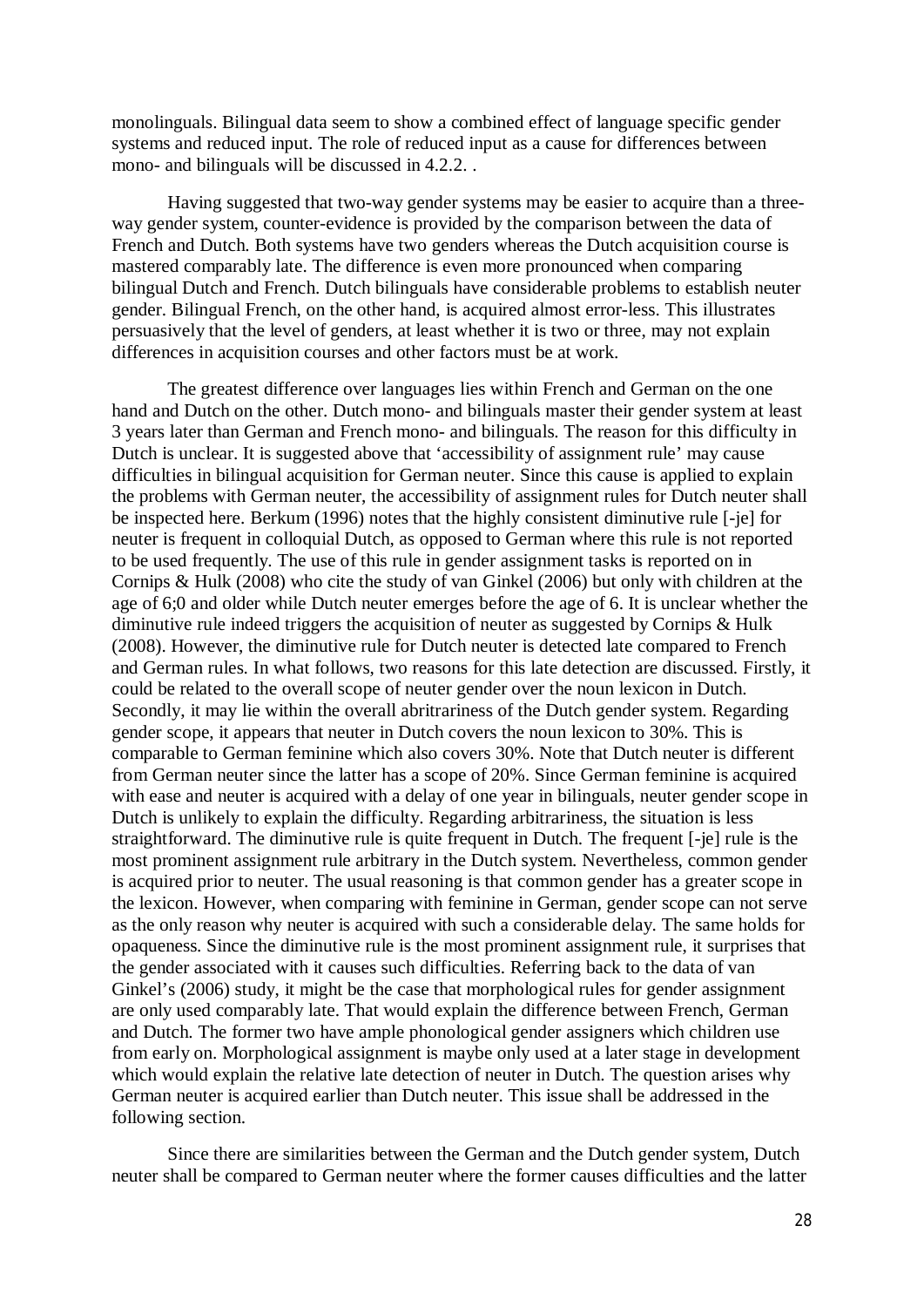monolinguals. Bilingual data seem to show a combined effect of language specific gender systems and reduced input. The role of reduced input as a cause for differences between mono- and bilinguals will be discussed in 4.2.2. .

Having suggested that two-way gender systems may be easier to acquire than a three-way gender system, counter-evidence is provided by the comparison between the data of French and Dutch. Both systems have two genders whereas the Dutch acquisition course is mastered comparably late. The difference is even more pronounced when comparing bilingual Dutch and French. Dutch bilinguals have considerable problems to establish neuter gender. Bilingual French, on the other hand, is acquired almost error-less. This illustrates persuasively that the level of genders, at least whether it is two or three, may not explain differences in acquisition courses and other factors must be at work.

The greatest difference over languages lies within French and German on the one hand and Dutch on the other. Dutch mono- and bilinguals master their gender system at least 3 years later than German and French mono- and bilinguals. The reason for this difficulty in Dutch is unclear. It is suggested above that 'accessibility of assignment rule' may cause difficulties in bilingual acquisition for German neuter. Since this cause is applied to explain the problems with German neuter, the accessibility of assignment rules for Dutch neuter shall be inspected here. Berkum (1996) notes that the highly consistent diminutive rule [-je] for neuter is frequent in colloquial Dutch, as opposed to German where this rule is not reported to be used frequently. The use of this rule in gender assignment tasks is reported on in Cornips & Hulk (2008) who cite the study of van Ginkel (2006) but only with children at the age of 6;0 and older while Dutch neuter emerges before the age of 6. It is unclear whether the diminutive rule indeed triggers the acquisition of neuter as suggested by Cornips & Hulk (2008). However, the diminutive rule for Dutch neuter is detected late compared to French and German rules. In what follows, two reasons for this late detection are discussed. Firstly, it could be related to the overall scope of neuter gender over the noun lexicon in Dutch. Secondly, it may lie within the overall abritrariness of the Dutch gender system. Regarding gender scope, it appears that neuter in Dutch covers the noun lexicon to 30%. This is comparable to German feminine which also covers 30%. Note that Dutch neuter is different from German neuter since the latter has a scope of 20%. Since German feminine is acquired with ease and neuter is acquired with a delay of one year in bilinguals, neuter gender scope in Dutch is unlikely to explain the difficulty. Regarding arbitrariness, the situation is less straightforward. The diminutive rule is quite frequent in Dutch. The frequent [-je] rule is the most prominent assignment rule arbitrary in the Dutch system. Nevertheless, common gender is acquired prior to neuter. The usual reasoning is that common gender has a greater scope in the lexicon. However, when comparing with feminine in German, gender scope can not serve as the only reason why neuter is acquired with such a considerable delay. The same holds for opaqueness. Since the diminutive rule is the most prominent assignment rule, it surprises that the gender associated with it causes such difficulties. Referring back to the data of van Ginkel's (2006) study, it might be the case that morphological rules for gender assignment are only used comparably late. That would explain the difference between French, German and Dutch. The former two have ample phonological gender assigners which children use from early on. Morphological assignment is maybe only used at a later stage in development which would explain the relative late detection of neuter in Dutch. The question arises why German neuter is acquired earlier than Dutch neuter. This issue shall be addressed in the following section.

Since there are similarities between the German and the Dutch gender system, Dutch neuter shall be compared to German neuter where the former causes difficulties and the latter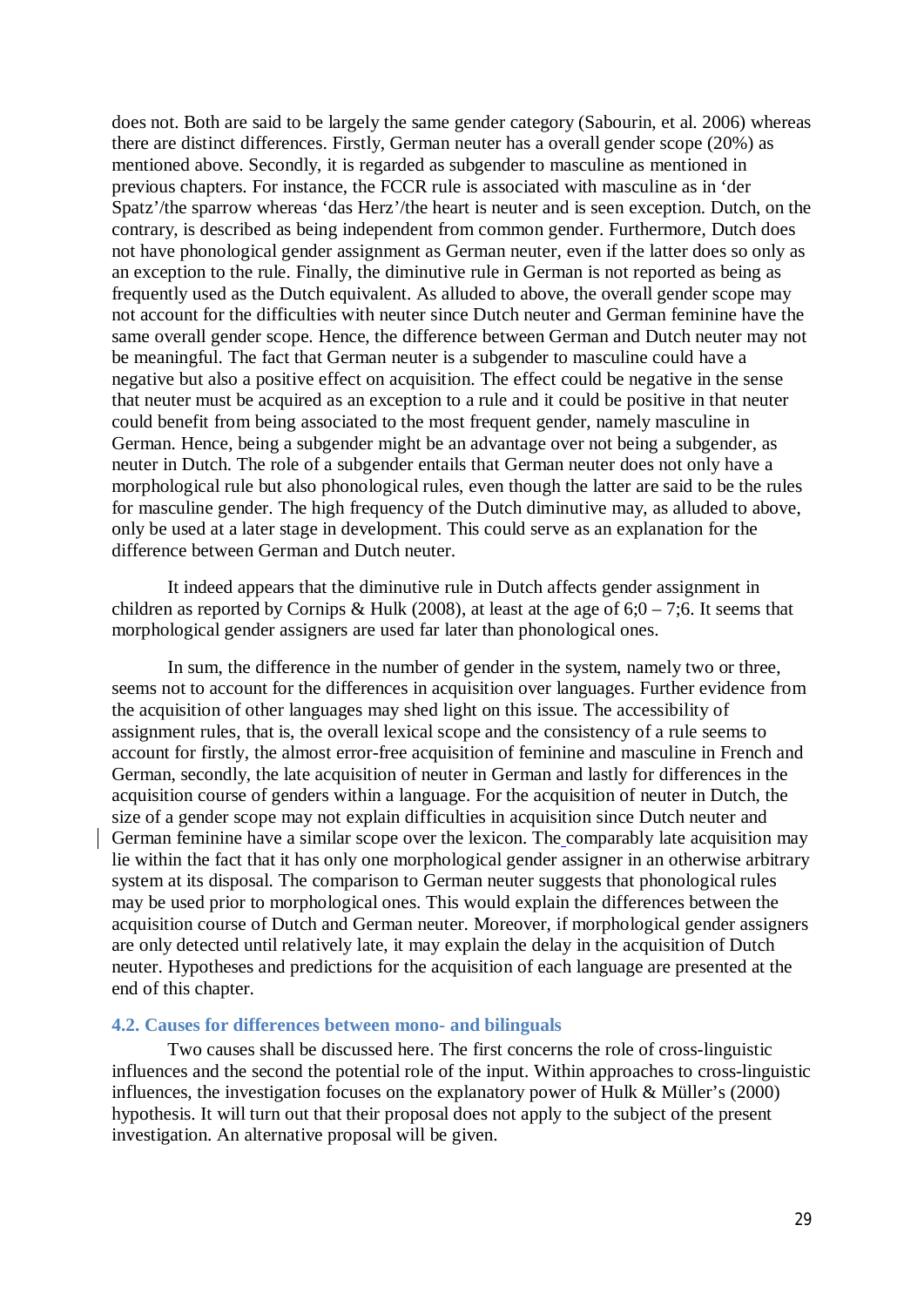does not. Both are said to be largely the same gender category (Sabourin, et al. 2006) whereas there are distinct differences. Firstly, German neuter has a overall gender scope (20%) as mentioned above. Secondly, it is regarded as subgender to masculine as mentioned in previous chapters. For instance, the FCCR rule is associated with masculine as in 'der Spatz'/the sparrow whereas 'das Herz'/the heart is neuter and is seen exception. Dutch, on the contrary, is described as being independent from common gender. Furthermore, Dutch does not have phonological gender assignment as German neuter, even if the latter does so only as an exception to the rule. Finally, the diminutive rule in German is not reported as being as frequently used as the Dutch equivalent. As alluded to above, the overall gender scope may not account for the difficulties with neuter since Dutch neuter and German feminine have the same overall gender scope. Hence, the difference between German and Dutch neuter may not be meaningful. The fact that German neuter is a subgender to masculine could have a negative but also a positive effect on acquisition. The effect could be negative in the sense that neuter must be acquired as an exception to a rule and it could be positive in that neuter could benefit from being associated to the most frequent gender, namely masculine in German. Hence, being a subgender might be an advantage over not being a subgender, as neuter in Dutch. The role of a subgender entails that German neuter does not only have a morphological rule but also phonological rules, even though the latter are said to be the rules for masculine gender. The high frequency of the Dutch diminutive may, as alluded to above, only be used at a later stage in development. This could serve as an explanation for the difference between German and Dutch neuter.

It indeed appears that the diminutive rule in Dutch affects gender assignment in children as reported by Cornips & Hulk (2008), at least at the age of 6;0 – 7;6. It seems that morphological gender assigners are used far later than phonological ones.

In sum, the difference in the number of gender in the system, namely two or three, seems not to account for the differences in acquisition over languages. Further evidence from the acquisition of other languages may shed light on this issue. The accessibility of assignment rules, that is, the overall lexical scope and the consistency of a rule seems to account for firstly, the almost error-free acquisition of feminine and masculine in French and German, secondly, the late acquisition of neuter in German and lastly for differences in the acquisition course of genders within a language. For the acquisition of neuter in Dutch, the size of a gender scope may not explain difficulties in acquisition since Dutch neuter and German feminine have a similar scope over the lexicon. The comparably late acquisition may lie within the fact that it has only one morphological gender assigner in an otherwise arbitrary system at its disposal. The comparison to German neuter suggests that phonological rules may be used prior to morphological ones. This would explain the differences between the acquisition course of Dutch and German neuter. Moreover, if morphological gender assigners are only detected until relatively late, it may explain the delay in the acquisition of Dutch neuter. Hypotheses and predictions for the acquisition of each language are presented at the end of this chapter.

### 4.2. Causes for differences between mono- and bilinguals

Two causes shall be discussed here. The first concerns the role of cross-linguistic influences and the second the potential role of the input. Within approaches to cross-linguistic influences, the investigation focuses on the explanatory power of Hulk & Müller's (2000) hypothesis. It will turn out that their proposal does not apply to the subject of the present investigation. An alternative proposal will be given.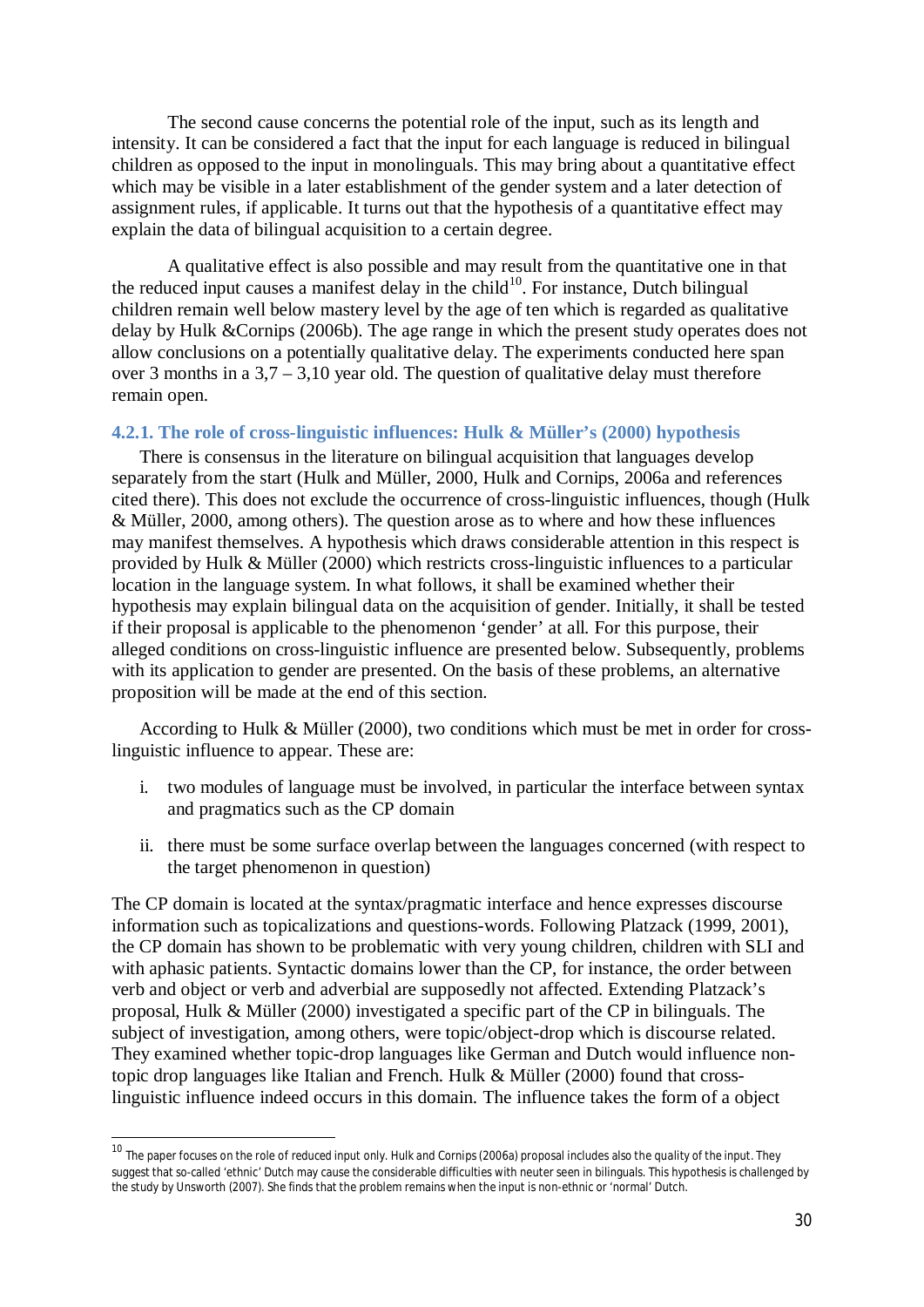The second cause concerns the potential role of the input, such as its length and intensity. It can be considered a fact that the input for each language is reduced in bilingual children as opposed to the input in monolinguals. This may bring about a quantitative effect which may be visible in a later establishment of the gender system and a later detection of assignment rules, if applicable. It turns out that the hypothesis of a quantitative effect may explain the data of bilingual acquisition to a certain degree.

A qualitative effect is also possible and may result from the quantitative one in that the reduced input causes a manifest delay in the child[10]. For instance, Dutch bilingual children remain well below mastery level by the age of ten which is regarded as qualitative delay by Hulk &Cornips (2006b). The age range in which the present study operates does not allow conclusions on a potentially qualitative delay. The experiments conducted here span over 3 months in a 3,7 – 3,10 year old. The question of qualitative delay must therefore remain open.

### 4.2.1. The role of cross-linguistic influences: Hulk & Müller's (2000) hypothesis

There is consensus in the literature on bilingual acquisition that languages develop separately from the start (Hulk and Müller, 2000, Hulk and Cornips, 2006a and references cited there). This does not exclude the occurrence of cross-linguistic influences, though (Hulk & Müller, 2000, among others). The question arose as to where and how these influences may manifest themselves. A hypothesis which draws considerable attention in this respect is provided by Hulk & Müller (2000) which restricts cross-linguistic influences to a particular location in the language system. In what follows, it shall be examined whether their hypothesis may explain bilingual data on the acquisition of gender. Initially, it shall be tested if their proposal is applicable to the phenomenon 'gender' at all. For this purpose, their alleged conditions on cross-linguistic influence are presented below. Subsequently, problems with its application to gender are presented. On the basis of these problems, an alternative proposition will be made at the end of this section.

According to Hulk & Müller (2000), two conditions which must be met in order for cross-linguistic influence to appear. These are:

i. two modules of language must be involved, in particular the interface between syntax and pragmatics such as the CP domain

ii. there must be some surface overlap between the languages concerned (with respect to the target phenomenon in question)

The CP domain is located at the syntax/pragmatic interface and hence expresses discourse information such as topicalizations and questions-words. Following Platzack (1999, 2001), the CP domain has shown to be problematic with very young children, children with SLI and with aphasic patients. Syntactic domains lower than the CP, for instance, the order between verb and object or verb and adverbial are supposedly not affected. Extending Platzack's proposal, Hulk & Müller (2000) investigated a specific part of the CP in bilinguals. The subject of investigation, among others, were topic/object-drop which is discourse related. They examined whether topic-drop languages like German and Dutch would influence non-topic drop languages like Italian and French. Hulk & Müller (2000) found that cross-linguistic influence indeed occurs in this domain. The influence takes the form of a object

---

[10] The paper focuses on the role of reduced input only. Hulk and Cornips (2006a) proposal includes also the quality of the input. They suggest that so-called 'ethnic' Dutch may cause the considerable difficulties with neuter seen in bilinguals. This hypothesis is challenged by the study by Unsworth (2007). She finds that the problem remains when the input is non-ethnic or 'normal' Dutch.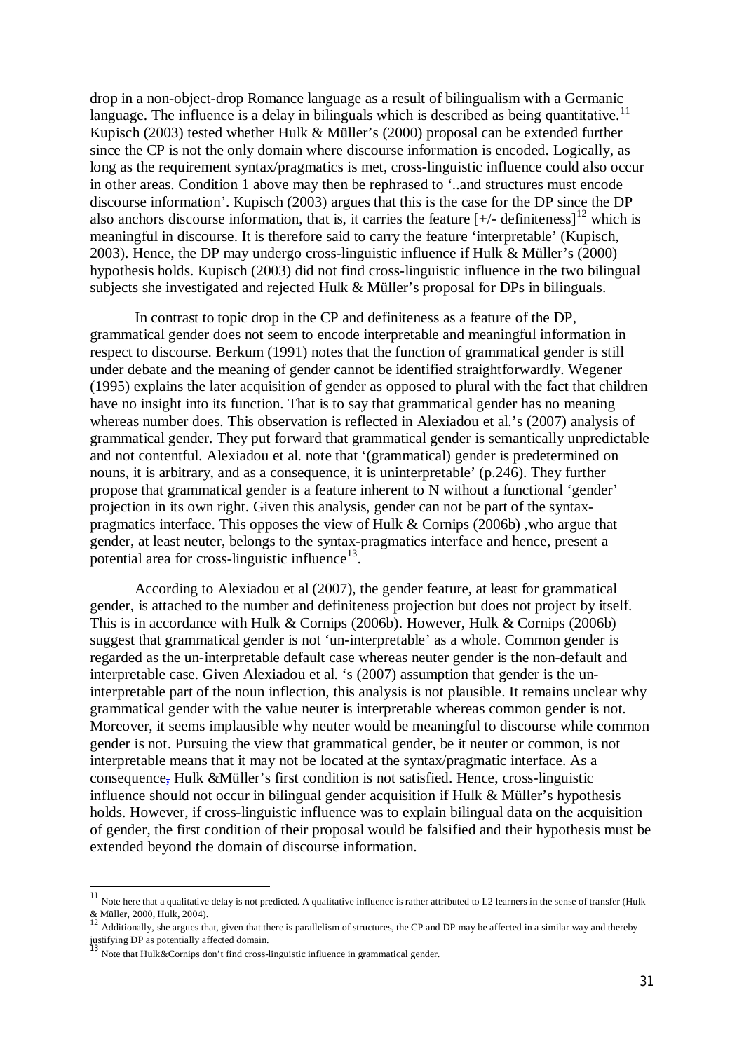drop in a non-object-drop Romance language as a result of bilingualism with a Germanic language. The influence is a delay in bilinguals which is described as being quantitative.[11] Kupisch (2003) tested whether Hulk & Müller's (2000) proposal can be extended further since the CP is not the only domain where discourse information is encoded. Logically, as long as the requirement syntax/pragmatics is met, cross-linguistic influence could also occur in other areas. Condition 1 above may then be rephrased to '..and structures must encode discourse information'. Kupisch (2003) argues that this is the case for the DP since the DP also anchors discourse information, that is, it carries the feature [+/- definiteness][12] which is meaningful in discourse. It is therefore said to carry the feature 'interpretable' (Kupisch, 2003). Hence, the DP may undergo cross-linguistic influence if Hulk & Müller's (2000) hypothesis holds. Kupisch (2003) did not find cross-linguistic influence in the two bilingual subjects she investigated and rejected Hulk & Müller's proposal for DPs in bilinguals.

In contrast to topic drop in the CP and definiteness as a feature of the DP, grammatical gender does not seem to encode interpretable and meaningful information in respect to discourse. Berkum (1991) notes that the function of grammatical gender is still under debate and the meaning of gender cannot be identified straightforwardly. Wegener (1995) explains the later acquisition of gender as opposed to plural with the fact that children have no insight into its function. That is to say that grammatical gender has no meaning whereas number does. This observation is reflected in Alexiadou et al.'s (2007) analysis of grammatical gender. They put forward that grammatical gender is semantically unpredictable and not contentful. Alexiadou et al. note that '(grammatical) gender is predetermined on nouns, it is arbitrary, and as a consequence, it is uninterpretable' (p.246). They further propose that grammatical gender is a feature inherent to N without a functional 'gender' projection in its own right. Given this analysis, gender can not be part of the syntax-pragmatics interface. This opposes the view of Hulk & Cornips (2006b) ,who argue that gender, at least neuter, belongs to the syntax-pragmatics interface and hence, present a potential area for cross-linguistic influence[13].

According to Alexiadou et al (2007), the gender feature, at least for grammatical gender, is attached to the number and definiteness projection but does not project by itself. This is in accordance with Hulk & Cornips (2006b). However, Hulk & Cornips (2006b) suggest that grammatical gender is not 'un-interpretable' as a whole. Common gender is regarded as the un-interpretable default case whereas neuter gender is the non-default and interpretable case. Given Alexiadou et al. 's (2007) assumption that gender is the un-interpretable part of the noun inflection, this analysis is not plausible. It remains unclear why grammatical gender with the value neuter is interpretable whereas common gender is not. Moreover, it seems implausible why neuter would be meaningful to discourse while common gender is not. Pursuing the view that grammatical gender, be it neuter or common, is not interpretable means that it may not be located at the syntax/pragmatic interface. As a consequence, Hulk &Müller's first condition is not satisfied. Hence, cross-linguistic influence should not occur in bilingual gender acquisition if Hulk & Müller's hypothesis holds. However, if cross-linguistic influence was to explain bilingual data on the acquisition of gender, the first condition of their proposal would be falsified and their hypothesis must be extended beyond the domain of discourse information.

---

[11] Note here that a qualitative delay is not predicted. A qualitative influence is rather attributed to L2 learners in the sense of transfer (Hulk & Müller, 2000, Hulk, 2004).

[12] Additionally, she argues that, given that there is parallelism of structures, the CP and DP may be affected in a similar way and thereby justifying DP as potentially affected domain.

[13] Note that Hulk&Cornips don't find cross-linguistic influence in grammatical gender.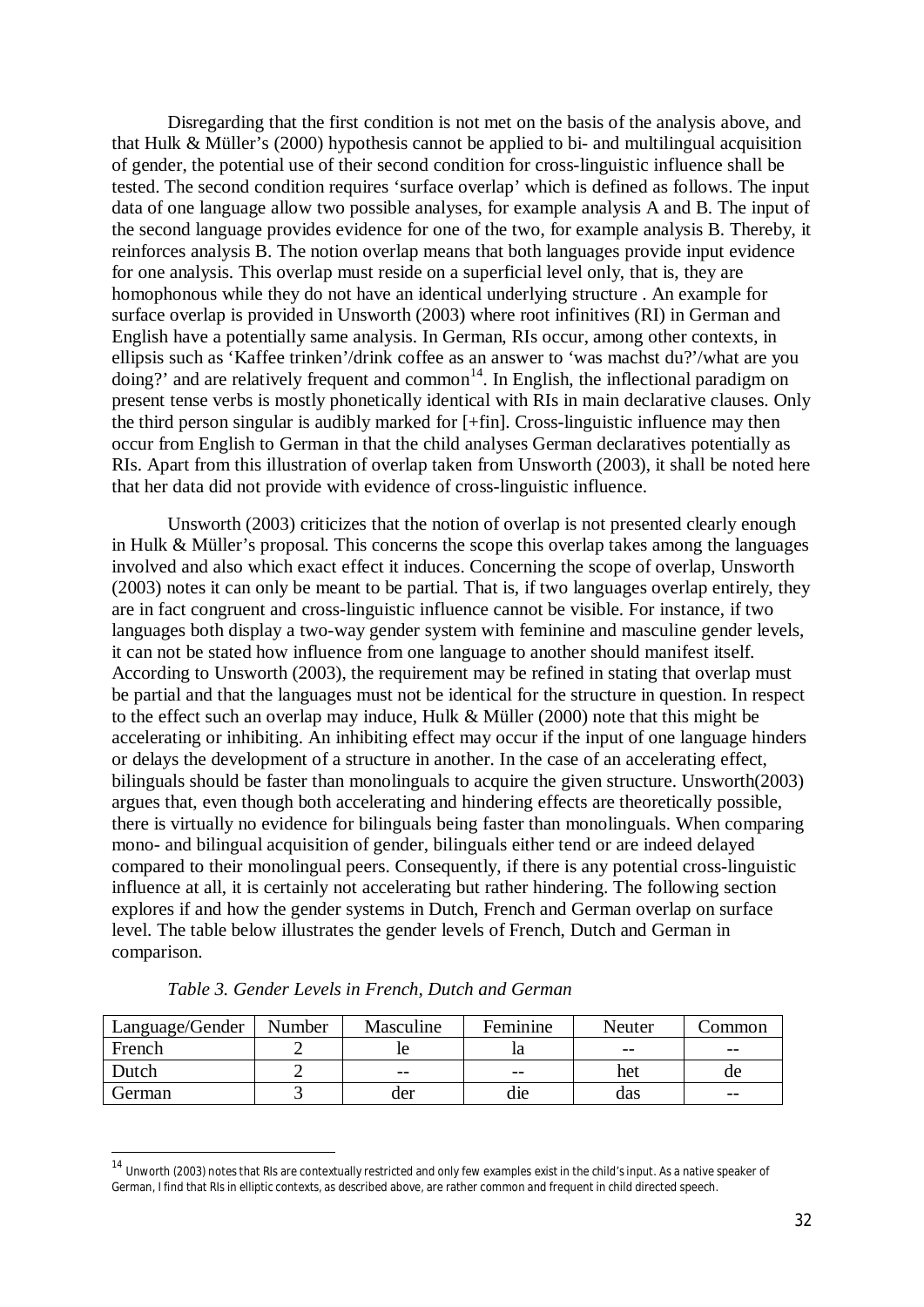Disregarding that the first condition is not met on the basis of the analysis above, and that Hulk & Müller's (2000) hypothesis cannot be applied to bi- and multilingual acquisition of gender, the potential use of their second condition for cross-linguistic influence shall be tested. The second condition requires 'surface overlap' which is defined as follows. The input data of one language allow two possible analyses, for example analysis A and B. The input of the second language provides evidence for one of the two, for example analysis B. Thereby, it reinforces analysis B. The notion overlap means that both languages provide input evidence for one analysis. This overlap must reside on a superficial level only, that is, they are homophonous while they do not have an identical underlying structure . An example for surface overlap is provided in Unsworth (2003) where root infinitives (RI) in German and English have a potentially same analysis. In German, RIs occur, among other contexts, in ellipsis such as 'Kaffee trinken'/drink coffee as an answer to 'was machst du?'/what are you doing?' and are relatively frequent and common[14]. In English, the inflectional paradigm on present tense verbs is mostly phonetically identical with RIs in main declarative clauses. Only the third person singular is audibly marked for [+fin]. Cross-linguistic influence may then occur from English to German in that the child analyses German declaratives potentially as RIs. Apart from this illustration of overlap taken from Unsworth (2003), it shall be noted here that her data did not provide with evidence of cross-linguistic influence.

Unsworth (2003) criticizes that the notion of overlap is not presented clearly enough in Hulk & Müller's proposal. This concerns the scope this overlap takes among the languages involved and also which exact effect it induces. Concerning the scope of overlap, Unsworth (2003) notes it can only be meant to be partial. That is, if two languages overlap entirely, they are in fact congruent and cross-linguistic influence cannot be visible. For instance, if two languages both display a two-way gender system with feminine and masculine gender levels, it can not be stated how influence from one language to another should manifest itself. According to Unsworth (2003), the requirement may be refined in stating that overlap must be partial and that the languages must not be identical for the structure in question. In respect to the effect such an overlap may induce, Hulk & Müller (2000) note that this might be accelerating or inhibiting. An inhibiting effect may occur if the input of one language hinders or delays the development of a structure in another. In the case of an accelerating effect, bilinguals should be faster than monolinguals to acquire the given structure. Unsworth(2003) argues that, even though both accelerating and hindering effects are theoretically possible, there is virtually no evidence for bilinguals being faster than monolinguals. When comparing mono- and bilingual acquisition of gender, bilinguals either tend or are indeed delayed compared to their monolingual peers. Consequently, if there is any potential cross-linguistic influence at all, it is certainly not accelerating but rather hindering. The following section explores if and how the gender systems in Dutch, French and German overlap on surface level. The table below illustrates the gender levels of French, Dutch and German in comparison.

*Table 3. Gender Levels in French, Dutch and German*

| Language/Gender | Number | Masculine | Feminine | Neuter | Common |
|---|---|---|---|---|---|
| French | 2 | le | la | -- | -- |
| Dutch | 2 | -- | -- | het | de |
| German | 3 | der | die | das | -- |

[14] Unworth (2003) notes that RIs are contextually restricted and only few examples exist in the child's input. As a native speaker of German, I find that RIs in elliptic contexts, as described above, are rather common and frequent in child directed speech.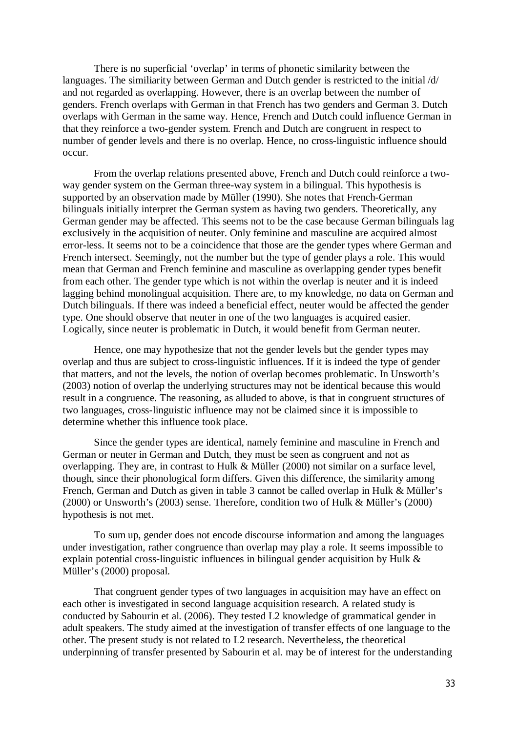There is no superficial 'overlap' in terms of phonetic similarity between the languages. The similiarity between German and Dutch gender is restricted to the initial /d/ and not regarded as overlapping. However, there is an overlap between the number of genders. French overlaps with German in that French has two genders and German 3. Dutch overlaps with German in the same way. Hence, French and Dutch could influence German in that they reinforce a two-gender system. French and Dutch are congruent in respect to number of gender levels and there is no overlap. Hence, no cross-linguistic influence should occur.

From the overlap relations presented above, French and Dutch could reinforce a two-way gender system on the German three-way system in a bilingual. This hypothesis is supported by an observation made by Müller (1990). She notes that French-German bilinguals initially interpret the German system as having two genders. Theoretically, any German gender may be affected. This seems not to be the case because German bilinguals lag exclusively in the acquisition of neuter. Only feminine and masculine are acquired almost error-less. It seems not to be a coincidence that those are the gender types where German and French intersect. Seemingly, not the number but the type of gender plays a role. This would mean that German and French feminine and masculine as overlapping gender types benefit from each other. The gender type which is not within the overlap is neuter and it is indeed lagging behind monolingual acquisition. There are, to my knowledge, no data on German and Dutch bilinguals. If there was indeed a beneficial effect, neuter would be affected the gender type. One should observe that neuter in one of the two languages is acquired easier. Logically, since neuter is problematic in Dutch, it would benefit from German neuter.

Hence, one may hypothesize that not the gender levels but the gender types may overlap and thus are subject to cross-linguistic influences. If it is indeed the type of gender that matters, and not the levels, the notion of overlap becomes problematic. In Unsworth's (2003) notion of overlap the underlying structures may not be identical because this would result in a congruence. The reasoning, as alluded to above, is that in congruent structures of two languages, cross-linguistic influence may not be claimed since it is impossible to determine whether this influence took place.

Since the gender types are identical, namely feminine and masculine in French and German or neuter in German and Dutch, they must be seen as congruent and not as overlapping. They are, in contrast to Hulk & Müller (2000) not similar on a surface level, though, since their phonological form differs. Given this difference, the similarity among French, German and Dutch as given in table 3 cannot be called overlap in Hulk & Müller's (2000) or Unsworth's (2003) sense. Therefore, condition two of Hulk & Müller's (2000) hypothesis is not met.

To sum up, gender does not encode discourse information and among the languages under investigation, rather congruence than overlap may play a role. It seems impossible to explain potential cross-linguistic influences in bilingual gender acquisition by Hulk & Müller's (2000) proposal.

That congruent gender types of two languages in acquisition may have an effect on each other is investigated in second language acquisition research. A related study is conducted by Sabourin et al. (2006). They tested L2 knowledge of grammatical gender in adult speakers. The study aimed at the investigation of transfer effects of one language to the other. The present study is not related to L2 research. Nevertheless, the theoretical underpinning of transfer presented by Sabourin et al. may be of interest for the understanding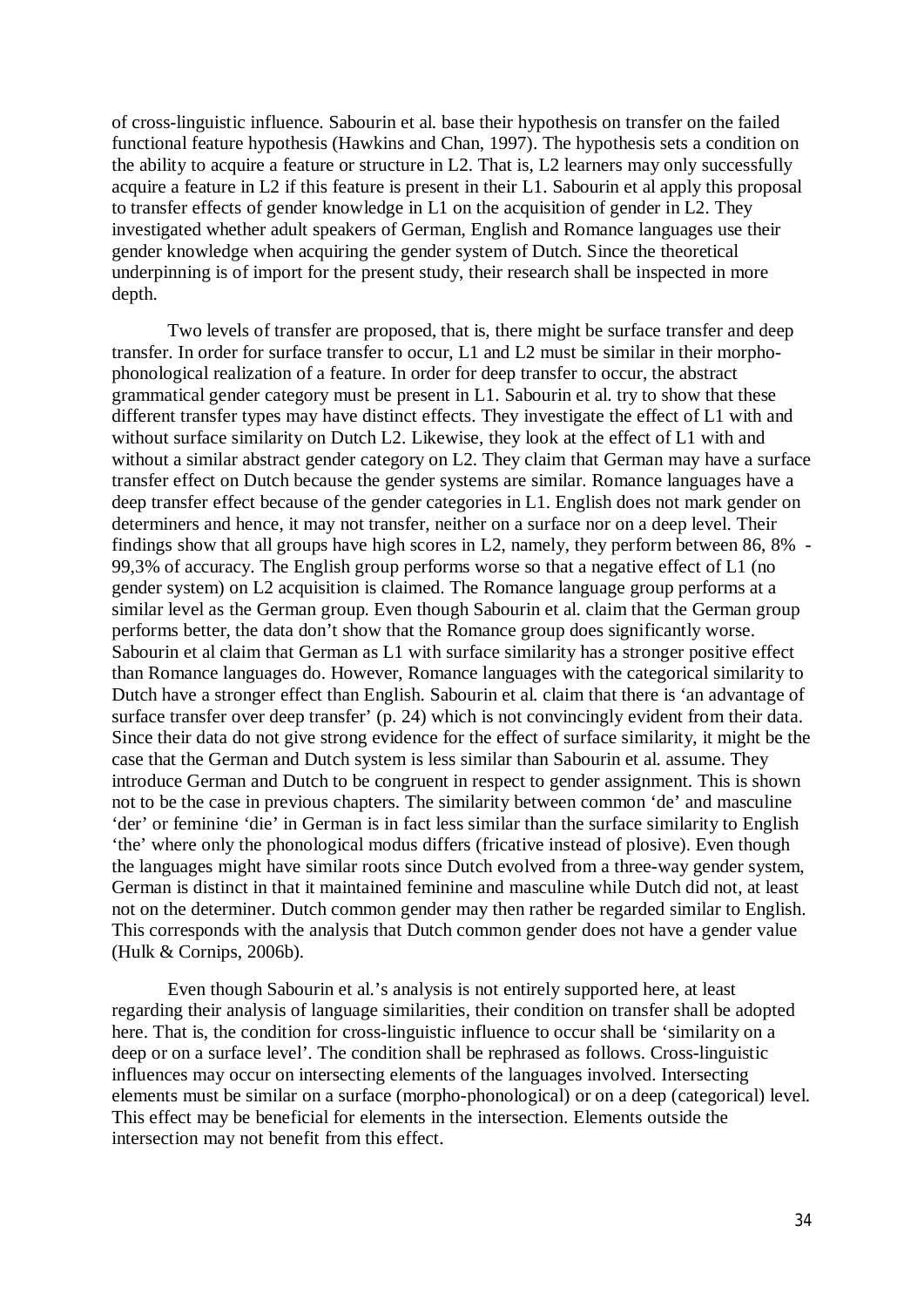of cross-linguistic influence. Sabourin et al. base their hypothesis on transfer on the failed functional feature hypothesis (Hawkins and Chan, 1997). The hypothesis sets a condition on the ability to acquire a feature or structure in L2. That is, L2 learners may only successfully acquire a feature in L2 if this feature is present in their L1. Sabourin et al apply this proposal to transfer effects of gender knowledge in L1 on the acquisition of gender in L2. They investigated whether adult speakers of German, English and Romance languages use their gender knowledge when acquiring the gender system of Dutch. Since the theoretical underpinning is of import for the present study, their research shall be inspected in more depth.

Two levels of transfer are proposed, that is, there might be surface transfer and deep transfer. In order for surface transfer to occur, L1 and L2 must be similar in their morpho-phonological realization of a feature. In order for deep transfer to occur, the abstract grammatical gender category must be present in L1. Sabourin et al. try to show that these different transfer types may have distinct effects. They investigate the effect of L1 with and without surface similarity on Dutch L2. Likewise, they look at the effect of L1 with and without a similar abstract gender category on L2. They claim that German may have a surface transfer effect on Dutch because the gender systems are similar. Romance languages have a deep transfer effect because of the gender categories in L1. English does not mark gender on determiners and hence, it may not transfer, neither on a surface nor on a deep level. Their findings show that all groups have high scores in L2, namely, they perform between 86, 8% - 99,3% of accuracy. The English group performs worse so that a negative effect of L1 (no gender system) on L2 acquisition is claimed. The Romance language group performs at a similar level as the German group. Even though Sabourin et al. claim that the German group performs better, the data don't show that the Romance group does significantly worse. Sabourin et al claim that German as L1 with surface similarity has a stronger positive effect than Romance languages do. However, Romance languages with the categorical similarity to Dutch have a stronger effect than English. Sabourin et al. claim that there is 'an advantage of surface transfer over deep transfer' (p. 24) which is not convincingly evident from their data. Since their data do not give strong evidence for the effect of surface similarity, it might be the case that the German and Dutch system is less similar than Sabourin et al. assume. They introduce German and Dutch to be congruent in respect to gender assignment. This is shown not to be the case in previous chapters. The similarity between common 'de' and masculine 'der' or feminine 'die' in German is in fact less similar than the surface similarity to English 'the' where only the phonological modus differs (fricative instead of plosive). Even though the languages might have similar roots since Dutch evolved from a three-way gender system, German is distinct in that it maintained feminine and masculine while Dutch did not, at least not on the determiner. Dutch common gender may then rather be regarded similar to English. This corresponds with the analysis that Dutch common gender does not have a gender value (Hulk & Cornips, 2006b).

Even though Sabourin et al.'s analysis is not entirely supported here, at least regarding their analysis of language similarities, their condition on transfer shall be adopted here. That is, the condition for cross-linguistic influence to occur shall be 'similarity on a deep or on a surface level'. The condition shall be rephrased as follows. Cross-linguistic influences may occur on intersecting elements of the languages involved. Intersecting elements must be similar on a surface (morpho-phonological) or on a deep (categorical) level. This effect may be beneficial for elements in the intersection. Elements outside the intersection may not benefit from this effect.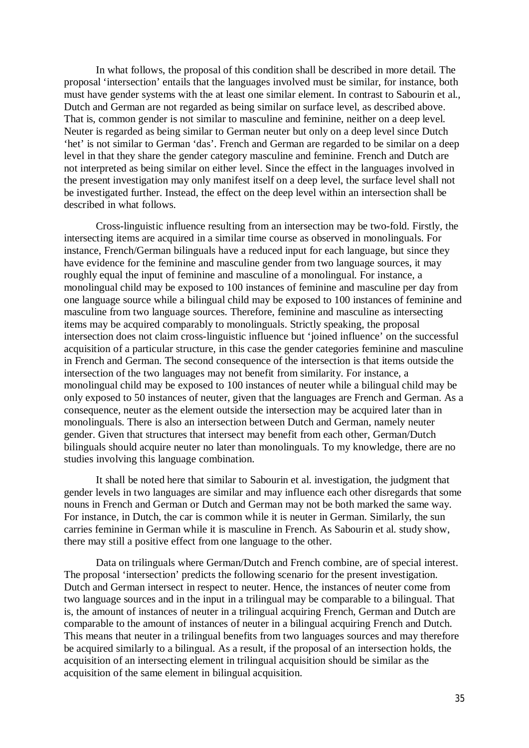In what follows, the proposal of this condition shall be described in more detail. The proposal 'intersection' entails that the languages involved must be similar, for instance, both must have gender systems with the at least one similar element. In contrast to Sabourin et al., Dutch and German are not regarded as being similar on surface level, as described above. That is, common gender is not similar to masculine and feminine, neither on a deep level. Neuter is regarded as being similar to German neuter but only on a deep level since Dutch 'het' is not similar to German 'das'. French and German are regarded to be similar on a deep level in that they share the gender category masculine and feminine. French and Dutch are not interpreted as being similar on either level. Since the effect in the languages involved in the present investigation may only manifest itself on a deep level, the surface level shall not be investigated further. Instead, the effect on the deep level within an intersection shall be described in what follows.

Cross-linguistic influence resulting from an intersection may be two-fold. Firstly, the intersecting items are acquired in a similar time course as observed in monolinguals. For instance, French/German bilinguals have a reduced input for each language, but since they have evidence for the feminine and masculine gender from two language sources, it may roughly equal the input of feminine and masculine of a monolingual. For instance, a monolingual child may be exposed to 100 instances of feminine and masculine per day from one language source while a bilingual child may be exposed to 100 instances of feminine and masculine from two language sources. Therefore, feminine and masculine as intersecting items may be acquired comparably to monolinguals. Strictly speaking, the proposal intersection does not claim cross-linguistic influence but 'joined influence' on the successful acquisition of a particular structure, in this case the gender categories feminine and masculine in French and German. The second consequence of the intersection is that items outside the intersection of the two languages may not benefit from similarity. For instance, a monolingual child may be exposed to 100 instances of neuter while a bilingual child may be only exposed to 50 instances of neuter, given that the languages are French and German. As a consequence, neuter as the element outside the intersection may be acquired later than in monolinguals. There is also an intersection between Dutch and German, namely neuter gender. Given that structures that intersect may benefit from each other, German/Dutch bilinguals should acquire neuter no later than monolinguals. To my knowledge, there are no studies involving this language combination.

It shall be noted here that similar to Sabourin et al. investigation, the judgment that gender levels in two languages are similar and may influence each other disregards that some nouns in French and German or Dutch and German may not be both marked the same way. For instance, in Dutch, the car is common while it is neuter in German. Similarly, the sun carries feminine in German while it is masculine in French. As Sabourin et al. study show, there may still a positive effect from one language to the other.

Data on trilinguals where German/Dutch and French combine, are of special interest. The proposal 'intersection' predicts the following scenario for the present investigation. Dutch and German intersect in respect to neuter. Hence, the instances of neuter come from two language sources and in the input in a trilingual may be comparable to a bilingual. That is, the amount of instances of neuter in a trilingual acquiring French, German and Dutch are comparable to the amount of instances of neuter in a bilingual acquiring French and Dutch. This means that neuter in a trilingual benefits from two languages sources and may therefore be acquired similarly to a bilingual. As a result, if the proposal of an intersection holds, the acquisition of an intersecting element in trilingual acquisition should be similar as the acquisition of the same element in bilingual acquisition.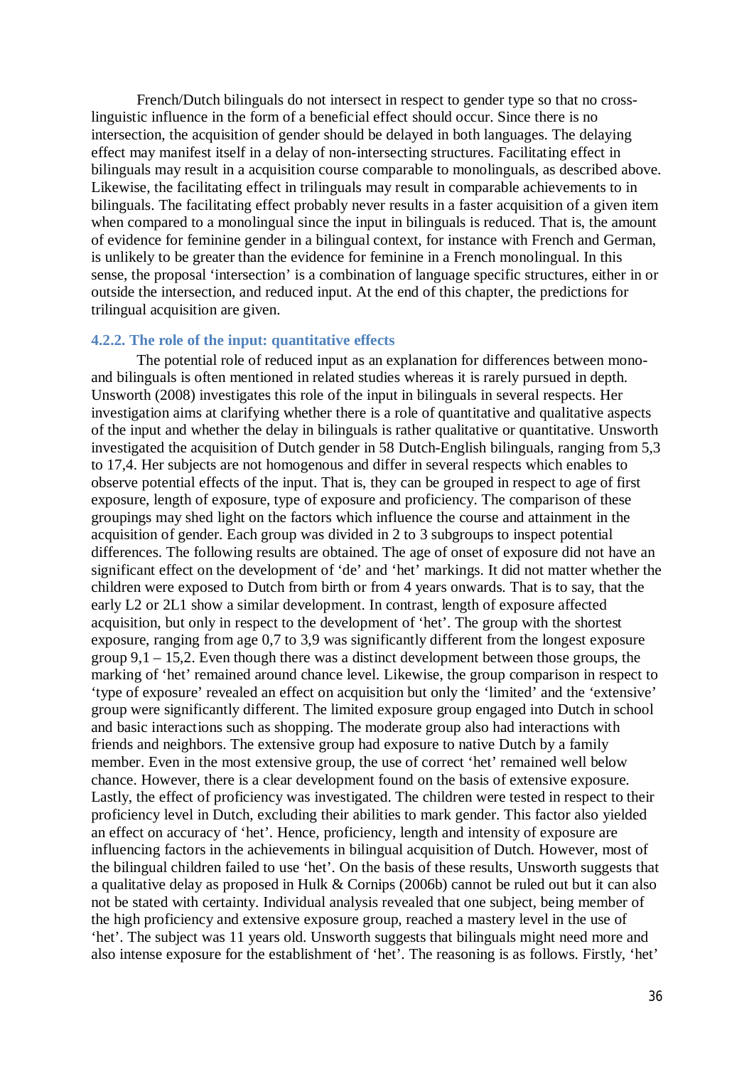French/Dutch bilinguals do not intersect in respect to gender type so that no cross-linguistic influence in the form of a beneficial effect should occur. Since there is no intersection, the acquisition of gender should be delayed in both languages. The delaying effect may manifest itself in a delay of non-intersecting structures. Facilitating effect in bilinguals may result in a acquisition course comparable to monolinguals, as described above. Likewise, the facilitating effect in trilinguals may result in comparable achievements to in bilinguals. The facilitating effect probably never results in a faster acquisition of a given item when compared to a monolingual since the input in bilinguals is reduced. That is, the amount of evidence for feminine gender in a bilingual context, for instance with French and German, is unlikely to be greater than the evidence for feminine in a French monolingual. In this sense, the proposal 'intersection' is a combination of language specific structures, either in or outside the intersection, and reduced input. At the end of this chapter, the predictions for trilingual acquisition are given.

### 4.2.2. The role of the input: quantitative effects

The potential role of reduced input as an explanation for differences between mono- and bilinguals is often mentioned in related studies whereas it is rarely pursued in depth. Unsworth (2008) investigates this role of the input in bilinguals in several respects. Her investigation aims at clarifying whether there is a role of quantitative and qualitative aspects of the input and whether the delay in bilinguals is rather qualitative or quantitative. Unsworth investigated the acquisition of Dutch gender in 58 Dutch-English bilinguals, ranging from 5,3 to 17,4. Her subjects are not homogenous and differ in several respects which enables to observe potential effects of the input. That is, they can be grouped in respect to age of first exposure, length of exposure, type of exposure and proficiency. The comparison of these groupings may shed light on the factors which influence the course and attainment in the acquisition of gender. Each group was divided in 2 to 3 subgroups to inspect potential differences. The following results are obtained. The age of onset of exposure did not have an significant effect on the development of 'de' and 'het' markings. It did not matter whether the children were exposed to Dutch from birth or from 4 years onwards. That is to say, that the early L2 or 2L1 show a similar development. In contrast, length of exposure affected acquisition, but only in respect to the development of 'het'. The group with the shortest exposure, ranging from age 0,7 to 3,9 was significantly different from the longest exposure group 9,1 – 15,2. Even though there was a distinct development between those groups, the marking of 'het' remained around chance level. Likewise, the group comparison in respect to 'type of exposure' revealed an effect on acquisition but only the 'limited' and the 'extensive' group were significantly different. The limited exposure group engaged into Dutch in school and basic interactions such as shopping. The moderate group also had interactions with friends and neighbors. The extensive group had exposure to native Dutch by a family member. Even in the most extensive group, the use of correct 'het' remained well below chance. However, there is a clear development found on the basis of extensive exposure. Lastly, the effect of proficiency was investigated. The children were tested in respect to their proficiency level in Dutch, excluding their abilities to mark gender. This factor also yielded an effect on accuracy of 'het'. Hence, proficiency, length and intensity of exposure are influencing factors in the achievements in bilingual acquisition of Dutch. However, most of the bilingual children failed to use 'het'. On the basis of these results, Unsworth suggests that a qualitative delay as proposed in Hulk & Cornips (2006b) cannot be ruled out but it can also not be stated with certainty. Individual analysis revealed that one subject, being member of the high proficiency and extensive exposure group, reached a mastery level in the use of 'het'. The subject was 11 years old. Unsworth suggests that bilinguals might need more and also intense exposure for the establishment of 'het'. The reasoning is as follows. Firstly, 'het'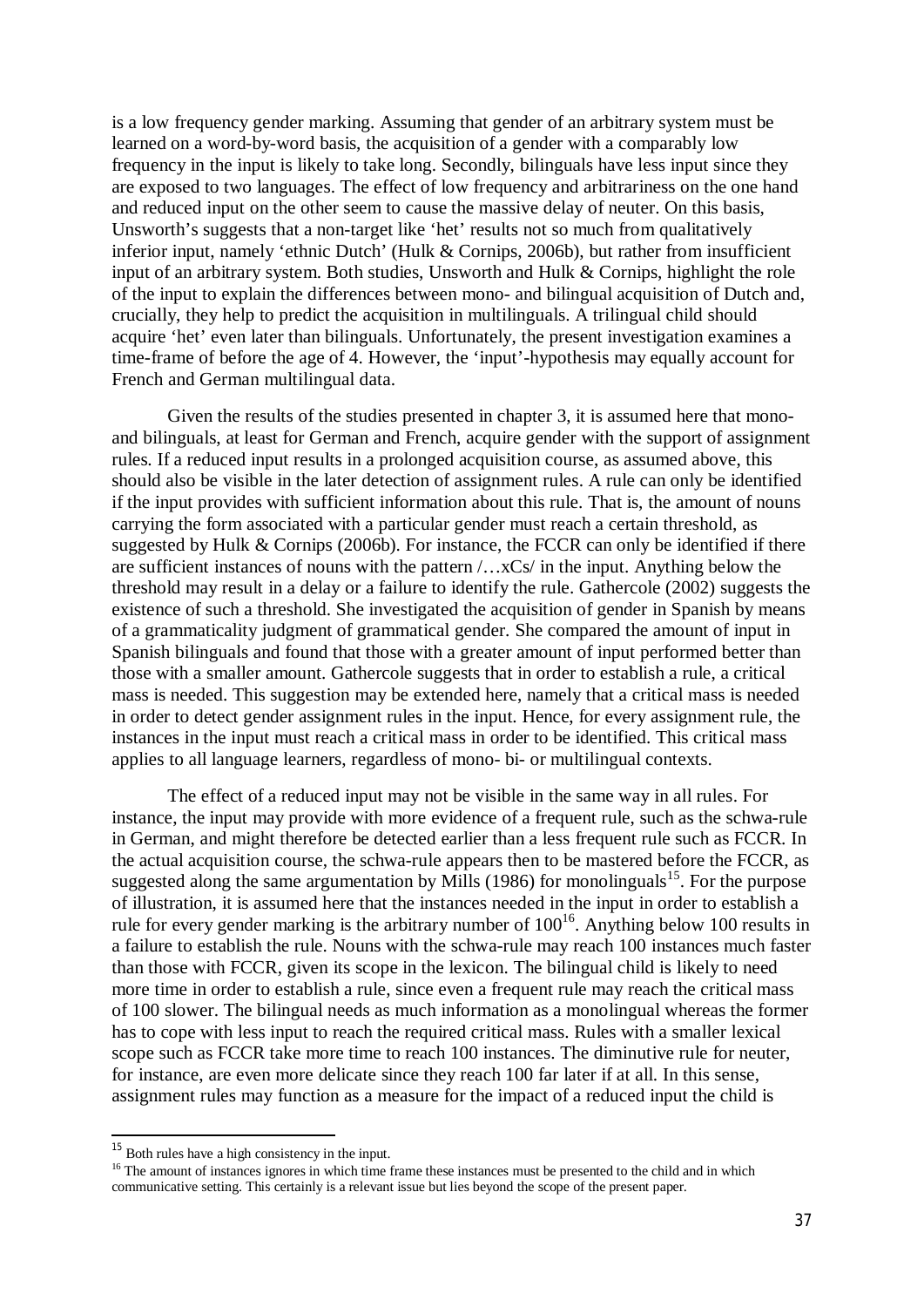is a low frequency gender marking. Assuming that gender of an arbitrary system must be learned on a word-by-word basis, the acquisition of a gender with a comparably low frequency in the input is likely to take long. Secondly, bilinguals have less input since they are exposed to two languages. The effect of low frequency and arbitrariness on the one hand and reduced input on the other seem to cause the massive delay of neuter. On this basis, Unsworth's suggests that a non-target like 'het' results not so much from qualitatively inferior input, namely 'ethnic Dutch' (Hulk & Cornips, 2006b), but rather from insufficient input of an arbitrary system. Both studies, Unsworth and Hulk & Cornips, highlight the role of the input to explain the differences between mono- and bilingual acquisition of Dutch and, crucially, they help to predict the acquisition in multilinguals. A trilingual child should acquire 'het' even later than bilinguals. Unfortunately, the present investigation examines a time-frame of before the age of 4. However, the 'input'-hypothesis may equally account for French and German multilingual data.

Given the results of the studies presented in chapter 3, it is assumed here that mono- and bilinguals, at least for German and French, acquire gender with the support of assignment rules. If a reduced input results in a prolonged acquisition course, as assumed above, this should also be visible in the later detection of assignment rules. A rule can only be identified if the input provides with sufficient information about this rule. That is, the amount of nouns carrying the form associated with a particular gender must reach a certain threshold, as suggested by Hulk & Cornips (2006b). For instance, the FCCR can only be identified if there are sufficient instances of nouns with the pattern /…xCs/ in the input. Anything below the threshold may result in a delay or a failure to identify the rule. Gathercole (2002) suggests the existence of such a threshold. She investigated the acquisition of gender in Spanish by means of a grammaticality judgment of grammatical gender. She compared the amount of input in Spanish bilinguals and found that those with a greater amount of input performed better than those with a smaller amount. Gathercole suggests that in order to establish a rule, a critical mass is needed. This suggestion may be extended here, namely that a critical mass is needed in order to detect gender assignment rules in the input. Hence, for every assignment rule, the instances in the input must reach a critical mass in order to be identified. This critical mass applies to all language learners, regardless of mono- bi- or multilingual contexts.

The effect of a reduced input may not be visible in the same way in all rules. For instance, the input may provide with more evidence of a frequent rule, such as the schwa-rule in German, and might therefore be detected earlier than a less frequent rule such as FCCR. In the actual acquisition course, the schwa-rule appears then to be mastered before the FCCR, as suggested along the same argumentation by Mills (1986) for monolinguals[15]. For the purpose of illustration, it is assumed here that the instances needed in the input in order to establish a rule for every gender marking is the arbitrary number of 100[16]. Anything below 100 results in a failure to establish the rule. Nouns with the schwa-rule may reach 100 instances much faster than those with FCCR, given its scope in the lexicon. The bilingual child is likely to need more time in order to establish a rule, since even a frequent rule may reach the critical mass of 100 slower. The bilingual needs as much information as a monolingual whereas the former has to cope with less input to reach the required critical mass. Rules with a smaller lexical scope such as FCCR take more time to reach 100 instances. The diminutive rule for neuter, for instance, are even more delicate since they reach 100 far later if at all. In this sense, assignment rules may function as a measure for the impact of a reduced input the child is

[15] Both rules have a high consistency in the input.

[16] The amount of instances ignores in which time frame these instances must be presented to the child and in which communicative setting. This certainly is a relevant issue but lies beyond the scope of the present paper.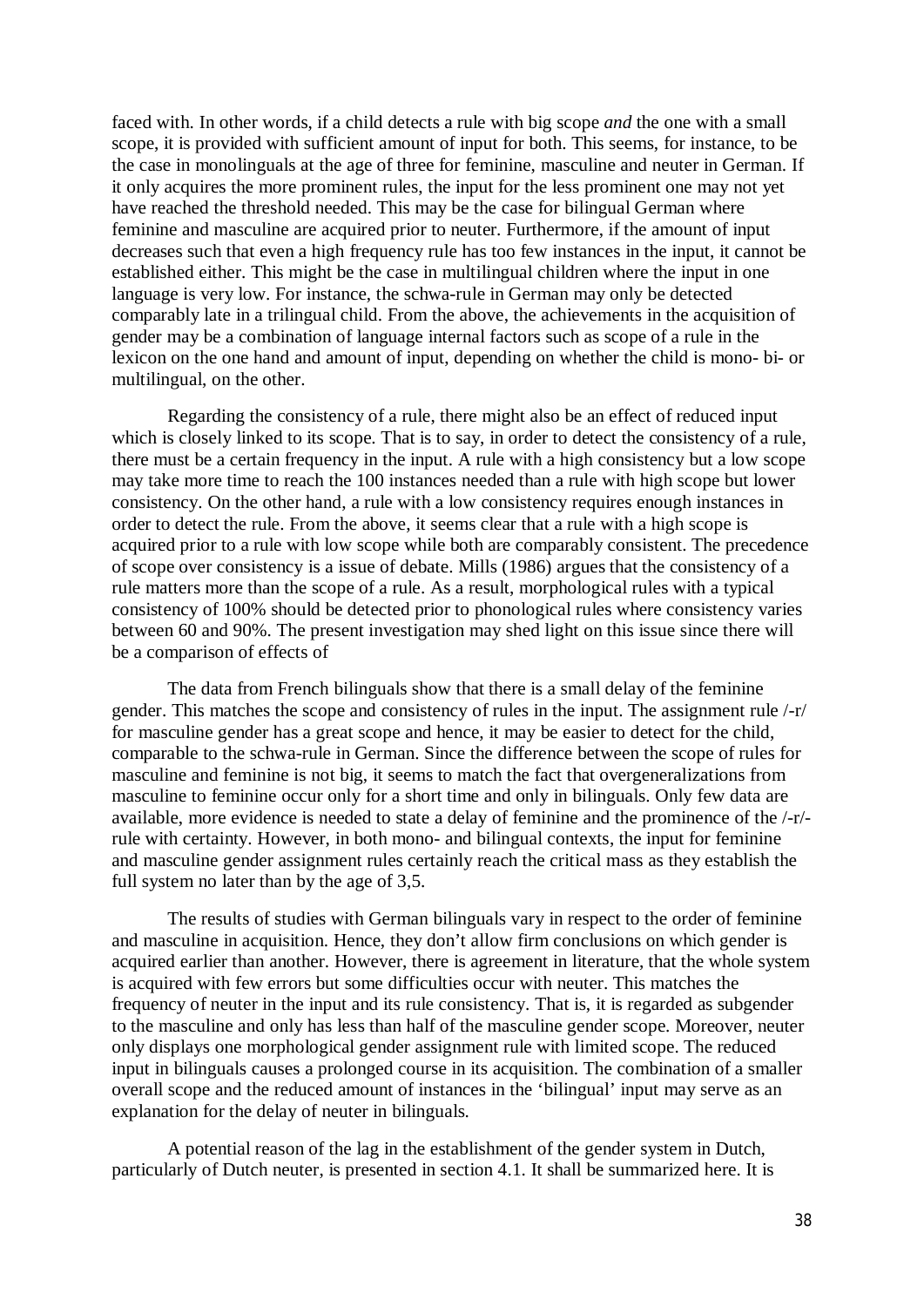faced with. In other words, if a child detects a rule with big scope *and* the one with a small scope, it is provided with sufficient amount of input for both. This seems, for instance, to be the case in monolinguals at the age of three for feminine, masculine and neuter in German. If it only acquires the more prominent rules, the input for the less prominent one may not yet have reached the threshold needed. This may be the case for bilingual German where feminine and masculine are acquired prior to neuter. Furthermore, if the amount of input decreases such that even a high frequency rule has too few instances in the input, it cannot be established either. This might be the case in multilingual children where the input in one language is very low. For instance, the schwa-rule in German may only be detected comparably late in a trilingual child. From the above, the achievements in the acquisition of gender may be a combination of language internal factors such as scope of a rule in the lexicon on the one hand and amount of input, depending on whether the child is mono- bi- or multilingual, on the other.

Regarding the consistency of a rule, there might also be an effect of reduced input which is closely linked to its scope. That is to say, in order to detect the consistency of a rule, there must be a certain frequency in the input. A rule with a high consistency but a low scope may take more time to reach the 100 instances needed than a rule with high scope but lower consistency. On the other hand, a rule with a low consistency requires enough instances in order to detect the rule. From the above, it seems clear that a rule with a high scope is acquired prior to a rule with low scope while both are comparably consistent. The precedence of scope over consistency is a issue of debate. Mills (1986) argues that the consistency of a rule matters more than the scope of a rule. As a result, morphological rules with a typical consistency of 100% should be detected prior to phonological rules where consistency varies between 60 and 90%. The present investigation may shed light on this issue since there will be a comparison of effects of

The data from French bilinguals show that there is a small delay of the feminine gender. This matches the scope and consistency of rules in the input. The assignment rule /-r/ for masculine gender has a great scope and hence, it may be easier to detect for the child, comparable to the schwa-rule in German. Since the difference between the scope of rules for masculine and feminine is not big, it seems to match the fact that overgeneralizations from masculine to feminine occur only for a short time and only in bilinguals. Only few data are available, more evidence is needed to state a delay of feminine and the prominence of the /-r/-rule with certainty. However, in both mono- and bilingual contexts, the input for feminine and masculine gender assignment rules certainly reach the critical mass as they establish the full system no later than by the age of 3,5.

The results of studies with German bilinguals vary in respect to the order of feminine and masculine in acquisition. Hence, they don't allow firm conclusions on which gender is acquired earlier than another. However, there is agreement in literature, that the whole system is acquired with few errors but some difficulties occur with neuter. This matches the frequency of neuter in the input and its rule consistency. That is, it is regarded as subgender to the masculine and only has less than half of the masculine gender scope. Moreover, neuter only displays one morphological gender assignment rule with limited scope. The reduced input in bilinguals causes a prolonged course in its acquisition. The combination of a smaller overall scope and the reduced amount of instances in the 'bilingual' input may serve as an explanation for the delay of neuter in bilinguals.

A potential reason of the lag in the establishment of the gender system in Dutch, particularly of Dutch neuter, is presented in section 4.1. It shall be summarized here. It is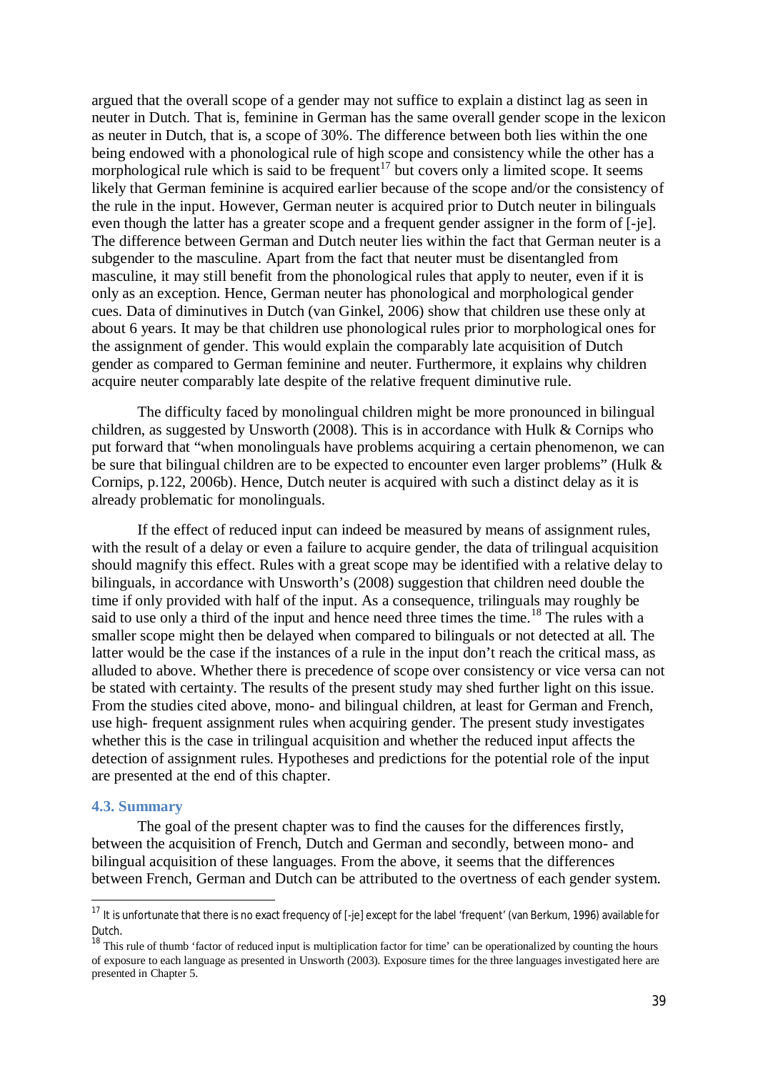argued that the overall scope of a gender may not suffice to explain a distinct lag as seen in neuter in Dutch. That is, feminine in German has the same overall gender scope in the lexicon as neuter in Dutch, that is, a scope of 30%. The difference between both lies within the one being endowed with a phonological rule of high scope and consistency while the other has a morphological rule which is said to be frequent[17] but covers only a limited scope. It seems likely that German feminine is acquired earlier because of the scope and/or the consistency of the rule in the input. However, German neuter is acquired prior to Dutch neuter in bilinguals even though the latter has a greater scope and a frequent gender assigner in the form of [-je]. The difference between German and Dutch neuter lies within the fact that German neuter is a subgender to the masculine. Apart from the fact that neuter must be disentangled from masculine, it may still benefit from the phonological rules that apply to neuter, even if it is only as an exception. Hence, German neuter has phonological and morphological gender cues. Data of diminutives in Dutch (van Ginkel, 2006) show that children use these only at about 6 years. It may be that children use phonological rules prior to morphological ones for the assignment of gender. This would explain the comparably late acquisition of Dutch gender as compared to German feminine and neuter. Furthermore, it explains why children acquire neuter comparably late despite of the relative frequent diminutive rule.

The difficulty faced by monolingual children might be more pronounced in bilingual children, as suggested by Unsworth (2008). This is in accordance with Hulk & Cornips who put forward that "when monolinguals have problems acquiring a certain phenomenon, we can be sure that bilingual children are to be expected to encounter even larger problems" (Hulk & Cornips, p.122, 2006b). Hence, Dutch neuter is acquired with such a distinct delay as it is already problematic for monolinguals.

If the effect of reduced input can indeed be measured by means of assignment rules, with the result of a delay or even a failure to acquire gender, the data of trilingual acquisition should magnify this effect. Rules with a great scope may be identified with a relative delay to bilinguals, in accordance with Unsworth's (2008) suggestion that children need double the time if only provided with half of the input. As a consequence, trilinguals may roughly be said to use only a third of the input and hence need three times the time.[18] The rules with a smaller scope might then be delayed when compared to bilinguals or not detected at all. The latter would be the case if the instances of a rule in the input don't reach the critical mass, as alluded to above. Whether there is precedence of scope over consistency or vice versa can not be stated with certainty. The results of the present study may shed further light on this issue. From the studies cited above, mono- and bilingual children, at least for German and French, use high- frequent assignment rules when acquiring gender. The present study investigates whether this is the case in trilingual acquisition and whether the reduced input affects the detection of assignment rules. Hypotheses and predictions for the potential role of the input are presented at the end of this chapter.

### 4.3. Summary

The goal of the present chapter was to find the causes for the differences firstly, between the acquisition of French, Dutch and German and secondly, between mono- and bilingual acquisition of these languages. From the above, it seems that the differences between French, German and Dutch can be attributed to the overtness of each gender system.

---

[17] It is unfortunate that there is no exact frequency of [-je] except for the label 'frequent' (van Berkum, 1996) available for Dutch.

[18] This rule of thumb 'factor of reduced input is multiplication factor for time' can be operationalized by counting the hours of exposure to each language as presented in Unsworth (2003). Exposure times for the three languages investigated here are presented in Chapter 5.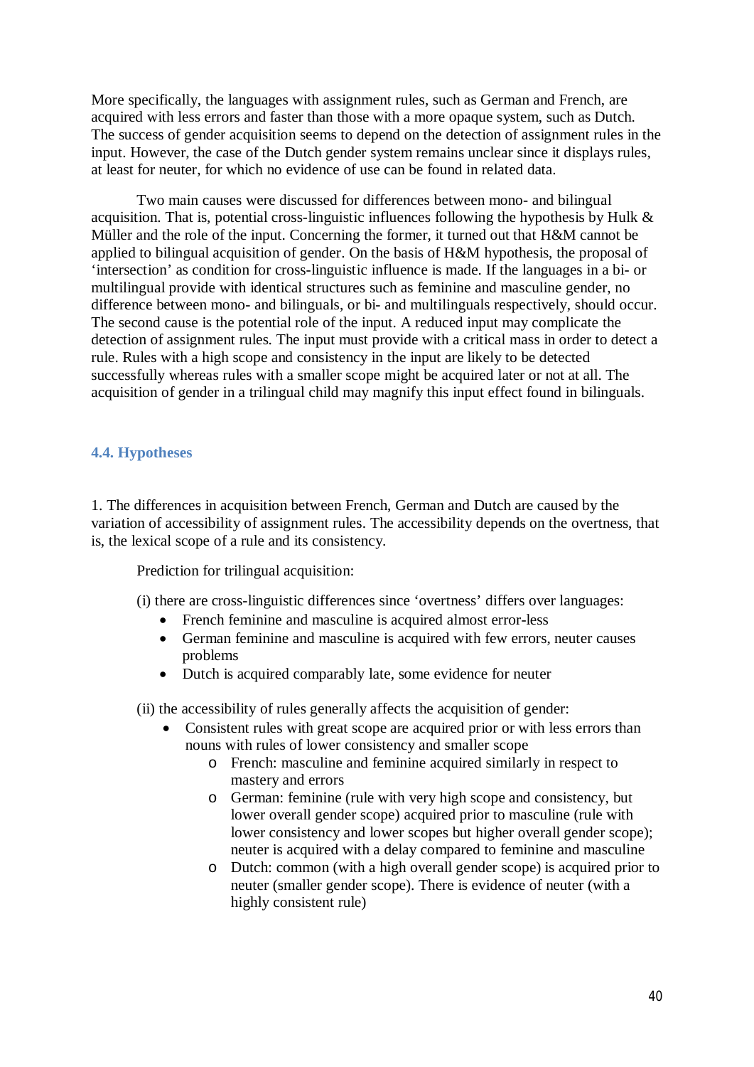More specifically, the languages with assignment rules, such as German and French, are acquired with less errors and faster than those with a more opaque system, such as Dutch. The success of gender acquisition seems to depend on the detection of assignment rules in the input. However, the case of the Dutch gender system remains unclear since it displays rules, at least for neuter, for which no evidence of use can be found in related data.

Two main causes were discussed for differences between mono- and bilingual acquisition. That is, potential cross-linguistic influences following the hypothesis by Hulk & Müller and the role of the input. Concerning the former, it turned out that H&M cannot be applied to bilingual acquisition of gender. On the basis of H&M hypothesis, the proposal of 'intersection' as condition for cross-linguistic influence is made. If the languages in a bi- or multilingual provide with identical structures such as feminine and masculine gender, no difference between mono- and bilinguals, or bi- and multilinguals respectively, should occur. The second cause is the potential role of the input. A reduced input may complicate the detection of assignment rules. The input must provide with a critical mass in order to detect a rule. Rules with a high scope and consistency in the input are likely to be detected successfully whereas rules with a smaller scope might be acquired later or not at all. The acquisition of gender in a trilingual child may magnify this input effect found in bilinguals.

### 4.4. Hypotheses

1. The differences in acquisition between French, German and Dutch are caused by the variation of accessibility of assignment rules. The accessibility depends on the overtness, that is, the lexical scope of a rule and its consistency.

Prediction for trilingual acquisition:

(i) there are cross-linguistic differences since 'overtness' differs over languages:

- French feminine and masculine is acquired almost error-less
- German feminine and masculine is acquired with few errors, neuter causes problems
- Dutch is acquired comparably late, some evidence for neuter

(ii) the accessibility of rules generally affects the acquisition of gender:

- Consistent rules with great scope are acquired prior or with less errors than nouns with rules of lower consistency and smaller scope
    - French: masculine and feminine acquired similarly in respect to mastery and errors
    - German: feminine (rule with very high scope and consistency, but lower overall gender scope) acquired prior to masculine (rule with lower consistency and lower scopes but higher overall gender scope); neuter is acquired with a delay compared to feminine and masculine
    - Dutch: common (with a high overall gender scope) is acquired prior to neuter (smaller gender scope). There is evidence of neuter (with a highly consistent rule)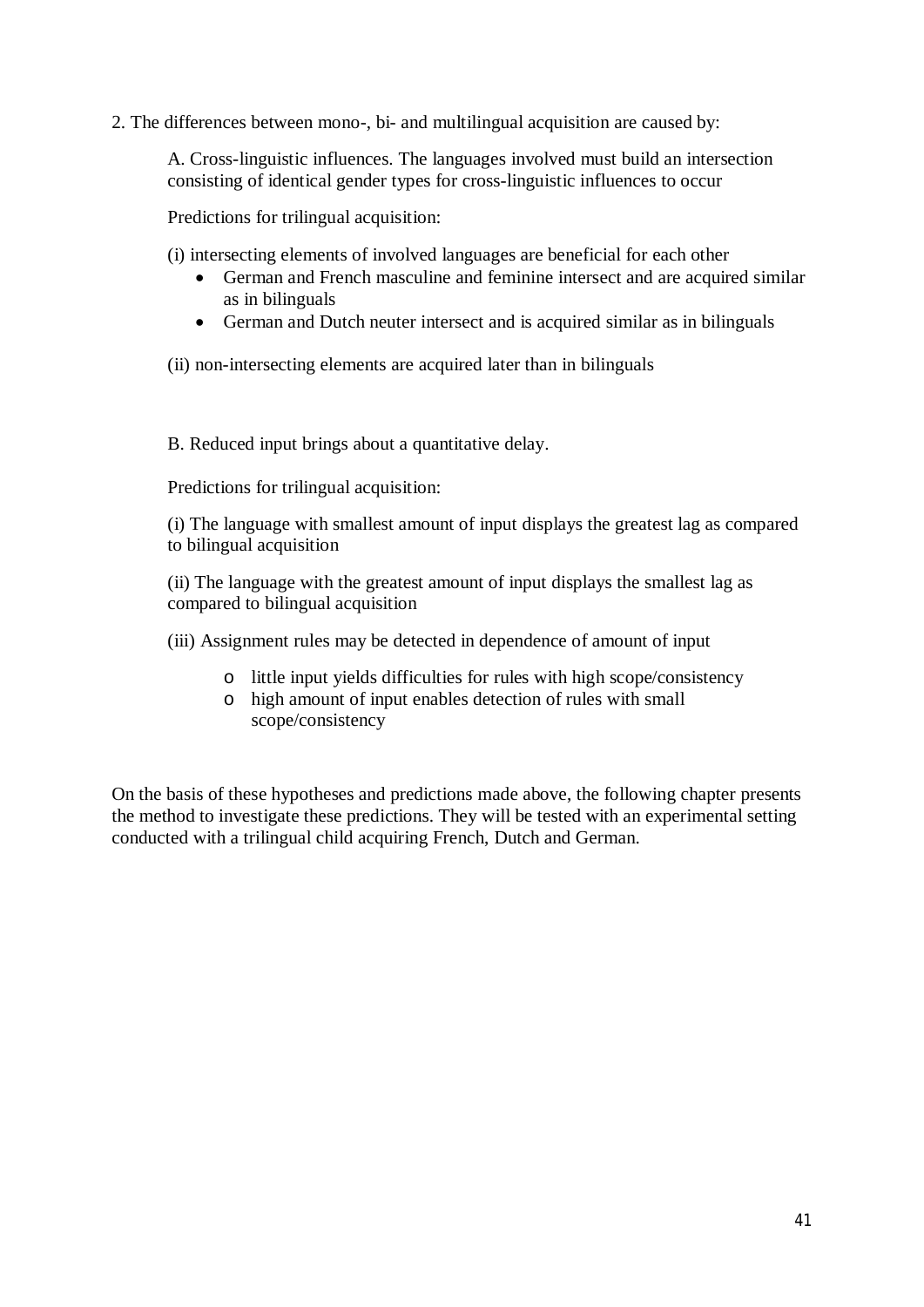2. The differences between mono-, bi- and multilingual acquisition are caused by:

A. Cross-linguistic influences. The languages involved must build an intersection consisting of identical gender types for cross-linguistic influences to occur

Predictions for trilingual acquisition:

(i) intersecting elements of involved languages are beneficial for each other

- German and French masculine and feminine intersect and are acquired similar as in bilinguals
- German and Dutch neuter intersect and is acquired similar as in bilinguals

(ii) non-intersecting elements are acquired later than in bilinguals

B. Reduced input brings about a quantitative delay.

Predictions for trilingual acquisition:

(i) The language with smallest amount of input displays the greatest lag as compared to bilingual acquisition

(ii) The language with the greatest amount of input displays the smallest lag as compared to bilingual acquisition

(iii) Assignment rules may be detected in dependence of amount of input

- little input yields difficulties for rules with high scope/consistency
- high amount of input enables detection of rules with small scope/consistency

On the basis of these hypotheses and predictions made above, the following chapter presents the method to investigate these predictions. They will be tested with an experimental setting conducted with a trilingual child acquiring French, Dutch and German.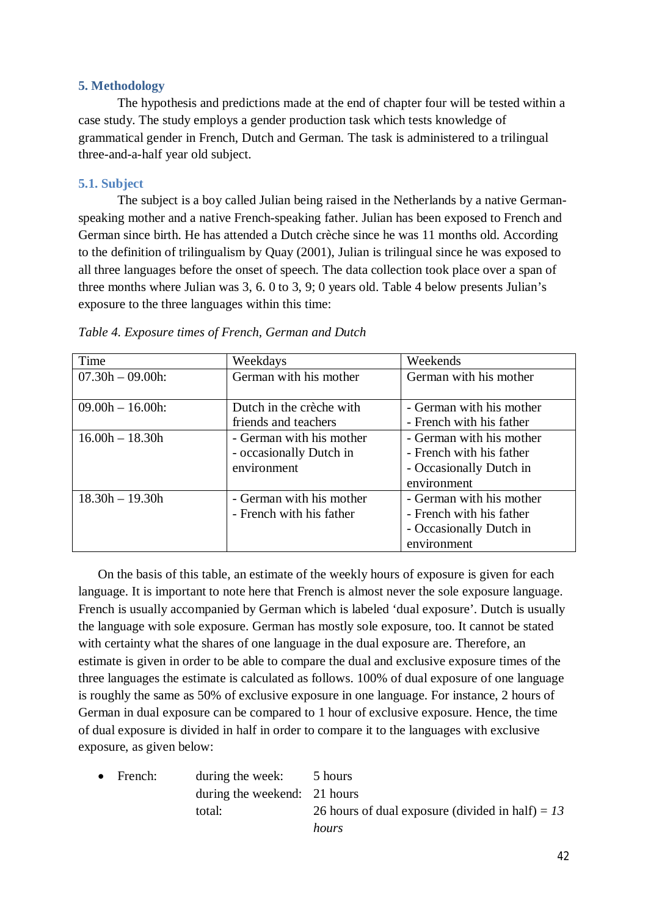## 5. Methodology

The hypothesis and predictions made at the end of chapter four will be tested within a case study. The study employs a gender production task which tests knowledge of grammatical gender in French, Dutch and German. The task is administered to a trilingual three-and-a-half year old subject.

### 5.1. Subject

The subject is a boy called Julian being raised in the Netherlands by a native German-speaking mother and a native French-speaking father. Julian has been exposed to French and German since birth. He has attended a Dutch crèche since he was 11 months old. According to the definition of trilingualism by Quay (2001), Julian is trilingual since he was exposed to all three languages before the onset of speech. The data collection took place over a span of three months where Julian was 3, 6. 0 to 3, 9; 0 years old. Table 4 below presents Julian's exposure to the three languages within this time:

*Table 4. Exposure times of French, German and Dutch*

| Time | Weekdays | Weekends |
|---|---|---|
| 07.30h – 09.00h: | German with his mother | German with his mother |
| 09.00h – 16.00h: | Dutch in the crèche with friends and teachers | - German with his mother<br>- French with his father |
| 16.00h – 18.30h | - German with his mother<br>- occasionally Dutch in environment | - German with his mother<br>- French with his father<br>- Occasionally Dutch in environment |
| 18.30h – 19.30h | - German with his mother<br>- French with his father | - German with his mother<br>- French with his father<br>- Occasionally Dutch in environment |

On the basis of this table, an estimate of the weekly hours of exposure is given for each language. It is important to note here that French is almost never the sole exposure language. French is usually accompanied by German which is labeled 'dual exposure'. Dutch is usually the language with sole exposure. German has mostly sole exposure, too. It cannot be stated with certainty what the shares of one language in the dual exposure are. Therefore, an estimate is given in order to be able to compare the dual and exclusive exposure times of the three languages the estimate is calculated as follows. 100% of dual exposure of one language is roughly the same as 50% of exclusive exposure in one language. For instance, 2 hours of German in dual exposure can be compared to 1 hour of exclusive exposure. Hence, the time of dual exposure is divided in half in order to compare it to the languages with exclusive exposure, as given below:

- French: during the week: 5 hours
  during the weekend: 21 hours
  total: 26 hours of dual exposure (divided in half) = *13 hours*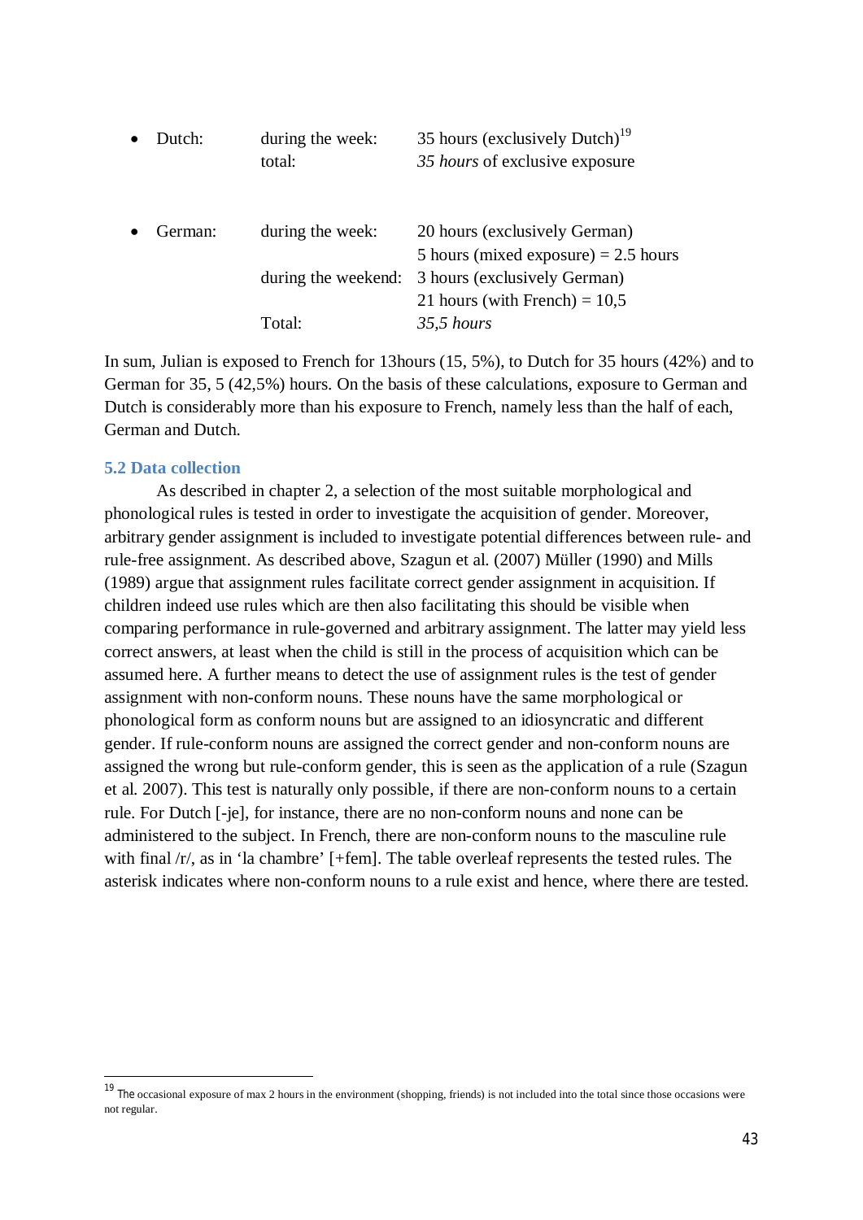- Dutch:

| | | |
|---|---|---|
| | during the week: | 35 hours (exclusively Dutch)[19] |
| | total: | *35 hours* of exclusive exposure |

- German:

| | | |
|---|---|---|
| | during the week: | 20 hours (exclusively German) |
| | | 5 hours (mixed exposure) = 2.5 hours |
| | during the weekend: | 3 hours (exclusively German) |
| | | 21 hours (with French) = 10,5 |
| | Total: | *35,5 hours* |

In sum, Julian is exposed to French for 13hours (15, 5%), to Dutch for 35 hours (42%) and to German for 35, 5 (42,5%) hours. On the basis of these calculations, exposure to German and Dutch is considerably more than his exposure to French, namely less than the half of each, German and Dutch.

### 5.2 Data collection

As described in chapter 2, a selection of the most suitable morphological and phonological rules is tested in order to investigate the acquisition of gender. Moreover, arbitrary gender assignment is included to investigate potential differences between rule- and rule-free assignment. As described above, Szagun et al. (2007) Müller (1990) and Mills (1989) argue that assignment rules facilitate correct gender assignment in acquisition. If children indeed use rules which are then also facilitating this should be visible when comparing performance in rule-governed and arbitrary assignment. The latter may yield less correct answers, at least when the child is still in the process of acquisition which can be assumed here. A further means to detect the use of assignment rules is the test of gender assignment with non-conform nouns. These nouns have the same morphological or phonological form as conform nouns but are assigned to an idiosyncratic and different gender. If rule-conform nouns are assigned the correct gender and non-conform nouns are assigned the wrong but rule-conform gender, this is seen as the application of a rule (Szagun et al. 2007). This test is naturally only possible, if there are non-conform nouns to a certain rule. For Dutch [-je], for instance, there are no non-conform nouns and none can be administered to the subject. In French, there are non-conform nouns to the masculine rule with final /r/, as in 'la chambre' [+fem]. The table overleaf represents the tested rules. The asterisk indicates where non-conform nouns to a rule exist and hence, where there are tested.

---

[19] The occasional exposure of max 2 hours in the environment (shopping, friends) is not included into the total since those occasions were not regular.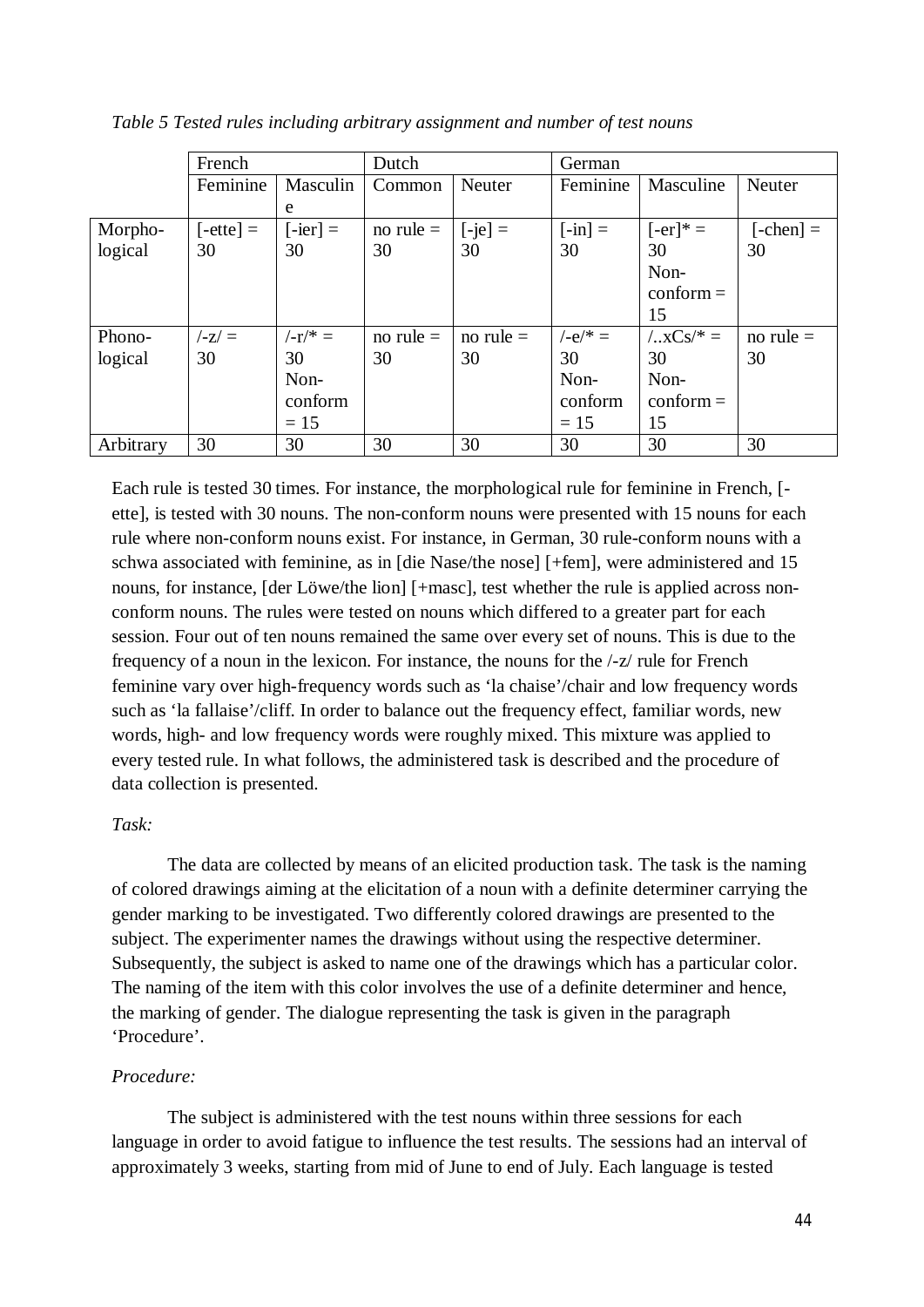*Table 5 Tested rules including arbitrary assignment and number of test nouns*

| | French | | Dutch | | German | | |
|---|---|---|---|---|---|---|---|
| | Feminine | Masculine | Common | Neuter | Feminine | Masculine | Neuter |
| Morpho-logical | [-ette] = 30 | [-ier] = 30 | no rule = 30 | [-je] = 30 | [-in] = 30 | [-er]* = 30 Non-conform = 15 | [-chen] = 30 |
| Phono-logical | /-z/ = 30 | /-r/* = 30 Non-conform = 15 | no rule = 30 | no rule = 30 | /-e/* = 30 Non-conform = 15 | /..xCs/* = 30 Non-conform = 15 | no rule = 30 |
| Arbitrary | 30 | 30 | 30 | 30 | 30 | 30 | 30 |

Each rule is tested 30 times. For instance, the morphological rule for feminine in French, [-ette], is tested with 30 nouns. The non-conform nouns were presented with 15 nouns for each rule where non-conform nouns exist. For instance, in German, 30 rule-conform nouns with a schwa associated with feminine, as in [die Nase/the nose] [+fem], were administered and 15 nouns, for instance, [der Löwe/the lion] [+masc], test whether the rule is applied across non-conform nouns. The rules were tested on nouns which differed to a greater part for each session. Four out of ten nouns remained the same over every set of nouns. This is due to the frequency of a noun in the lexicon. For instance, the nouns for the /-z/ rule for French feminine vary over high-frequency words such as 'la chaise'/chair and low frequency words such as 'la fallaise'/cliff. In order to balance out the frequency effect, familiar words, new words, high- and low frequency words were roughly mixed. This mixture was applied to every tested rule. In what follows, the administered task is described and the procedure of data collection is presented.

*Task:*

The data are collected by means of an elicited production task. The task is the naming of colored drawings aiming at the elicitation of a noun with a definite determiner carrying the gender marking to be investigated. Two differently colored drawings are presented to the subject. The experimenter names the drawings without using the respective determiner. Subsequently, the subject is asked to name one of the drawings which has a particular color. The naming of the item with this color involves the use of a definite determiner and hence, the marking of gender. The dialogue representing the task is given in the paragraph 'Procedure'.

*Procedure:*

The subject is administered with the test nouns within three sessions for each language in order to avoid fatigue to influence the test results. The sessions had an interval of approximately 3 weeks, starting from mid of June to end of July. Each language is tested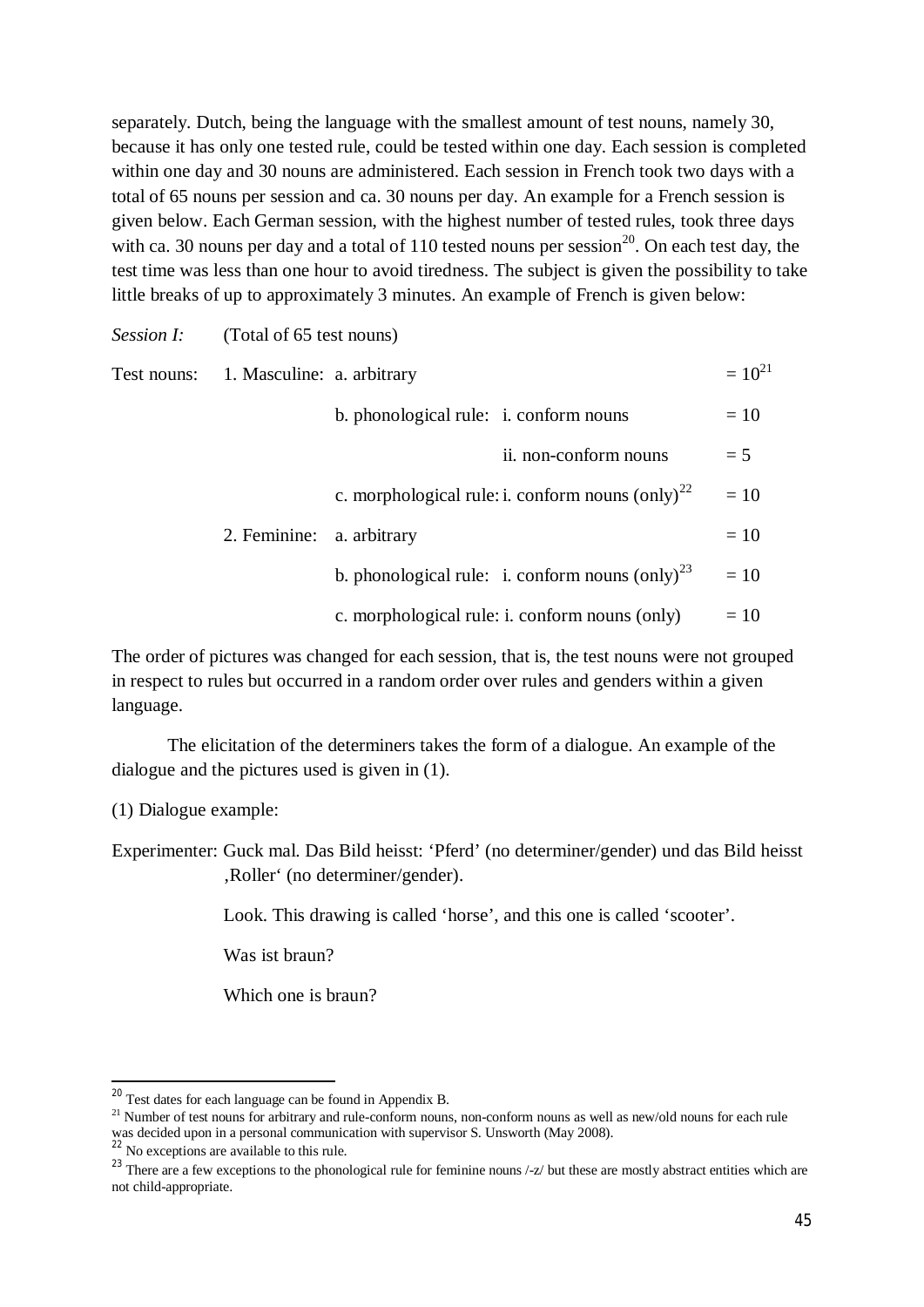separately. Dutch, being the language with the smallest amount of test nouns, namely 30, because it has only one tested rule, could be tested within one day. Each session is completed within one day and 30 nouns are administered. Each session in French took two days with a total of 65 nouns per session and ca. 30 nouns per day. An example for a French session is given below. Each German session, with the highest number of tested rules, took three days with ca. 30 nouns per day and a total of 110 tested nouns per session[20]. On each test day, the test time was less than one hour to avoid tiredness. The subject is given the possibility to take little breaks of up to approximately 3 minutes. An example of French is given below:

| *Session I:* | (Total of 65 test nouns) | | | |
|---|---|---|---|---|
| Test nouns: | 1. Masculine: | a. arbitrary | | = 10[21] |
| | | b. phonological rule: | i. conform nouns | = 10 |
| | | | ii. non-conform nouns | = 5 |
| | | c. morphological rule: | i. conform nouns (only)[22] | = 10 |
| | 2. Feminine: | a. arbitrary | | = 10 |
| | | b. phonological rule: | i. conform nouns (only)[23] | = 10 |
| | | c. morphological rule: | i. conform nouns (only) | = 10 |

The order of pictures was changed for each session, that is, the test nouns were not grouped in respect to rules but occurred in a random order over rules and genders within a given language.

The elicitation of the determiners takes the form of a dialogue. An example of the dialogue and the pictures used is given in (1).

(1) Dialogue example:

Experimenter: Guck mal. Das Bild heisst: 'Pferd' (no determiner/gender) und das Bild heisst ‚Roller' (no determiner/gender).

Look. This drawing is called 'horse', and this one is called 'scooter'.

Was ist braun?

Which one is braun?

---

[20] Test dates for each language can be found in Appendix B.

[21] Number of test nouns for arbitrary and rule-conform nouns, non-conform nouns as well as new/old nouns for each rule was decided upon in a personal communication with supervisor S. Unsworth (May 2008).

[22] No exceptions are available to this rule.

[23] There are a few exceptions to the phonological rule for feminine nouns /-z/ but these are mostly abstract entities which are not child-appropriate.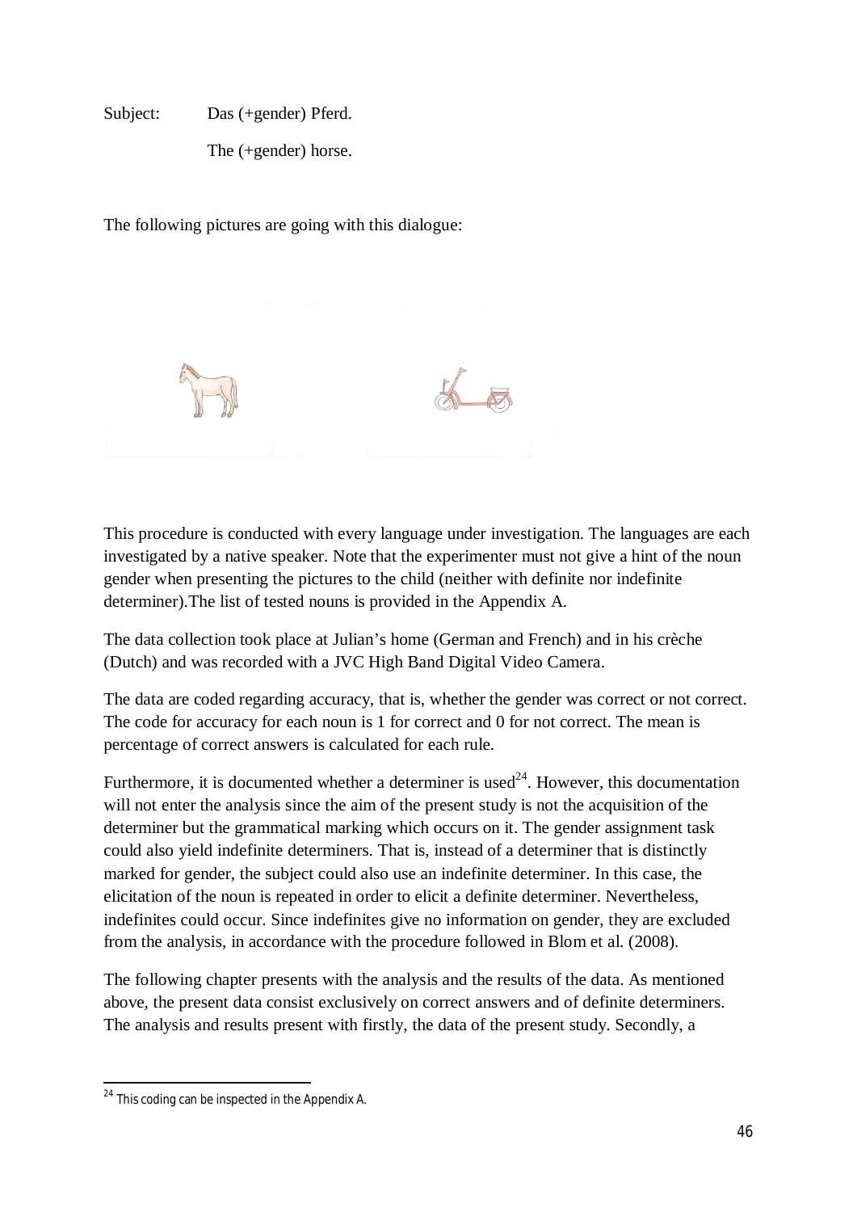Subject: Das (+gender) Pferd.

The (+gender) horse.

The following pictures are going with this dialogue:

This procedure is conducted with every language under investigation. The languages are each investigated by a native speaker. Note that the experimenter must not give a hint of the noun gender when presenting the pictures to the child (neither with definite nor indefinite determiner).The list of tested nouns is provided in the Appendix A.

The data collection took place at Julian's home (German and French) and in his crèche (Dutch) and was recorded with a JVC High Band Digital Video Camera.

The data are coded regarding accuracy, that is, whether the gender was correct or not correct. The code for accuracy for each noun is 1 for correct and 0 for not correct. The mean is percentage of correct answers is calculated for each rule.

Furthermore, it is documented whether a determiner is used[24]. However, this documentation will not enter the analysis since the aim of the present study is not the acquisition of the determiner but the grammatical marking which occurs on it. The gender assignment task could also yield indefinite determiners. That is, instead of a determiner that is distinctly marked for gender, the subject could also use an indefinite determiner. In this case, the elicitation of the noun is repeated in order to elicit a definite determiner. Nevertheless, indefinites could occur. Since indefinites give no information on gender, they are excluded from the analysis, in accordance with the procedure followed in Blom et al. (2008).

The following chapter presents with the analysis and the results of the data. As mentioned above, the present data consist exclusively on correct answers and of definite determiners. The analysis and results present with firstly, the data of the present study. Secondly, a

[24] This coding can be inspected in the Appendix A.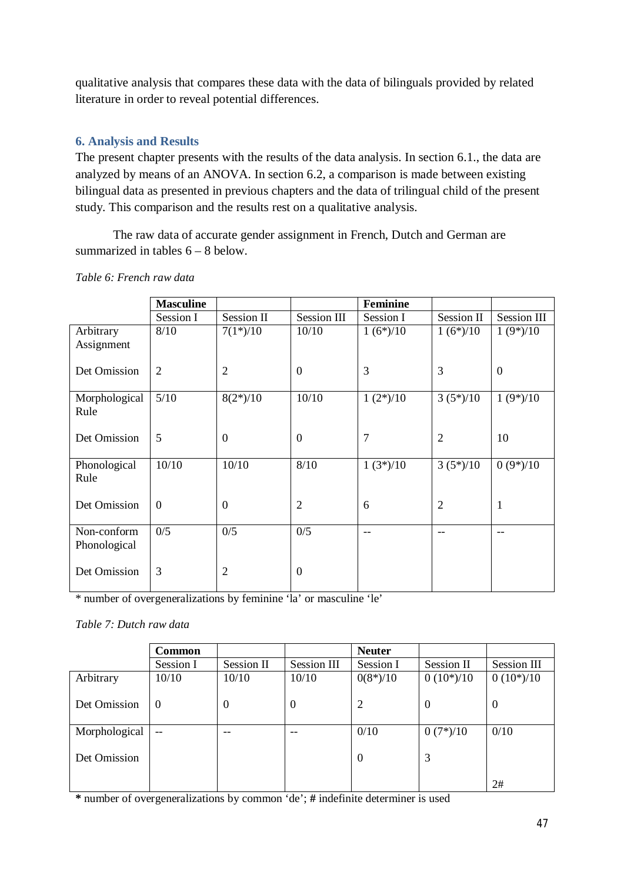qualitative analysis that compares these data with the data of bilinguals provided by related literature in order to reveal potential differences.

## 6. Analysis and Results

The present chapter presents with the results of the data analysis. In section 6.1., the data are analyzed by means of an ANOVA. In section 6.2, a comparison is made between existing bilingual data as presented in previous chapters and the data of trilingual child of the present study. This comparison and the results rest on a qualitative analysis.

The raw data of accurate gender assignment in French, Dutch and German are summarized in tables 6 – 8 below.

*Table 6: French raw data*

| | **Masculine** | | | **Feminine** | | |
|---|---|---|---|---|---|---|
| | Session I | Session II | Session III | Session I | Session II | Session III |
| Arbitrary Assignment | 8/10 | 7(1*)/10 | 10/10 | 1 (6*)/10 | 1 (6*)/10 | 1 (9*)/10 |
| Det Omission | 2 | 2 | 0 | 3 | 3 | 0 |
| Morphological Rule | 5/10 | 8(2*)/10 | 10/10 | 1 (2*)/10 | 3 (5*)/10 | 1 (9*)/10 |
| Det Omission | 5 | 0 | 0 | 7 | 2 | 10 |
| Phonological Rule | 10/10 | 10/10 | 8/10 | 1 (3*)/10 | 3 (5*)/10 | 0 (9*)/10 |
| Det Omission | 0 | 0 | 2 | 6 | 2 | 1 |
| Non-conform Phonological | 0/5 | 0/5 | 0/5 | -- | -- | -- |
| Det Omission | 3 | 2 | 0 | | | |

\* number of overgeneralizations by feminine 'la' or masculine 'le'

*Table 7: Dutch raw data*

| | **Common** | | | **Neuter** | | |
|---|---|---|---|---|---|---|
| | Session I | Session II | Session III | Session I | Session II | Session III |
| Arbitrary | 10/10 | 10/10 | 10/10 | 0(8*)/10 | 0 (10*)/10 | 0 (10*)/10 |
| Det Omission | 0 | 0 | 0 | 2 | 0 | 0 |
| Morphological | -- | -- | -- | 0/10 | 0 (7*)/10 | 0/10 |
| Det Omission | | | | 0 | 3 | 2# |

**\*** number of overgeneralizations by common 'de'; **#** indefinite determiner is used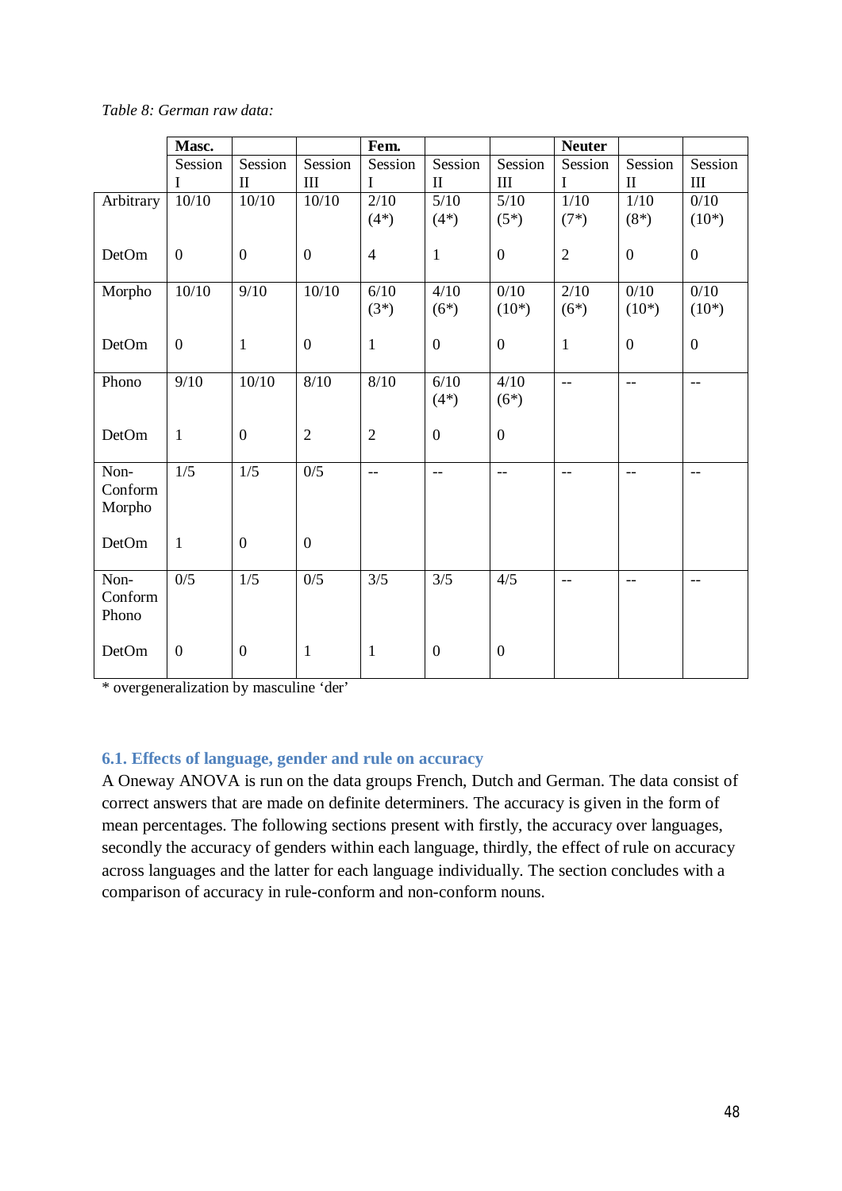*Table 8: German raw data:*

| | Masc. | | | Fem. | | | Neuter | | |
|---|---|---|---|---|---|---|---|---|---|
| | Session I | Session II | Session III | Session I | Session II | Session III | Session I | Session II | Session III |
| Arbitrary | 10/10 | 10/10 | 10/10 | 2/10 (4*) | 5/10 (4*) | 5/10 (5*) | 1/10 (7*) | 1/10 (8*) | 0/10 (10*) |
| DetOm | 0 | 0 | 0 | 4 | 1 | 0 | 2 | 0 | 0 |
| Morpho | 10/10 | 9/10 | 10/10 | 6/10 (3*) | 4/10 (6*) | 0/10 (10*) | 2/10 (6*) | 0/10 (10*) | 0/10 (10*) |
| DetOm | 0 | 1 | 0 | 1 | 0 | 0 | 1 | 0 | 0 |
| Phono | 9/10 | 10/10 | 8/10 | 8/10 | 6/10 (4*) | 4/10 (6*) | -- | -- | -- |
| DetOm | 1 | 0 | 2 | 2 | 0 | 0 | | | |
| Non-Conform Morpho | 1/5 | 1/5 | 0/5 | -- | -- | -- | -- | -- | -- |
| DetOm | 1 | 0 | 0 | | | | | | |
| Non-Conform Phono | 0/5 | 1/5 | 0/5 | 3/5 | 3/5 | 4/5 | -- | -- | -- |
| DetOm | 0 | 0 | 1 | 1 | 0 | 0 | | | |

\* overgeneralization by masculine 'der'

### 6.1. Effects of language, gender and rule on accuracy

A Oneway ANOVA is run on the data groups French, Dutch and German. The data consist of correct answers that are made on definite determiners. The accuracy is given in the form of mean percentages. The following sections present with firstly, the accuracy over languages, secondly the accuracy of genders within each language, thirdly, the effect of rule on accuracy across languages and the latter for each language individually. The section concludes with a comparison of accuracy in rule-conform and non-conform nouns.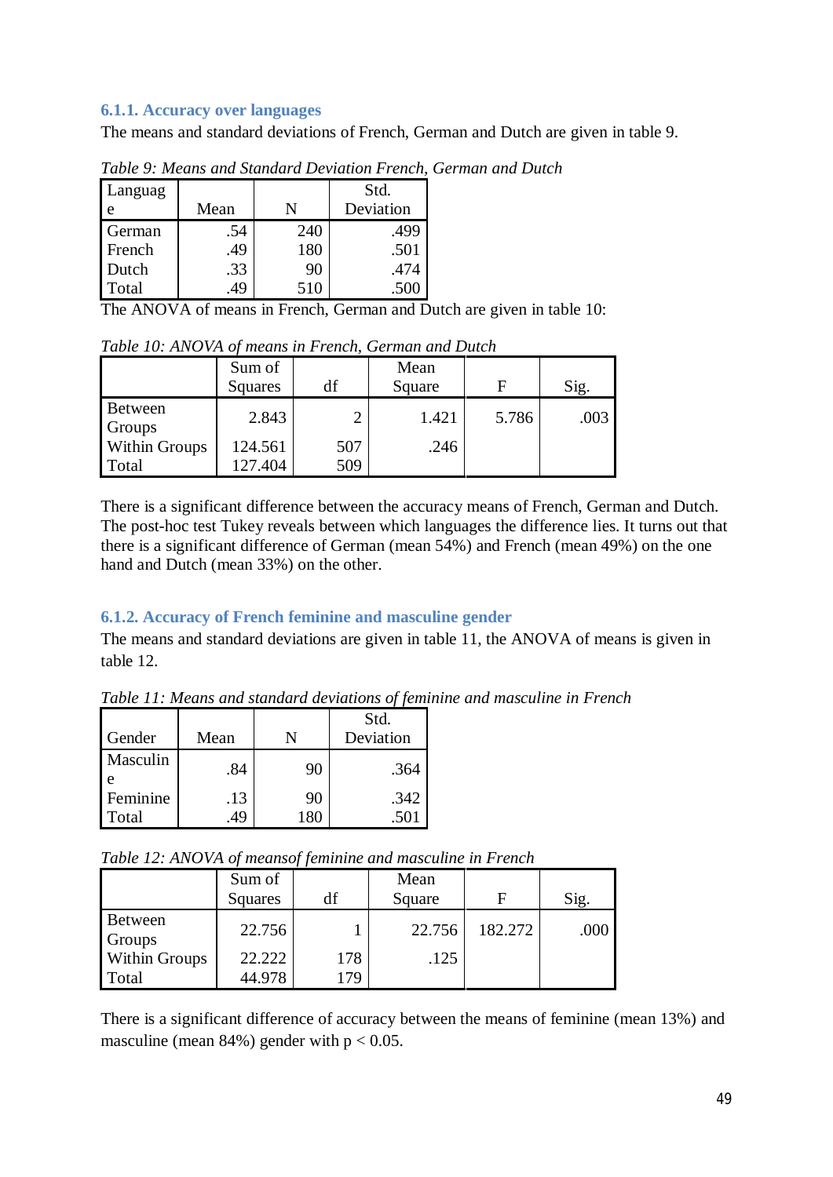### 6.1.1. Accuracy over languages

The means and standard deviations of French, German and Dutch are given in table 9.

*Table 9: Means and Standard Deviation French, German and Dutch*

| Language | Mean | N | Std. Deviation |
|---|---|---|---|
| German | .54 | 240 | .499 |
| French | .49 | 180 | .501 |
| Dutch | .33 | 90 | .474 |
| Total | .49 | 510 | .500 |

The ANOVA of means in French, German and Dutch are given in table 10:

*Table 10: ANOVA of means in French, German and Dutch*

| | Sum of Squares | df | Mean Square | F | Sig. |
|---|---|---|---|---|---|
| Between Groups | 2.843 | 2 | 1.421 | 5.786 | .003 |
| Within Groups | 124.561 | 507 | .246 | | |
| Total | 127.404 | 509 | | | |

There is a significant difference between the accuracy means of French, German and Dutch. The post-hoc test Tukey reveals between which languages the difference lies. It turns out that there is a significant difference of German (mean 54%) and French (mean 49%) on the one hand and Dutch (mean 33%) on the other.

### 6.1.2. Accuracy of French feminine and masculine gender

The means and standard deviations are given in table 11, the ANOVA of means is given in table 12.

*Table 11: Means and standard deviations of feminine and masculine in French*

| Gender | Mean | N | Std. Deviation |
|---|---|---|---|
| Masculine | .84 | 90 | .364 |
| Feminine | .13 | 90 | .342 |
| Total | .49 | 180 | .501 |

*Table 12: ANOVA of meansof feminine and masculine in French*

| | Sum of Squares | df | Mean Square | F | Sig. |
|---|---|---|---|---|---|
| Between Groups | 22.756 | 1 | 22.756 | 182.272 | .000 |
| Within Groups | 22.222 | 178 | .125 | | |
| Total | 44.978 | 179 | | | |

There is a significant difference of accuracy between the means of feminine (mean 13%) and masculine (mean 84%) gender with $p < 0.05$.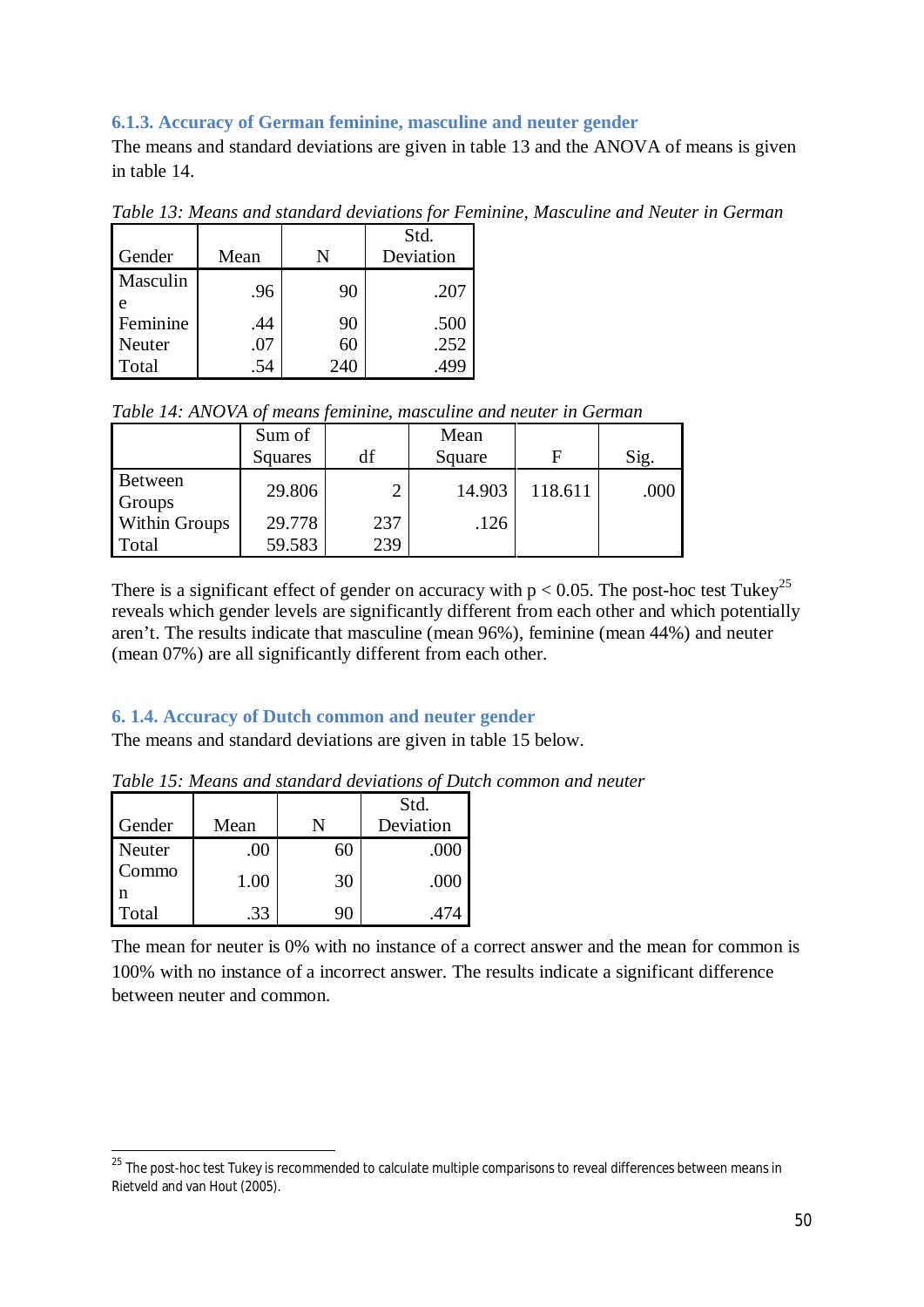### 6.1.3. Accuracy of German feminine, masculine and neuter gender

The means and standard deviations are given in table 13 and the ANOVA of means is given in table 14.

*Table 13: Means and standard deviations for Feminine, Masculine and Neuter in German*

| Gender | Mean | N | Std. Deviation |
|---|---|---|---|
| Masculine | .96 | 90 | .207 |
| Feminine | .44 | 90 | .500 |
| Neuter | .07 | 60 | .252 |
| Total | .54 | 240 | .499 |

*Table 14: ANOVA of means feminine, masculine and neuter in German*

| | Sum of Squares | df | Mean Square | F | Sig. |
|---|---|---|---|---|---|
| Between Groups | 29.806 | 2 | 14.903 | 118.611 | .000 |
| Within Groups | 29.778 | 237 | .126 | | |
| Total | 59.583 | 239 | | | |

There is a significant effect of gender on accuracy with $p < 0.05$. The post-hoc test Tukey[25] reveals which gender levels are significantly different from each other and which potentially aren't. The results indicate that masculine (mean 96%), feminine (mean 44%) and neuter (mean 07%) are all significantly different from each other.

### 6. 1.4. Accuracy of Dutch common and neuter gender

The means and standard deviations are given in table 15 below.

*Table 15: Means and standard deviations of Dutch common and neuter*

| Gender | Mean | N | Std. Deviation |
|---|---|---|---|
| Neuter | .00 | 60 | .000 |
| Common | 1.00 | 30 | .000 |
| Total | .33 | 90 | .474 |

The mean for neuter is 0% with no instance of a correct answer and the mean for common is 100% with no instance of a incorrect answer. The results indicate a significant difference between neuter and common.

[25] The post-hoc test Tukey is recommended to calculate multiple comparisons to reveal differences between means in Rietveld and van Hout (2005).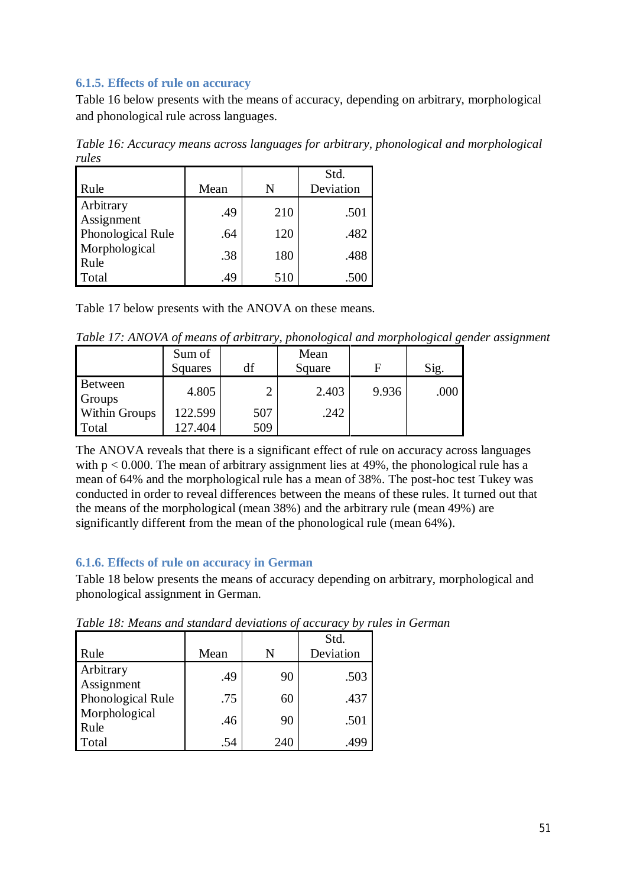### 6.1.5. Effects of rule on accuracy

Table 16 below presents with the means of accuracy, depending on arbitrary, morphological and phonological rule across languages.

*Table 16: Accuracy means across languages for arbitrary, phonological and morphological rules*

| Rule | Mean | N | Std. Deviation |
|---|---|---|---|
| Arbitrary Assignment | .49 | 210 | .501 |
| Phonological Rule | .64 | 120 | .482 |
| Morphological Rule | .38 | 180 | .488 |
| Total | .49 | 510 | .500 |

Table 17 below presents with the ANOVA on these means.

*Table 17: ANOVA of means of arbitrary, phonological and morphological gender assignment*

| | Sum of Squares | df | Mean Square | F | Sig. |
|---|---|---|---|---|---|
| Between Groups | 4.805 | 2 | 2.403 | 9.936 | .000 |
| Within Groups | 122.599 | 507 | .242 | | |
| Total | 127.404 | 509 | | | |

The ANOVA reveals that there is a significant effect of rule on accuracy across languages with $p < 0.000$. The mean of arbitrary assignment lies at 49%, the phonological rule has a mean of 64% and the morphological rule has a mean of 38%. The post-hoc test Tukey was conducted in order to reveal differences between the means of these rules. It turned out that the means of the morphological (mean 38%) and the arbitrary rule (mean 49%) are significantly different from the mean of the phonological rule (mean 64%).

### 6.1.6. Effects of rule on accuracy in German

Table 18 below presents the means of accuracy depending on arbitrary, morphological and phonological assignment in German.

*Table 18: Means and standard deviations of accuracy by rules in German*

| Rule | Mean | N | Std. Deviation |
|---|---|---|---|
| Arbitrary Assignment | .49 | 90 | .503 |
| Phonological Rule | .75 | 60 | .437 |
| Morphological Rule | .46 | 90 | .501 |
| Total | .54 | 240 | .499 |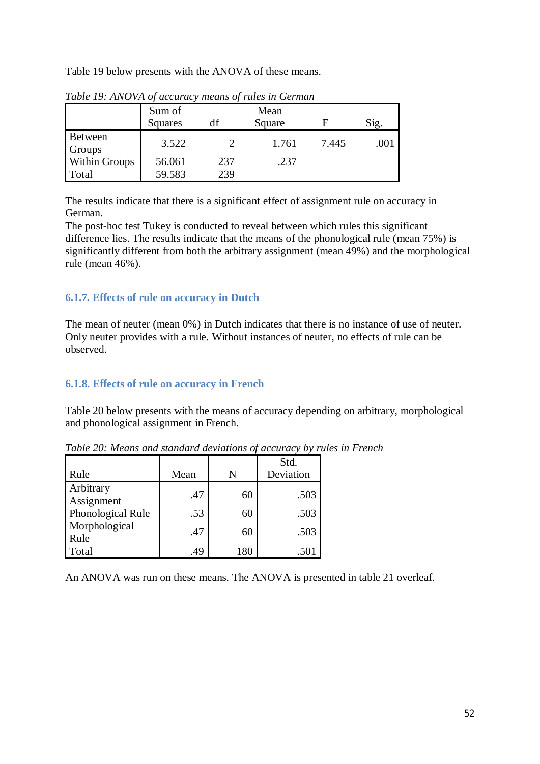Table 19 below presents with the ANOVA of these means.

*Table 19: ANOVA of accuracy means of rules in German*

| | Sum of Squares | df | Mean Square | F | Sig. |
|---|---|---|---|---|---|
| Between Groups | 3.522 | 2 | 1.761 | 7.445 | .001 |
| Within Groups | 56.061 | 237 | .237 | | |
| Total | 59.583 | 239 | | | |

The results indicate that there is a significant effect of assignment rule on accuracy in German.
The post-hoc test Tukey is conducted to reveal between which rules this significant difference lies. The results indicate that the means of the phonological rule (mean 75%) is significantly different from both the arbitrary assignment (mean 49%) and the morphological rule (mean 46%).

### 6.1.7. Effects of rule on accuracy in Dutch

The mean of neuter (mean 0%) in Dutch indicates that there is no instance of use of neuter. Only neuter provides with a rule. Without instances of neuter, no effects of rule can be observed.

### 6.1.8. Effects of rule on accuracy in French

Table 20 below presents with the means of accuracy depending on arbitrary, morphological and phonological assignment in French.

*Table 20: Means and standard deviations of accuracy by rules in French*

| Rule | Mean | N | Std. Deviation |
|---|---|---|---|
| Arbitrary Assignment | .47 | 60 | .503 |
| Phonological Rule | .53 | 60 | .503 |
| Morphological Rule | .47 | 60 | .503 |
| Total | .49 | 180 | .501 |

An ANOVA was run on these means. The ANOVA is presented in table 21 overleaf.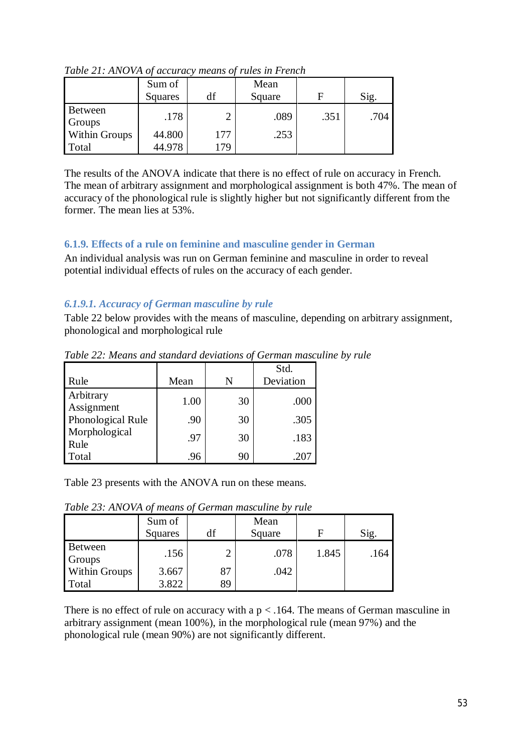*Table 21: ANOVA of accuracy means of rules in French*

| | Sum of Squares | df | Mean Square | F | Sig. |
|---|---|---|---|---|---|
| Between Groups | .178 | 2 | .089 | .351 | .704 |
| Within Groups | 44.800 | 177 | .253 | | |
| Total | 44.978 | 179 | | | |

The results of the ANOVA indicate that there is no effect of rule on accuracy in French. The mean of arbitrary assignment and morphological assignment is both 47%. The mean of accuracy of the phonological rule is slightly higher but not significantly different from the former. The mean lies at 53%.

### 6.1.9. Effects of a rule on feminine and masculine gender in German

An individual analysis was run on German feminine and masculine in order to reveal potential individual effects of rules on the accuracy of each gender.

#### *6.1.9.1. Accuracy of German masculine by rule*

Table 22 below provides with the means of masculine, depending on arbitrary assignment, phonological and morphological rule

*Table 22: Means and standard deviations of German masculine by rule*

| Rule | Mean | N | Std. Deviation |
|---|---|---|---|
| Arbitrary Assignment | 1.00 | 30 | .000 |
| Phonological Rule | .90 | 30 | .305 |
| Morphological Rule | .97 | 30 | .183 |
| Total | .96 | 90 | .207 |

Table 23 presents with the ANOVA run on these means.

*Table 23: ANOVA of means of German masculine by rule*

| | Sum of Squares | df | Mean Square | F | Sig. |
|---|---|---|---|---|---|
| Between Groups | .156 | 2 | .078 | 1.845 | .164 |
| Within Groups | 3.667 | 87 | .042 | | |
| Total | 3.822 | 89 | | | |

There is no effect of rule on accuracy with a $p < .164$. The means of German masculine in arbitrary assignment (mean 100%), in the morphological rule (mean 97%) and the phonological rule (mean 90%) are not significantly different.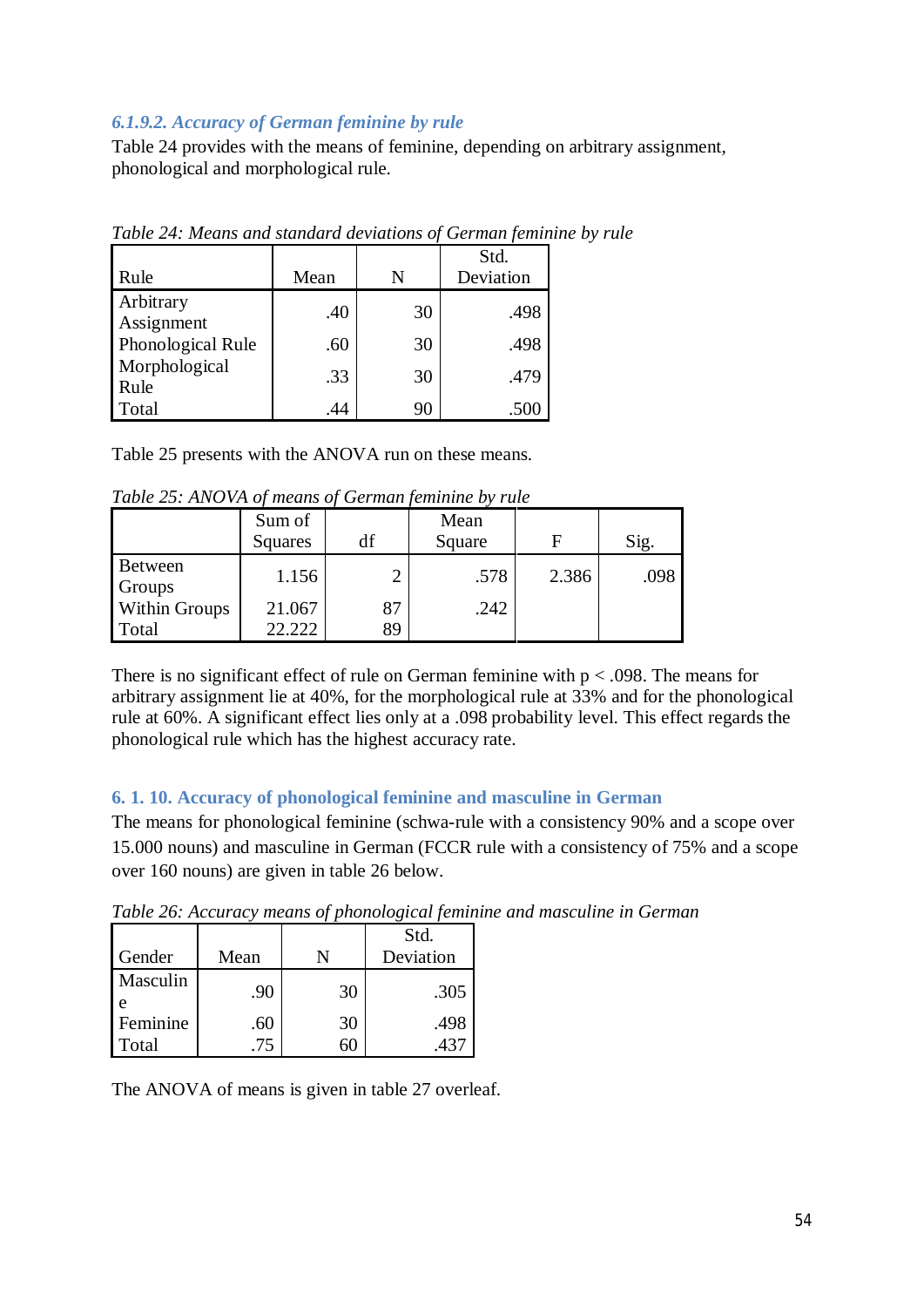#### *6.1.9.2. Accuracy of German feminine by rule*

Table 24 provides with the means of feminine, depending on arbitrary assignment, phonological and morphological rule.

*Table 24: Means and standard deviations of German feminine by rule*

| Rule | Mean | N | Std. Deviation |
|---|---|---|---|
| Arbitrary Assignment | .40 | 30 | .498 |
| Phonological Rule | .60 | 30 | .498 |
| Morphological Rule | .33 | 30 | .479 |
| Total | .44 | 90 | .500 |

Table 25 presents with the ANOVA run on these means.

*Table 25: ANOVA of means of German feminine by rule*

| | Sum of Squares | df | Mean Square | F | Sig. |
|---|---|---|---|---|---|
| Between Groups | 1.156 | 2 | .578 | 2.386 | .098 |
| Within Groups | 21.067 | 87 | .242 | | |
| Total | 22.222 | 89 | | | |

There is no significant effect of rule on German feminine with $p < .098$. The means for arbitrary assignment lie at 40%, for the morphological rule at 33% and for the phonological rule at 60%. A significant effect lies only at a .098 probability level. This effect regards the phonological rule which has the highest accuracy rate.

### 6. 1. 10. Accuracy of phonological feminine and masculine in German

The means for phonological feminine (schwa-rule with a consistency 90% and a scope over 15.000 nouns) and masculine in German (FCCR rule with a consistency of 75% and a scope over 160 nouns) are given in table 26 below.

*Table 26: Accuracy means of phonological feminine and masculine in German*

| Gender | Mean | N | Std. Deviation |
|---|---|---|---|
| Masculine | .90 | 30 | .305 |
| Feminine | .60 | 30 | .498 |
| Total | .75 | 60 | .437 |

The ANOVA of means is given in table 27 overleaf.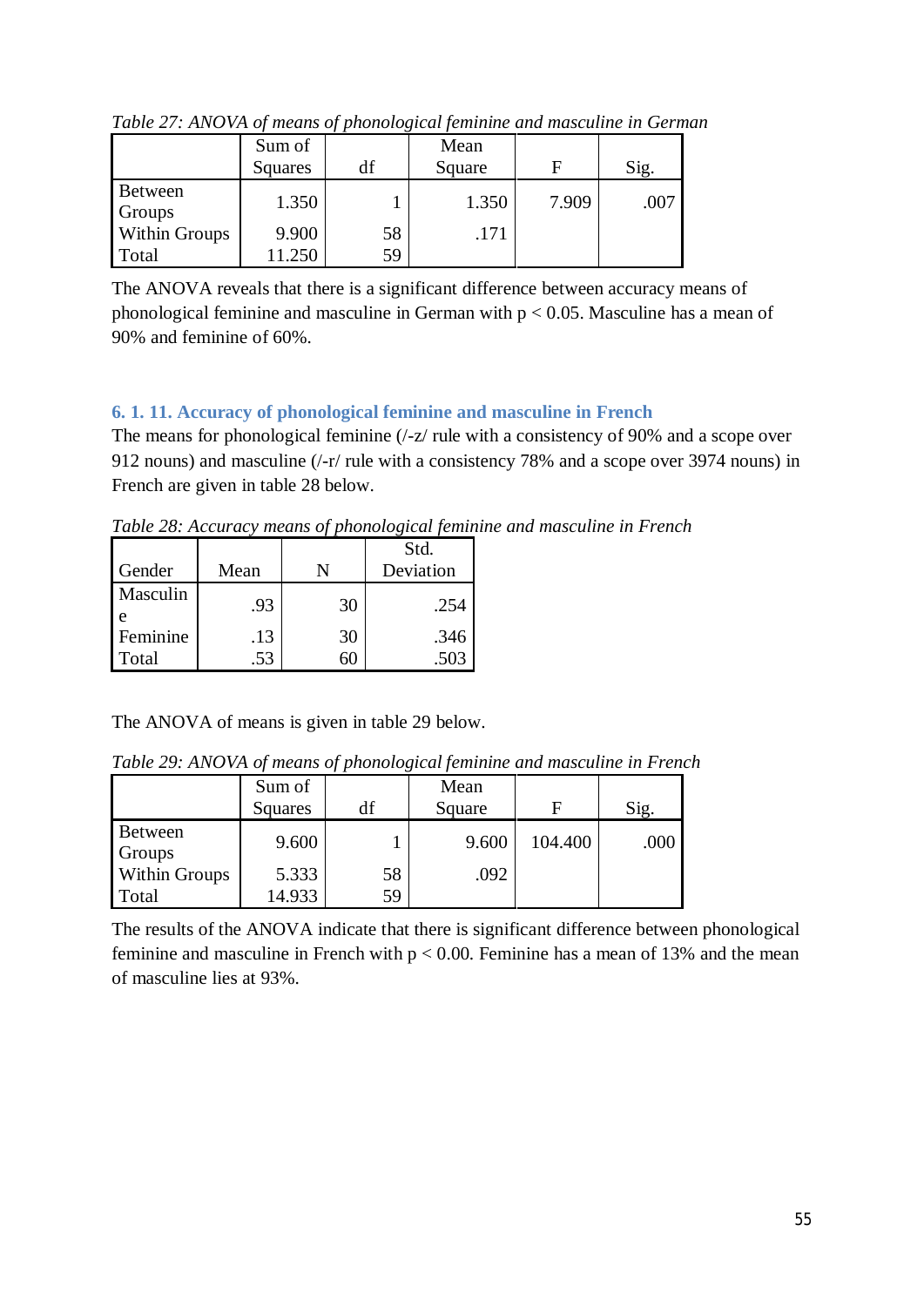*Table 27: ANOVA of means of phonological feminine and masculine in German*

| | Sum of Squares | df | Mean Square | F | Sig. |
|---|---|---|---|---|---|
| Between Groups | 1.350 | 1 | 1.350 | 7.909 | .007 |
| Within Groups | 9.900 | 58 | .171 | | |
| Total | 11.250 | 59 | | | |

The ANOVA reveals that there is a significant difference between accuracy means of phonological feminine and masculine in German with $p < 0.05$. Masculine has a mean of 90% and feminine of 60%.

### 6. 1. 11. Accuracy of phonological feminine and masculine in French

The means for phonological feminine (/-z/ rule with a consistency of 90% and a scope over 912 nouns) and masculine (/-r/ rule with a consistency 78% and a scope over 3974 nouns) in French are given in table 28 below.

*Table 28: Accuracy means of phonological feminine and masculine in French*

| Gender | Mean | N | Std. Deviation |
|---|---|---|---|
| Masculine | .93 | 30 | .254 |
| Feminine | .13 | 30 | .346 |
| Total | .53 | 60 | .503 |

The ANOVA of means is given in table 29 below.

*Table 29: ANOVA of means of phonological feminine and masculine in French*

| | Sum of Squares | df | Mean Square | F | Sig. |
|---|---|---|---|---|---|
| Between Groups | 9.600 | 1 | 9.600 | 104.400 | .000 |
| Within Groups | 5.333 | 58 | .092 | | |
| Total | 14.933 | 59 | | | |

The results of the ANOVA indicate that there is significant difference between phonological feminine and masculine in French with $p < 0.00$. Feminine has a mean of 13% and the mean of masculine lies at 93%.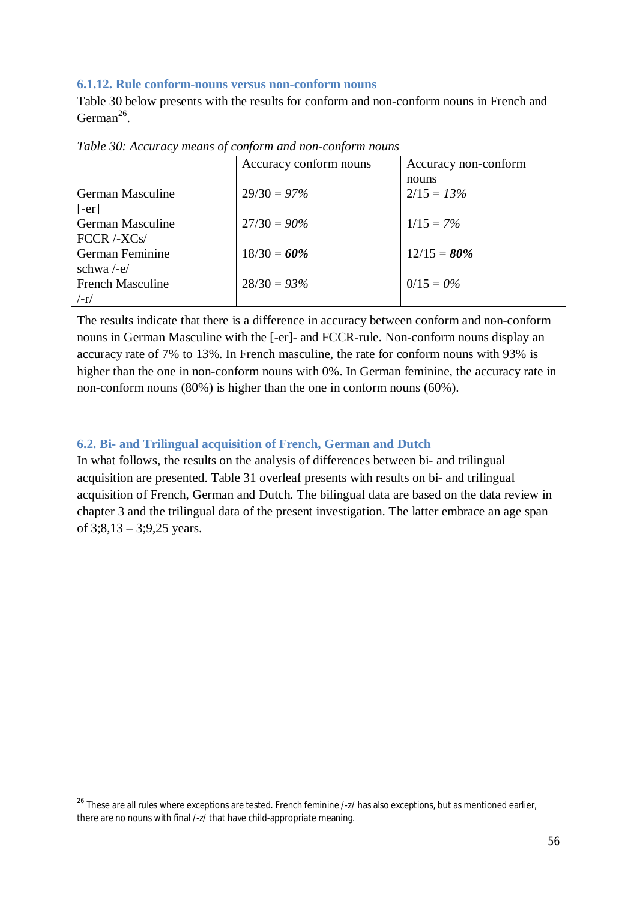### 6.1.12. Rule conform-nouns versus non-conform nouns

Table 30 below presents with the results for conform and non-conform nouns in French and German[26].

*Table 30: Accuracy means of conform and non-conform nouns*

| | Accuracy conform nouns | Accuracy non-conform nouns |
|---|---|---|
| German Masculine [-er] | 29/30 = *97%* | 2/15 = *13%* |
| German Masculine FCCR /-XCs/ | 27/30 = *90%* | 1/15 = *7%* |
| German Feminine schwa /-e/ | 18/30 = ***60%*** | 12/15 = ***80%*** |
| French Masculine /-r/ | 28/30 = *93%* | 0/15 = *0%* |

The results indicate that there is a difference in accuracy between conform and non-conform nouns in German Masculine with the [-er]- and FCCR-rule. Non-conform nouns display an accuracy rate of 7% to 13%. In French masculine, the rate for conform nouns with 93% is higher than the one in non-conform nouns with 0%. In German feminine, the accuracy rate in non-conform nouns (80%) is higher than the one in conform nouns (60%).

## 6.2. Bi- and Trilingual acquisition of French, German and Dutch

In what follows, the results on the analysis of differences between bi- and trilingual acquisition are presented. Table 31 overleaf presents with results on bi- and trilingual acquisition of French, German and Dutch. The bilingual data are based on the data review in chapter 3 and the trilingual data of the present investigation. The latter embrace an age span of 3;8,13 – 3;9,25 years.

[26] These are all rules where exceptions are tested. French feminine /-z/ has also exceptions, but as mentioned earlier, there are no nouns with final /-z/ that have child-appropriate meaning.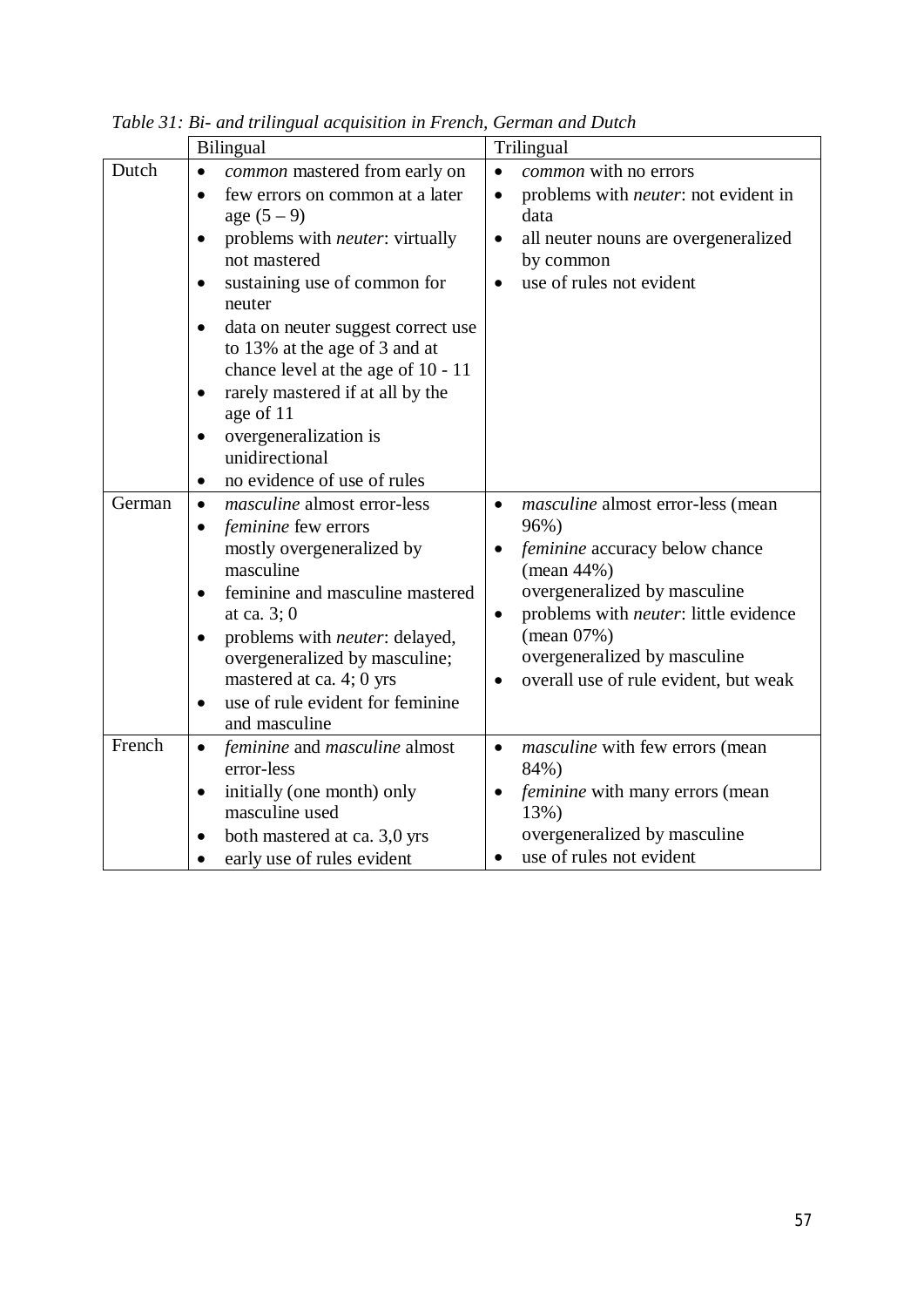*Table 31: Bi- and trilingual acquisition in French, German and Dutch*

| | Bilingual | Trilingual |
|---|---|---|
| Dutch | • *common* mastered from early on<br>• few errors on common at a later age (5 – 9)<br>• problems with *neuter*: virtually not mastered<br>• sustaining use of common for neuter<br>• data on neuter suggest correct use to 13% at the age of 3 and at chance level at the age of 10 - 11<br>• rarely mastered if at all by the age of 11<br>• overgeneralization is unidirectional<br>• no evidence of use of rules | • *common* with no errors<br>• problems with *neuter*: not evident in data<br>• all neuter nouns are overgeneralized by common<br>• use of rules not evident |
| German | • *masculine* almost error-less<br>• *feminine* few errors mostly overgeneralized by masculine<br>• feminine and masculine mastered at ca. 3; 0<br>• problems with *neuter*: delayed, overgeneralized by masculine; mastered at ca. 4; 0 yrs<br>• use of rule evident for feminine and masculine | • *masculine* almost error-less (mean 96%)<br>• *feminine* accuracy below chance (mean 44%) overgeneralized by masculine<br>• problems with *neuter*: little evidence (mean 07%) overgeneralized by masculine<br>• overall use of rule evident, but weak |
| French | • *feminine* and *masculine* almost error-less<br>• initially (one month) only masculine used<br>• both mastered at ca. 3,0 yrs<br>• early use of rules evident | • *masculine* with few errors (mean 84%)<br>• *feminine* with many errors (mean 13%) overgeneralized by masculine<br>• use of rules not evident |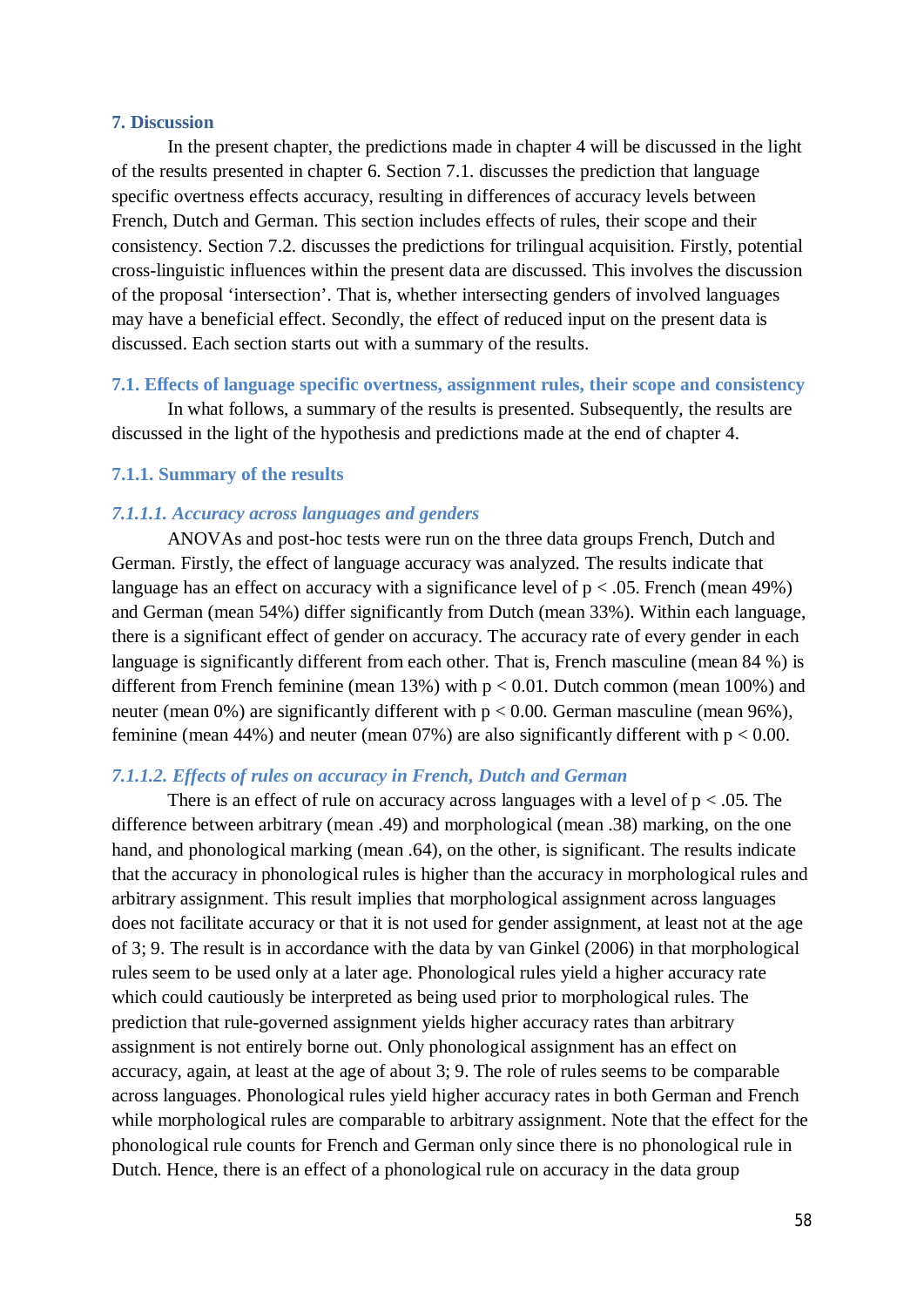## 7. Discussion

In the present chapter, the predictions made in chapter 4 will be discussed in the light of the results presented in chapter 6. Section 7.1. discusses the prediction that language specific overtness effects accuracy, resulting in differences of accuracy levels between French, Dutch and German. This section includes effects of rules, their scope and their consistency. Section 7.2. discusses the predictions for trilingual acquisition. Firstly, potential cross-linguistic influences within the present data are discussed. This involves the discussion of the proposal 'intersection'. That is, whether intersecting genders of involved languages may have a beneficial effect. Secondly, the effect of reduced input on the present data is discussed. Each section starts out with a summary of the results.

### 7.1. Effects of language specific overtness, assignment rules, their scope and consistency

In what follows, a summary of the results is presented. Subsequently, the results are discussed in the light of the hypothesis and predictions made at the end of chapter 4.

### 7.1.1. Summary of the results

#### *7.1.1.1. Accuracy across languages and genders*

ANOVAs and post-hoc tests were run on the three data groups French, Dutch and German. Firstly, the effect of language accuracy was analyzed. The results indicate that language has an effect on accuracy with a significance level of $p < .05$. French (mean 49%) and German (mean 54%) differ significantly from Dutch (mean 33%). Within each language, there is a significant effect of gender on accuracy. The accuracy rate of every gender in each language is significantly different from each other. That is, French masculine (mean 84 %) is different from French feminine (mean 13%) with $p < 0.01$. Dutch common (mean 100%) and neuter (mean 0%) are significantly different with $p < 0.00$. German masculine (mean 96%), feminine (mean 44%) and neuter (mean 07%) are also significantly different with $p < 0.00$.

#### *7.1.1.2. Effects of rules on accuracy in French, Dutch and German*

There is an effect of rule on accuracy across languages with a level of $p < .05$. The difference between arbitrary (mean .49) and morphological (mean .38) marking, on the one hand, and phonological marking (mean .64), on the other, is significant. The results indicate that the accuracy in phonological rules is higher than the accuracy in morphological rules and arbitrary assignment. This result implies that morphological assignment across languages does not facilitate accuracy or that it is not used for gender assignment, at least not at the age of 3; 9. The result is in accordance with the data by van Ginkel (2006) in that morphological rules seem to be used only at a later age. Phonological rules yield a higher accuracy rate which could cautiously be interpreted as being used prior to morphological rules. The prediction that rule-governed assignment yields higher accuracy rates than arbitrary assignment is not entirely borne out. Only phonological assignment has an effect on accuracy, again, at least at the age of about 3; 9. The role of rules seems to be comparable across languages. Phonological rules yield higher accuracy rates in both German and French while morphological rules are comparable to arbitrary assignment. Note that the effect for the phonological rule counts for French and German only since there is no phonological rule in Dutch. Hence, there is an effect of a phonological rule on accuracy in the data group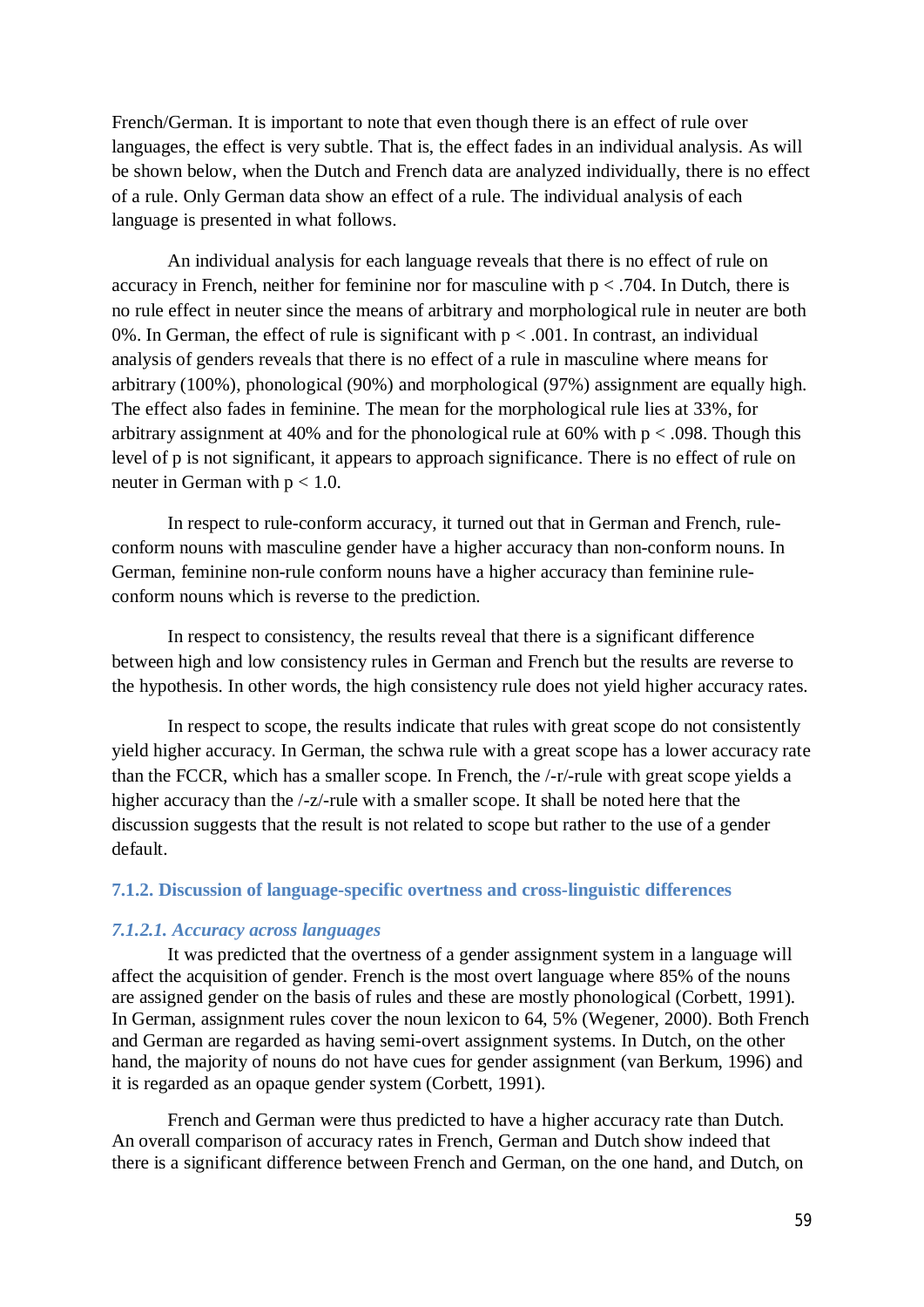French/German. It is important to note that even though there is an effect of rule over languages, the effect is very subtle. That is, the effect fades in an individual analysis. As will be shown below, when the Dutch and French data are analyzed individually, there is no effect of a rule. Only German data show an effect of a rule. The individual analysis of each language is presented in what follows.

An individual analysis for each language reveals that there is no effect of rule on accuracy in French, neither for feminine nor for masculine with $p < .704$. In Dutch, there is no rule effect in neuter since the means of arbitrary and morphological rule in neuter are both 0%. In German, the effect of rule is significant with $p < .001$. In contrast, an individual analysis of genders reveals that there is no effect of a rule in masculine where means for arbitrary (100%), phonological (90%) and morphological (97%) assignment are equally high. The effect also fades in feminine. The mean for the morphological rule lies at 33%, for arbitrary assignment at 40% and for the phonological rule at 60% with $p < .098$. Though this level of p is not significant, it appears to approach significance. There is no effect of rule on neuter in German with $p < 1.0$.

In respect to rule-conform accuracy, it turned out that in German and French, rule-conform nouns with masculine gender have a higher accuracy than non-conform nouns. In German, feminine non-rule conform nouns have a higher accuracy than feminine rule-conform nouns which is reverse to the prediction.

In respect to consistency, the results reveal that there is a significant difference between high and low consistency rules in German and French but the results are reverse to the hypothesis. In other words, the high consistency rule does not yield higher accuracy rates.

In respect to scope, the results indicate that rules with great scope do not consistently yield higher accuracy. In German, the schwa rule with a great scope has a lower accuracy rate than the FCCR, which has a smaller scope. In French, the /-r/-rule with great scope yields a higher accuracy than the /-z/-rule with a smaller scope. It shall be noted here that the discussion suggests that the result is not related to scope but rather to the use of a gender default.

### 7.1.2. Discussion of language-specific overtness and cross-linguistic differences

#### *7.1.2.1. Accuracy across languages*

It was predicted that the overtness of a gender assignment system in a language will affect the acquisition of gender. French is the most overt language where 85% of the nouns are assigned gender on the basis of rules and these are mostly phonological (Corbett, 1991). In German, assignment rules cover the noun lexicon to 64, 5% (Wegener, 2000). Both French and German are regarded as having semi-overt assignment systems. In Dutch, on the other hand, the majority of nouns do not have cues for gender assignment (van Berkum, 1996) and it is regarded as an opaque gender system (Corbett, 1991).

French and German were thus predicted to have a higher accuracy rate than Dutch. An overall comparison of accuracy rates in French, German and Dutch show indeed that there is a significant difference between French and German, on the one hand, and Dutch, on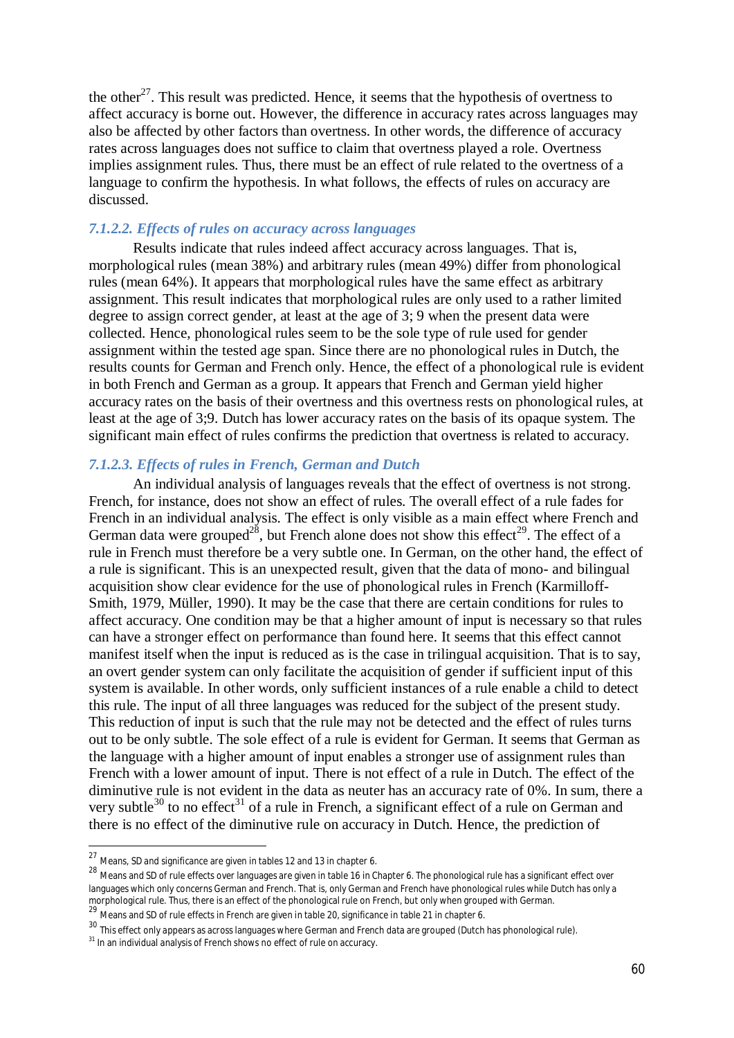the other[27]. This result was predicted. Hence, it seems that the hypothesis of overtness to affect accuracy is borne out. However, the difference in accuracy rates across languages may also be affected by other factors than overtness. In other words, the difference of accuracy rates across languages does not suffice to claim that overtness played a role. Overtness implies assignment rules. Thus, there must be an effect of rule related to the overtness of a language to confirm the hypothesis. In what follows, the effects of rules on accuracy are discussed.

#### *7.1.2.2. Effects of rules on accuracy across languages*

Results indicate that rules indeed affect accuracy across languages. That is, morphological rules (mean 38%) and arbitrary rules (mean 49%) differ from phonological rules (mean 64%). It appears that morphological rules have the same effect as arbitrary assignment. This result indicates that morphological rules are only used to a rather limited degree to assign correct gender, at least at the age of 3; 9 when the present data were collected. Hence, phonological rules seem to be the sole type of rule used for gender assignment within the tested age span. Since there are no phonological rules in Dutch, the results counts for German and French only. Hence, the effect of a phonological rule is evident in both French and German as a group. It appears that French and German yield higher accuracy rates on the basis of their overtness and this overtness rests on phonological rules, at least at the age of 3;9. Dutch has lower accuracy rates on the basis of its opaque system. The significant main effect of rules confirms the prediction that overtness is related to accuracy.

#### *7.1.2.3. Effects of rules in French, German and Dutch*

An individual analysis of languages reveals that the effect of overtness is not strong. French, for instance, does not show an effect of rules. The overall effect of a rule fades for French in an individual analysis. The effect is only visible as a main effect where French and German data were grouped[28], but French alone does not show this effect[29]. The effect of a rule in French must therefore be a very subtle one. In German, on the other hand, the effect of a rule is significant. This is an unexpected result, given that the data of mono- and bilingual acquisition show clear evidence for the use of phonological rules in French (Karmilloff-Smith, 1979, Müller, 1990). It may be the case that there are certain conditions for rules to affect accuracy. One condition may be that a higher amount of input is necessary so that rules can have a stronger effect on performance than found here. It seems that this effect cannot manifest itself when the input is reduced as is the case in trilingual acquisition. That is to say, an overt gender system can only facilitate the acquisition of gender if sufficient input of this system is available. In other words, only sufficient instances of a rule enable a child to detect this rule. The input of all three languages was reduced for the subject of the present study. This reduction of input is such that the rule may not be detected and the effect of rules turns out to be only subtle. The sole effect of a rule is evident for German. It seems that German as the language with a higher amount of input enables a stronger use of assignment rules than French with a lower amount of input. There is not effect of a rule in Dutch. The effect of the diminutive rule is not evident in the data as neuter has an accuracy rate of 0%. In sum, there a very subtle[30] to no effect[31] of a rule in French, a significant effect of a rule on German and there is no effect of the diminutive rule on accuracy in Dutch. Hence, the prediction of

---

[27] Means, SD and significance are given in tables 12 and 13 in chapter 6.

[28] Means and SD of rule effects over languages are given in table 16 in Chapter 6. The phonological rule has a significant effect over languages which only concerns German and French. That is, only German and French have phonological rules while Dutch has only a morphological rule. Thus, there is an effect of the phonological rule on French, but only when grouped with German.

[29] Means and SD of rule effects in French are given in table 20, significance in table 21 in chapter 6.

[30] This effect only appears as across languages where German and French data are grouped (Dutch has phonological rule).

[31] In an individual analysis of French shows no effect of rule on accuracy.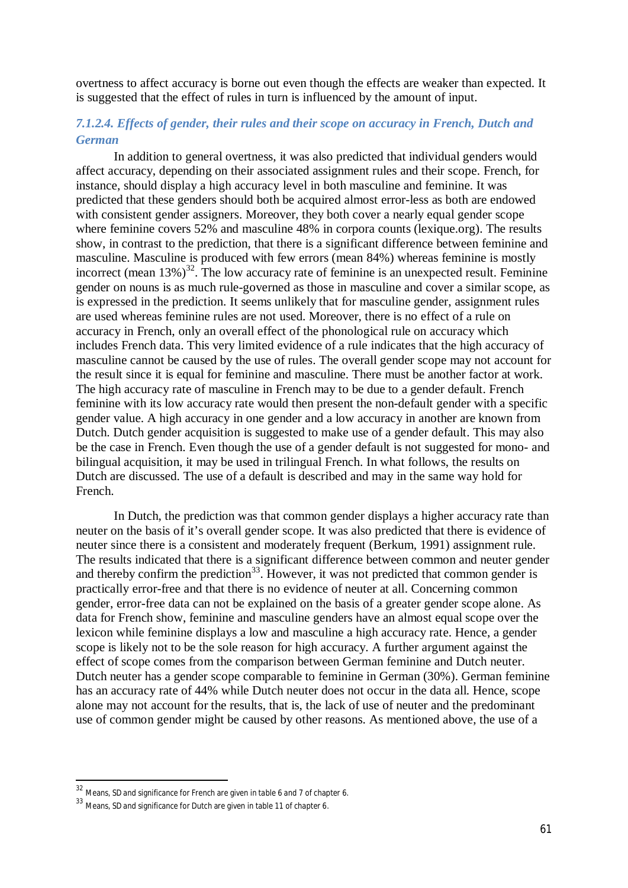overtness to affect accuracy is borne out even though the effects are weaker than expected. It is suggested that the effect of rules in turn is influenced by the amount of input.

#### *7.1.2.4. Effects of gender, their rules and their scope on accuracy in French, Dutch and German*

In addition to general overtness, it was also predicted that individual genders would affect accuracy, depending on their associated assignment rules and their scope. French, for instance, should display a high accuracy level in both masculine and feminine. It was predicted that these genders should both be acquired almost error-less as both are endowed with consistent gender assigners. Moreover, they both cover a nearly equal gender scope where feminine covers 52% and masculine 48% in corpora counts (lexique.org). The results show, in contrast to the prediction, that there is a significant difference between feminine and masculine. Masculine is produced with few errors (mean 84%) whereas feminine is mostly incorrect (mean 13%)[32]. The low accuracy rate of feminine is an unexpected result. Feminine gender on nouns is as much rule-governed as those in masculine and cover a similar scope, as is expressed in the prediction. It seems unlikely that for masculine gender, assignment rules are used whereas feminine rules are not used. Moreover, there is no effect of a rule on accuracy in French, only an overall effect of the phonological rule on accuracy which includes French data. This very limited evidence of a rule indicates that the high accuracy of masculine cannot be caused by the use of rules. The overall gender scope may not account for the result since it is equal for feminine and masculine. There must be another factor at work. The high accuracy rate of masculine in French may to be due to a gender default. French feminine with its low accuracy rate would then present the non-default gender with a specific gender value. A high accuracy in one gender and a low accuracy in another are known from Dutch. Dutch gender acquisition is suggested to make use of a gender default. This may also be the case in French. Even though the use of a gender default is not suggested for mono- and bilingual acquisition, it may be used in trilingual French. In what follows, the results on Dutch are discussed. The use of a default is described and may in the same way hold for French.

In Dutch, the prediction was that common gender displays a higher accuracy rate than neuter on the basis of it's overall gender scope. It was also predicted that there is evidence of neuter since there is a consistent and moderately frequent (Berkum, 1991) assignment rule. The results indicated that there is a significant difference between common and neuter gender and thereby confirm the prediction[33]. However, it was not predicted that common gender is practically error-free and that there is no evidence of neuter at all. Concerning common gender, error-free data can not be explained on the basis of a greater gender scope alone. As data for French show, feminine and masculine genders have an almost equal scope over the lexicon while feminine displays a low and masculine a high accuracy rate. Hence, a gender scope is likely not to be the sole reason for high accuracy. A further argument against the effect of scope comes from the comparison between German feminine and Dutch neuter. Dutch neuter has a gender scope comparable to feminine in German (30%). German feminine has an accuracy rate of 44% while Dutch neuter does not occur in the data all. Hence, scope alone may not account for the results, that is, the lack of use of neuter and the predominant use of common gender might be caused by other reasons. As mentioned above, the use of a

---

[32] Means, SD and significance for French are given in table 6 and 7 of chapter 6.

[33] Means, SD and significance for Dutch are given in table 11 of chapter 6.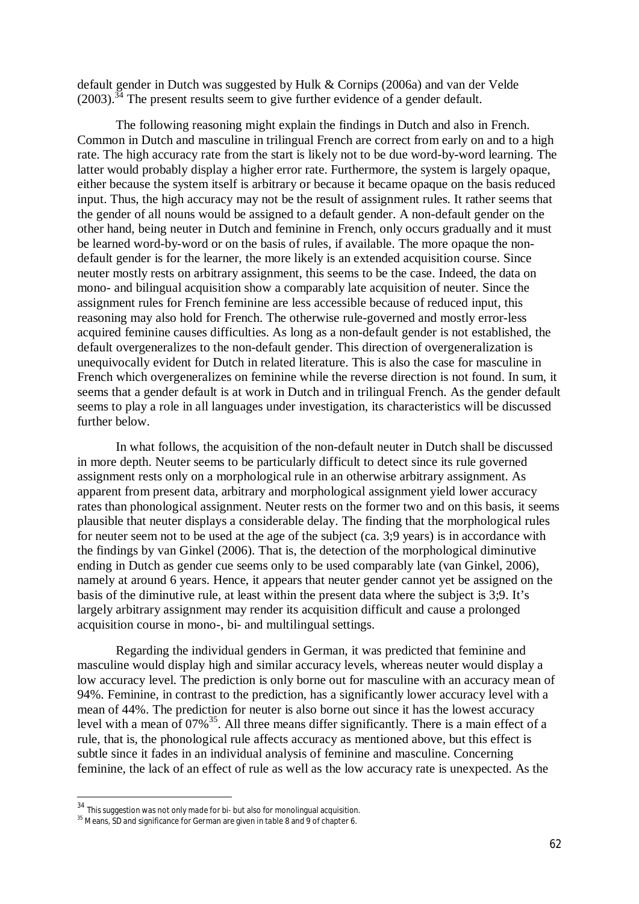default gender in Dutch was suggested by Hulk & Cornips (2006a) and van der Velde (2003).[34] The present results seem to give further evidence of a gender default.

The following reasoning might explain the findings in Dutch and also in French. Common in Dutch and masculine in trilingual French are correct from early on and to a high rate. The high accuracy rate from the start is likely not to be due word-by-word learning. The latter would probably display a higher error rate. Furthermore, the system is largely opaque, either because the system itself is arbitrary or because it became opaque on the basis reduced input. Thus, the high accuracy may not be the result of assignment rules. It rather seems that the gender of all nouns would be assigned to a default gender. A non-default gender on the other hand, being neuter in Dutch and feminine in French, only occurs gradually and it must be learned word-by-word or on the basis of rules, if available. The more opaque the non-default gender is for the learner, the more likely is an extended acquisition course. Since neuter mostly rests on arbitrary assignment, this seems to be the case. Indeed, the data on mono- and bilingual acquisition show a comparably late acquisition of neuter. Since the assignment rules for French feminine are less accessible because of reduced input, this reasoning may also hold for French. The otherwise rule-governed and mostly error-less acquired feminine causes difficulties. As long as a non-default gender is not established, the default overgeneralizes to the non-default gender. This direction of overgeneralization is unequivocally evident for Dutch in related literature. This is also the case for masculine in French which overgeneralizes on feminine while the reverse direction is not found. In sum, it seems that a gender default is at work in Dutch and in trilingual French. As the gender default seems to play a role in all languages under investigation, its characteristics will be discussed further below.

In what follows, the acquisition of the non-default neuter in Dutch shall be discussed in more depth. Neuter seems to be particularly difficult to detect since its rule governed assignment rests only on a morphological rule in an otherwise arbitrary assignment. As apparent from present data, arbitrary and morphological assignment yield lower accuracy rates than phonological assignment. Neuter rests on the former two and on this basis, it seems plausible that neuter displays a considerable delay. The finding that the morphological rules for neuter seem not to be used at the age of the subject (ca. 3;9 years) is in accordance with the findings by van Ginkel (2006). That is, the detection of the morphological diminutive ending in Dutch as gender cue seems only to be used comparably late (van Ginkel, 2006), namely at around 6 years. Hence, it appears that neuter gender cannot yet be assigned on the basis of the diminutive rule, at least within the present data where the subject is 3;9. It's largely arbitrary assignment may render its acquisition difficult and cause a prolonged acquisition course in mono-, bi- and multilingual settings.

Regarding the individual genders in German, it was predicted that feminine and masculine would display high and similar accuracy levels, whereas neuter would display a low accuracy level. The prediction is only borne out for masculine with an accuracy mean of 94%. Feminine, in contrast to the prediction, has a significantly lower accuracy level with a mean of 44%. The prediction for neuter is also borne out since it has the lowest accuracy level with a mean of 07%[35]. All three means differ significantly. There is a main effect of a rule, that is, the phonological rule affects accuracy as mentioned above, but this effect is subtle since it fades in an individual analysis of feminine and masculine. Concerning feminine, the lack of an effect of rule as well as the low accuracy rate is unexpected. As the

---

[34] This suggestion was not only made for bi- but also for monolingual acquisition.

[35] Means, SD and significance for German are given in table 8 and 9 of chapter 6.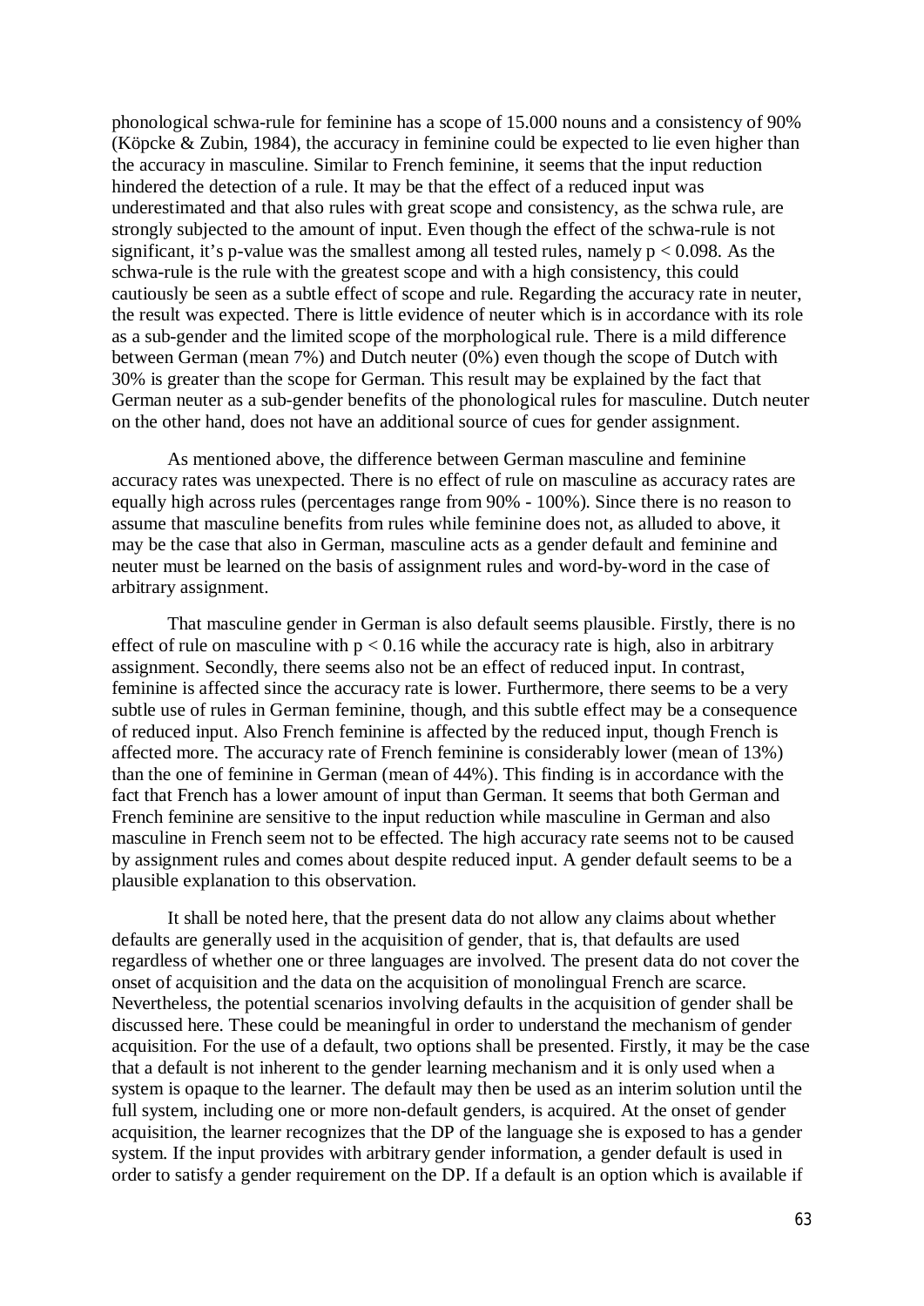phonological schwa-rule for feminine has a scope of 15.000 nouns and a consistency of 90% (Köpcke & Zubin, 1984), the accuracy in feminine could be expected to lie even higher than the accuracy in masculine. Similar to French feminine, it seems that the input reduction hindered the detection of a rule. It may be that the effect of a reduced input was underestimated and that also rules with great scope and consistency, as the schwa rule, are strongly subjected to the amount of input. Even though the effect of the schwa-rule is not significant, it's p-value was the smallest among all tested rules, namely $p < 0.098$. As the schwa-rule is the rule with the greatest scope and with a high consistency, this could cautiously be seen as a subtle effect of scope and rule. Regarding the accuracy rate in neuter, the result was expected. There is little evidence of neuter which is in accordance with its role as a sub-gender and the limited scope of the morphological rule. There is a mild difference between German (mean 7%) and Dutch neuter (0%) even though the scope of Dutch with 30% is greater than the scope for German. This result may be explained by the fact that German neuter as a sub-gender benefits of the phonological rules for masculine. Dutch neuter on the other hand, does not have an additional source of cues for gender assignment.

As mentioned above, the difference between German masculine and feminine accuracy rates was unexpected. There is no effect of rule on masculine as accuracy rates are equally high across rules (percentages range from 90% - 100%). Since there is no reason to assume that masculine benefits from rules while feminine does not, as alluded to above, it may be the case that also in German, masculine acts as a gender default and feminine and neuter must be learned on the basis of assignment rules and word-by-word in the case of arbitrary assignment.

That masculine gender in German is also default seems plausible. Firstly, there is no effect of rule on masculine with $p < 0.16$ while the accuracy rate is high, also in arbitrary assignment. Secondly, there seems also not be an effect of reduced input. In contrast, feminine is affected since the accuracy rate is lower. Furthermore, there seems to be a very subtle use of rules in German feminine, though, and this subtle effect may be a consequence of reduced input. Also French feminine is affected by the reduced input, though French is affected more. The accuracy rate of French feminine is considerably lower (mean of 13%) than the one of feminine in German (mean of 44%). This finding is in accordance with the fact that French has a lower amount of input than German. It seems that both German and French feminine are sensitive to the input reduction while masculine in German and also masculine in French seem not to be effected. The high accuracy rate seems not to be caused by assignment rules and comes about despite reduced input. A gender default seems to be a plausible explanation to this observation.

It shall be noted here, that the present data do not allow any claims about whether defaults are generally used in the acquisition of gender, that is, that defaults are used regardless of whether one or three languages are involved. The present data do not cover the onset of acquisition and the data on the acquisition of monolingual French are scarce. Nevertheless, the potential scenarios involving defaults in the acquisition of gender shall be discussed here. These could be meaningful in order to understand the mechanism of gender acquisition. For the use of a default, two options shall be presented. Firstly, it may be the case that a default is not inherent to the gender learning mechanism and it is only used when a system is opaque to the learner. The default may then be used as an interim solution until the full system, including one or more non-default genders, is acquired. At the onset of gender acquisition, the learner recognizes that the DP of the language she is exposed to has a gender system. If the input provides with arbitrary gender information, a gender default is used in order to satisfy a gender requirement on the DP. If a default is an option which is available if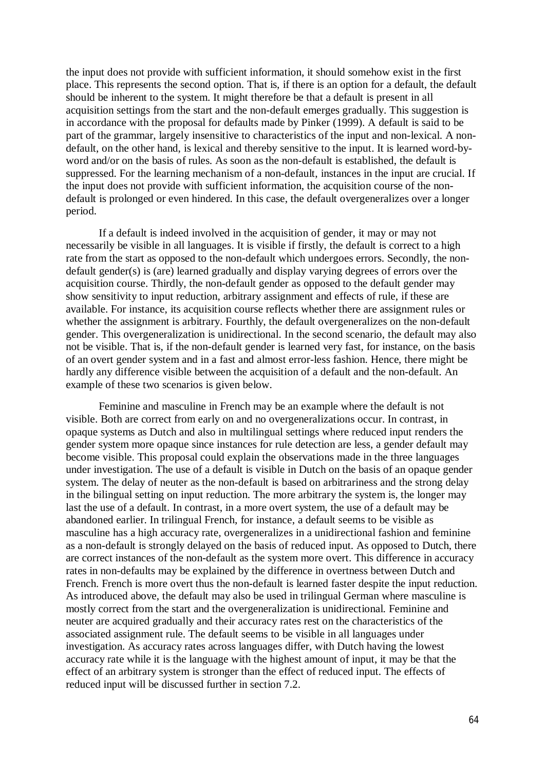the input does not provide with sufficient information, it should somehow exist in the first place. This represents the second option. That is, if there is an option for a default, the default should be inherent to the system. It might therefore be that a default is present in all acquisition settings from the start and the non-default emerges gradually. This suggestion is in accordance with the proposal for defaults made by Pinker (1999). A default is said to be part of the grammar, largely insensitive to characteristics of the input and non-lexical. A non-default, on the other hand, is lexical and thereby sensitive to the input. It is learned word-by-word and/or on the basis of rules. As soon as the non-default is established, the default is suppressed. For the learning mechanism of a non-default, instances in the input are crucial. If the input does not provide with sufficient information, the acquisition course of the non-default is prolonged or even hindered. In this case, the default overgeneralizes over a longer period.

If a default is indeed involved in the acquisition of gender, it may or may not necessarily be visible in all languages. It is visible if firstly, the default is correct to a high rate from the start as opposed to the non-default which undergoes errors. Secondly, the non-default gender(s) is (are) learned gradually and display varying degrees of errors over the acquisition course. Thirdly, the non-default gender as opposed to the default gender may show sensitivity to input reduction, arbitrary assignment and effects of rule, if these are available. For instance, its acquisition course reflects whether there are assignment rules or whether the assignment is arbitrary. Fourthly, the default overgeneralizes on the non-default gender. This overgeneralization is unidirectional. In the second scenario, the default may also not be visible. That is, if the non-default gender is learned very fast, for instance, on the basis of an overt gender system and in a fast and almost error-less fashion. Hence, there might be hardly any difference visible between the acquisition of a default and the non-default. An example of these two scenarios is given below.

Feminine and masculine in French may be an example where the default is not visible. Both are correct from early on and no overgeneralizations occur. In contrast, in opaque systems as Dutch and also in multilingual settings where reduced input renders the gender system more opaque since instances for rule detection are less, a gender default may become visible. This proposal could explain the observations made in the three languages under investigation. The use of a default is visible in Dutch on the basis of an opaque gender system. The delay of neuter as the non-default is based on arbitrariness and the strong delay in the bilingual setting on input reduction. The more arbitrary the system is, the longer may last the use of a default. In contrast, in a more overt system, the use of a default may be abandoned earlier. In trilingual French, for instance, a default seems to be visible as masculine has a high accuracy rate, overgeneralizes in a unidirectional fashion and feminine as a non-default is strongly delayed on the basis of reduced input. As opposed to Dutch, there are correct instances of the non-default as the system more overt. This difference in accuracy rates in non-defaults may be explained by the difference in overtness between Dutch and French. French is more overt thus the non-default is learned faster despite the input reduction. As introduced above, the default may also be used in trilingual German where masculine is mostly correct from the start and the overgeneralization is unidirectional. Feminine and neuter are acquired gradually and their accuracy rates rest on the characteristics of the associated assignment rule. The default seems to be visible in all languages under investigation. As accuracy rates across languages differ, with Dutch having the lowest accuracy rate while it is the language with the highest amount of input, it may be that the effect of an arbitrary system is stronger than the effect of reduced input. The effects of reduced input will be discussed further in section 7.2.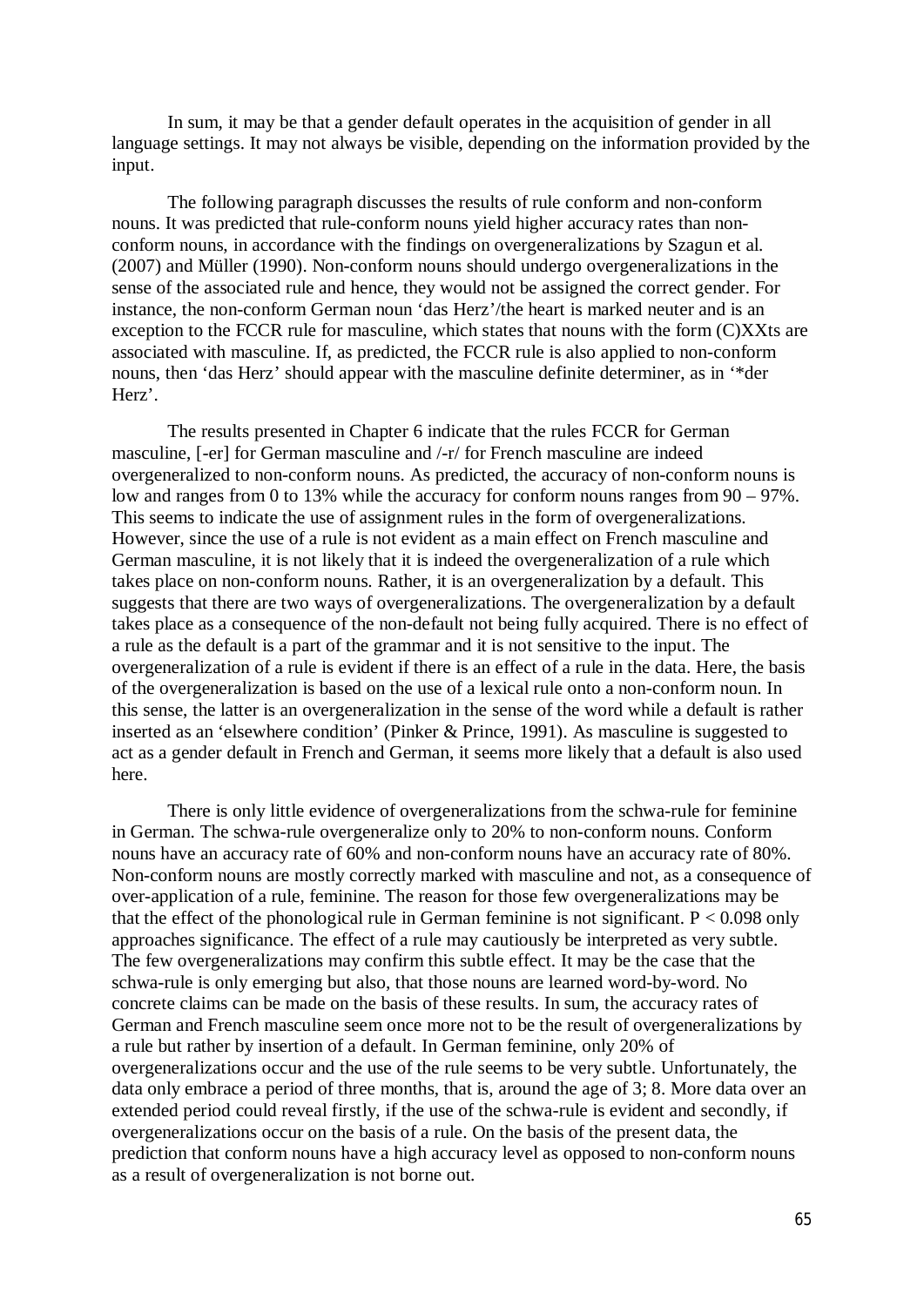In sum, it may be that a gender default operates in the acquisition of gender in all language settings. It may not always be visible, depending on the information provided by the input.

The following paragraph discusses the results of rule conform and non-conform nouns. It was predicted that rule-conform nouns yield higher accuracy rates than non-conform nouns, in accordance with the findings on overgeneralizations by Szagun et al. (2007) and Müller (1990). Non-conform nouns should undergo overgeneralizations in the sense of the associated rule and hence, they would not be assigned the correct gender. For instance, the non-conform German noun 'das Herz'/the heart is marked neuter and is an exception to the FCCR rule for masculine, which states that nouns with the form (C)XXts are associated with masculine. If, as predicted, the FCCR rule is also applied to non-conform nouns, then 'das Herz' should appear with the masculine definite determiner, as in '*der Herz'.

The results presented in Chapter 6 indicate that the rules FCCR for German masculine, [-er] for German masculine and /-r/ for French masculine are indeed overgeneralized to non-conform nouns. As predicted, the accuracy of non-conform nouns is low and ranges from 0 to 13% while the accuracy for conform nouns ranges from 90 – 97%. This seems to indicate the use of assignment rules in the form of overgeneralizations. However, since the use of a rule is not evident as a main effect on French masculine and German masculine, it is not likely that it is indeed the overgeneralization of a rule which takes place on non-conform nouns. Rather, it is an overgeneralization by a default. This suggests that there are two ways of overgeneralizations. The overgeneralization by a default takes place as a consequence of the non-default not being fully acquired. There is no effect of a rule as the default is a part of the grammar and it is not sensitive to the input. The overgeneralization of a rule is evident if there is an effect of a rule in the data. Here, the basis of the overgeneralization is based on the use of a lexical rule onto a non-conform noun. In this sense, the latter is an overgeneralization in the sense of the word while a default is rather inserted as an 'elsewhere condition' (Pinker & Prince, 1991). As masculine is suggested to act as a gender default in French and German, it seems more likely that a default is also used here.

There is only little evidence of overgeneralizations from the schwa-rule for feminine in German. The schwa-rule overgeneralize only to 20% to non-conform nouns. Conform nouns have an accuracy rate of 60% and non-conform nouns have an accuracy rate of 80%. Non-conform nouns are mostly correctly marked with masculine and not, as a consequence of over-application of a rule, feminine. The reason for those few overgeneralizations may be that the effect of the phonological rule in German feminine is not significant. $P < 0.098$ only approaches significance. The effect of a rule may cautiously be interpreted as very subtle. The few overgeneralizations may confirm this subtle effect. It may be the case that the schwa-rule is only emerging but also, that those nouns are learned word-by-word. No concrete claims can be made on the basis of these results. In sum, the accuracy rates of German and French masculine seem once more not to be the result of overgeneralizations by a rule but rather by insertion of a default. In German feminine, only 20% of overgeneralizations occur and the use of the rule seems to be very subtle. Unfortunately, the data only embrace a period of three months, that is, around the age of 3; 8. More data over an extended period could reveal firstly, if the use of the schwa-rule is evident and secondly, if overgeneralizations occur on the basis of a rule. On the basis of the present data, the prediction that conform nouns have a high accuracy level as opposed to non-conform nouns as a result of overgeneralization is not borne out.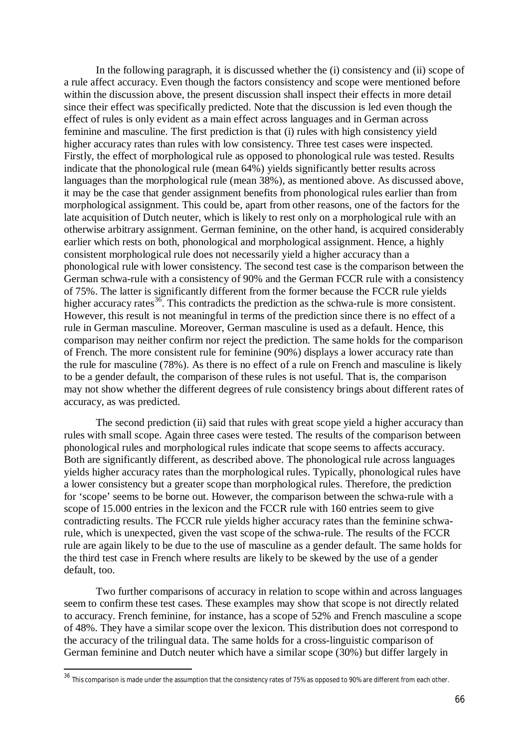In the following paragraph, it is discussed whether the (i) consistency and (ii) scope of a rule affect accuracy. Even though the factors consistency and scope were mentioned before within the discussion above, the present discussion shall inspect their effects in more detail since their effect was specifically predicted. Note that the discussion is led even though the effect of rules is only evident as a main effect across languages and in German across feminine and masculine. The first prediction is that (i) rules with high consistency yield higher accuracy rates than rules with low consistency. Three test cases were inspected. Firstly, the effect of morphological rule as opposed to phonological rule was tested. Results indicate that the phonological rule (mean 64%) yields significantly better results across languages than the morphological rule (mean 38%), as mentioned above. As discussed above, it may be the case that gender assignment benefits from phonological rules earlier than from morphological assignment. This could be, apart from other reasons, one of the factors for the late acquisition of Dutch neuter, which is likely to rest only on a morphological rule with an otherwise arbitrary assignment. German feminine, on the other hand, is acquired considerably earlier which rests on both, phonological and morphological assignment. Hence, a highly consistent morphological rule does not necessarily yield a higher accuracy than a phonological rule with lower consistency. The second test case is the comparison between the German schwa-rule with a consistency of 90% and the German FCCR rule with a consistency of 75%. The latter is significantly different from the former because the FCCR rule yields higher accuracy rates[36]. This contradicts the prediction as the schwa-rule is more consistent. However, this result is not meaningful in terms of the prediction since there is no effect of a rule in German masculine. Moreover, German masculine is used as a default. Hence, this comparison may neither confirm nor reject the prediction. The same holds for the comparison of French. The more consistent rule for feminine (90%) displays a lower accuracy rate than the rule for masculine (78%). As there is no effect of a rule on French and masculine is likely to be a gender default, the comparison of these rules is not useful. That is, the comparison may not show whether the different degrees of rule consistency brings about different rates of accuracy, as was predicted.

The second prediction (ii) said that rules with great scope yield a higher accuracy than rules with small scope. Again three cases were tested. The results of the comparison between phonological rules and morphological rules indicate that scope seems to affects accuracy. Both are significantly different, as described above. The phonological rule across languages yields higher accuracy rates than the morphological rules. Typically, phonological rules have a lower consistency but a greater scope than morphological rules. Therefore, the prediction for 'scope' seems to be borne out. However, the comparison between the schwa-rule with a scope of 15.000 entries in the lexicon and the FCCR rule with 160 entries seem to give contradicting results. The FCCR rule yields higher accuracy rates than the feminine schwa-rule, which is unexpected, given the vast scope of the schwa-rule. The results of the FCCR rule are again likely to be due to the use of masculine as a gender default. The same holds for the third test case in French where results are likely to be skewed by the use of a gender default, too.

Two further comparisons of accuracy in relation to scope within and across languages seem to confirm these test cases. These examples may show that scope is not directly related to accuracy. French feminine, for instance, has a scope of 52% and French masculine a scope of 48%. They have a similar scope over the lexicon. This distribution does not correspond to the accuracy of the trilingual data. The same holds for a cross-linguistic comparison of German feminine and Dutch neuter which have a similar scope (30%) but differ largely in

[36] This comparison is made under the assumption that the consistency rates of 75% as opposed to 90% are different from each other.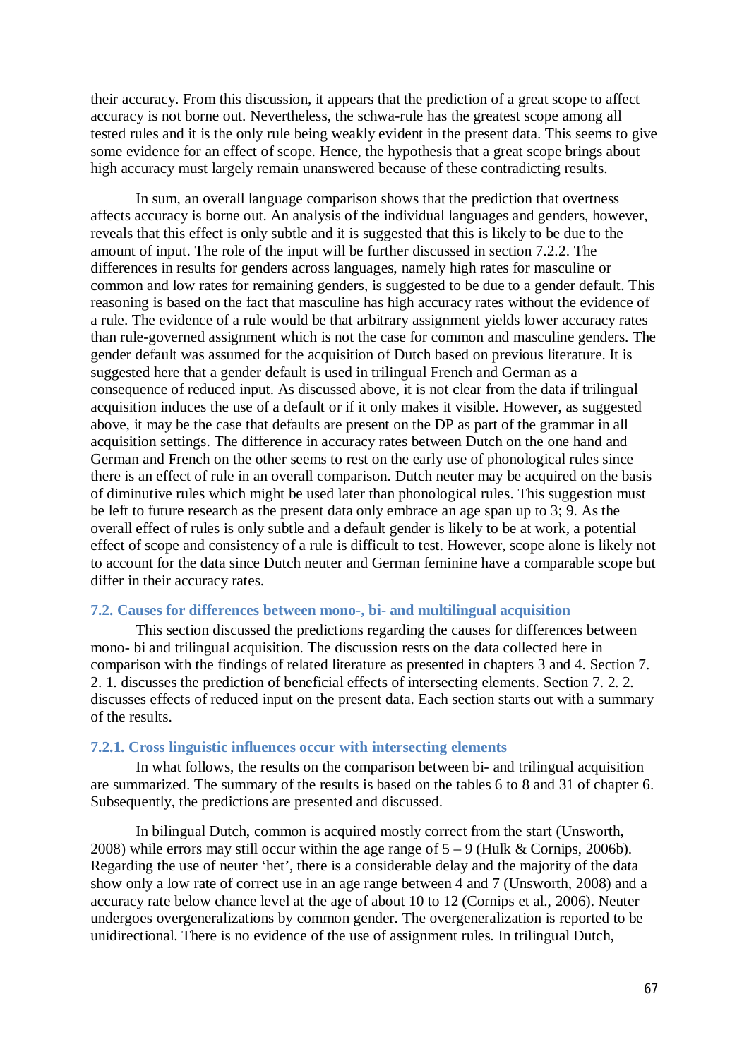their accuracy. From this discussion, it appears that the prediction of a great scope to affect accuracy is not borne out. Nevertheless, the schwa-rule has the greatest scope among all tested rules and it is the only rule being weakly evident in the present data. This seems to give some evidence for an effect of scope. Hence, the hypothesis that a great scope brings about high accuracy must largely remain unanswered because of these contradicting results.

In sum, an overall language comparison shows that the prediction that overtness affects accuracy is borne out. An analysis of the individual languages and genders, however, reveals that this effect is only subtle and it is suggested that this is likely to be due to the amount of input. The role of the input will be further discussed in section 7.2.2. The differences in results for genders across languages, namely high rates for masculine or common and low rates for remaining genders, is suggested to be due to a gender default. This reasoning is based on the fact that masculine has high accuracy rates without the evidence of a rule. The evidence of a rule would be that arbitrary assignment yields lower accuracy rates than rule-governed assignment which is not the case for common and masculine genders. The gender default was assumed for the acquisition of Dutch based on previous literature. It is suggested here that a gender default is used in trilingual French and German as a consequence of reduced input. As discussed above, it is not clear from the data if trilingual acquisition induces the use of a default or if it only makes it visible. However, as suggested above, it may be the case that defaults are present on the DP as part of the grammar in all acquisition settings. The difference in accuracy rates between Dutch on the one hand and German and French on the other seems to rest on the early use of phonological rules since there is an effect of rule in an overall comparison. Dutch neuter may be acquired on the basis of diminutive rules which might be used later than phonological rules. This suggestion must be left to future research as the present data only embrace an age span up to 3; 9. As the overall effect of rules is only subtle and a default gender is likely to be at work, a potential effect of scope and consistency of a rule is difficult to test. However, scope alone is likely not to account for the data since Dutch neuter and German feminine have a comparable scope but differ in their accuracy rates.

### 7.2. Causes for differences between mono-, bi- and multilingual acquisition

This section discussed the predictions regarding the causes for differences between mono- bi and trilingual acquisition. The discussion rests on the data collected here in comparison with the findings of related literature as presented in chapters 3 and 4. Section 7. 2. 1. discusses the prediction of beneficial effects of intersecting elements. Section 7. 2. 2. discusses effects of reduced input on the present data. Each section starts out with a summary of the results.

#### 7.2.1. Cross linguistic influences occur with intersecting elements

In what follows, the results on the comparison between bi- and trilingual acquisition are summarized. The summary of the results is based on the tables 6 to 8 and 31 of chapter 6. Subsequently, the predictions are presented and discussed.

In bilingual Dutch, common is acquired mostly correct from the start (Unsworth, 2008) while errors may still occur within the age range of 5 – 9 (Hulk & Cornips, 2006b). Regarding the use of neuter 'het', there is a considerable delay and the majority of the data show only a low rate of correct use in an age range between 4 and 7 (Unsworth, 2008) and a accuracy rate below chance level at the age of about 10 to 12 (Cornips et al., 2006). Neuter undergoes overgeneralizations by common gender. The overgeneralization is reported to be unidirectional. There is no evidence of the use of assignment rules. In trilingual Dutch,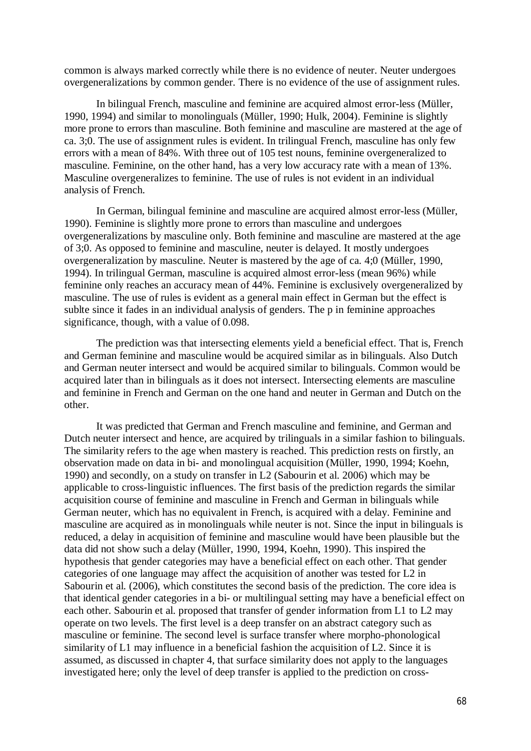common is always marked correctly while there is no evidence of neuter. Neuter undergoes overgeneralizations by common gender. There is no evidence of the use of assignment rules.

In bilingual French, masculine and feminine are acquired almost error-less (Müller, 1990, 1994) and similar to monolinguals (Müller, 1990; Hulk, 2004). Feminine is slightly more prone to errors than masculine. Both feminine and masculine are mastered at the age of ca. 3;0. The use of assignment rules is evident. In trilingual French, masculine has only few errors with a mean of 84%. With three out of 105 test nouns, feminine overgeneralized to masculine. Feminine, on the other hand, has a very low accuracy rate with a mean of 13%. Masculine overgeneralizes to feminine. The use of rules is not evident in an individual analysis of French.

In German, bilingual feminine and masculine are acquired almost error-less (Müller, 1990). Feminine is slightly more prone to errors than masculine and undergoes overgeneralizations by masculine only. Both feminine and masculine are mastered at the age of 3;0. As opposed to feminine and masculine, neuter is delayed. It mostly undergoes overgeneralization by masculine. Neuter is mastered by the age of ca. 4;0 (Müller, 1990, 1994). In trilingual German, masculine is acquired almost error-less (mean 96%) while feminine only reaches an accuracy mean of 44%. Feminine is exclusively overgeneralized by masculine. The use of rules is evident as a general main effect in German but the effect is sublte since it fades in an individual analysis of genders. The p in feminine approaches significance, though, with a value of 0.098.

The prediction was that intersecting elements yield a beneficial effect. That is, French and German feminine and masculine would be acquired similar as in bilinguals. Also Dutch and German neuter intersect and would be acquired similar to bilinguals. Common would be acquired later than in bilinguals as it does not intersect. Intersecting elements are masculine and feminine in French and German on the one hand and neuter in German and Dutch on the other.

It was predicted that German and French masculine and feminine, and German and Dutch neuter intersect and hence, are acquired by trilinguals in a similar fashion to bilinguals. The similarity refers to the age when mastery is reached. This prediction rests on firstly, an observation made on data in bi- and monolingual acquisition (Müller, 1990, 1994; Koehn, 1990) and secondly, on a study on transfer in L2 (Sabourin et al. 2006) which may be applicable to cross-linguistic influences. The first basis of the prediction regards the similar acquisition course of feminine and masculine in French and German in bilinguals while German neuter, which has no equivalent in French, is acquired with a delay. Feminine and masculine are acquired as in monolinguals while neuter is not. Since the input in bilinguals is reduced, a delay in acquisition of feminine and masculine would have been plausible but the data did not show such a delay (Müller, 1990, 1994, Koehn, 1990). This inspired the hypothesis that gender categories may have a beneficial effect on each other. That gender categories of one language may affect the acquisition of another was tested for L2 in Sabourin et al. (2006), which constitutes the second basis of the prediction. The core idea is that identical gender categories in a bi- or multilingual setting may have a beneficial effect on each other. Sabourin et al. proposed that transfer of gender information from L1 to L2 may operate on two levels. The first level is a deep transfer on an abstract category such as masculine or feminine. The second level is surface transfer where morpho-phonological similarity of L1 may influence in a beneficial fashion the acquisition of L2. Since it is assumed, as discussed in chapter 4, that surface similarity does not apply to the languages investigated here; only the level of deep transfer is applied to the prediction on cross-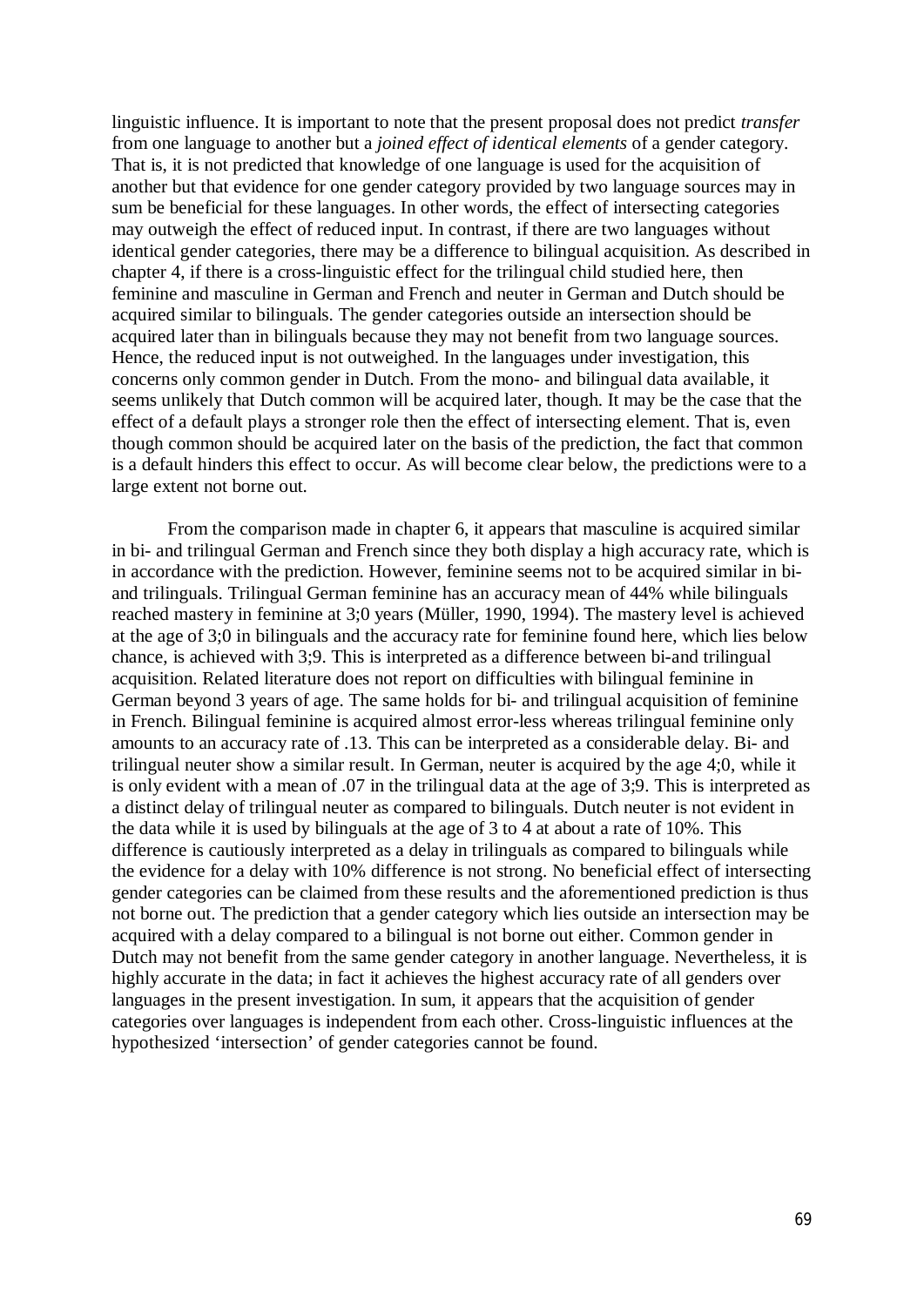linguistic influence. It is important to note that the present proposal does not predict *transfer* from one language to another but a *joined effect of identical elements* of a gender category. That is, it is not predicted that knowledge of one language is used for the acquisition of another but that evidence for one gender category provided by two language sources may in sum be beneficial for these languages. In other words, the effect of intersecting categories may outweigh the effect of reduced input. In contrast, if there are two languages without identical gender categories, there may be a difference to bilingual acquisition. As described in chapter 4, if there is a cross-linguistic effect for the trilingual child studied here, then feminine and masculine in German and French and neuter in German and Dutch should be acquired similar to bilinguals. The gender categories outside an intersection should be acquired later than in bilinguals because they may not benefit from two language sources. Hence, the reduced input is not outweighed. In the languages under investigation, this concerns only common gender in Dutch. From the mono- and bilingual data available, it seems unlikely that Dutch common will be acquired later, though. It may be the case that the effect of a default plays a stronger role then the effect of intersecting element. That is, even though common should be acquired later on the basis of the prediction, the fact that common is a default hinders this effect to occur. As will become clear below, the predictions were to a large extent not borne out.

From the comparison made in chapter 6, it appears that masculine is acquired similar in bi- and trilingual German and French since they both display a high accuracy rate, which is in accordance with the prediction. However, feminine seems not to be acquired similar in bi- and trilinguals. Trilingual German feminine has an accuracy mean of 44% while bilinguals reached mastery in feminine at 3;0 years (Müller, 1990, 1994). The mastery level is achieved at the age of 3;0 in bilinguals and the accuracy rate for feminine found here, which lies below chance, is achieved with 3;9. This is interpreted as a difference between bi-and trilingual acquisition. Related literature does not report on difficulties with bilingual feminine in German beyond 3 years of age. The same holds for bi- and trilingual acquisition of feminine in French. Bilingual feminine is acquired almost error-less whereas trilingual feminine only amounts to an accuracy rate of .13. This can be interpreted as a considerable delay. Bi- and trilingual neuter show a similar result. In German, neuter is acquired by the age 4;0, while it is only evident with a mean of .07 in the trilingual data at the age of 3;9. This is interpreted as a distinct delay of trilingual neuter as compared to bilinguals. Dutch neuter is not evident in the data while it is used by bilinguals at the age of 3 to 4 at about a rate of 10%. This difference is cautiously interpreted as a delay in trilinguals as compared to bilinguals while the evidence for a delay with 10% difference is not strong. No beneficial effect of intersecting gender categories can be claimed from these results and the aforementioned prediction is thus not borne out. The prediction that a gender category which lies outside an intersection may be acquired with a delay compared to a bilingual is not borne out either. Common gender in Dutch may not benefit from the same gender category in another language. Nevertheless, it is highly accurate in the data; in fact it achieves the highest accuracy rate of all genders over languages in the present investigation. In sum, it appears that the acquisition of gender categories over languages is independent from each other. Cross-linguistic influences at the hypothesized 'intersection' of gender categories cannot be found.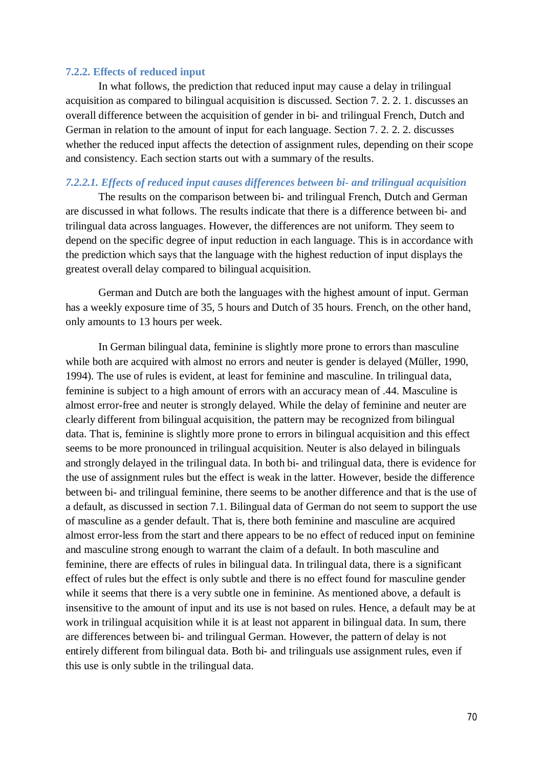### 7.2.2. Effects of reduced input

In what follows, the prediction that reduced input may cause a delay in trilingual acquisition as compared to bilingual acquisition is discussed. Section 7. 2. 2. 1. discusses an overall difference between the acquisition of gender in bi- and trilingual French, Dutch and German in relation to the amount of input for each language. Section 7. 2. 2. 2. discusses whether the reduced input affects the detection of assignment rules, depending on their scope and consistency. Each section starts out with a summary of the results.

#### *7.2.2.1. Effects of reduced input causes differences between bi- and trilingual acquisition*

The results on the comparison between bi- and trilingual French, Dutch and German are discussed in what follows. The results indicate that there is a difference between bi- and trilingual data across languages. However, the differences are not uniform. They seem to depend on the specific degree of input reduction in each language. This is in accordance with the prediction which says that the language with the highest reduction of input displays the greatest overall delay compared to bilingual acquisition.

German and Dutch are both the languages with the highest amount of input. German has a weekly exposure time of 35, 5 hours and Dutch of 35 hours. French, on the other hand, only amounts to 13 hours per week.

In German bilingual data, feminine is slightly more prone to errors than masculine while both are acquired with almost no errors and neuter is gender is delayed (Müller, 1990, 1994). The use of rules is evident, at least for feminine and masculine. In trilingual data, feminine is subject to a high amount of errors with an accuracy mean of .44. Masculine is almost error-free and neuter is strongly delayed. While the delay of feminine and neuter are clearly different from bilingual acquisition, the pattern may be recognized from bilingual data. That is, feminine is slightly more prone to errors in bilingual acquisition and this effect seems to be more pronounced in trilingual acquisition. Neuter is also delayed in bilinguals and strongly delayed in the trilingual data. In both bi- and trilingual data, there is evidence for the use of assignment rules but the effect is weak in the latter. However, beside the difference between bi- and trilingual feminine, there seems to be another difference and that is the use of a default, as discussed in section 7.1. Bilingual data of German do not seem to support the use of masculine as a gender default. That is, there both feminine and masculine are acquired almost error-less from the start and there appears to be no effect of reduced input on feminine and masculine strong enough to warrant the claim of a default. In both masculine and feminine, there are effects of rules in bilingual data. In trilingual data, there is a significant effect of rules but the effect is only subtle and there is no effect found for masculine gender while it seems that there is a very subtle one in feminine. As mentioned above, a default is insensitive to the amount of input and its use is not based on rules. Hence, a default may be at work in trilingual acquisition while it is at least not apparent in bilingual data. In sum, there are differences between bi- and trilingual German. However, the pattern of delay is not entirely different from bilingual data. Both bi- and trilinguals use assignment rules, even if this use is only subtle in the trilingual data.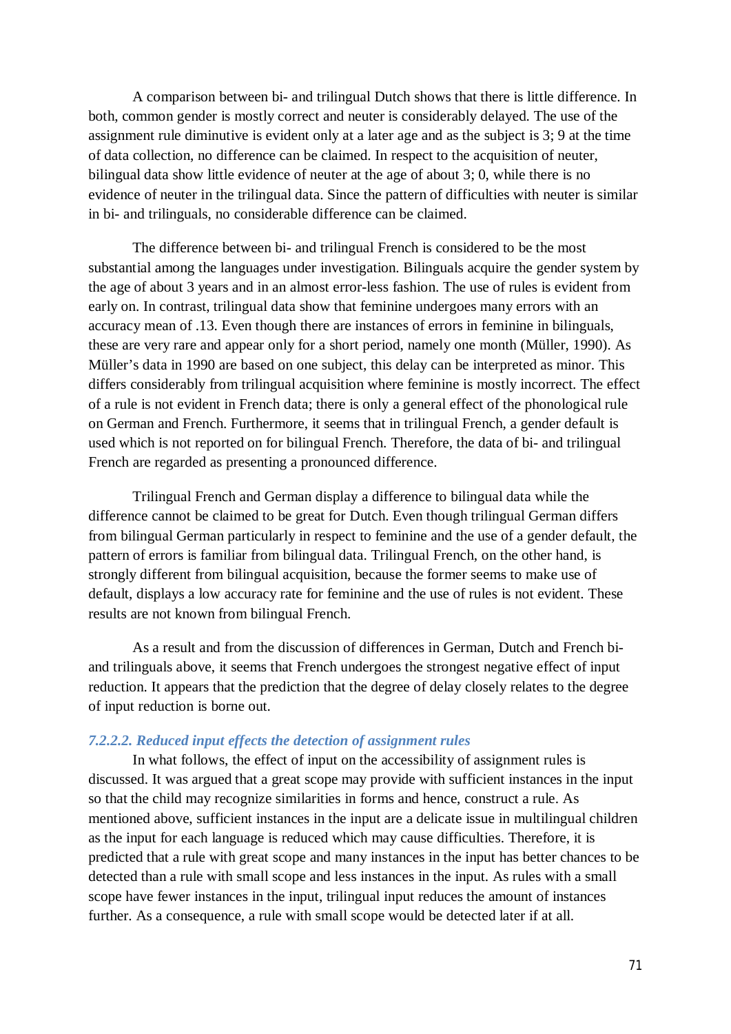A comparison between bi- and trilingual Dutch shows that there is little difference. In both, common gender is mostly correct and neuter is considerably delayed. The use of the assignment rule diminutive is evident only at a later age and as the subject is 3; 9 at the time of data collection, no difference can be claimed. In respect to the acquisition of neuter, bilingual data show little evidence of neuter at the age of about 3; 0, while there is no evidence of neuter in the trilingual data. Since the pattern of difficulties with neuter is similar in bi- and trilinguals, no considerable difference can be claimed.

The difference between bi- and trilingual French is considered to be the most substantial among the languages under investigation. Bilinguals acquire the gender system by the age of about 3 years and in an almost error-less fashion. The use of rules is evident from early on. In contrast, trilingual data show that feminine undergoes many errors with an accuracy mean of .13. Even though there are instances of errors in feminine in bilinguals, these are very rare and appear only for a short period, namely one month (Müller, 1990). As Müller's data in 1990 are based on one subject, this delay can be interpreted as minor. This differs considerably from trilingual acquisition where feminine is mostly incorrect. The effect of a rule is not evident in French data; there is only a general effect of the phonological rule on German and French. Furthermore, it seems that in trilingual French, a gender default is used which is not reported on for bilingual French. Therefore, the data of bi- and trilingual French are regarded as presenting a pronounced difference.

Trilingual French and German display a difference to bilingual data while the difference cannot be claimed to be great for Dutch. Even though trilingual German differs from bilingual German particularly in respect to feminine and the use of a gender default, the pattern of errors is familiar from bilingual data. Trilingual French, on the other hand, is strongly different from bilingual acquisition, because the former seems to make use of default, displays a low accuracy rate for feminine and the use of rules is not evident. These results are not known from bilingual French.

As a result and from the discussion of differences in German, Dutch and French bi- and trilinguals above, it seems that French undergoes the strongest negative effect of input reduction. It appears that the prediction that the degree of delay closely relates to the degree of input reduction is borne out.

#### *7.2.2.2. Reduced input effects the detection of assignment rules*

In what follows, the effect of input on the accessibility of assignment rules is discussed. It was argued that a great scope may provide with sufficient instances in the input so that the child may recognize similarities in forms and hence, construct a rule. As mentioned above, sufficient instances in the input are a delicate issue in multilingual children as the input for each language is reduced which may cause difficulties. Therefore, it is predicted that a rule with great scope and many instances in the input has better chances to be detected than a rule with small scope and less instances in the input. As rules with a small scope have fewer instances in the input, trilingual input reduces the amount of instances further. As a consequence, a rule with small scope would be detected later if at all.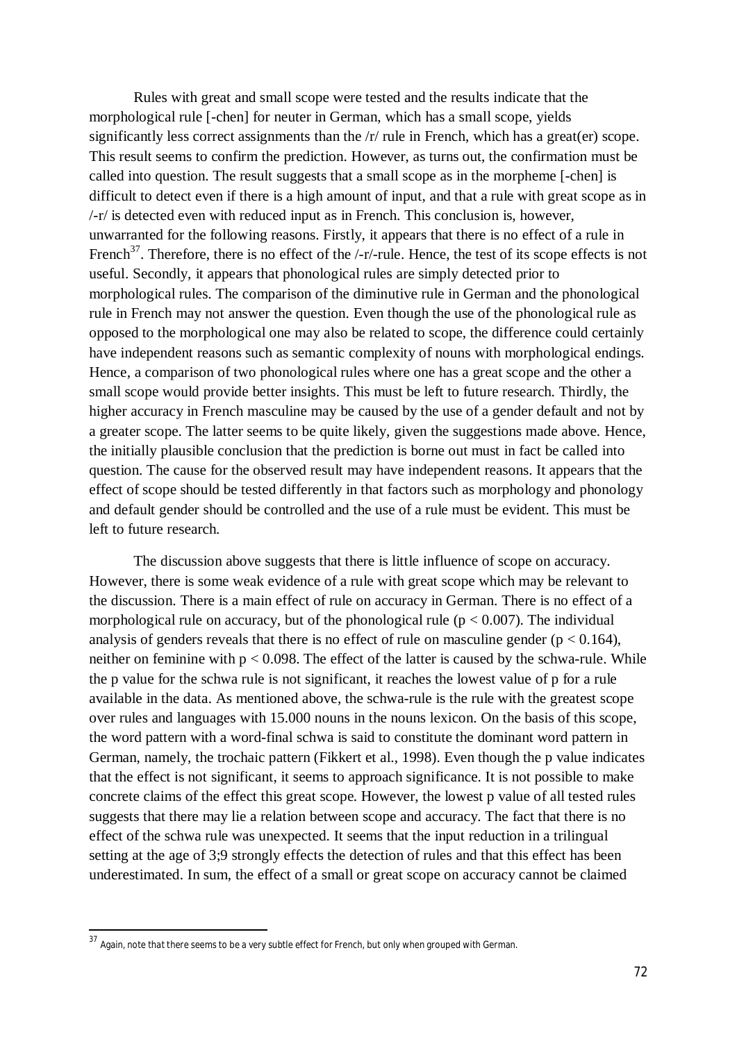Rules with great and small scope were tested and the results indicate that the morphological rule [-chen] for neuter in German, which has a small scope, yields significantly less correct assignments than the /r/ rule in French, which has a great(er) scope. This result seems to confirm the prediction. However, as turns out, the confirmation must be called into question. The result suggests that a small scope as in the morpheme [-chen] is difficult to detect even if there is a high amount of input, and that a rule with great scope as in /-r/ is detected even with reduced input as in French. This conclusion is, however, unwarranted for the following reasons. Firstly, it appears that there is no effect of a rule in French[37]. Therefore, there is no effect of the /-r/-rule. Hence, the test of its scope effects is not useful. Secondly, it appears that phonological rules are simply detected prior to morphological rules. The comparison of the diminutive rule in German and the phonological rule in French may not answer the question. Even though the use of the phonological rule as opposed to the morphological one may also be related to scope, the difference could certainly have independent reasons such as semantic complexity of nouns with morphological endings. Hence, a comparison of two phonological rules where one has a great scope and the other a small scope would provide better insights. This must be left to future research. Thirdly, the higher accuracy in French masculine may be caused by the use of a gender default and not by a greater scope. The latter seems to be quite likely, given the suggestions made above. Hence, the initially plausible conclusion that the prediction is borne out must in fact be called into question. The cause for the observed result may have independent reasons. It appears that the effect of scope should be tested differently in that factors such as morphology and phonology and default gender should be controlled and the use of a rule must be evident. This must be left to future research.

The discussion above suggests that there is little influence of scope on accuracy. However, there is some weak evidence of a rule with great scope which may be relevant to the discussion. There is a main effect of rule on accuracy in German. There is no effect of a morphological rule on accuracy, but of the phonological rule ($p < 0.007$). The individual analysis of genders reveals that there is no effect of rule on masculine gender ($p < 0.164$), neither on feminine with $p < 0.098$. The effect of the latter is caused by the schwa-rule. While the p value for the schwa rule is not significant, it reaches the lowest value of p for a rule available in the data. As mentioned above, the schwa-rule is the rule with the greatest scope over rules and languages with 15.000 nouns in the nouns lexicon. On the basis of this scope, the word pattern with a word-final schwa is said to constitute the dominant word pattern in German, namely, the trochaic pattern (Fikkert et al., 1998). Even though the p value indicates that the effect is not significant, it seems to approach significance. It is not possible to make concrete claims of the effect this great scope. However, the lowest p value of all tested rules suggests that there may lie a relation between scope and accuracy. The fact that there is no effect of the schwa rule was unexpected. It seems that the input reduction in a trilingual setting at the age of 3;9 strongly effects the detection of rules and that this effect has been underestimated. In sum, the effect of a small or great scope on accuracy cannot be claimed

[37] Again, note that there seems to be a very subtle effect for French, but only when grouped with German.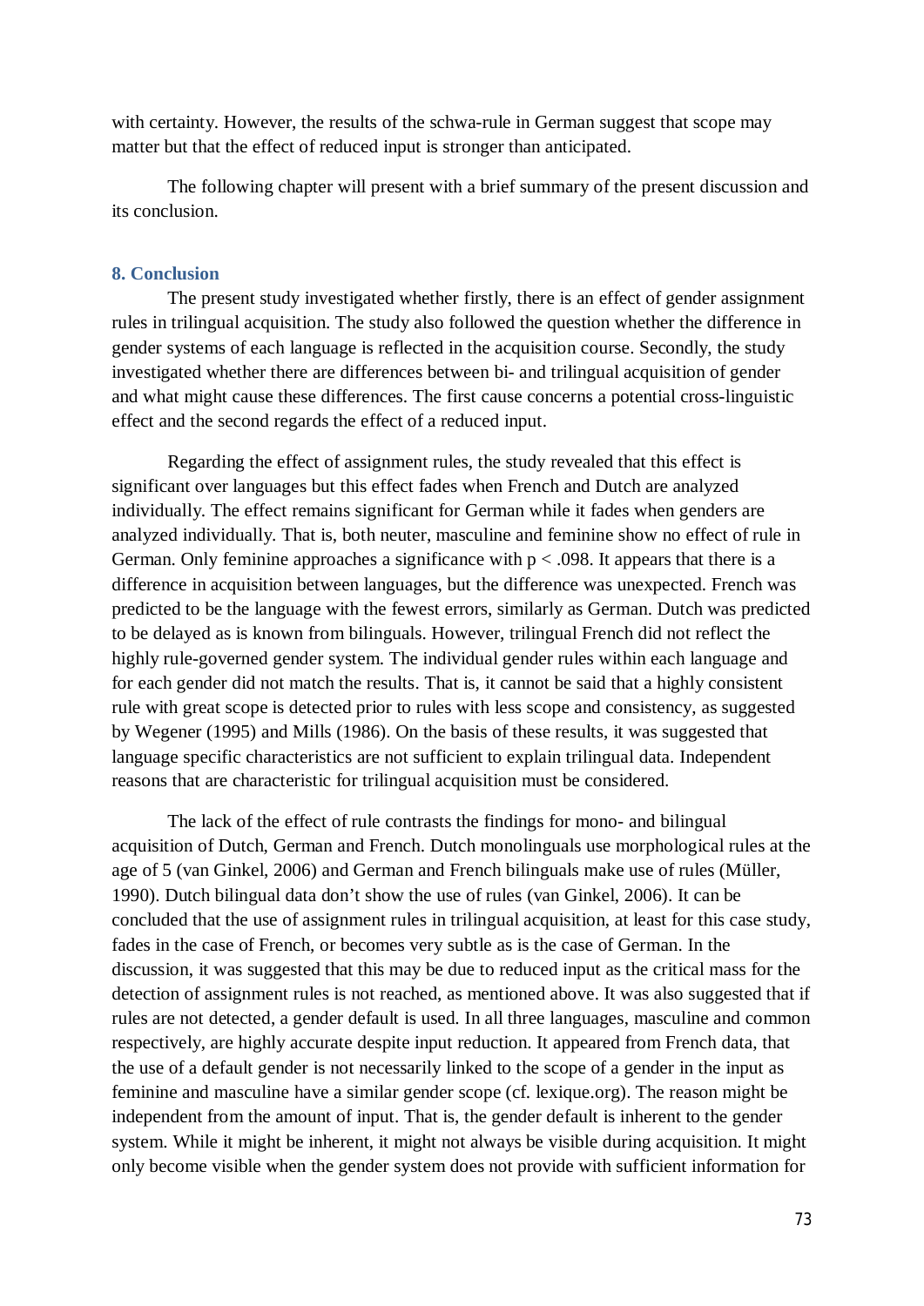with certainty. However, the results of the schwa-rule in German suggest that scope may matter but that the effect of reduced input is stronger than anticipated.

The following chapter will present with a brief summary of the present discussion and its conclusion.

## 8. Conclusion

The present study investigated whether firstly, there is an effect of gender assignment rules in trilingual acquisition. The study also followed the question whether the difference in gender systems of each language is reflected in the acquisition course. Secondly, the study investigated whether there are differences between bi- and trilingual acquisition of gender and what might cause these differences. The first cause concerns a potential cross-linguistic effect and the second regards the effect of a reduced input.

Regarding the effect of assignment rules, the study revealed that this effect is significant over languages but this effect fades when French and Dutch are analyzed individually. The effect remains significant for German while it fades when genders are analyzed individually. That is, both neuter, masculine and feminine show no effect of rule in German. Only feminine approaches a significance with $p < .098$. It appears that there is a difference in acquisition between languages, but the difference was unexpected. French was predicted to be the language with the fewest errors, similarly as German. Dutch was predicted to be delayed as is known from bilinguals. However, trilingual French did not reflect the highly rule-governed gender system. The individual gender rules within each language and for each gender did not match the results. That is, it cannot be said that a highly consistent rule with great scope is detected prior to rules with less scope and consistency, as suggested by Wegener (1995) and Mills (1986). On the basis of these results, it was suggested that language specific characteristics are not sufficient to explain trilingual data. Independent reasons that are characteristic for trilingual acquisition must be considered.

The lack of the effect of rule contrasts the findings for mono- and bilingual acquisition of Dutch, German and French. Dutch monolinguals use morphological rules at the age of 5 (van Ginkel, 2006) and German and French bilinguals make use of rules (Müller, 1990). Dutch bilingual data don't show the use of rules (van Ginkel, 2006). It can be concluded that the use of assignment rules in trilingual acquisition, at least for this case study, fades in the case of French, or becomes very subtle as is the case of German. In the discussion, it was suggested that this may be due to reduced input as the critical mass for the detection of assignment rules is not reached, as mentioned above. It was also suggested that if rules are not detected, a gender default is used. In all three languages, masculine and common respectively, are highly accurate despite input reduction. It appeared from French data, that the use of a default gender is not necessarily linked to the scope of a gender in the input as feminine and masculine have a similar gender scope (cf. lexique.org). The reason might be independent from the amount of input. That is, the gender default is inherent to the gender system. While it might be inherent, it might not always be visible during acquisition. It might only become visible when the gender system does not provide with sufficient information for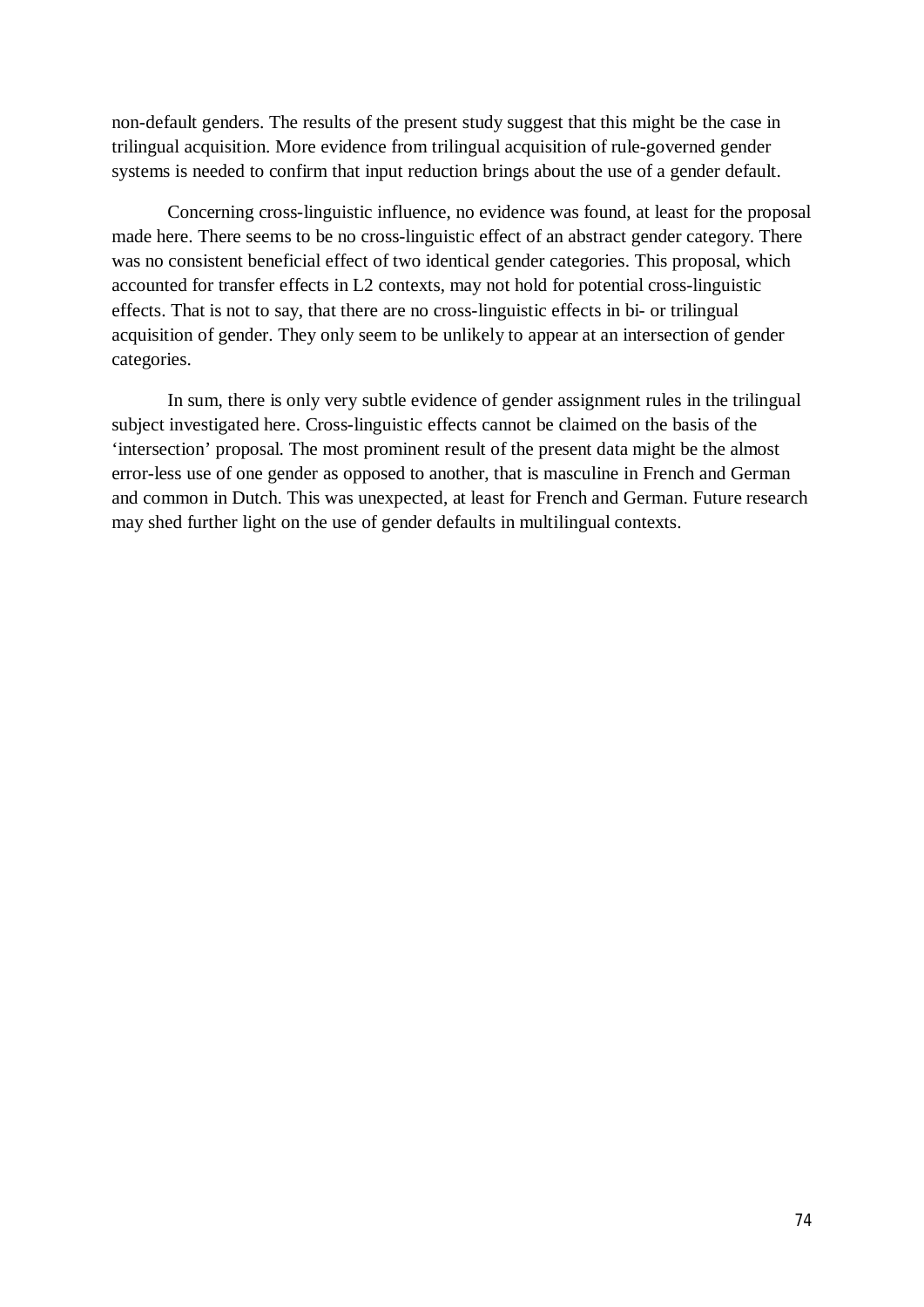non-default genders. The results of the present study suggest that this might be the case in trilingual acquisition. More evidence from trilingual acquisition of rule-governed gender systems is needed to confirm that input reduction brings about the use of a gender default.

Concerning cross-linguistic influence, no evidence was found, at least for the proposal made here. There seems to be no cross-linguistic effect of an abstract gender category. There was no consistent beneficial effect of two identical gender categories. This proposal, which accounted for transfer effects in L2 contexts, may not hold for potential cross-linguistic effects. That is not to say, that there are no cross-linguistic effects in bi- or trilingual acquisition of gender. They only seem to be unlikely to appear at an intersection of gender categories.

In sum, there is only very subtle evidence of gender assignment rules in the trilingual subject investigated here. Cross-linguistic effects cannot be claimed on the basis of the 'intersection' proposal. The most prominent result of the present data might be the almost error-less use of one gender as opposed to another, that is masculine in French and German and common in Dutch. This was unexpected, at least for French and German. Future research may shed further light on the use of gender defaults in multilingual contexts.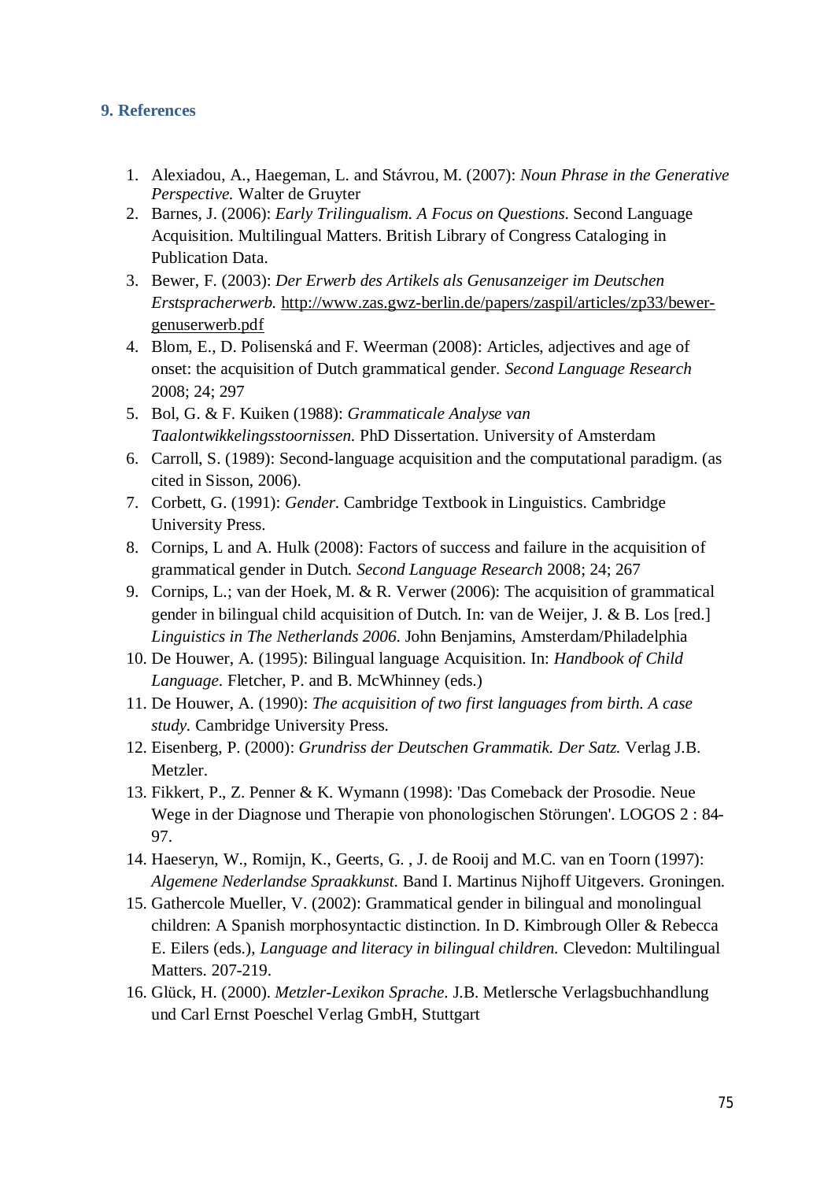## 9. References

1. Alexiadou, A., Haegeman, L. and Stávrou, M. (2007): *Noun Phrase in the Generative Perspective.* Walter de Gruyter
2. Barnes, J. (2006): *Early Trilingualism. A Focus on Questions.* Second Language Acquisition. Multilingual Matters. British Library of Congress Cataloging in Publication Data.
3. Bewer, F. (2003): *Der Erwerb des Artikels als Genusanzeiger im Deutschen Erstspracherwerb.* http://www.zas.gwz-berlin.de/papers/zaspil/articles/zp33/bewer-genuserwerb.pdf
4. Blom, E., D. Polisenská and F. Weerman (2008): Articles, adjectives and age of onset: the acquisition of Dutch grammatical gender. *Second Language Research* 2008; 24; 297
5. Bol, G. & F. Kuiken (1988): *Grammaticale Analyse van Taalontwikkelingsstoornissen.* PhD Dissertation. University of Amsterdam
6. Carroll, S. (1989): Second-language acquisition and the computational paradigm. (as cited in Sisson, 2006).
7. Corbett, G. (1991): *Gender.* Cambridge Textbook in Linguistics. Cambridge University Press.
8. Cornips, L and A. Hulk (2008): Factors of success and failure in the acquisition of grammatical gender in Dutch. *Second Language Research* 2008; 24; 267
9. Cornips, L.; van der Hoek, M. & R. Verwer (2006): The acquisition of grammatical gender in bilingual child acquisition of Dutch. In: van de Weijer, J. & B. Los [red.] *Linguistics in The Netherlands 2006.* John Benjamins, Amsterdam/Philadelphia
10. De Houwer, A. (1995): Bilingual language Acquisition. In: *Handbook of Child Language.* Fletcher, P. and B. McWhinney (eds.)
11. De Houwer, A. (1990): *The acquisition of two first languages from birth. A case study.* Cambridge University Press.
12. Eisenberg, P. (2000): *Grundriss der Deutschen Grammatik. Der Satz.* Verlag J.B. Metzler.
13. Fikkert, P., Z. Penner & K. Wymann (1998): 'Das Comeback der Prosodie. Neue Wege in der Diagnose und Therapie von phonologischen Störungen'. LOGOS 2 : 84-97.
14. Haeseryn, W., Romijn, K., Geerts, G. , J. de Rooij and M.C. van en Toorn (1997): *Algemene Nederlandse Spraakkunst.* Band I. Martinus Nijhoff Uitgevers. Groningen.
15. Gathercole Mueller, V. (2002): Grammatical gender in bilingual and monolingual children: A Spanish morphosyntactic distinction. In D. Kimbrough Oller & Rebecca E. Eilers (eds.), *Language and literacy in bilingual children.* Clevedon: Multilingual Matters. 207-219.
16. Glück, H. (2000). *Metzler-Lexikon Sprache.* J.B. Metlersche Verlagsbuchhandlung und Carl Ernst Poeschel Verlag GmbH, Stuttgart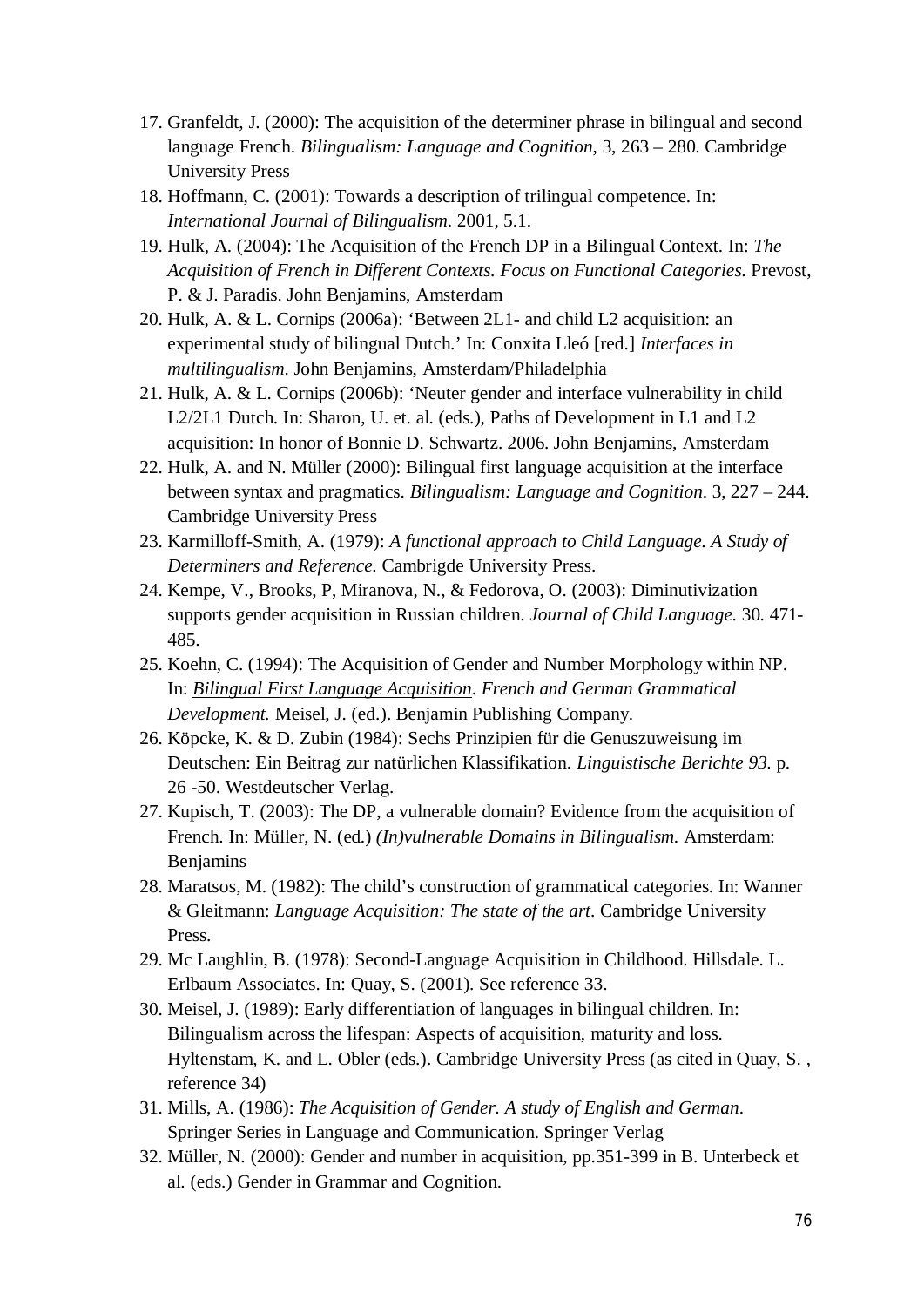17. Granfeldt, J. (2000): The acquisition of the determiner phrase in bilingual and second language French. *Bilingualism: Language and Cognition*, 3, 263 – 280. Cambridge University Press
18. Hoffmann, C. (2001): Towards a description of trilingual competence. In: *International Journal of Bilingualism*. 2001, 5.1.
19. Hulk, A. (2004): The Acquisition of the French DP in a Bilingual Context. In: *The Acquisition of French in Different Contexts. Focus on Functional Categories.* Prevost, P. & J. Paradis. John Benjamins, Amsterdam
20. Hulk, A. & L. Cornips (2006a): 'Between 2L1- and child L2 acquisition: an experimental study of bilingual Dutch.' In: Conxita Lleó [red.] *Interfaces in multilingualism*. John Benjamins, Amsterdam/Philadelphia
21. Hulk, A. & L. Cornips (2006b): 'Neuter gender and interface vulnerability in child L2/2L1 Dutch. In: Sharon, U. et. al. (eds.), Paths of Development in L1 and L2 acquisition: In honor of Bonnie D. Schwartz. 2006. John Benjamins, Amsterdam
22. Hulk, A. and N. Müller (2000): Bilingual first language acquisition at the interface between syntax and pragmatics. *Bilingualism: Language and Cognition*. 3, 227 – 244. Cambridge University Press
23. Karmilloff-Smith, A. (1979): *A functional approach to Child Language. A Study of Determiners and Reference.* Cambrigde University Press.
24. Kempe, V., Brooks, P, Miranova, N., & Fedorova, O. (2003): Diminutivization supports gender acquisition in Russian children. *Journal of Child Language.* 30. 471-485.
25. Koehn, C. (1994): The Acquisition of Gender and Number Morphology within NP. In: *Bilingual First Language Acquisition*. *French and German Grammatical Development.* Meisel, J. (ed.). Benjamin Publishing Company.
26. Köpcke, K. & D. Zubin (1984): Sechs Prinzipien für die Genuszuweisung im Deutschen: Ein Beitrag zur natürlichen Klassifikation. *Linguistische Berichte 93.* p. 26 -50. Westdeutscher Verlag.
27. Kupisch, T. (2003): The DP, a vulnerable domain? Evidence from the acquisition of French. In: Müller, N. (ed.) *(In)vulnerable Domains in Bilingualism.* Amsterdam: Benjamins
28. Maratsos, M. (1982): The child's construction of grammatical categories. In: Wanner & Gleitmann: *Language Acquisition: The state of the art*. Cambridge University Press.
29. Mc Laughlin, B. (1978): Second-Language Acquisition in Childhood. Hillsdale. L. Erlbaum Associates. In: Quay, S. (2001). See reference 33.
30. Meisel, J. (1989): Early differentiation of languages in bilingual children. In: Bilingualism across the lifespan: Aspects of acquisition, maturity and loss. Hyltenstam, K. and L. Obler (eds.). Cambridge University Press (as cited in Quay, S. , reference 34)
31. Mills, A. (1986): *The Acquisition of Gender. A study of English and German*. Springer Series in Language and Communication. Springer Verlag
32. Müller, N. (2000): Gender and number in acquisition, pp.351-399 in B. Unterbeck et al. (eds.) Gender in Grammar and Cognition.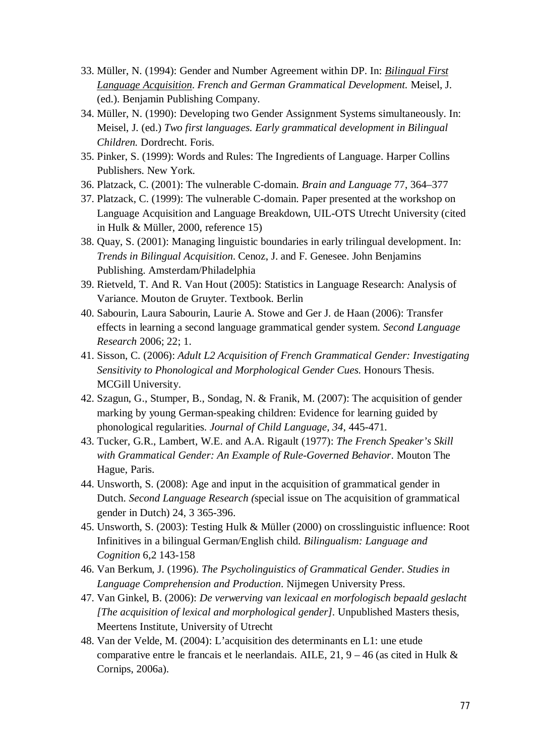33. Müller, N. (1994): Gender and Number Agreement within DP. In: <u>*Bilingual First Language Acquisition*</u>. *French and German Grammatical Development.* Meisel, J. (ed.). Benjamin Publishing Company.
34. Müller, N. (1990): Developing two Gender Assignment Systems simultaneously. In: Meisel, J. (ed.) *Two first languages. Early grammatical development in Bilingual Children.* Dordrecht. Foris.
35. Pinker, S. (1999): Words and Rules: The Ingredients of Language. Harper Collins Publishers. New York.
36. Platzack, C. (2001): The vulnerable C-domain. *Brain and Language* 77, 364–377
37. Platzack, C. (1999): The vulnerable C-domain. Paper presented at the workshop on Language Acquisition and Language Breakdown, UIL-OTS Utrecht University (cited in Hulk & Müller, 2000, reference 15)
38. Quay, S. (2001): Managing linguistic boundaries in early trilingual development. In: *Trends in Bilingual Acquisition*. Cenoz, J. and F. Genesee. John Benjamins Publishing. Amsterdam/Philadelphia
39. Rietveld, T. And R. Van Hout (2005): Statistics in Language Research: Analysis of Variance. Mouton de Gruyter. Textbook. Berlin
40. Sabourin, Laura Sabourin, Laurie A. Stowe and Ger J. de Haan (2006): Transfer effects in learning a second language grammatical gender system. *Second Language Research* 2006; 22; 1.
41. Sisson, C. (2006): *Adult L2 Acquisition of French Grammatical Gender: Investigating Sensitivity to Phonological and Morphological Gender Cues.* Honours Thesis. MCGill University.
42. Szagun, G., Stumper, B., Sondag, N. & Franik, M. (2007): The acquisition of gender marking by young German-speaking children: Evidence for learning guided by phonological regularities. *Journal of Child Language*, *34*, 445-471.
43. Tucker, G.R., Lambert, W.E. and A.A. Rigault (1977): *The French Speaker's Skill with Grammatical Gender: An Example of Rule-Governed Behavior*. Mouton The Hague, Paris.
44. Unsworth, S. (2008): Age and input in the acquisition of grammatical gender in Dutch. *Second Language Research (*special issue on The acquisition of grammatical gender in Dutch) 24, 3 365-396.
45. Unsworth, S. (2003): Testing Hulk & Müller (2000) on crosslinguistic influence: Root Infinitives in a bilingual German/English child. *Bilingualism: Language and Cognition* 6,2 143-158
46. Van Berkum, J. (1996). *The Psycholinguistics of Grammatical Gender. Studies in Language Comprehension and Production*. Nijmegen University Press.
47. Van Ginkel, B. (2006): *De verwerving van lexicaal en morfologisch bepaald geslacht [The acquisition of lexical and morphological gender]*. Unpublished Masters thesis, Meertens Institute, University of Utrecht
48. Van der Velde, M. (2004): L'acquisition des determinants en L1: une etude comparative entre le francais et le neerlandais. AILE, 21, 9 – 46 (as cited in Hulk & Cornips, 2006a).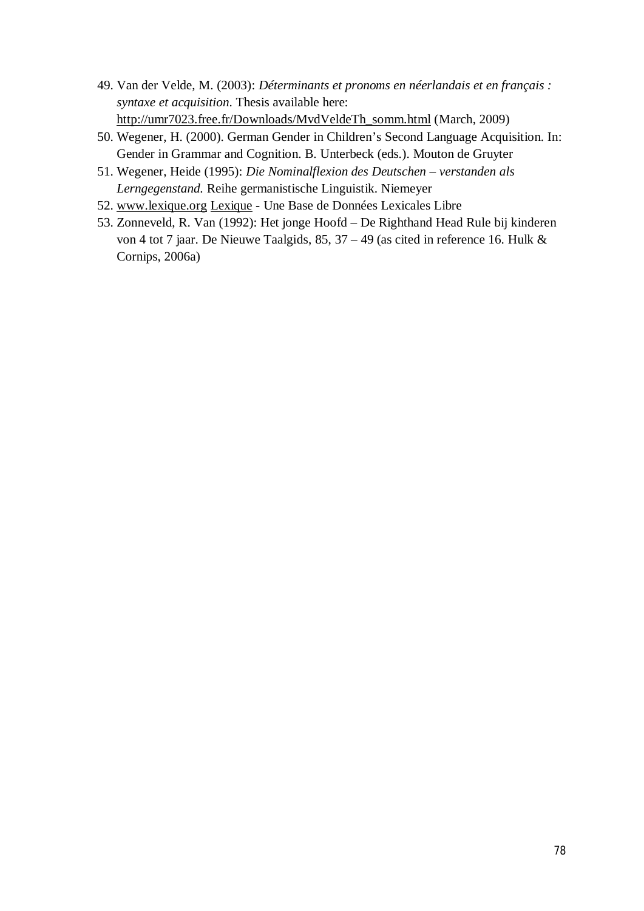49. Van der Velde, M. (2003): *Déterminants et pronoms en néerlandais et en français : syntaxe et acquisition*. Thesis available here: http://umr7023.free.fr/Downloads/MvdVeldeTh_somm.html (March, 2009)
50. Wegener, H. (2000). German Gender in Children's Second Language Acquisition. In: Gender in Grammar and Cognition. B. Unterbeck (eds.). Mouton de Gruyter
51. Wegener, Heide (1995): *Die Nominalflexion des Deutschen – verstanden als Lerngegenstand.* Reihe germanistische Linguistik. Niemeyer
52. www.lexique.org Lexique - Une Base de Données Lexicales Libre
53. Zonneveld, R. Van (1992): Het jonge Hoofd – De Righthand Head Rule bij kinderen von 4 tot 7 jaar. De Nieuwe Taalgids, 85, 37 – 49 (as cited in reference 16. Hulk & Cornips, 2006a)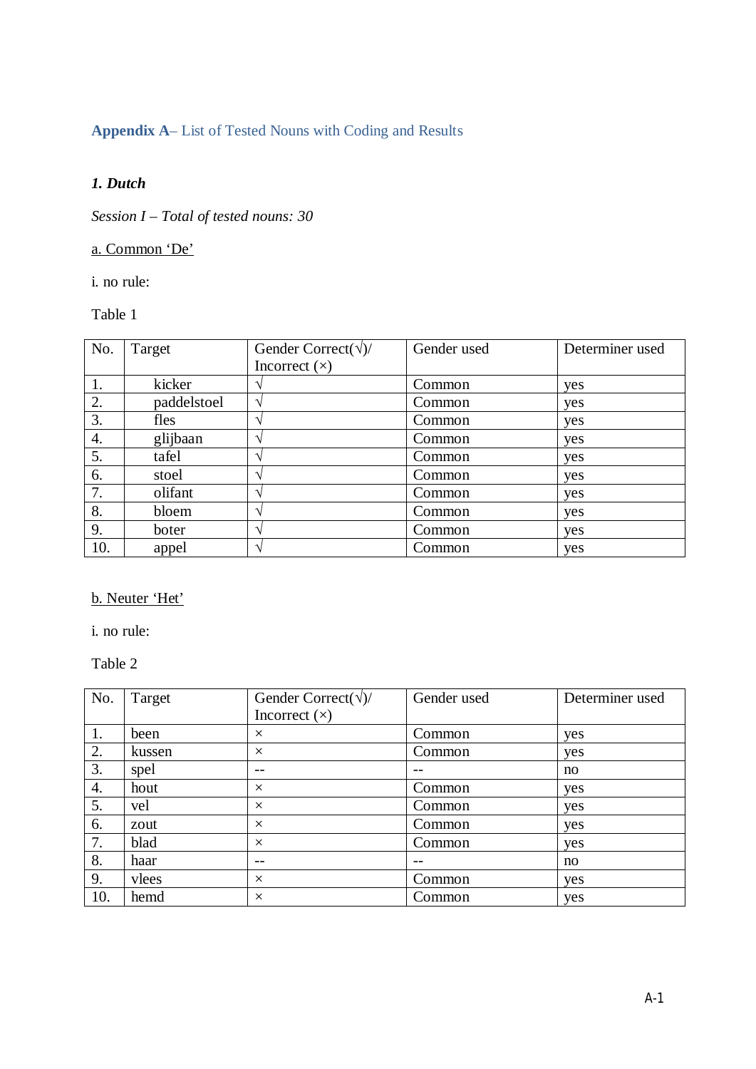**Appendix A**– List of Tested Nouns with Coding and Results

***1. Dutch***

*Session I – Total of tested nouns: 30*

a. Common 'De'

i. no rule:

Table 1

| No. | Target | Gender Correct(√)/ Incorrect (×) | Gender used | Determiner used |
|---|---|---|---|---|
| 1. | kicker | √ | Common | yes |
| 2. | paddelstoel | √ | Common | yes |
| 3. | fles | √ | Common | yes |
| 4. | glijbaan | √ | Common | yes |
| 5. | tafel | √ | Common | yes |
| 6. | stoel | √ | Common | yes |
| 7. | olifant | √ | Common | yes |
| 8. | bloem | √ | Common | yes |
| 9. | boter | √ | Common | yes |
| 10. | appel | √ | Common | yes |

b. Neuter 'Het'

i. no rule:

Table 2

| No. | Target | Gender Correct(√)/ Incorrect (×) | Gender used | Determiner used |
|---|---|---|---|---|
| 1. | been | × | Common | yes |
| 2. | kussen | × | Common | yes |
| 3. | spel | -- | -- | no |
| 4. | hout | × | Common | yes |
| 5. | vel | × | Common | yes |
| 6. | zout | × | Common | yes |
| 7. | blad | × | Common | yes |
| 8. | haar | -- | -- | no |
| 9. | vlees | × | Common | yes |
| 10. | hemd | × | Common | yes |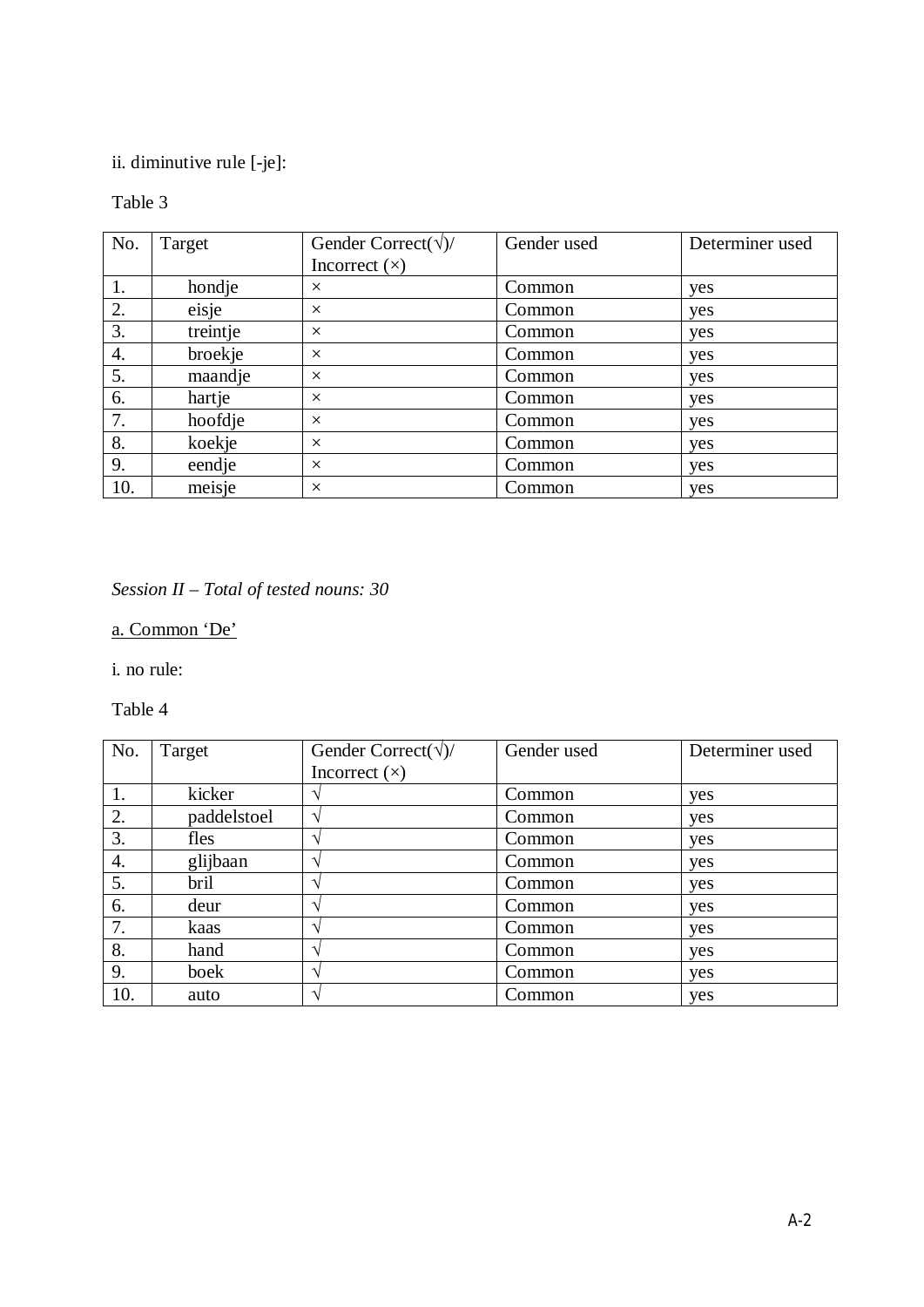ii. diminutive rule [-je]:

Table 3

| No. | Target | Gender Correct(√)/ Incorrect (×) | Gender used | Determiner used |
|---|---|---|---|---|
| 1. | hondje | × | Common | yes |
| 2. | eisje | × | Common | yes |
| 3. | treintje | × | Common | yes |
| 4. | broekje | × | Common | yes |
| 5. | maandje | × | Common | yes |
| 6. | hartje | × | Common | yes |
| 7. | hoofdje | × | Common | yes |
| 8. | koekje | × | Common | yes |
| 9. | eendje | × | Common | yes |
| 10. | meisje | × | Common | yes |

*Session II – Total of tested nouns: 30*

a. Common ‘De’

i. no rule:

Table 4

| No. | Target | Gender Correct(√)/ Incorrect (×) | Gender used | Determiner used |
|---|---|---|---|---|
| 1. | kicker | √ | Common | yes |
| 2. | paddelstoel | √ | Common | yes |
| 3. | fles | √ | Common | yes |
| 4. | glijbaan | √ | Common | yes |
| 5. | bril | √ | Common | yes |
| 6. | deur | √ | Common | yes |
| 7. | kaas | √ | Common | yes |
| 8. | hand | √ | Common | yes |
| 9. | boek | √ | Common | yes |
| 10. | auto | √ | Common | yes |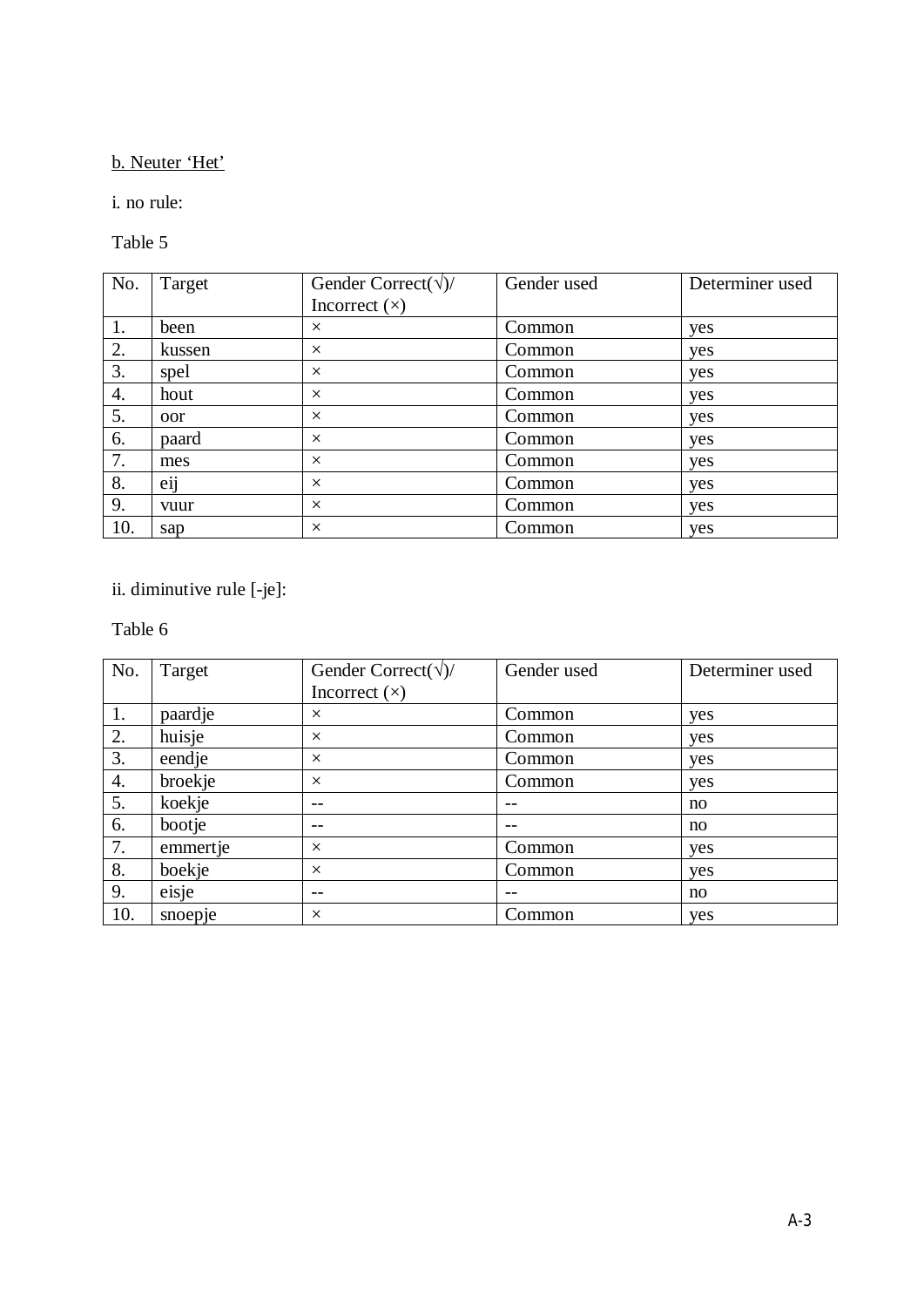b. Neuter ‘Het’

i. no rule:

Table 5

| No. | Target | Gender Correct(√)/ Incorrect (×) | Gender used | Determiner used |
|---|---|---|---|---|
| 1. | been | × | Common | yes |
| 2. | kussen | × | Common | yes |
| 3. | spel | × | Common | yes |
| 4. | hout | × | Common | yes |
| 5. | oor | × | Common | yes |
| 6. | paard | × | Common | yes |
| 7. | mes | × | Common | yes |
| 8. | eij | × | Common | yes |
| 9. | vuur | × | Common | yes |
| 10. | sap | × | Common | yes |

ii. diminutive rule [-je]:

Table 6

| No. | Target | Gender Correct(√)/ Incorrect (×) | Gender used | Determiner used |
|---|---|---|---|---|
| 1. | paardje | × | Common | yes |
| 2. | huisje | × | Common | yes |
| 3. | eendje | × | Common | yes |
| 4. | broekje | × | Common | yes |
| 5. | koekje | -- | -- | no |
| 6. | bootje | -- | -- | no |
| 7. | emmertje | × | Common | yes |
| 8. | boekje | × | Common | yes |
| 9. | eisje | -- | -- | no |
| 10. | snoepje | × | Common | yes |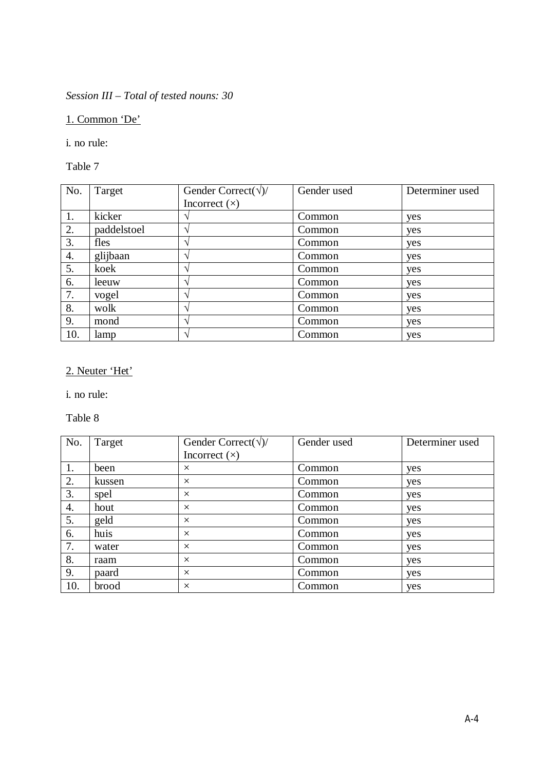*Session III – Total of tested nouns: 30*

1. Common ‘De’

i. no rule:

Table 7

| No. | Target | Gender Correct(√)/ Incorrect (×) | Gender used | Determiner used |
|---|---|---|---|---|
| 1. | kicker | √ | Common | yes |
| 2. | paddelstoel | √ | Common | yes |
| 3. | fles | √ | Common | yes |
| 4. | glijbaan | √ | Common | yes |
| 5. | koek | √ | Common | yes |
| 6. | leeuw | √ | Common | yes |
| 7. | vogel | √ | Common | yes |
| 8. | wolk | √ | Common | yes |
| 9. | mond | √ | Common | yes |
| 10. | lamp | √ | Common | yes |

2. Neuter ‘Het’

i. no rule:

Table 8

| No. | Target | Gender Correct(√)/ Incorrect (×) | Gender used | Determiner used |
|---|---|---|---|---|
| 1. | been | × | Common | yes |
| 2. | kussen | × | Common | yes |
| 3. | spel | × | Common | yes |
| 4. | hout | × | Common | yes |
| 5. | geld | × | Common | yes |
| 6. | huis | × | Common | yes |
| 7. | water | × | Common | yes |
| 8. | raam | × | Common | yes |
| 9. | paard | × | Common | yes |
| 10. | brood | × | Common | yes |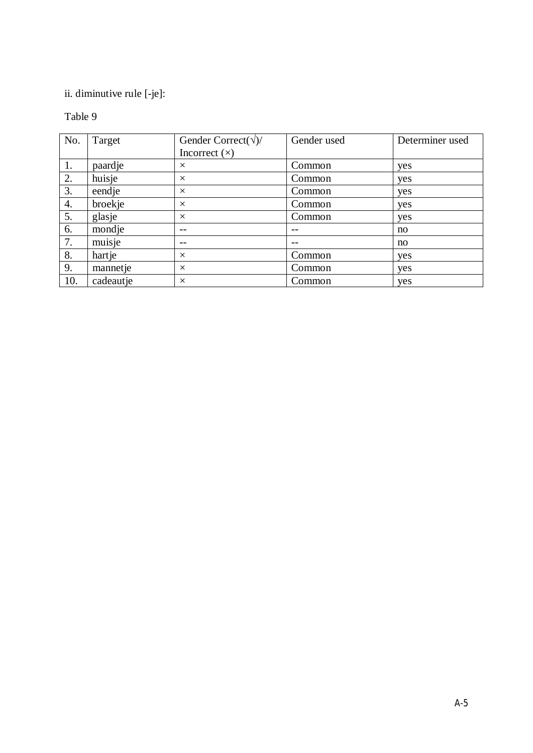ii. diminutive rule [-je]:

Table 9

| No. | Target | Gender Correct(√)/ Incorrect (×) | Gender used | Determiner used |
|---|---|---|---|---|
| 1. | paardje | × | Common | yes |
| 2. | huisje | × | Common | yes |
| 3. | eendje | × | Common | yes |
| 4. | broekje | × | Common | yes |
| 5. | glasje | × | Common | yes |
| 6. | mondje | -- | -- | no |
| 7. | muisje | -- | -- | no |
| 8. | hartje | × | Common | yes |
| 9. | mannetje | × | Common | yes |
| 10. | cadeautje | × | Common | yes |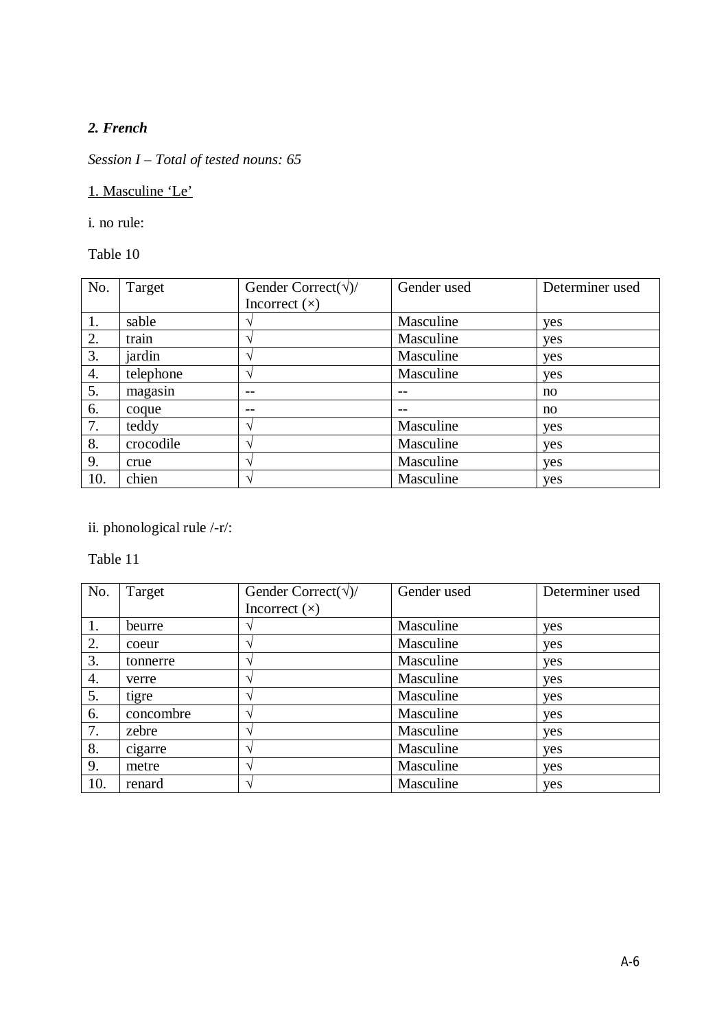***2. French***

*Session I – Total of tested nouns: 65*

1. Masculine 'Le'

i. no rule:

Table 10

| No. | Target | Gender Correct(√)/ Incorrect (×) | Gender used | Determiner used |
|---|---|---|---|---|
| 1. | sable | √ | Masculine | yes |
| 2. | train | √ | Masculine | yes |
| 3. | jardin | √ | Masculine | yes |
| 4. | telephone | √ | Masculine | yes |
| 5. | magasin | -- | -- | no |
| 6. | coque | -- | -- | no |
| 7. | teddy | √ | Masculine | yes |
| 8. | crocodile | √ | Masculine | yes |
| 9. | crue | √ | Masculine | yes |
| 10. | chien | √ | Masculine | yes |

ii. phonological rule /-r/:

Table 11

| No. | Target | Gender Correct(√)/ Incorrect (×) | Gender used | Determiner used |
|---|---|---|---|---|
| 1. | beurre | √ | Masculine | yes |
| 2. | coeur | √ | Masculine | yes |
| 3. | tonnerre | √ | Masculine | yes |
| 4. | verre | √ | Masculine | yes |
| 5. | tigre | √ | Masculine | yes |
| 6. | concombre | √ | Masculine | yes |
| 7. | zebre | √ | Masculine | yes |
| 8. | cigarre | √ | Masculine | yes |
| 9. | metre | √ | Masculine | yes |
| 10. | renard | √ | Masculine | yes |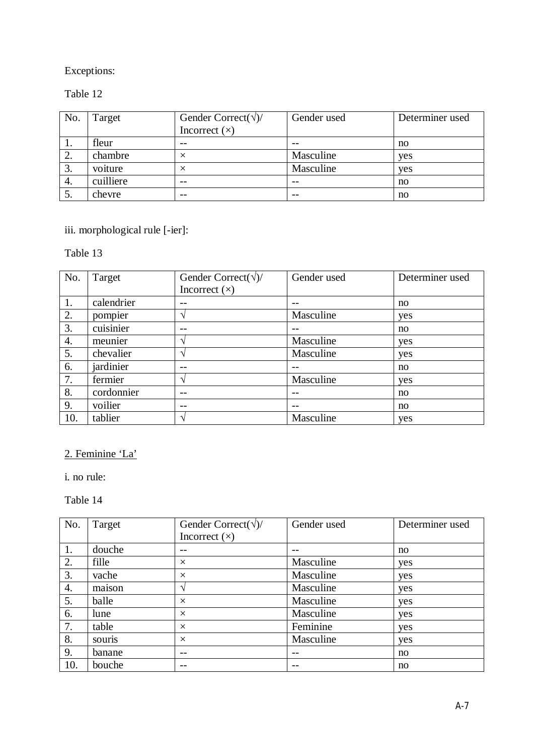Exceptions:

Table 12

| No. | Target | Gender Correct(√)/ Incorrect (×) | Gender used | Determiner used |
|---|---|---|---|---|
| 1. | fleur | -- | -- | no |
| 2. | chambre | × | Masculine | yes |
| 3. | voiture | × | Masculine | yes |
| 4. | cuilliere | -- | -- | no |
| 5. | chevre | -- | -- | no |

iii. morphological rule [-ier]:

Table 13

| No. | Target | Gender Correct(√)/ Incorrect (×) | Gender used | Determiner used |
|---|---|---|---|---|
| 1. | calendrier | -- | -- | no |
| 2. | pompier | √ | Masculine | yes |
| 3. | cuisinier | -- | -- | no |
| 4. | meunier | √ | Masculine | yes |
| 5. | chevalier | √ | Masculine | yes |
| 6. | jardinier | -- | -- | no |
| 7. | fermier | √ | Masculine | yes |
| 8. | cordonnier | -- | -- | no |
| 9. | voilier | -- | -- | no |
| 10. | tablier | √ | Masculine | yes |

2. Feminine 'La'

i. no rule:

Table 14

| No. | Target | Gender Correct(√)/ Incorrect (×) | Gender used | Determiner used |
|---|---|---|---|---|
| 1. | douche | -- | -- | no |
| 2. | fille | × | Masculine | yes |
| 3. | vache | × | Masculine | yes |
| 4. | maison | √ | Masculine | yes |
| 5. | balle | × | Masculine | yes |
| 6. | lune | × | Masculine | yes |
| 7. | table | × | Feminine | yes |
| 8. | souris | × | Masculine | yes |
| 9. | banane | -- | -- | no |
| 10. | bouche | -- | -- | no |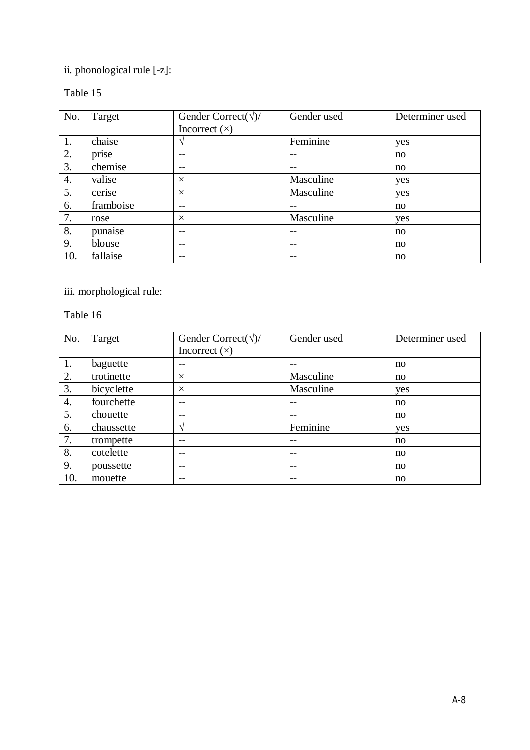ii. phonological rule [-z]:

Table 15

| No. | Target | Gender Correct(√)/ Incorrect (×) | Gender used | Determiner used |
|---|---|---|---|---|
| 1. | chaise | √ | Feminine | yes |
| 2. | prise | -- | -- | no |
| 3. | chemise | -- | -- | no |
| 4. | valise | × | Masculine | yes |
| 5. | cerise | × | Masculine | yes |
| 6. | framboise | -- | -- | no |
| 7. | rose | × | Masculine | yes |
| 8. | punaise | -- | -- | no |
| 9. | blouse | -- | -- | no |
| 10. | fallaise | -- | -- | no |

iii. morphological rule:

Table 16

| No. | Target | Gender Correct(√)/ Incorrect (×) | Gender used | Determiner used |
|---|---|---|---|---|
| 1. | baguette | -- | -- | no |
| 2. | trotinette | × | Masculine | no |
| 3. | bicyclette | × | Masculine | yes |
| 4. | fourchette | -- | -- | no |
| 5. | chouette | -- | -- | no |
| 6. | chaussette | √ | Feminine | yes |
| 7. | trompette | -- | -- | no |
| 8. | cotelette | -- | -- | no |
| 9. | poussette | -- | -- | no |
| 10. | mouette | -- | -- | no |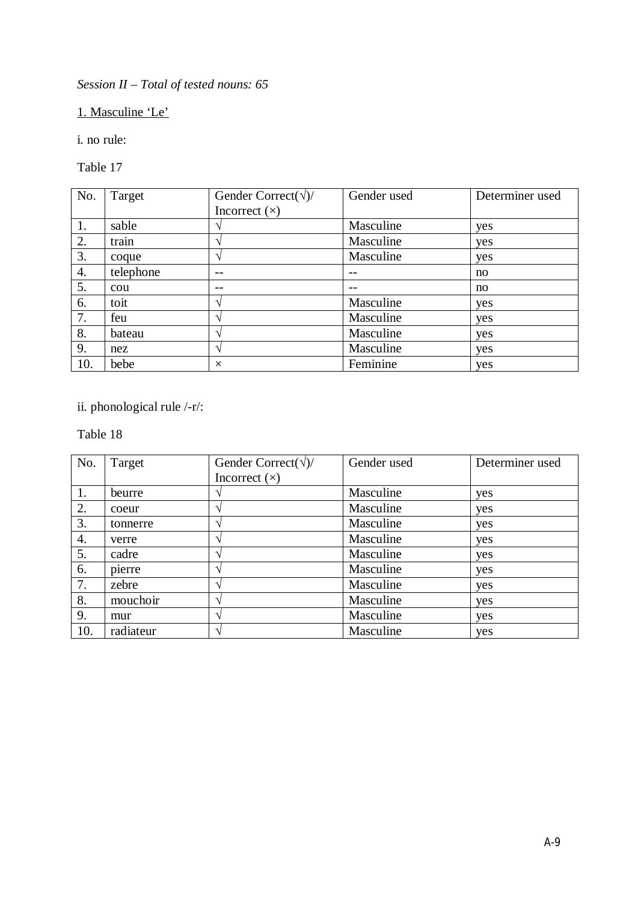*Session II – Total of tested nouns: 65*

1. Masculine 'Le'

i. no rule:

Table 17

| No. | Target | Gender Correct(√)/ Incorrect (×) | Gender used | Determiner used |
|---|---|---|---|---|
| 1. | sable | √ | Masculine | yes |
| 2. | train | √ | Masculine | yes |
| 3. | coque | √ | Masculine | yes |
| 4. | telephone | -- | -- | no |
| 5. | cou | -- | -- | no |
| 6. | toit | √ | Masculine | yes |
| 7. | feu | √ | Masculine | yes |
| 8. | bateau | √ | Masculine | yes |
| 9. | nez | √ | Masculine | yes |
| 10. | bebe | × | Feminine | yes |

ii. phonological rule /-r/:

Table 18

| No. | Target | Gender Correct(√)/ Incorrect (×) | Gender used | Determiner used |
|---|---|---|---|---|
| 1. | beurre | √ | Masculine | yes |
| 2. | coeur | √ | Masculine | yes |
| 3. | tonnerre | √ | Masculine | yes |
| 4. | verre | √ | Masculine | yes |
| 5. | cadre | √ | Masculine | yes |
| 6. | pierre | √ | Masculine | yes |
| 7. | zebre | √ | Masculine | yes |
| 8. | mouchoir | √ | Masculine | yes |
| 9. | mur | √ | Masculine | yes |
| 10. | radiateur | √ | Masculine | yes |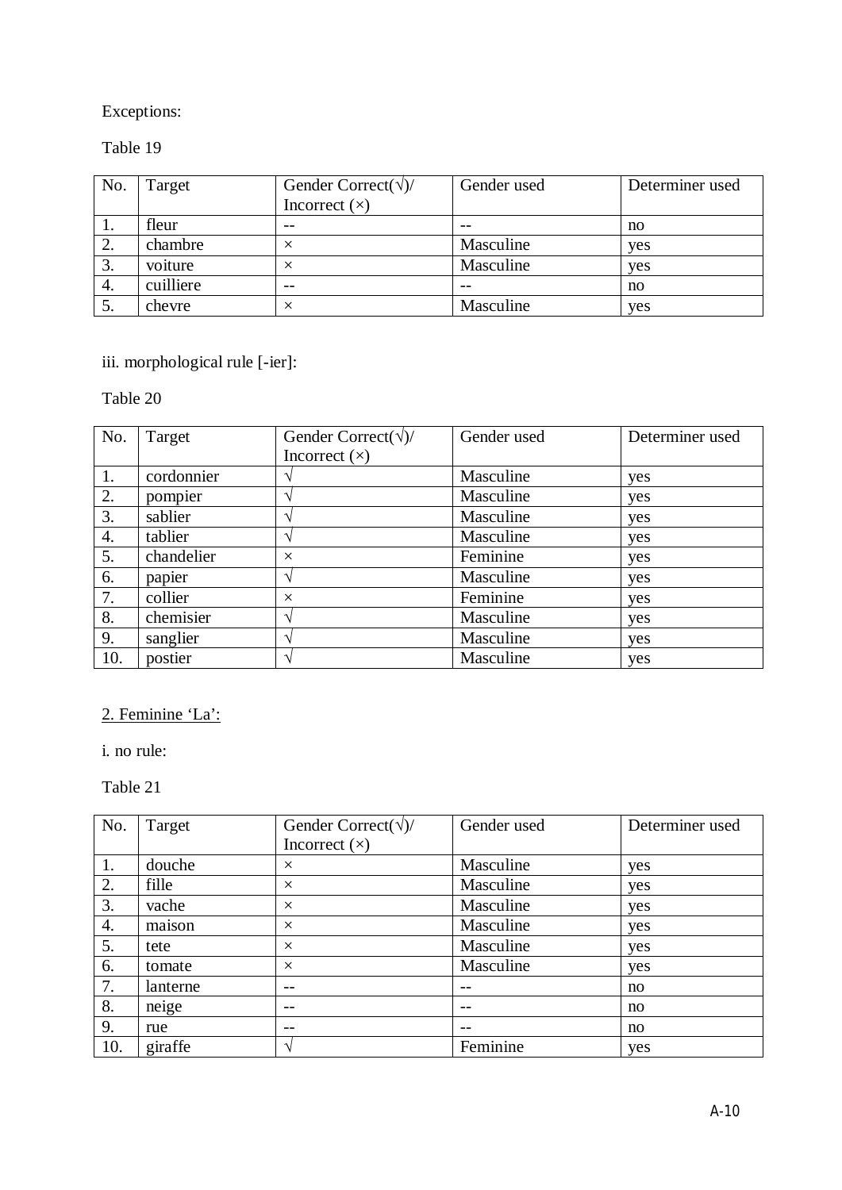Exceptions:

Table 19

| No. | Target | Gender Correct(√)/ Incorrect (×) | Gender used | Determiner used |
|---|---|---|---|---|
| 1. | fleur | -- | -- | no |
| 2. | chambre | × | Masculine | yes |
| 3. | voiture | × | Masculine | yes |
| 4. | cuilliere | -- | -- | no |
| 5. | chevre | × | Masculine | yes |

iii. morphological rule [-ier]:

Table 20

| No. | Target | Gender Correct(√)/ Incorrect (×) | Gender used | Determiner used |
|---|---|---|---|---|
| 1. | cordonnier | √ | Masculine | yes |
| 2. | pompier | √ | Masculine | yes |
| 3. | sablier | √ | Masculine | yes |
| 4. | tablier | √ | Masculine | yes |
| 5. | chandelier | × | Feminine | yes |
| 6. | papier | √ | Masculine | yes |
| 7. | collier | × | Feminine | yes |
| 8. | chemisier | √ | Masculine | yes |
| 9. | sanglier | √ | Masculine | yes |
| 10. | postier | √ | Masculine | yes |

2. Feminine 'La':

i. no rule:

Table 21

| No. | Target | Gender Correct(√)/ Incorrect (×) | Gender used | Determiner used |
|---|---|---|---|---|
| 1. | douche | × | Masculine | yes |
| 2. | fille | × | Masculine | yes |
| 3. | vache | × | Masculine | yes |
| 4. | maison | × | Masculine | yes |
| 5. | tete | × | Masculine | yes |
| 6. | tomate | × | Masculine | yes |
| 7. | lanterne | -- | -- | no |
| 8. | neige | -- | -- | no |
| 9. | rue | -- | -- | no |
| 10. | giraffe | √ | Feminine | yes |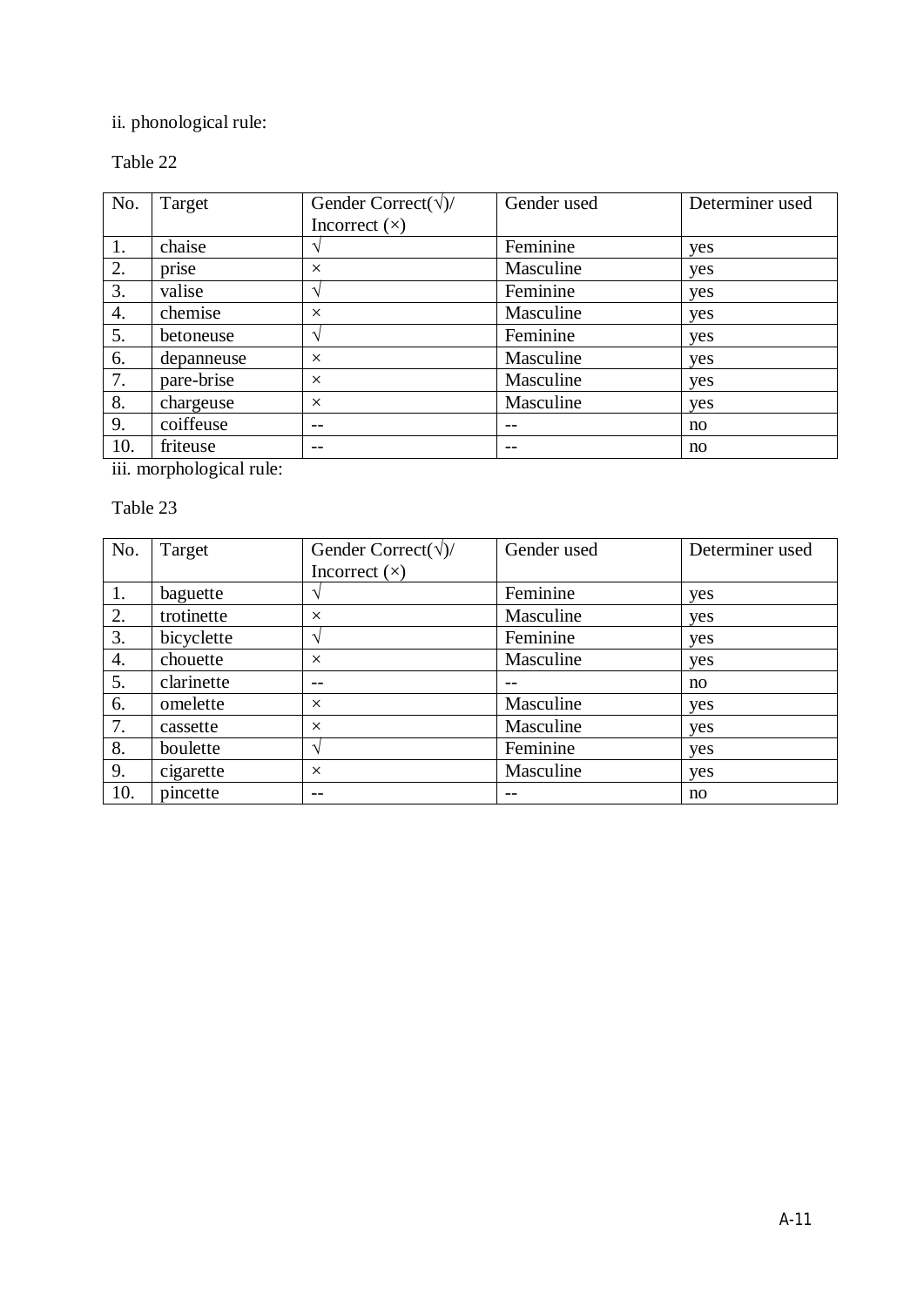ii. phonological rule:

Table 22

| No. | Target | Gender Correct(√)/ Incorrect (×) | Gender used | Determiner used |
|---|---|---|---|---|
| 1. | chaise | √ | Feminine | yes |
| 2. | prise | × | Masculine | yes |
| 3. | valise | √ | Feminine | yes |
| 4. | chemise | × | Masculine | yes |
| 5. | betoneuse | √ | Feminine | yes |
| 6. | depanneuse | × | Masculine | yes |
| 7. | pare-brise | × | Masculine | yes |
| 8. | chargeuse | × | Masculine | yes |
| 9. | coiffeuse | -- | -- | no |
| 10. | friteuse | -- | -- | no |

iii. morphological rule:

Table 23

| No. | Target | Gender Correct(√)/ Incorrect (×) | Gender used | Determiner used |
|---|---|---|---|---|
| 1. | baguette | √ | Feminine | yes |
| 2. | trotinette | × | Masculine | yes |
| 3. | bicyclette | √ | Feminine | yes |
| 4. | chouette | × | Masculine | yes |
| 5. | clarinette | -- | -- | no |
| 6. | omelette | × | Masculine | yes |
| 7. | cassette | × | Masculine | yes |
| 8. | boulette | √ | Feminine | yes |
| 9. | cigarette | × | Masculine | yes |
| 10. | pincette | -- | -- | no |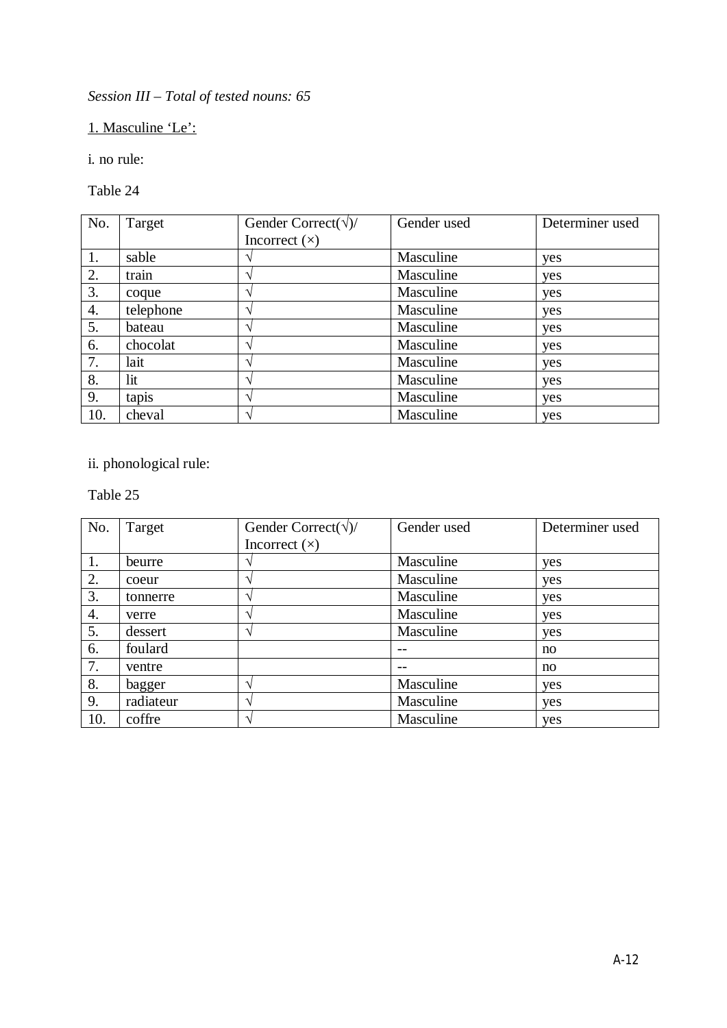*Session III – Total of tested nouns: 65*

1. Masculine ‘Le’:

i. no rule:

Table 24

| No. | Target | Gender Correct(√)/ Incorrect (×) | Gender used | Determiner used |
|---|---|---|---|---|
| 1. | sable | √ | Masculine | yes |
| 2. | train | √ | Masculine | yes |
| 3. | coque | √ | Masculine | yes |
| 4. | telephone | √ | Masculine | yes |
| 5. | bateau | √ | Masculine | yes |
| 6. | chocolat | √ | Masculine | yes |
| 7. | lait | √ | Masculine | yes |
| 8. | lit | √ | Masculine | yes |
| 9. | tapis | √ | Masculine | yes |
| 10. | cheval | √ | Masculine | yes |

ii. phonological rule:

Table 25

| No. | Target | Gender Correct(√)/ Incorrect (×) | Gender used | Determiner used |
|---|---|---|---|---|
| 1. | beurre | √ | Masculine | yes |
| 2. | coeur | √ | Masculine | yes |
| 3. | tonnerre | √ | Masculine | yes |
| 4. | verre | √ | Masculine | yes |
| 5. | dessert | √ | Masculine | yes |
| 6. | foulard | | -- | no |
| 7. | ventre | | -- | no |
| 8. | bagger | √ | Masculine | yes |
| 9. | radiateur | √ | Masculine | yes |
| 10. | coffre | √ | Masculine | yes |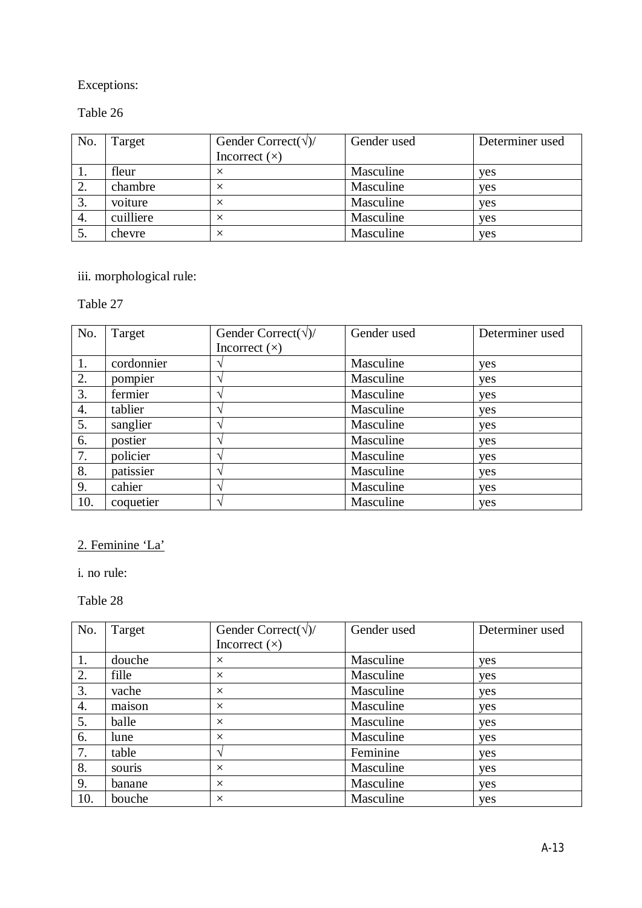Exceptions:

Table 26

| No. | Target | Gender Correct(√)/ Incorrect (×) | Gender used | Determiner used |
|---|---|---|---|---|
| 1. | fleur | × | Masculine | yes |
| 2. | chambre | × | Masculine | yes |
| 3. | voiture | × | Masculine | yes |
| 4. | cuilliere | × | Masculine | yes |
| 5. | chevre | × | Masculine | yes |

iii. morphological rule:

Table 27

| No. | Target | Gender Correct(√)/ Incorrect (×) | Gender used | Determiner used |
|---|---|---|---|---|
| 1. | cordonnier | √ | Masculine | yes |
| 2. | pompier | √ | Masculine | yes |
| 3. | fermier | √ | Masculine | yes |
| 4. | tablier | √ | Masculine | yes |
| 5. | sanglier | √ | Masculine | yes |
| 6. | postier | √ | Masculine | yes |
| 7. | policier | √ | Masculine | yes |
| 8. | patissier | √ | Masculine | yes |
| 9. | cahier | √ | Masculine | yes |
| 10. | coquetier | √ | Masculine | yes |

2. Feminine 'La'

i. no rule:

Table 28

| No. | Target | Gender Correct(√)/ Incorrect (×) | Gender used | Determiner used |
|---|---|---|---|---|
| 1. | douche | × | Masculine | yes |
| 2. | fille | × | Masculine | yes |
| 3. | vache | × | Masculine | yes |
| 4. | maison | × | Masculine | yes |
| 5. | balle | × | Masculine | yes |
| 6. | lune | × | Masculine | yes |
| 7. | table | √ | Feminine | yes |
| 8. | souris | × | Masculine | yes |
| 9. | banane | × | Masculine | yes |
| 10. | bouche | × | Masculine | yes |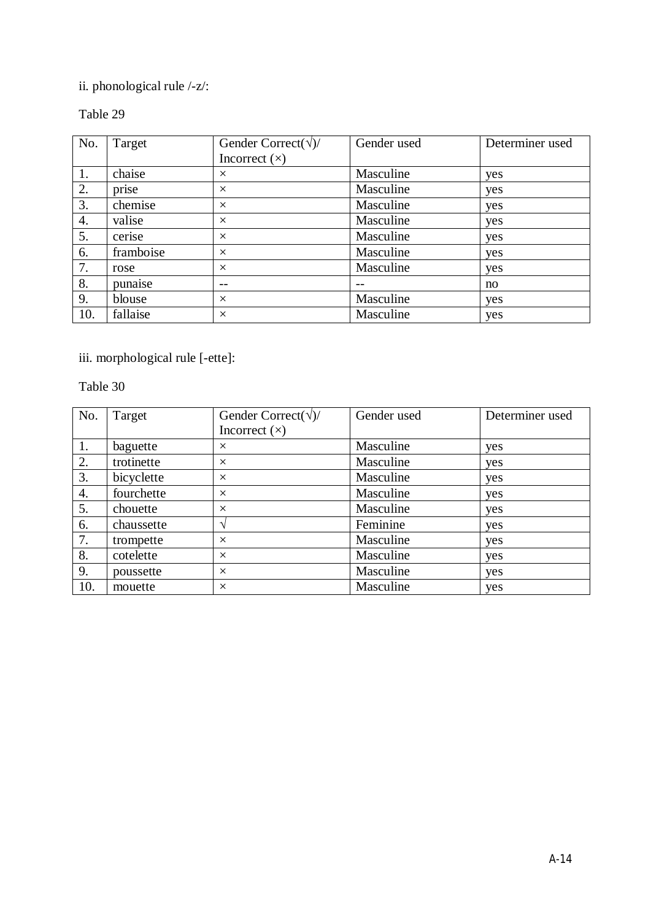ii. phonological rule /-z/:

Table 29

| No. | Target | Gender Correct(√)/ Incorrect (×) | Gender used | Determiner used |
|---|---|---|---|---|
| 1. | chaise | × | Masculine | yes |
| 2. | prise | × | Masculine | yes |
| 3. | chemise | × | Masculine | yes |
| 4. | valise | × | Masculine | yes |
| 5. | cerise | × | Masculine | yes |
| 6. | framboise | × | Masculine | yes |
| 7. | rose | × | Masculine | yes |
| 8. | punaise | -- | -- | no |
| 9. | blouse | × | Masculine | yes |
| 10. | fallaise | × | Masculine | yes |

iii. morphological rule [-ette]:

Table 30

| No. | Target | Gender Correct(√)/ Incorrect (×) | Gender used | Determiner used |
|---|---|---|---|---|
| 1. | baguette | × | Masculine | yes |
| 2. | trotinette | × | Masculine | yes |
| 3. | bicyclette | × | Masculine | yes |
| 4. | fourchette | × | Masculine | yes |
| 5. | chouette | × | Masculine | yes |
| 6. | chaussette | √ | Feminine | yes |
| 7. | trompette | × | Masculine | yes |
| 8. | cotelette | × | Masculine | yes |
| 9. | poussette | × | Masculine | yes |
| 10. | mouette | × | Masculine | yes |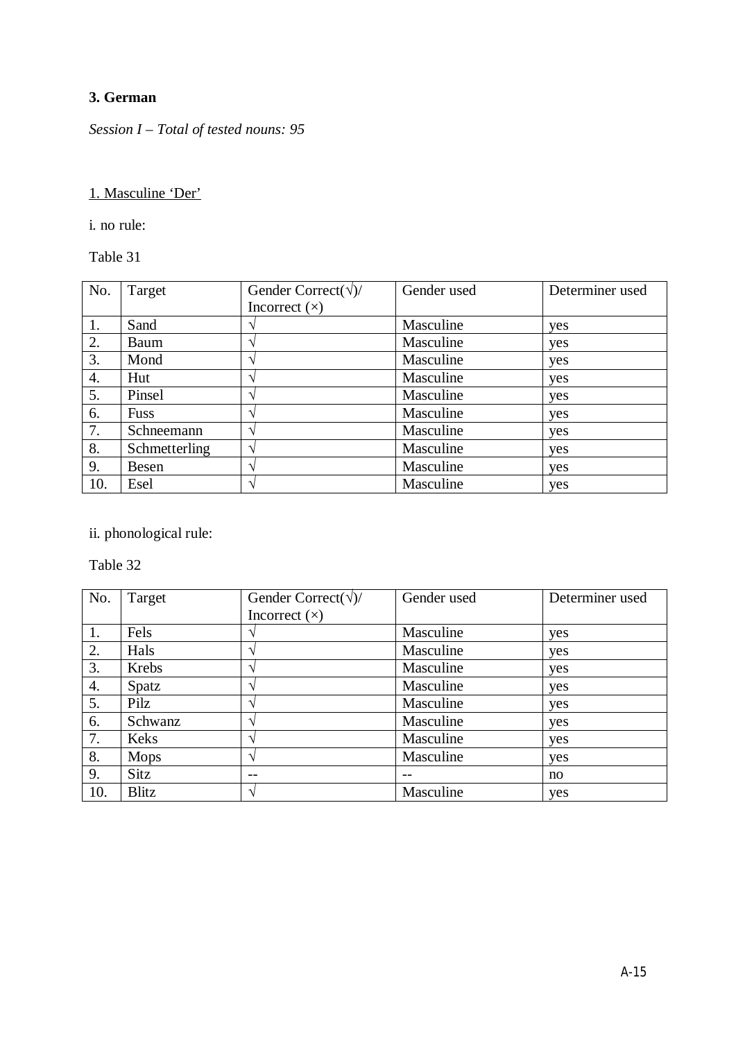**3. German**

*Session I – Total of tested nouns: 95*

1. Masculine 'Der'

i. no rule:

Table 31

| No. | Target | Gender Correct(√)/ Incorrect (×) | Gender used | Determiner used |
|---|---|---|---|---|
| 1. | Sand | √ | Masculine | yes |
| 2. | Baum | √ | Masculine | yes |
| 3. | Mond | √ | Masculine | yes |
| 4. | Hut | √ | Masculine | yes |
| 5. | Pinsel | √ | Masculine | yes |
| 6. | Fuss | √ | Masculine | yes |
| 7. | Schneemann | √ | Masculine | yes |
| 8. | Schmetterling | √ | Masculine | yes |
| 9. | Besen | √ | Masculine | yes |
| 10. | Esel | √ | Masculine | yes |

ii. phonological rule:

Table 32

| No. | Target | Gender Correct(√)/ Incorrect (×) | Gender used | Determiner used |
|---|---|---|---|---|
| 1. | Fels | √ | Masculine | yes |
| 2. | Hals | √ | Masculine | yes |
| 3. | Krebs | √ | Masculine | yes |
| 4. | Spatz | √ | Masculine | yes |
| 5. | Pilz | √ | Masculine | yes |
| 6. | Schwanz | √ | Masculine | yes |
| 7. | Keks | √ | Masculine | yes |
| 8. | Mops | √ | Masculine | yes |
| 9. | Sitz | -- | -- | no |
| 10. | Blitz | √ | Masculine | yes |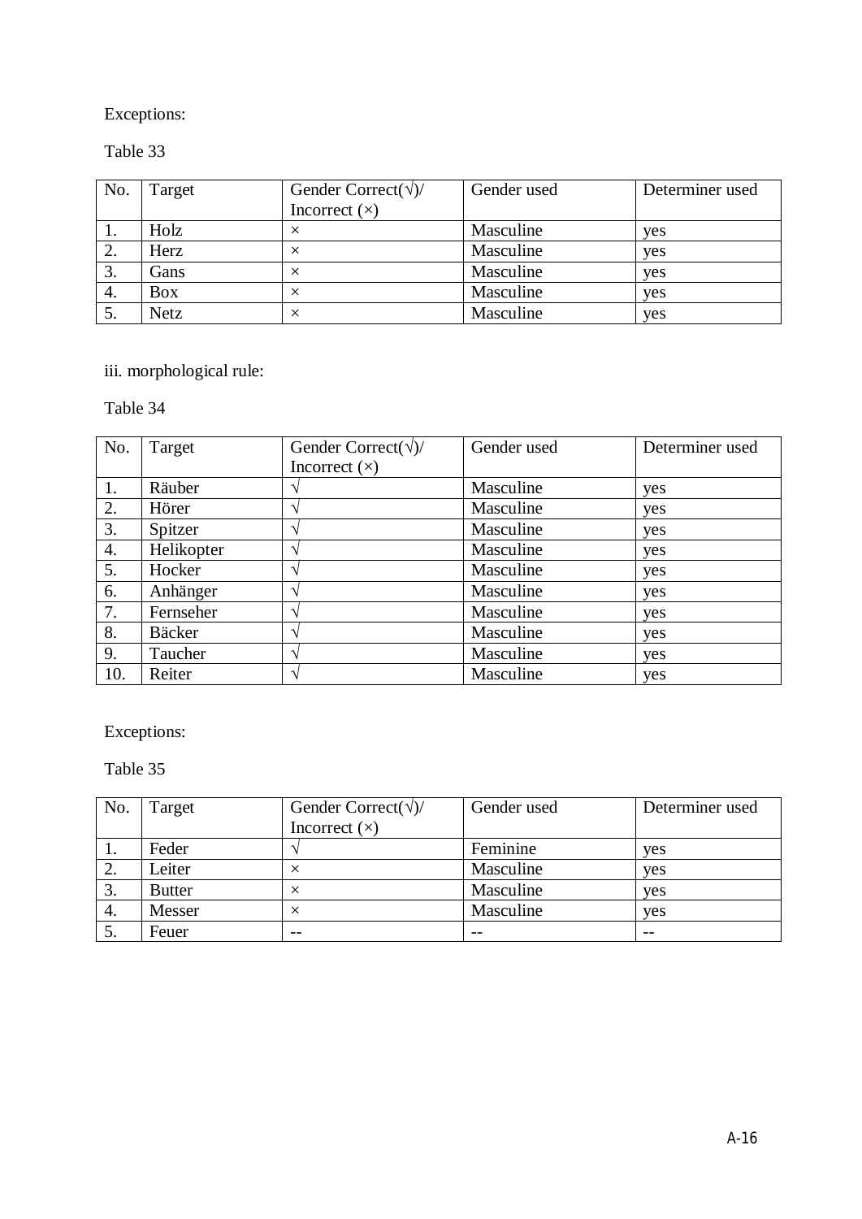Exceptions:

Table 33

| No. | Target | Gender Correct(√)/ Incorrect (×) | Gender used | Determiner used |
|---|---|---|---|---|
| 1. | Holz | × | Masculine | yes |
| 2. | Herz | × | Masculine | yes |
| 3. | Gans | × | Masculine | yes |
| 4. | Box | × | Masculine | yes |
| 5. | Netz | × | Masculine | yes |

iii. morphological rule:

Table 34

| No. | Target | Gender Correct(√)/ Incorrect (×) | Gender used | Determiner used |
|---|---|---|---|---|
| 1. | Räuber | √ | Masculine | yes |
| 2. | Hörer | √ | Masculine | yes |
| 3. | Spitzer | √ | Masculine | yes |
| 4. | Helikopter | √ | Masculine | yes |
| 5. | Hocker | √ | Masculine | yes |
| 6. | Anhänger | √ | Masculine | yes |
| 7. | Fernseher | √ | Masculine | yes |
| 8. | Bäcker | √ | Masculine | yes |
| 9. | Taucher | √ | Masculine | yes |
| 10. | Reiter | √ | Masculine | yes |

Exceptions:

Table 35

| No. | Target | Gender Correct(√)/ Incorrect (×) | Gender used | Determiner used |
|---|---|---|---|---|
| 1. | Feder | √ | Feminine | yes |
| 2. | Leiter | × | Masculine | yes |
| 3. | Butter | × | Masculine | yes |
| 4. | Messer | × | Masculine | yes |
| 5. | Feuer | -- | -- | -- |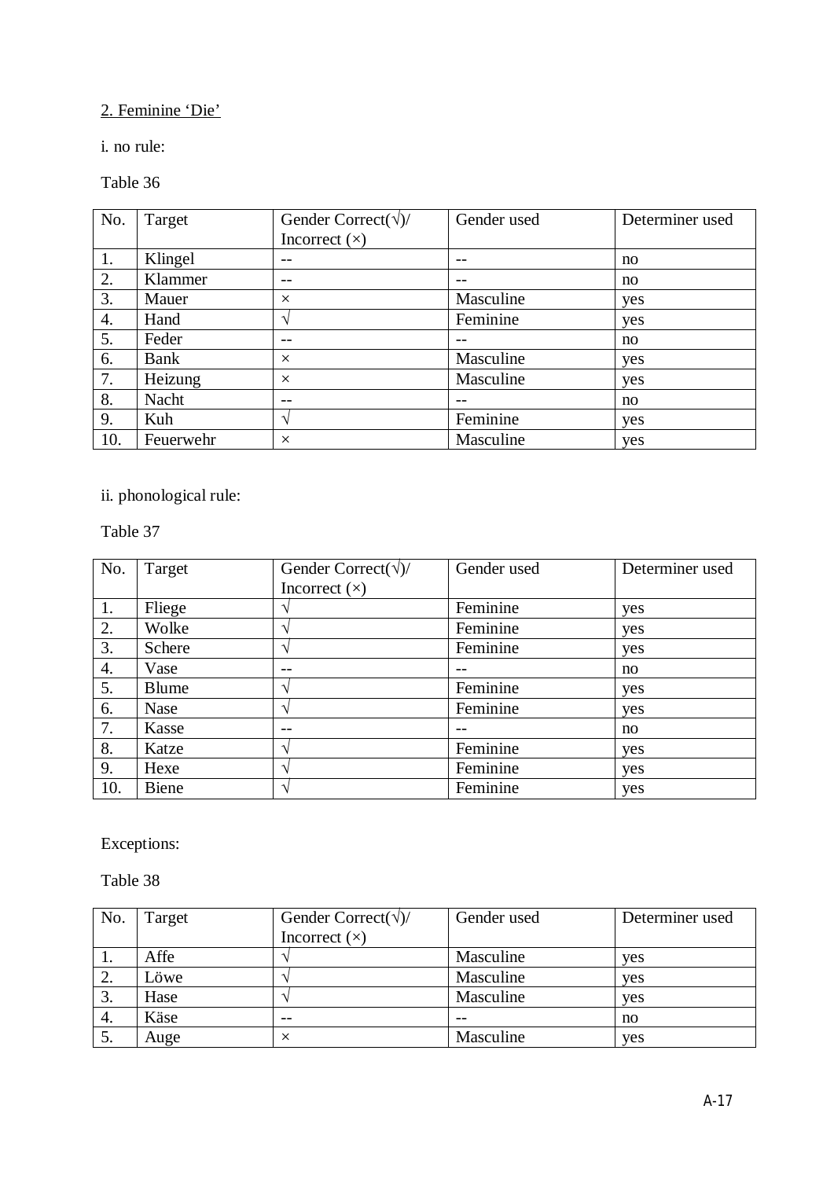2. Feminine 'Die'

i. no rule:

Table 36

| No. | Target | Gender Correct(√)/ Incorrect (×) | Gender used | Determiner used |
|---|---|---|---|---|
| 1. | Klingel | -- | -- | no |
| 2. | Klammer | -- | -- | no |
| 3. | Mauer | × | Masculine | yes |
| 4. | Hand | √ | Feminine | yes |
| 5. | Feder | -- | -- | no |
| 6. | Bank | × | Masculine | yes |
| 7. | Heizung | × | Masculine | yes |
| 8. | Nacht | -- | -- | no |
| 9. | Kuh | √ | Feminine | yes |
| 10. | Feuerwehr | × | Masculine | yes |

ii. phonological rule:

Table 37

| No. | Target | Gender Correct(√)/ Incorrect (×) | Gender used | Determiner used |
|---|---|---|---|---|
| 1. | Fliege | √ | Feminine | yes |
| 2. | Wolke | √ | Feminine | yes |
| 3. | Schere | √ | Feminine | yes |
| 4. | Vase | -- | -- | no |
| 5. | Blume | √ | Feminine | yes |
| 6. | Nase | √ | Feminine | yes |
| 7. | Kasse | -- | -- | no |
| 8. | Katze | √ | Feminine | yes |
| 9. | Hexe | √ | Feminine | yes |
| 10. | Biene | √ | Feminine | yes |

Exceptions:

Table 38

| No. | Target | Gender Correct(√)/ Incorrect (×) | Gender used | Determiner used |
|---|---|---|---|---|
| 1. | Affe | √ | Masculine | yes |
| 2. | Löwe | √ | Masculine | yes |
| 3. | Hase | √ | Masculine | yes |
| 4. | Käse | -- | -- | no |
| 5. | Auge | × | Masculine | yes |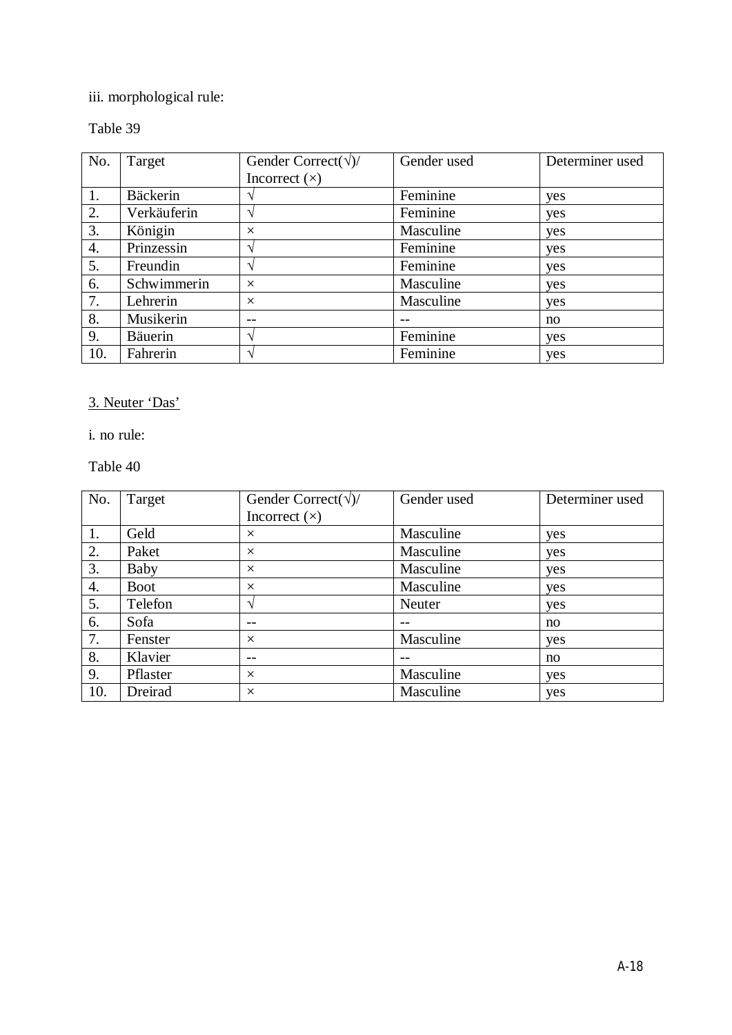iii. morphological rule:

Table 39

| No. | Target | Gender Correct(√)/ Incorrect (×) | Gender used | Determiner used |
|---|---|---|---|---|
| 1. | Bäckerin | √ | Feminine | yes |
| 2. | Verkäuferin | √ | Feminine | yes |
| 3. | Königin | × | Masculine | yes |
| 4. | Prinzessin | √ | Feminine | yes |
| 5. | Freundin | √ | Feminine | yes |
| 6. | Schwimmerin | × | Masculine | yes |
| 7. | Lehrerin | × | Masculine | yes |
| 8. | Musikerin | -- | -- | no |
| 9. | Bäuerin | √ | Feminine | yes |
| 10. | Fahrerin | √ | Feminine | yes |

3. Neuter 'Das'

i. no rule:

Table 40

| No. | Target | Gender Correct(√)/ Incorrect (×) | Gender used | Determiner used |
|---|---|---|---|---|
| 1. | Geld | × | Masculine | yes |
| 2. | Paket | × | Masculine | yes |
| 3. | Baby | × | Masculine | yes |
| 4. | Boot | × | Masculine | yes |
| 5. | Telefon | √ | Neuter | yes |
| 6. | Sofa | -- | -- | no |
| 7. | Fenster | × | Masculine | yes |
| 8. | Klavier | -- | -- | no |
| 9. | Pflaster | × | Masculine | yes |
| 10. | Dreirad | × | Masculine | yes |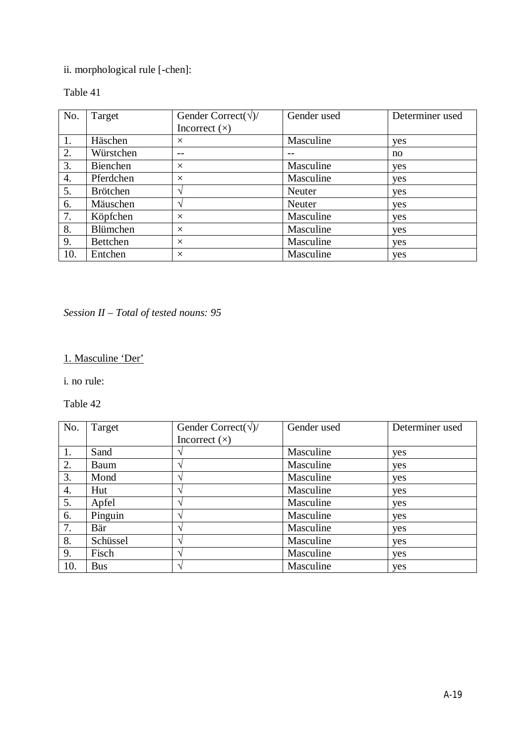ii. morphological rule [-chen]:

Table 41

| No. | Target | Gender Correct(√)/ Incorrect (×) | Gender used | Determiner used |
|---|---|---|---|---|
| 1. | Häschen | × | Masculine | yes |
| 2. | Würstchen | -- | -- | no |
| 3. | Bienchen | × | Masculine | yes |
| 4. | Pferdchen | × | Masculine | yes |
| 5. | Brötchen | √ | Neuter | yes |
| 6. | Mäuschen | √ | Neuter | yes |
| 7. | Köpfchen | × | Masculine | yes |
| 8. | Blümchen | × | Masculine | yes |
| 9. | Bettchen | × | Masculine | yes |
| 10. | Entchen | × | Masculine | yes |

*Session II – Total of tested nouns: 95*

<u>1. Masculine 'Der'</u>

i. no rule:

Table 42

| No. | Target | Gender Correct(√)/ Incorrect (×) | Gender used | Determiner used |
|---|---|---|---|---|
| 1. | Sand | √ | Masculine | yes |
| 2. | Baum | √ | Masculine | yes |
| 3. | Mond | √ | Masculine | yes |
| 4. | Hut | √ | Masculine | yes |
| 5. | Apfel | √ | Masculine | yes |
| 6. | Pinguin | √ | Masculine | yes |
| 7. | Bär | √ | Masculine | yes |
| 8. | Schüssel | √ | Masculine | yes |
| 9. | Fisch | √ | Masculine | yes |
| 10. | Bus | √ | Masculine | yes |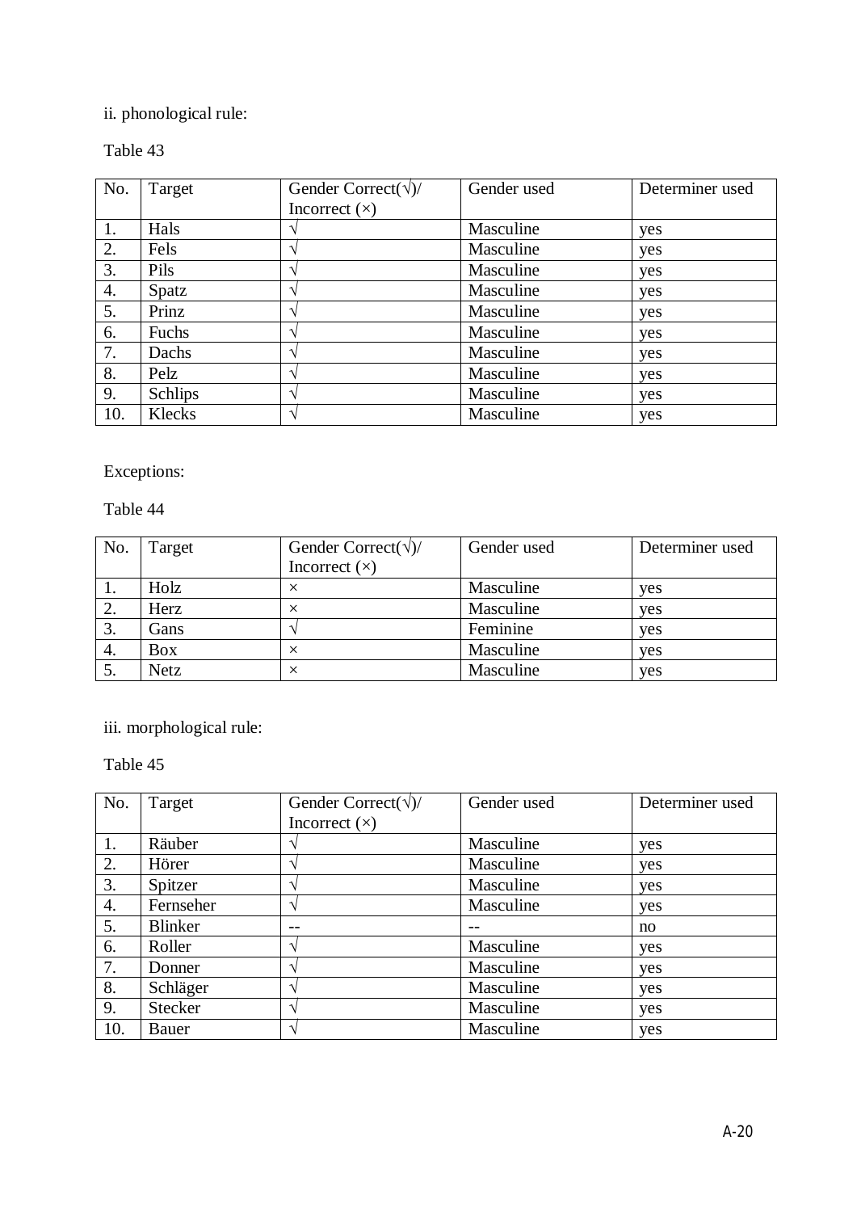ii. phonological rule:

Table 43

| No. | Target | Gender Correct(√)/ Incorrect (×) | Gender used | Determiner used |
|---|---|---|---|---|
| 1. | Hals | √ | Masculine | yes |
| 2. | Fels | √ | Masculine | yes |
| 3. | Pils | √ | Masculine | yes |
| 4. | Spatz | √ | Masculine | yes |
| 5. | Prinz | √ | Masculine | yes |
| 6. | Fuchs | √ | Masculine | yes |
| 7. | Dachs | √ | Masculine | yes |
| 8. | Pelz | √ | Masculine | yes |
| 9. | Schlips | √ | Masculine | yes |
| 10. | Klecks | √ | Masculine | yes |

Exceptions:

Table 44

| No. | Target | Gender Correct(√)/ Incorrect (×) | Gender used | Determiner used |
|---|---|---|---|---|
| 1. | Holz | × | Masculine | yes |
| 2. | Herz | × | Masculine | yes |
| 3. | Gans | √ | Feminine | yes |
| 4. | Box | × | Masculine | yes |
| 5. | Netz | × | Masculine | yes |

iii. morphological rule:

Table 45

| No. | Target | Gender Correct(√)/ Incorrect (×) | Gender used | Determiner used |
|---|---|---|---|---|
| 1. | Räuber | √ | Masculine | yes |
| 2. | Hörer | √ | Masculine | yes |
| 3. | Spitzer | √ | Masculine | yes |
| 4. | Fernseher | √ | Masculine | yes |
| 5. | Blinker | -- | -- | no |
| 6. | Roller | √ | Masculine | yes |
| 7. | Donner | √ | Masculine | yes |
| 8. | Schläger | √ | Masculine | yes |
| 9. | Stecker | √ | Masculine | yes |
| 10. | Bauer | √ | Masculine | yes |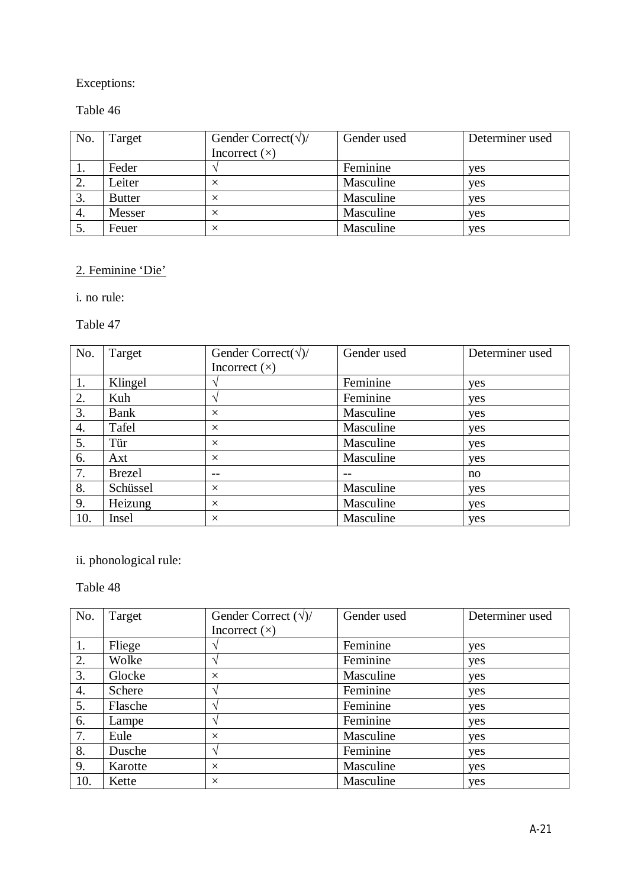Exceptions:

Table 46

| No. | Target | Gender Correct(√)/ Incorrect (×) | Gender used | Determiner used |
|---|---|---|---|---|
| 1. | Feder | √ | Feminine | yes |
| 2. | Leiter | × | Masculine | yes |
| 3. | Butter | × | Masculine | yes |
| 4. | Messer | × | Masculine | yes |
| 5. | Feuer | × | Masculine | yes |

2. Feminine 'Die'

i. no rule:

Table 47

| No. | Target | Gender Correct(√)/ Incorrect (×) | Gender used | Determiner used |
|---|---|---|---|---|
| 1. | Klingel | √ | Feminine | yes |
| 2. | Kuh | √ | Feminine | yes |
| 3. | Bank | × | Masculine | yes |
| 4. | Tafel | × | Masculine | yes |
| 5. | Tür | × | Masculine | yes |
| 6. | Axt | × | Masculine | yes |
| 7. | Brezel | -- | -- | no |
| 8. | Schüssel | × | Masculine | yes |
| 9. | Heizung | × | Masculine | yes |
| 10. | Insel | × | Masculine | yes |

ii. phonological rule:

Table 48

| No. | Target | Gender Correct (√)/ Incorrect (×) | Gender used | Determiner used |
|---|---|---|---|---|
| 1. | Fliege | √ | Feminine | yes |
| 2. | Wolke | √ | Feminine | yes |
| 3. | Glocke | × | Masculine | yes |
| 4. | Schere | √ | Feminine | yes |
| 5. | Flasche | √ | Feminine | yes |
| 6. | Lampe | √ | Feminine | yes |
| 7. | Eule | × | Masculine | yes |
| 8. | Dusche | √ | Feminine | yes |
| 9. | Karotte | × | Masculine | yes |
| 10. | Kette | × | Masculine | yes |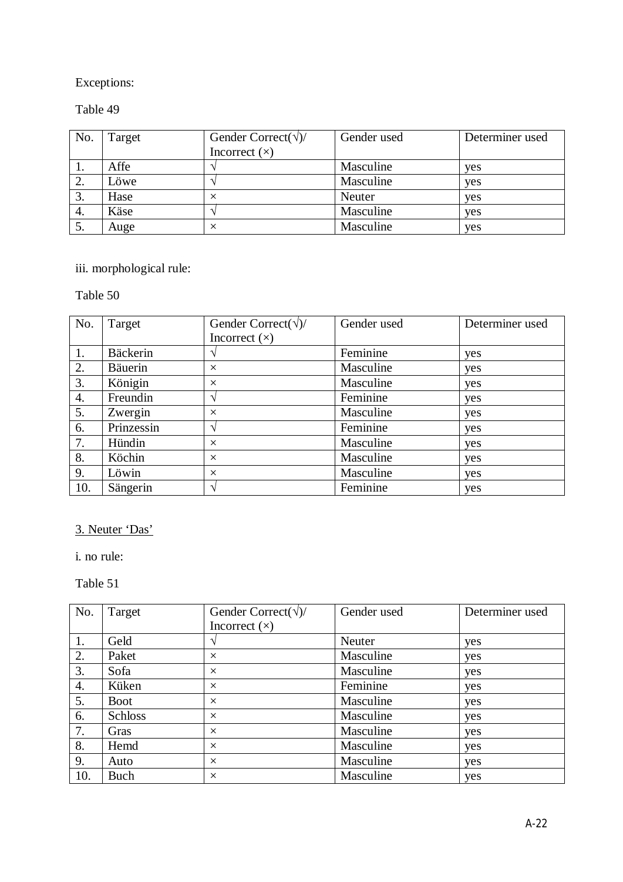Exceptions:

Table 49

| No. | Target | Gender Correct(√)/ Incorrect (×) | Gender used | Determiner used |
|---|---|---|---|---|
| 1. | Affe | √ | Masculine | yes |
| 2. | Löwe | √ | Masculine | yes |
| 3. | Hase | × | Neuter | yes |
| 4. | Käse | √ | Masculine | yes |
| 5. | Auge | × | Masculine | yes |

iii. morphological rule:

Table 50

| No. | Target | Gender Correct(√)/ Incorrect (×) | Gender used | Determiner used |
|---|---|---|---|---|
| 1. | Bäckerin | √ | Feminine | yes |
| 2. | Bäuerin | × | Masculine | yes |
| 3. | Königin | × | Masculine | yes |
| 4. | Freundin | √ | Feminine | yes |
| 5. | Zwergin | × | Masculine | yes |
| 6. | Prinzessin | √ | Feminine | yes |
| 7. | Hündin | × | Masculine | yes |
| 8. | Köchin | × | Masculine | yes |
| 9. | Löwin | × | Masculine | yes |
| 10. | Sängerin | √ | Feminine | yes |

<u>3. Neuter 'Das'</u>

i. no rule:

Table 51

| No. | Target | Gender Correct(√)/ Incorrect (×) | Gender used | Determiner used |
|---|---|---|---|---|
| 1. | Geld | √ | Neuter | yes |
| 2. | Paket | × | Masculine | yes |
| 3. | Sofa | × | Masculine | yes |
| 4. | Küken | × | Feminine | yes |
| 5. | Boot | × | Masculine | yes |
| 6. | Schloss | × | Masculine | yes |
| 7. | Gras | × | Masculine | yes |
| 8. | Hemd | × | Masculine | yes |
| 9. | Auto | × | Masculine | yes |
| 10. | Buch | × | Masculine | yes |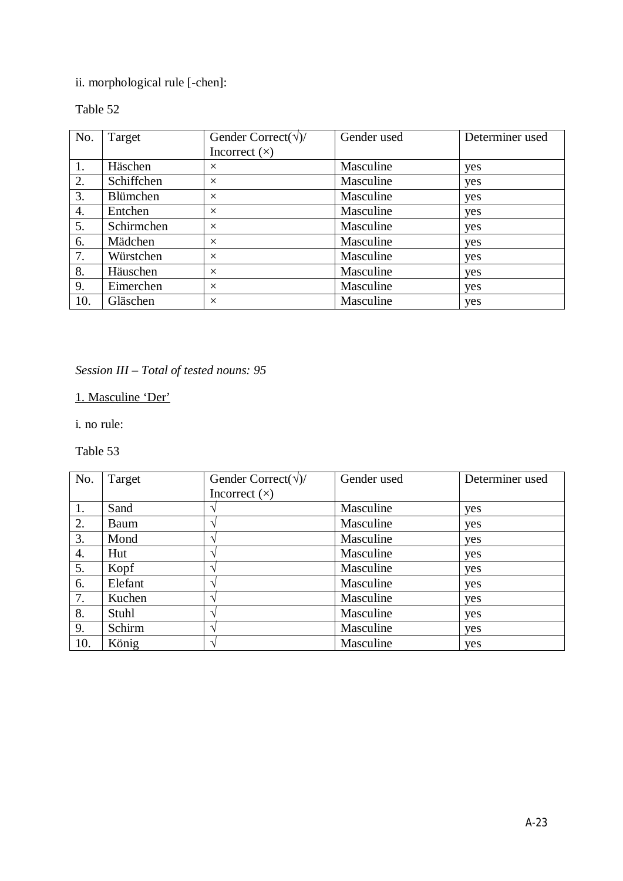ii. morphological rule [-chen]:

Table 52

| No. | Target | Gender Correct(√)/ Incorrect (×) | Gender used | Determiner used |
|---|---|---|---|---|
| 1. | Häschen | × | Masculine | yes |
| 2. | Schiffchen | × | Masculine | yes |
| 3. | Blümchen | × | Masculine | yes |
| 4. | Entchen | × | Masculine | yes |
| 5. | Schirmchen | × | Masculine | yes |
| 6. | Mädchen | × | Masculine | yes |
| 7. | Würstchen | × | Masculine | yes |
| 8. | Häuschen | × | Masculine | yes |
| 9. | Eimerchen | × | Masculine | yes |
| 10. | Gläschen | × | Masculine | yes |

*Session III – Total of tested nouns: 95*

<u>1. Masculine 'Der'</u>

i. no rule:

Table 53

| No. | Target | Gender Correct(√)/ Incorrect (×) | Gender used | Determiner used |
|---|---|---|---|---|
| 1. | Sand | √ | Masculine | yes |
| 2. | Baum | √ | Masculine | yes |
| 3. | Mond | √ | Masculine | yes |
| 4. | Hut | √ | Masculine | yes |
| 5. | Kopf | √ | Masculine | yes |
| 6. | Elefant | √ | Masculine | yes |
| 7. | Kuchen | √ | Masculine | yes |
| 8. | Stuhl | √ | Masculine | yes |
| 9. | Schirm | √ | Masculine | yes |
| 10. | König | √ | Masculine | yes |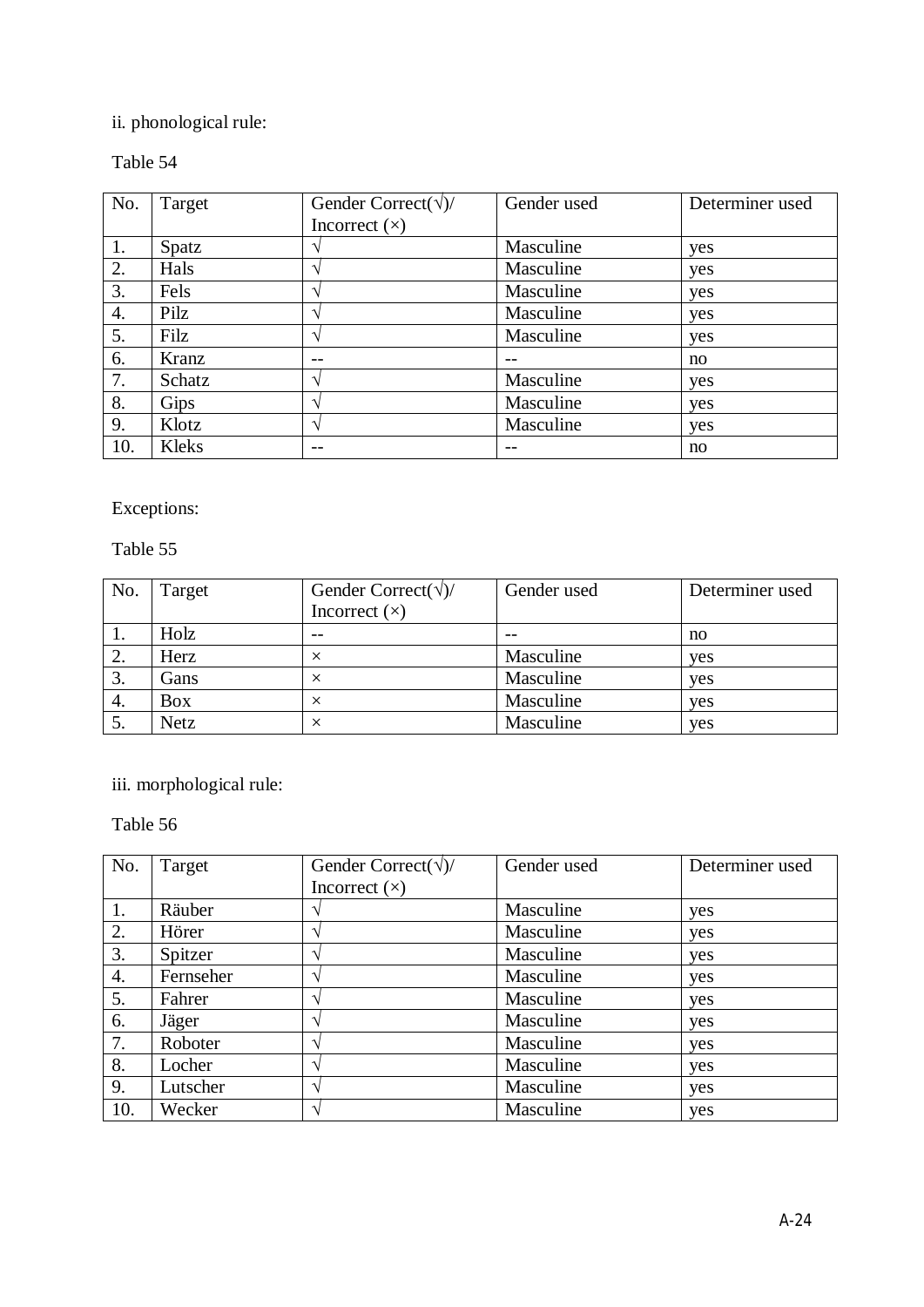ii. phonological rule:

Table 54

| No. | Target | Gender Correct(√)/ Incorrect (×) | Gender used | Determiner used |
|---|---|---|---|---|
| 1. | Spatz | √ | Masculine | yes |
| 2. | Hals | √ | Masculine | yes |
| 3. | Fels | √ | Masculine | yes |
| 4. | Pilz | √ | Masculine | yes |
| 5. | Filz | √ | Masculine | yes |
| 6. | Kranz | -- | -- | no |
| 7. | Schatz | √ | Masculine | yes |
| 8. | Gips | √ | Masculine | yes |
| 9. | Klotz | √ | Masculine | yes |
| 10. | Kleks | -- | -- | no |

Exceptions:

Table 55

| No. | Target | Gender Correct(√)/ Incorrect (×) | Gender used | Determiner used |
|---|---|---|---|---|
| 1. | Holz | -- | -- | no |
| 2. | Herz | × | Masculine | yes |
| 3. | Gans | × | Masculine | yes |
| 4. | Box | × | Masculine | yes |
| 5. | Netz | × | Masculine | yes |

iii. morphological rule:

Table 56

| No. | Target | Gender Correct(√)/ Incorrect (×) | Gender used | Determiner used |
|---|---|---|---|---|
| 1. | Räuber | √ | Masculine | yes |
| 2. | Hörer | √ | Masculine | yes |
| 3. | Spitzer | √ | Masculine | yes |
| 4. | Fernseher | √ | Masculine | yes |
| 5. | Fahrer | √ | Masculine | yes |
| 6. | Jäger | √ | Masculine | yes |
| 7. | Roboter | √ | Masculine | yes |
| 8. | Locher | √ | Masculine | yes |
| 9. | Lutscher | √ | Masculine | yes |
| 10. | Wecker | √ | Masculine | yes |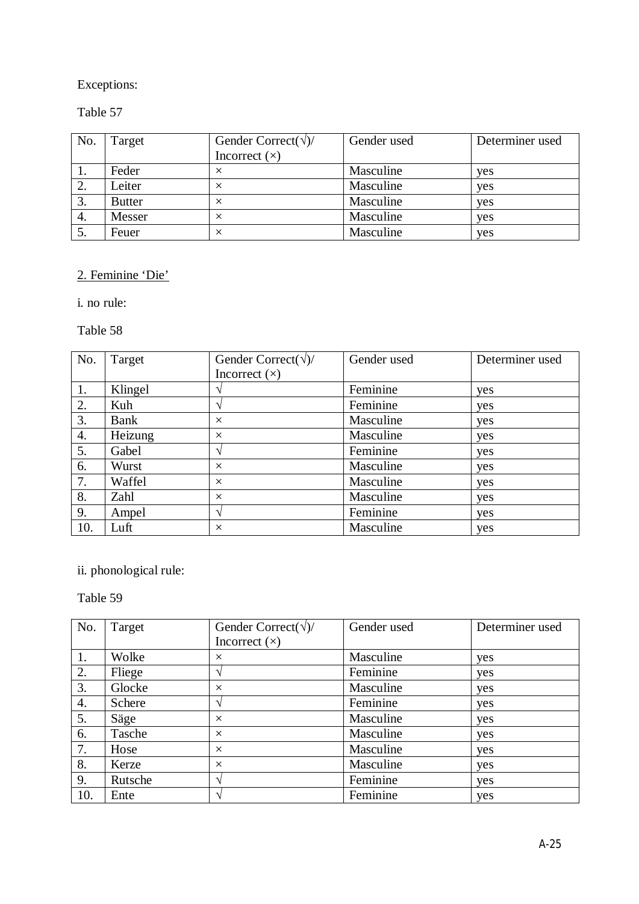Exceptions:

Table 57

| No. | Target | Gender Correct(√)/ Incorrect (×) | Gender used | Determiner used |
|---|---|---|---|---|
| 1. | Feder | × | Masculine | yes |
| 2. | Leiter | × | Masculine | yes |
| 3. | Butter | × | Masculine | yes |
| 4. | Messer | × | Masculine | yes |
| 5. | Feuer | × | Masculine | yes |

2. Feminine 'Die'

i. no rule:

Table 58

| No. | Target | Gender Correct(√)/ Incorrect (×) | Gender used | Determiner used |
|---|---|---|---|---|
| 1. | Klingel | √ | Feminine | yes |
| 2. | Kuh | √ | Feminine | yes |
| 3. | Bank | × | Masculine | yes |
| 4. | Heizung | × | Masculine | yes |
| 5. | Gabel | √ | Feminine | yes |
| 6. | Wurst | × | Masculine | yes |
| 7. | Waffel | × | Masculine | yes |
| 8. | Zahl | × | Masculine | yes |
| 9. | Ampel | √ | Feminine | yes |
| 10. | Luft | × | Masculine | yes |

ii. phonological rule:

Table 59

| No. | Target | Gender Correct(√)/ Incorrect (×) | Gender used | Determiner used |
|---|---|---|---|---|
| 1. | Wolke | × | Masculine | yes |
| 2. | Fliege | √ | Feminine | yes |
| 3. | Glocke | × | Masculine | yes |
| 4. | Schere | √ | Feminine | yes |
| 5. | Säge | × | Masculine | yes |
| 6. | Tasche | × | Masculine | yes |
| 7. | Hose | × | Masculine | yes |
| 8. | Kerze | × | Masculine | yes |
| 9. | Rutsche | √ | Feminine | yes |
| 10. | Ente | √ | Feminine | yes |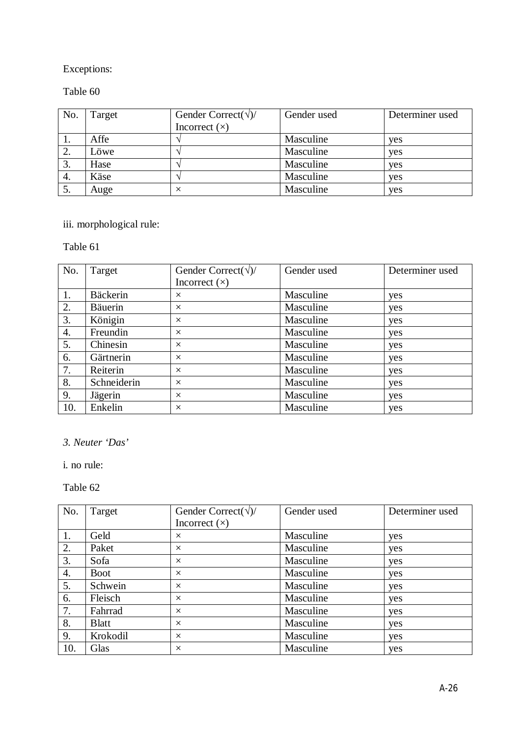Exceptions:

Table 60

| No. | Target | Gender Correct(√)/ Incorrect (×) | Gender used | Determiner used |
|---|---|---|---|---|
| 1. | Affe | √ | Masculine | yes |
| 2. | Löwe | √ | Masculine | yes |
| 3. | Hase | √ | Masculine | yes |
| 4. | Käse | √ | Masculine | yes |
| 5. | Auge | × | Masculine | yes |

iii. morphological rule:

Table 61

| No. | Target | Gender Correct(√)/ Incorrect (×) | Gender used | Determiner used |
|---|---|---|---|---|
| 1. | Bäckerin | × | Masculine | yes |
| 2. | Bäuerin | × | Masculine | yes |
| 3. | Königin | × | Masculine | yes |
| 4. | Freundin | × | Masculine | yes |
| 5. | Chinesin | × | Masculine | yes |
| 6. | Gärtnerin | × | Masculine | yes |
| 7. | Reiterin | × | Masculine | yes |
| 8. | Schneiderin | × | Masculine | yes |
| 9. | Jägerin | × | Masculine | yes |
| 10. | Enkelin | × | Masculine | yes |

*3. Neuter 'Das'*

i. no rule:

Table 62

| No. | Target | Gender Correct(√)/ Incorrect (×) | Gender used | Determiner used |
|---|---|---|---|---|
| 1. | Geld | × | Masculine | yes |
| 2. | Paket | × | Masculine | yes |
| 3. | Sofa | × | Masculine | yes |
| 4. | Boot | × | Masculine | yes |
| 5. | Schwein | × | Masculine | yes |
| 6. | Fleisch | × | Masculine | yes |
| 7. | Fahrrad | × | Masculine | yes |
| 8. | Blatt | × | Masculine | yes |
| 9. | Krokodil | × | Masculine | yes |
| 10. | Glas | × | Masculine | yes |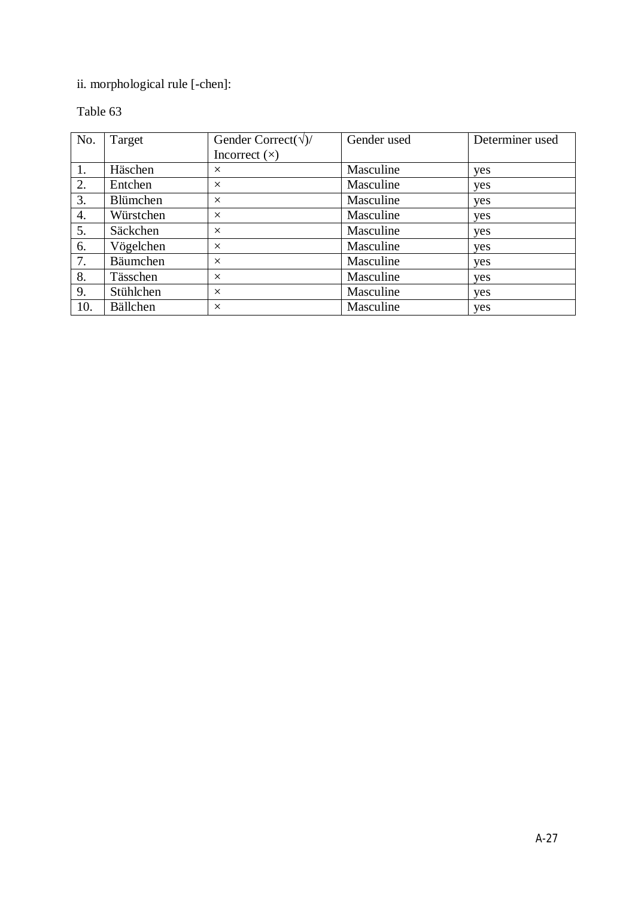ii. morphological rule [-chen]:

Table 63

| No. | Target | Gender Correct(√)/ Incorrect (×) | Gender used | Determiner used |
|---|---|---|---|---|
| 1. | Häschen | × | Masculine | yes |
| 2. | Entchen | × | Masculine | yes |
| 3. | Blümchen | × | Masculine | yes |
| 4. | Würstchen | × | Masculine | yes |
| 5. | Säckchen | × | Masculine | yes |
| 6. | Vögelchen | × | Masculine | yes |
| 7. | Bäumchen | × | Masculine | yes |
| 8. | Tässchen | × | Masculine | yes |
| 9. | Stühlchen | × | Masculine | yes |
| 10. | Bällchen | × | Masculine | yes |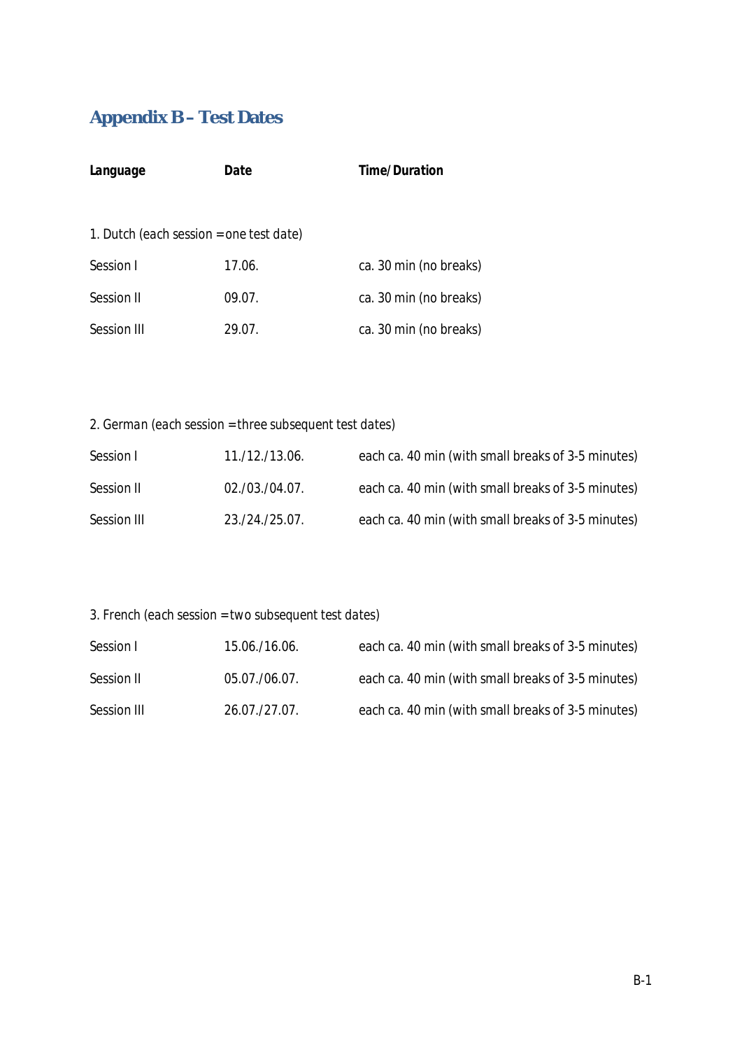# Appendix B – Test Dates

| *Language* | *Date* | *Time/Duration* |
|---|---|---|
| 1. Dutch *(each session = one test date)* | | |
| Session I | 17.06. | ca. 30 min (no breaks) |
| Session II | 09.07. | ca. 30 min (no breaks) |
| Session III | 29.07. | ca. 30 min (no breaks) |
| 2. German *(each session = three subsequent test dates)* | | |
| Session I | 11./12./13.06. | each ca. 40 min (with small breaks of 3-5 minutes) |
| Session II | 02./03./04.07. | each ca. 40 min (with small breaks of 3-5 minutes) |
| Session III | 23./24./25.07. | each ca. 40 min (with small breaks of 3-5 minutes) |
| 3. French *(each session = two subsequent test dates)* | | |
| Session I | 15.06./16.06. | each ca. 40 min (with small breaks of 3-5 minutes) |
| Session II | 05.07./06.07. | each ca. 40 min (with small breaks of 3-5 minutes) |
| Session III | 26.07./27.07. | each ca. 40 min (with small breaks of 3-5 minutes) |